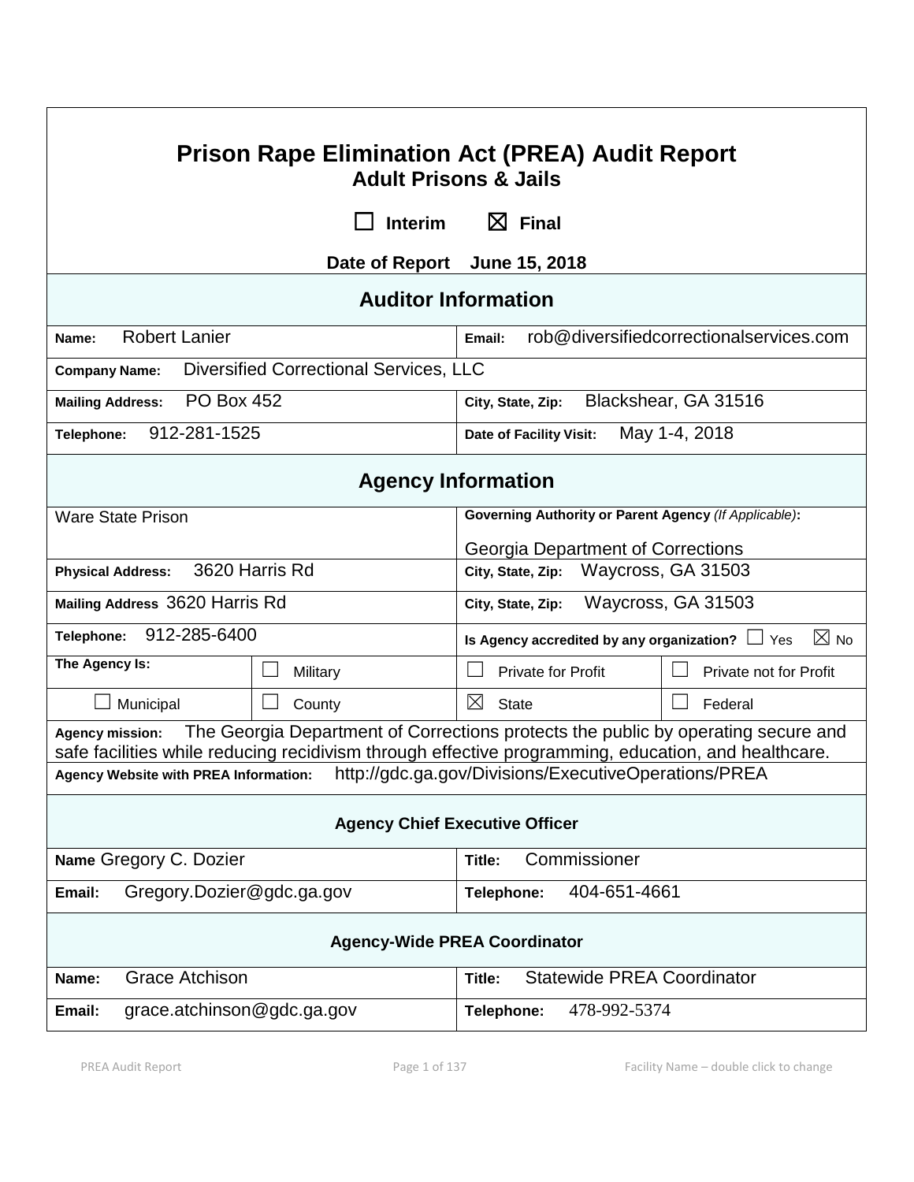# Prison Rape Elimination Act (PREA) Audit Report

## Adult Prisons & Jails

☐ Interim ☒ Final

**Date of Report** June 15, 2018

## Auditor Information

| | |
|---|---|
| **Name:** Robert Lanier | **Email:** rob@diversifiedcorrectionalservices.com |
| **Company Name:** Diversified Correctional Services, LLC | |
| **Mailing Address:** PO Box 452 | **City, State, Zip:** Blackshear, GA 31516 |
| **Telephone:** 912-281-1525 | **Date of Facility Visit:** May 1-4, 2018 |

## Agency Information

| | | | |
|---|---|---|---|
| Ware State Prison | | **Governing Authority or Parent Agency** *(If Applicable)*: Georgia Department of Corrections | |
| **Physical Address:** 3620 Harris Rd | | **City, State, Zip:** Waycross, GA 31503 | |
| **Mailing Address** 3620 Harris Rd | | **City, State, Zip:** Waycross, GA 31503 | |
| **Telephone:** 912-285-6400 | | **Is Agency accredited by any organization?** ☐ Yes ☒ No | |
| **The Agency Is:** | ☐ Military | ☐ Private for Profit | ☐ Private not for Profit |
| ☐ Municipal | ☐ County | ☒ State | ☐ Federal |

**Agency mission:** The Georgia Department of Corrections protects the public by operating secure and safe facilities while reducing recidivism through effective programming, education, and healthcare.

**Agency Website with PREA Information:** http://gdc.ga.gov/Divisions/ExecutiveOperations/PREA

### Agency Chief Executive Officer

| | |
|---|---|
| **Name** Gregory C. Dozier | **Title:** Commissioner |
| **Email:** Gregory.Dozier@gdc.ga.gov | **Telephone:** 404-651-4661 |

### Agency-Wide PREA Coordinator

| | |
|---|---|
| **Name:** Grace Atchison | **Title:** Statewide PREA Coordinator |
| **Email:** grace.atchinson@gdc.ga.gov | **Telephone:** 478-992-5374 |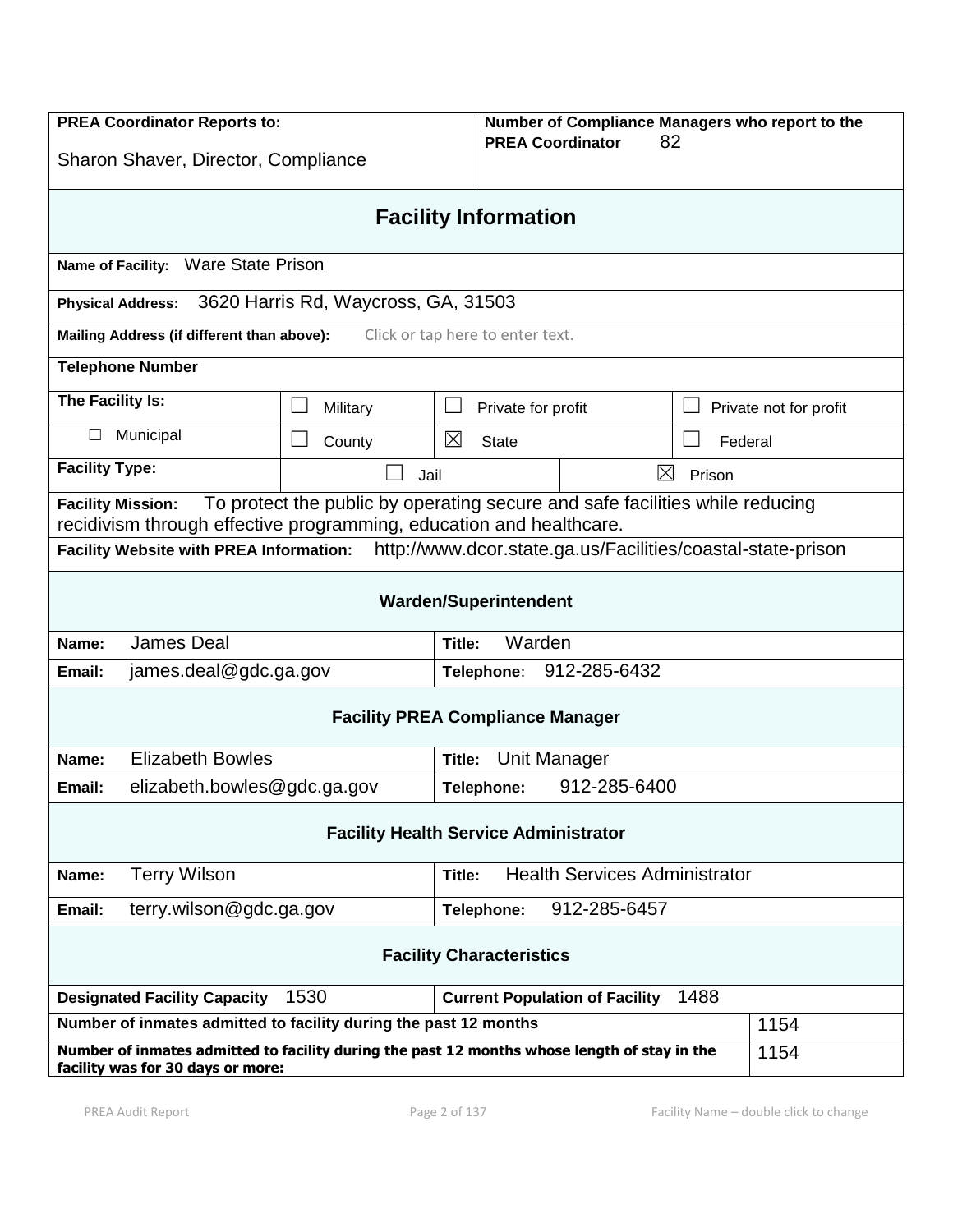| **PREA Coordinator Reports to:** Sharon Shaver, Director, Compliance | **Number of Compliance Managers who report to the PREA Coordinator** 82 |
|---|---|

## Facility Information

**Name of Facility:** Ware State Prison

**Physical Address:** 3620 Harris Rd, Waycross, GA, 31503

**Mailing Address (if different than above):** Click or tap here to enter text.

**Telephone Number**

| **The Facility Is:** | ☐ Military | ☐ Private for profit | ☐ Private not for profit |
|---|---|---|---|
| ☐ Municipal | ☐ County | ☒ State | ☐ Federal |

| **Facility Type:** | ☐ Jail | ☒ Prison |
|---|---|---|

**Facility Mission:** To protect the public by operating secure and safe facilities while reducing recidivism through effective programming, education and healthcare.

**Facility Website with PREA Information:** http://www.dcor.state.ga.us/Facilities/coastal-state-prison

### Warden/Superintendent

| | |
|---|---|
| **Name:** James Deal | **Title:** Warden |
| **Email:** james.deal@gdc.ga.gov | **Telephone:** 912-285-6432 |

### Facility PREA Compliance Manager

| | |
|---|---|
| **Name:** Elizabeth Bowles | **Title:** Unit Manager |
| **Email:** elizabeth.bowles@gdc.ga.gov | **Telephone:** 912-285-6400 |

### Facility Health Service Administrator

| | |
|---|---|
| **Name:** Terry Wilson | **Title:** Health Services Administrator |
| **Email:** terry.wilson@gdc.ga.gov | **Telephone:** 912-285-6457 |

### Facility Characteristics

| | |
|---|---|
| **Designated Facility Capacity** 1530 | **Current Population of Facility** 1488 |
| **Number of inmates admitted to facility during the past 12 months** | 1154 |
| **Number of inmates admitted to facility during the past 12 months whose length of stay in the facility was for 30 days or more:** | 1154 |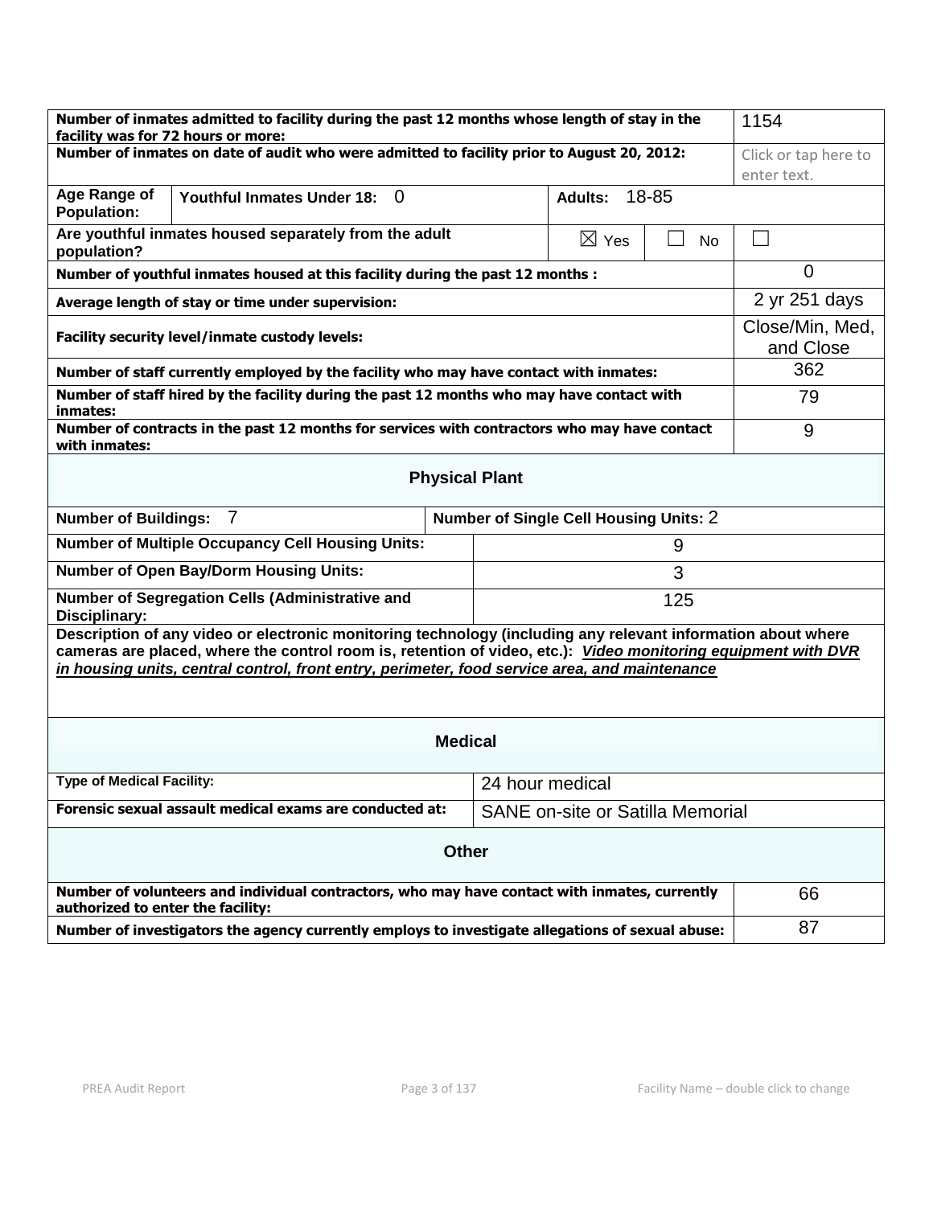| | |
|---|---|
| **Number of inmates admitted to facility during the past 12 months whose length of stay in the facility was for 72 hours or more:** | 1154 |
| **Number of inmates on date of audit who were admitted to facility prior to August 20, 2012:** | Click or tap here to enter text. |

| | | | | |
|---|---|---|---|---|
| **Age Range of Population:** | **Youthful Inmates Under 18:** 0 | **Adults:** 18-85 | | |
| **Are youthful inmates housed separately from the adult population?** | | ☒ Yes | ☐ No | ☐ |

| | |
|---|---|
| **Number of youthful inmates housed at this facility during the past 12 months :** | 0 |
| **Average length of stay or time under supervision:** | 2 yr 251 days |
| **Facility security level/inmate custody levels:** | Close/Min, Med, and Close |
| **Number of staff currently employed by the facility who may have contact with inmates:** | 362 |
| **Number of staff hired by the facility during the past 12 months who may have contact with inmates:** | 79 |
| **Number of contracts in the past 12 months for services with contractors who may have contact with inmates:** | 9 |

## Physical Plant

| | |
|---|---|
| **Number of Buildings:** 7 | **Number of Single Cell Housing Units:** 2 |
| **Number of Multiple Occupancy Cell Housing Units:** | 9 |
| **Number of Open Bay/Dorm Housing Units:** | 3 |
| **Number of Segregation Cells (Administrative and Disciplinary:** | 125 |

**Description of any video or electronic monitoring technology (including any relevant information about where cameras are placed, where the control room is, retention of video, etc.):** ***Video monitoring equipment with DVR in housing units, central control, front entry, perimeter, food service area, and maintenance***

## Medical

| | |
|---|---|
| **Type of Medical Facility:** | 24 hour medical |
| **Forensic sexual assault medical exams are conducted at:** | SANE on-site or Satilla Memorial |

## Other

| | |
|---|---|
| **Number of volunteers and individual contractors, who may have contact with inmates, currently authorized to enter the facility:** | 66 |
| **Number of investigators the agency currently employs to investigate allegations of sexual abuse:** | 87 |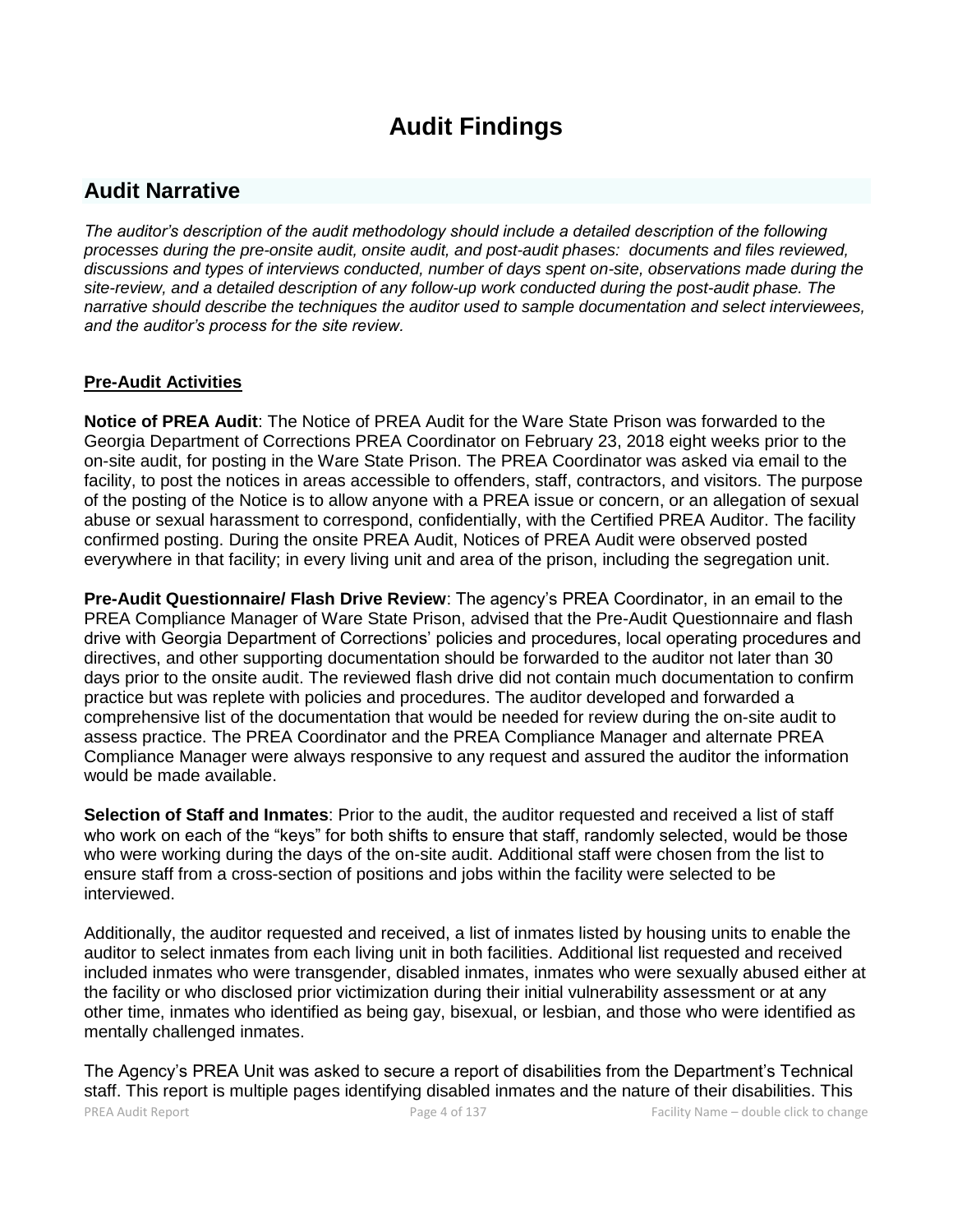# Audit Findings

## Audit Narrative

*The auditor's description of the audit methodology should include a detailed description of the following processes during the pre-onsite audit, onsite audit, and post-audit phases: documents and files reviewed, discussions and types of interviews conducted, number of days spent on-site, observations made during the site-review, and a detailed description of any follow-up work conducted during the post-audit phase. The narrative should describe the techniques the auditor used to sample documentation and select interviewees, and the auditor's process for the site review.*

**Pre-Audit Activities**

**Notice of PREA Audit**: The Notice of PREA Audit for the Ware State Prison was forwarded to the Georgia Department of Corrections PREA Coordinator on February 23, 2018 eight weeks prior to the on-site audit, for posting in the Ware State Prison. The PREA Coordinator was asked via email to the facility, to post the notices in areas accessible to offenders, staff, contractors, and visitors. The purpose of the posting of the Notice is to allow anyone with a PREA issue or concern, or an allegation of sexual abuse or sexual harassment to correspond, confidentially, with the Certified PREA Auditor. The facility confirmed posting. During the onsite PREA Audit, Notices of PREA Audit were observed posted everywhere in that facility; in every living unit and area of the prison, including the segregation unit.

**Pre-Audit Questionnaire/ Flash Drive Review**: The agency's PREA Coordinator, in an email to the PREA Compliance Manager of Ware State Prison, advised that the Pre-Audit Questionnaire and flash drive with Georgia Department of Corrections' policies and procedures, local operating procedures and directives, and other supporting documentation should be forwarded to the auditor not later than 30 days prior to the onsite audit. The reviewed flash drive did not contain much documentation to confirm practice but was replete with policies and procedures. The auditor developed and forwarded a comprehensive list of the documentation that would be needed for review during the on-site audit to assess practice. The PREA Coordinator and the PREA Compliance Manager and alternate PREA Compliance Manager were always responsive to any request and assured the auditor the information would be made available.

**Selection of Staff and Inmates**: Prior to the audit, the auditor requested and received a list of staff who work on each of the "keys" for both shifts to ensure that staff, randomly selected, would be those who were working during the days of the on-site audit. Additional staff were chosen from the list to ensure staff from a cross-section of positions and jobs within the facility were selected to be interviewed.

Additionally, the auditor requested and received, a list of inmates listed by housing units to enable the auditor to select inmates from each living unit in both facilities. Additional list requested and received included inmates who were transgender, disabled inmates, inmates who were sexually abused either at the facility or who disclosed prior victimization during their initial vulnerability assessment or at any other time, inmates who identified as being gay, bisexual, or lesbian, and those who were identified as mentally challenged inmates.

The Agency's PREA Unit was asked to secure a report of disabilities from the Department's Technical staff. This report is multiple pages identifying disabled inmates and the nature of their disabilities. This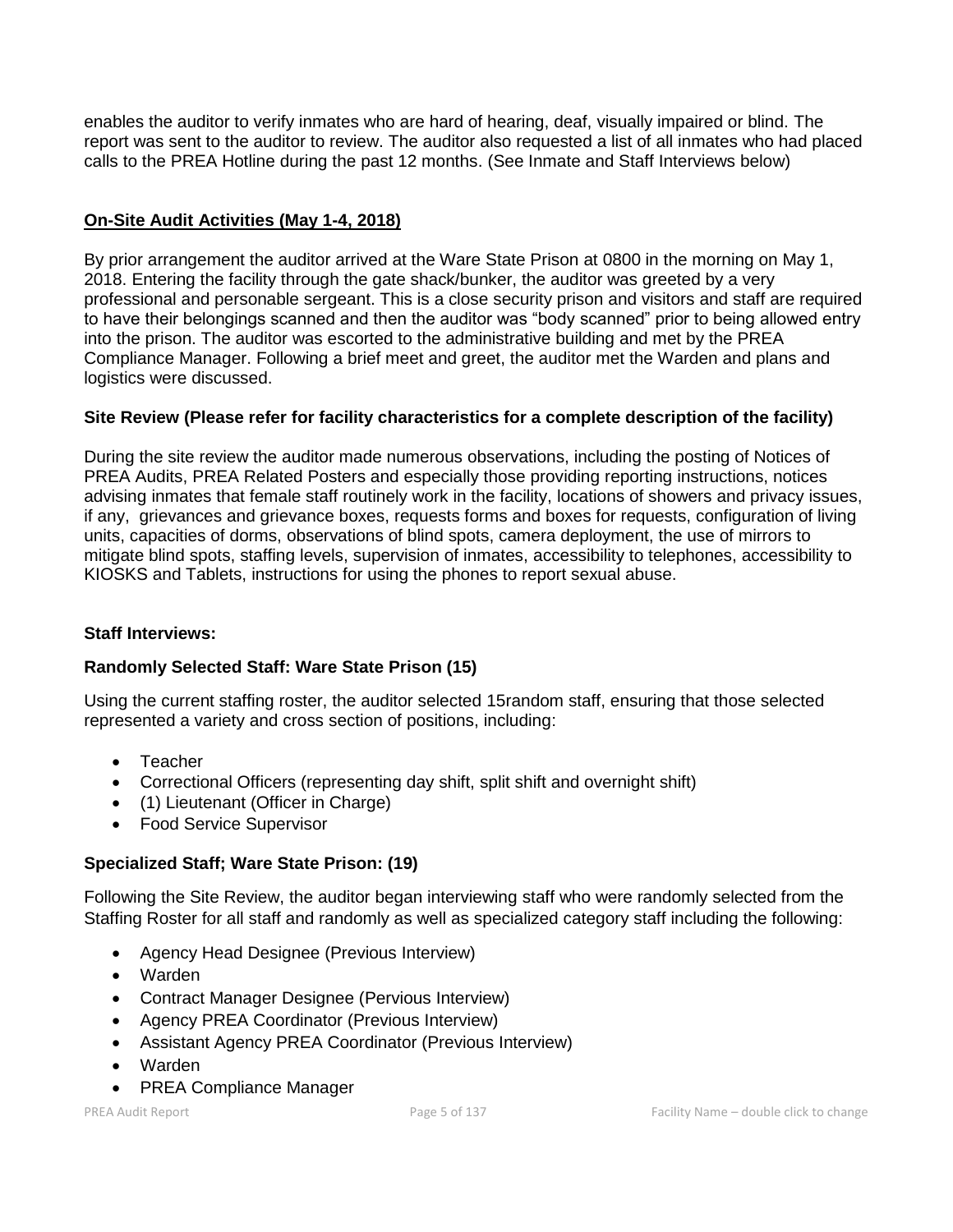enables the auditor to verify inmates who are hard of hearing, deaf, visually impaired or blind. The report was sent to the auditor to review. The auditor also requested a list of all inmates who had placed calls to the PREA Hotline during the past 12 months. (See Inmate and Staff Interviews below)

**<u>On-Site Audit Activities (May 1-4, 2018)</u>**

By prior arrangement the auditor arrived at the Ware State Prison at 0800 in the morning on May 1, 2018. Entering the facility through the gate shack/bunker, the auditor was greeted by a very professional and personable sergeant. This is a close security prison and visitors and staff are required to have their belongings scanned and then the auditor was "body scanned" prior to being allowed entry into the prison. The auditor was escorted to the administrative building and met by the PREA Compliance Manager. Following a brief meet and greet, the auditor met the Warden and plans and logistics were discussed.

**Site Review (Please refer for facility characteristics for a complete description of the facility)**

During the site review the auditor made numerous observations, including the posting of Notices of PREA Audits, PREA Related Posters and especially those providing reporting instructions, notices advising inmates that female staff routinely work in the facility, locations of showers and privacy issues, if any, grievances and grievance boxes, requests forms and boxes for requests, configuration of living units, capacities of dorms, observations of blind spots, camera deployment, the use of mirrors to mitigate blind spots, staffing levels, supervision of inmates, accessibility to telephones, accessibility to KIOSKS and Tablets, instructions for using the phones to report sexual abuse.

**Staff Interviews:**

**Randomly Selected Staff: Ware State Prison (15)**

Using the current staffing roster, the auditor selected 15random staff, ensuring that those selected represented a variety and cross section of positions, including:

- Teacher
- Correctional Officers (representing day shift, split shift and overnight shift)
- (1) Lieutenant (Officer in Charge)
- Food Service Supervisor

**Specialized Staff; Ware State Prison: (19)**

Following the Site Review, the auditor began interviewing staff who were randomly selected from the Staffing Roster for all staff and randomly as well as specialized category staff including the following:

- Agency Head Designee (Previous Interview)
- Warden
- Contract Manager Designee (Pervious Interview)
- Agency PREA Coordinator (Previous Interview)
- Assistant Agency PREA Coordinator (Previous Interview)
- Warden
- PREA Compliance Manager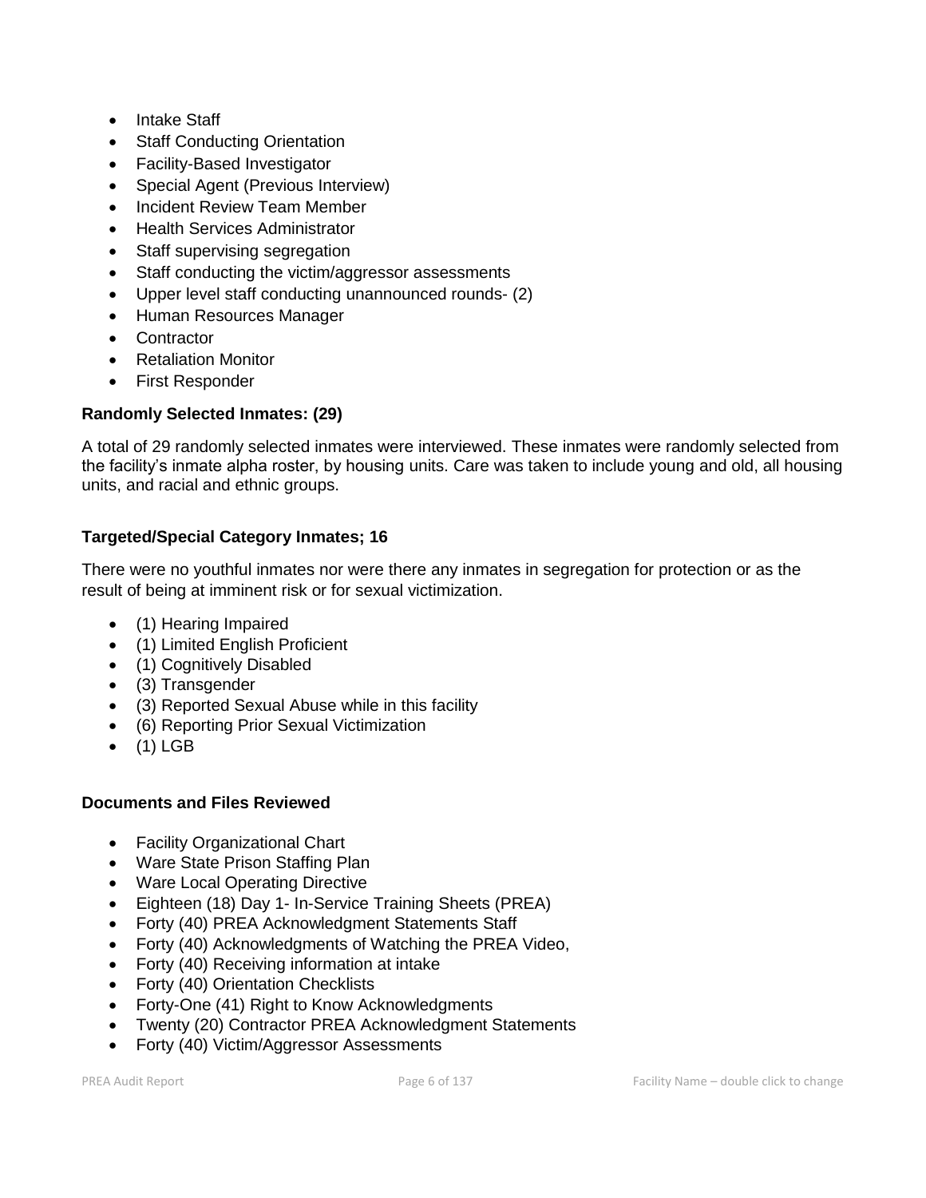- Intake Staff
- Staff Conducting Orientation
- Facility-Based Investigator
- Special Agent (Previous Interview)
- Incident Review Team Member
- Health Services Administrator
- Staff supervising segregation
- Staff conducting the victim/aggressor assessments
- Upper level staff conducting unannounced rounds- (2)
- Human Resources Manager
- Contractor
- Retaliation Monitor
- First Responder

**Randomly Selected Inmates: (29)**

A total of 29 randomly selected inmates were interviewed. These inmates were randomly selected from the facility's inmate alpha roster, by housing units. Care was taken to include young and old, all housing units, and racial and ethnic groups.

**Targeted/Special Category Inmates; 16**

There were no youthful inmates nor were there any inmates in segregation for protection or as the result of being at imminent risk or for sexual victimization.

- (1) Hearing Impaired
- (1) Limited English Proficient
- (1) Cognitively Disabled
- (3) Transgender
- (3) Reported Sexual Abuse while in this facility
- (6) Reporting Prior Sexual Victimization
- (1) LGB

**Documents and Files Reviewed**

- Facility Organizational Chart
- Ware State Prison Staffing Plan
- Ware Local Operating Directive
- Eighteen (18) Day 1- In-Service Training Sheets (PREA)
- Forty (40) PREA Acknowledgment Statements Staff
- Forty (40) Acknowledgments of Watching the PREA Video,
- Forty (40) Receiving information at intake
- Forty (40) Orientation Checklists
- Forty-One (41) Right to Know Acknowledgments
- Twenty (20) Contractor PREA Acknowledgment Statements
- Forty (40) Victim/Aggressor Assessments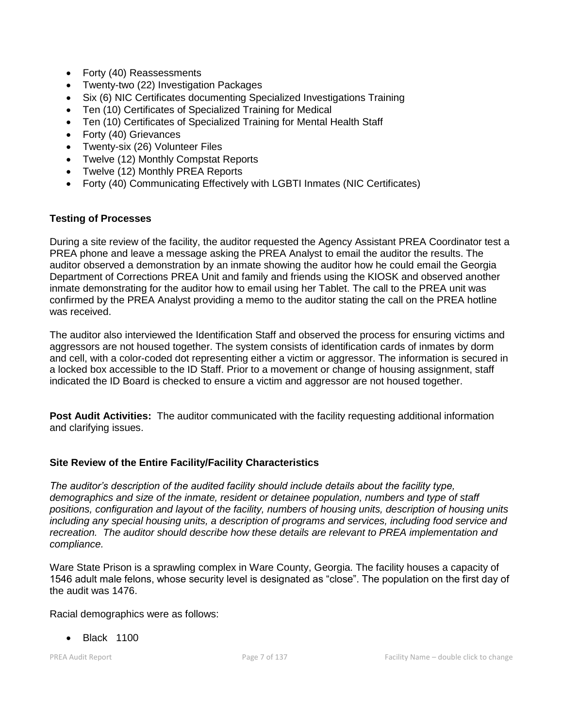- Forty (40) Reassessments
- Twenty-two (22) Investigation Packages
- Six (6) NIC Certificates documenting Specialized Investigations Training
- Ten (10) Certificates of Specialized Training for Medical
- Ten (10) Certificates of Specialized Training for Mental Health Staff
- Forty (40) Grievances
- Twenty-six (26) Volunteer Files
- Twelve (12) Monthly Compstat Reports
- Twelve (12) Monthly PREA Reports
- Forty (40) Communicating Effectively with LGBTI Inmates (NIC Certificates)

**Testing of Processes**

During a site review of the facility, the auditor requested the Agency Assistant PREA Coordinator test a PREA phone and leave a message asking the PREA Analyst to email the auditor the results. The auditor observed a demonstration by an inmate showing the auditor how he could email the Georgia Department of Corrections PREA Unit and family and friends using the KIOSK and observed another inmate demonstrating for the auditor how to email using her Tablet. The call to the PREA unit was confirmed by the PREA Analyst providing a memo to the auditor stating the call on the PREA hotline was received.

The auditor also interviewed the Identification Staff and observed the process for ensuring victims and aggressors are not housed together. The system consists of identification cards of inmates by dorm and cell, with a color-coded dot representing either a victim or aggressor. The information is secured in a locked box accessible to the ID Staff. Prior to a movement or change of housing assignment, staff indicated the ID Board is checked to ensure a victim and aggressor are not housed together.

**Post Audit Activities:** The auditor communicated with the facility requesting additional information and clarifying issues.

**Site Review of the Entire Facility/Facility Characteristics**

*The auditor's description of the audited facility should include details about the facility type, demographics and size of the inmate, resident or detainee population, numbers and type of staff positions, configuration and layout of the facility, numbers of housing units, description of housing units including any special housing units, a description of programs and services, including food service and recreation. The auditor should describe how these details are relevant to PREA implementation and compliance.*

Ware State Prison is a sprawling complex in Ware County, Georgia. The facility houses a capacity of 1546 adult male felons, whose security level is designated as "close". The population on the first day of the audit was 1476.

Racial demographics were as follows:

- Black 1100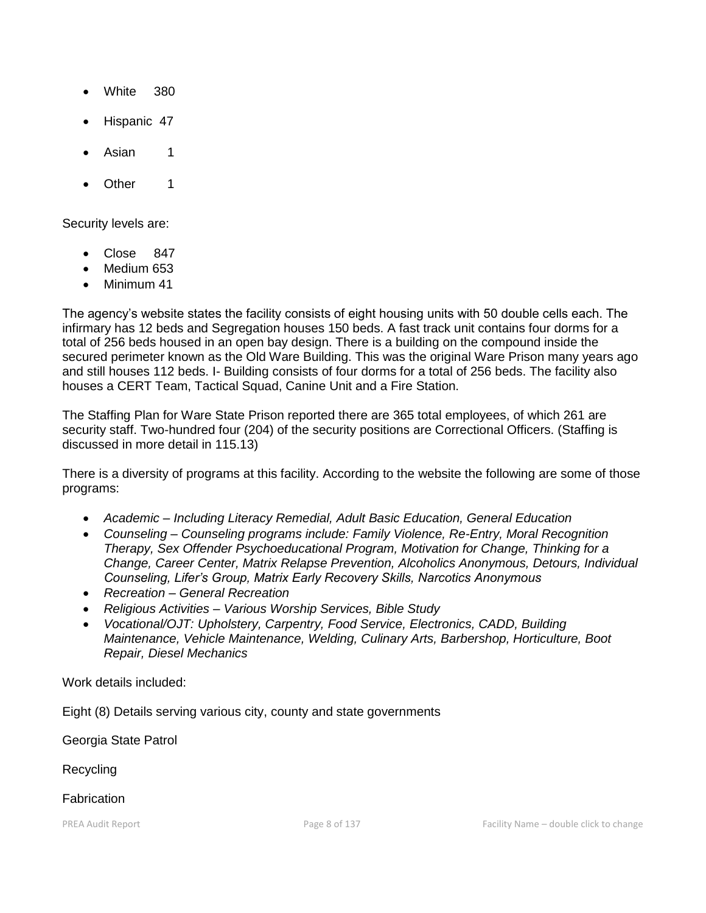- White 380
- Hispanic 47
- Asian 1
- Other 1

Security levels are:

- Close 847
- Medium 653
- Minimum 41

The agency's website states the facility consists of eight housing units with 50 double cells each. The infirmary has 12 beds and Segregation houses 150 beds. A fast track unit contains four dorms for a total of 256 beds housed in an open bay design. There is a building on the compound inside the secured perimeter known as the Old Ware Building. This was the original Ware Prison many years ago and still houses 112 beds. I- Building consists of four dorms for a total of 256 beds. The facility also houses a CERT Team, Tactical Squad, Canine Unit and a Fire Station.

The Staffing Plan for Ware State Prison reported there are 365 total employees, of which 261 are security staff. Two-hundred four (204) of the security positions are Correctional Officers. (Staffing is discussed in more detail in 115.13)

There is a diversity of programs at this facility. According to the website the following are some of those programs:

- *Academic – Including Literacy Remedial, Adult Basic Education, General Education*
- *Counseling – Counseling programs include: Family Violence, Re-Entry, Moral Recognition Therapy, Sex Offender Psychoeducational Program, Motivation for Change, Thinking for a Change, Career Center, Matrix Relapse Prevention, Alcoholics Anonymous, Detours, Individual Counseling, Lifer's Group, Matrix Early Recovery Skills, Narcotics Anonymous*
- *Recreation – General Recreation*
- *Religious Activities – Various Worship Services, Bible Study*
- *Vocational/OJT: Upholstery, Carpentry, Food Service, Electronics, CADD, Building Maintenance, Vehicle Maintenance, Welding, Culinary Arts, Barbershop, Horticulture, Boot Repair, Diesel Mechanics*

Work details included:

Eight (8) Details serving various city, county and state governments

Georgia State Patrol

Recycling

Fabrication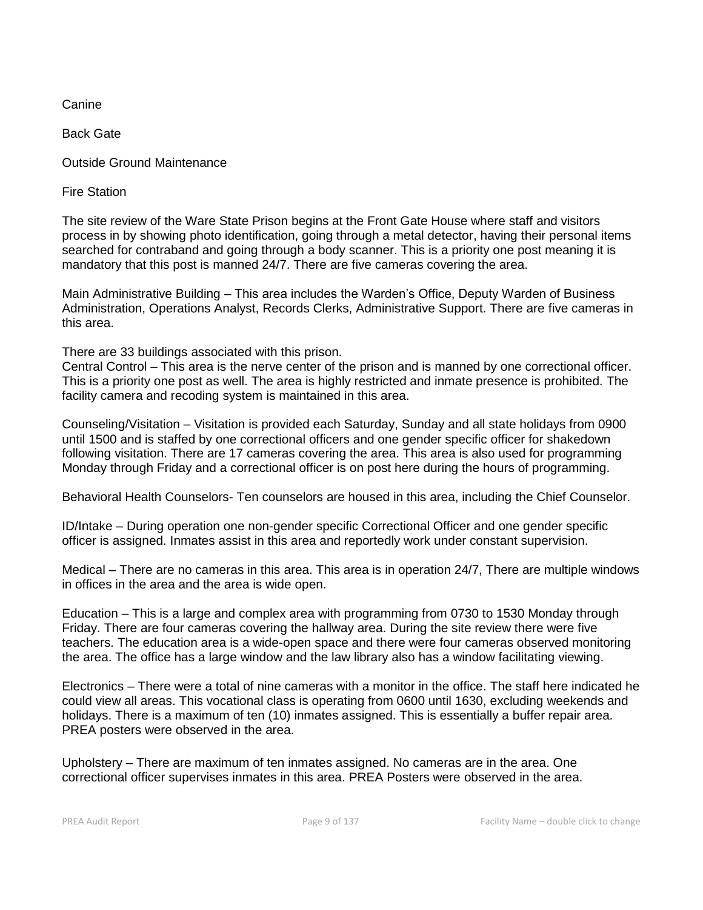Canine

Back Gate

Outside Ground Maintenance

Fire Station

The site review of the Ware State Prison begins at the Front Gate House where staff and visitors process in by showing photo identification, going through a metal detector, having their personal items searched for contraband and going through a body scanner. This is a priority one post meaning it is mandatory that this post is manned 24/7. There are five cameras covering the area.

Main Administrative Building – This area includes the Warden's Office, Deputy Warden of Business Administration, Operations Analyst, Records Clerks, Administrative Support. There are five cameras in this area.

There are 33 buildings associated with this prison.
Central Control – This area is the nerve center of the prison and is manned by one correctional officer. This is a priority one post as well. The area is highly restricted and inmate presence is prohibited. The facility camera and recoding system is maintained in this area.

Counseling/Visitation – Visitation is provided each Saturday, Sunday and all state holidays from 0900 until 1500 and is staffed by one correctional officers and one gender specific officer for shakedown following visitation. There are 17 cameras covering the area. This area is also used for programming Monday through Friday and a correctional officer is on post here during the hours of programming.

Behavioral Health Counselors- Ten counselors are housed in this area, including the Chief Counselor.

ID/Intake – During operation one non-gender specific Correctional Officer and one gender specific officer is assigned. Inmates assist in this area and reportedly work under constant supervision.

Medical – There are no cameras in this area. This area is in operation 24/7, There are multiple windows in offices in the area and the area is wide open.

Education – This is a large and complex area with programming from 0730 to 1530 Monday through Friday. There are four cameras covering the hallway area. During the site review there were five teachers. The education area is a wide-open space and there were four cameras observed monitoring the area. The office has a large window and the law library also has a window facilitating viewing.

Electronics – There were a total of nine cameras with a monitor in the office. The staff here indicated he could view all areas. This vocational class is operating from 0600 until 1630, excluding weekends and holidays. There is a maximum of ten (10) inmates assigned. This is essentially a buffer repair area. PREA posters were observed in the area.

Upholstery – There are maximum of ten inmates assigned. No cameras are in the area. One correctional officer supervises inmates in this area. PREA Posters were observed in the area.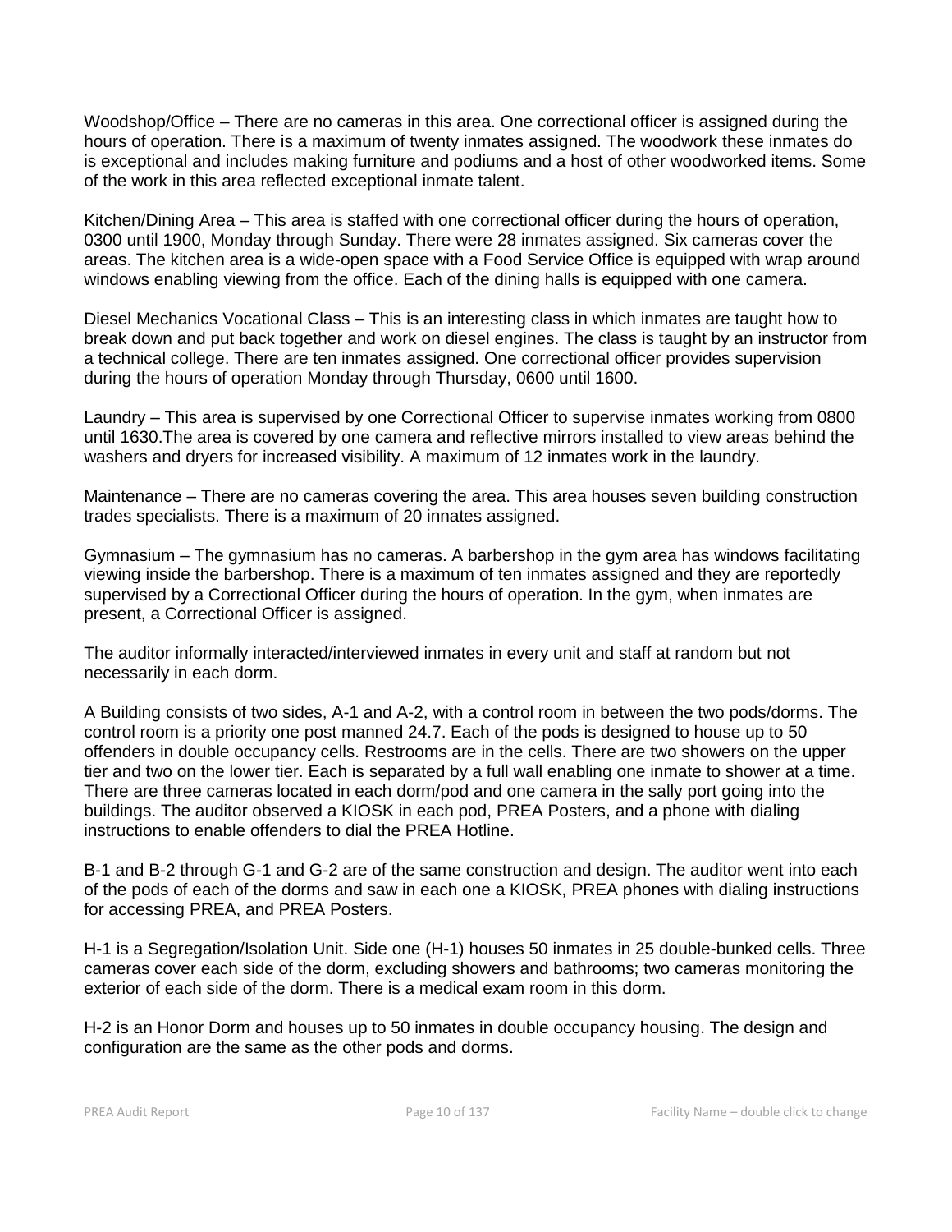Woodshop/Office – There are no cameras in this area. One correctional officer is assigned during the hours of operation. There is a maximum of twenty inmates assigned. The woodwork these inmates do is exceptional and includes making furniture and podiums and a host of other woodworked items. Some of the work in this area reflected exceptional inmate talent.

Kitchen/Dining Area – This area is staffed with one correctional officer during the hours of operation, 0300 until 1900, Monday through Sunday. There were 28 inmates assigned. Six cameras cover the areas. The kitchen area is a wide-open space with a Food Service Office is equipped with wrap around windows enabling viewing from the office. Each of the dining halls is equipped with one camera.

Diesel Mechanics Vocational Class – This is an interesting class in which inmates are taught how to break down and put back together and work on diesel engines. The class is taught by an instructor from a technical college. There are ten inmates assigned. One correctional officer provides supervision during the hours of operation Monday through Thursday, 0600 until 1600.

Laundry – This area is supervised by one Correctional Officer to supervise inmates working from 0800 until 1630.The area is covered by one camera and reflective mirrors installed to view areas behind the washers and dryers for increased visibility. A maximum of 12 inmates work in the laundry.

Maintenance – There are no cameras covering the area. This area houses seven building construction trades specialists. There is a maximum of 20 innates assigned.

Gymnasium – The gymnasium has no cameras. A barbershop in the gym area has windows facilitating viewing inside the barbershop. There is a maximum of ten inmates assigned and they are reportedly supervised by a Correctional Officer during the hours of operation. In the gym, when inmates are present, a Correctional Officer is assigned.

The auditor informally interacted/interviewed inmates in every unit and staff at random but not necessarily in each dorm.

A Building consists of two sides, A-1 and A-2, with a control room in between the two pods/dorms. The control room is a priority one post manned 24.7. Each of the pods is designed to house up to 50 offenders in double occupancy cells. Restrooms are in the cells. There are two showers on the upper tier and two on the lower tier. Each is separated by a full wall enabling one inmate to shower at a time. There are three cameras located in each dorm/pod and one camera in the sally port going into the buildings. The auditor observed a KIOSK in each pod, PREA Posters, and a phone with dialing instructions to enable offenders to dial the PREA Hotline.

B-1 and B-2 through G-1 and G-2 are of the same construction and design. The auditor went into each of the pods of each of the dorms and saw in each one a KIOSK, PREA phones with dialing instructions for accessing PREA, and PREA Posters.

H-1 is a Segregation/Isolation Unit. Side one (H-1) houses 50 inmates in 25 double-bunked cells. Three cameras cover each side of the dorm, excluding showers and bathrooms; two cameras monitoring the exterior of each side of the dorm. There is a medical exam room in this dorm.

H-2 is an Honor Dorm and houses up to 50 inmates in double occupancy housing. The design and configuration are the same as the other pods and dorms.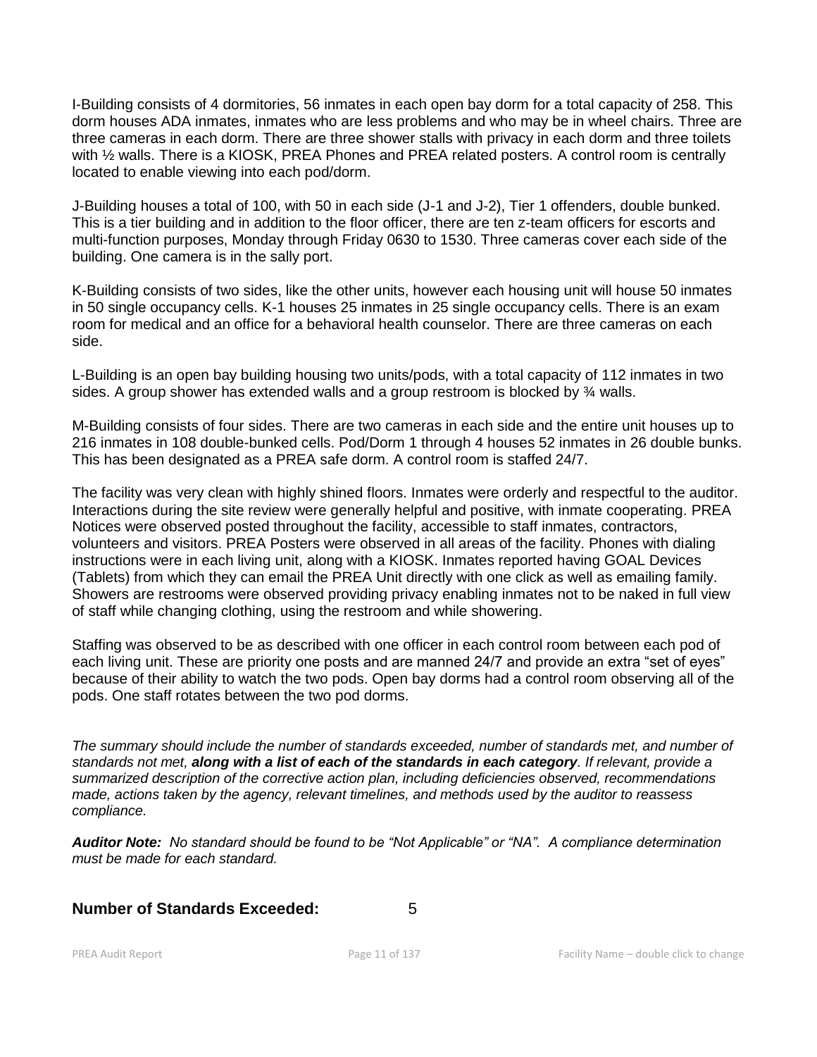I-Building consists of 4 dormitories, 56 inmates in each open bay dorm for a total capacity of 258. This dorm houses ADA inmates, inmates who are less problems and who may be in wheel chairs. Three are three cameras in each dorm. There are three shower stalls with privacy in each dorm and three toilets with ½ walls. There is a KIOSK, PREA Phones and PREA related posters. A control room is centrally located to enable viewing into each pod/dorm.

J-Building houses a total of 100, with 50 in each side (J-1 and J-2), Tier 1 offenders, double bunked. This is a tier building and in addition to the floor officer, there are ten z-team officers for escorts and multi-function purposes, Monday through Friday 0630 to 1530. Three cameras cover each side of the building. One camera is in the sally port.

K-Building consists of two sides, like the other units, however each housing unit will house 50 inmates in 50 single occupancy cells. K-1 houses 25 inmates in 25 single occupancy cells. There is an exam room for medical and an office for a behavioral health counselor. There are three cameras on each side.

L-Building is an open bay building housing two units/pods, with a total capacity of 112 inmates in two sides. A group shower has extended walls and a group restroom is blocked by ¾ walls.

M-Building consists of four sides. There are two cameras in each side and the entire unit houses up to 216 inmates in 108 double-bunked cells. Pod/Dorm 1 through 4 houses 52 inmates in 26 double bunks. This has been designated as a PREA safe dorm. A control room is staffed 24/7.

The facility was very clean with highly shined floors. Inmates were orderly and respectful to the auditor. Interactions during the site review were generally helpful and positive, with inmate cooperating. PREA Notices were observed posted throughout the facility, accessible to staff inmates, contractors, volunteers and visitors. PREA Posters were observed in all areas of the facility. Phones with dialing instructions were in each living unit, along with a KIOSK. Inmates reported having GOAL Devices (Tablets) from which they can email the PREA Unit directly with one click as well as emailing family. Showers are restrooms were observed providing privacy enabling inmates not to be naked in full view of staff while changing clothing, using the restroom and while showering.

Staffing was observed to be as described with one officer in each control room between each pod of each living unit. These are priority one posts and are manned 24/7 and provide an extra "set of eyes" because of their ability to watch the two pods. Open bay dorms had a control room observing all of the pods. One staff rotates between the two pod dorms.

*The summary should include the number of standards exceeded, number of standards met, and number of standards not met, **along with a list of each of the standards in each category**. If relevant, provide a summarized description of the corrective action plan, including deficiencies observed, recommendations made, actions taken by the agency, relevant timelines, and methods used by the auditor to reassess compliance.*

***Auditor Note:*** *No standard should be found to be "Not Applicable" or "NA". A compliance determination must be made for each standard.*

**Number of Standards Exceeded:** 5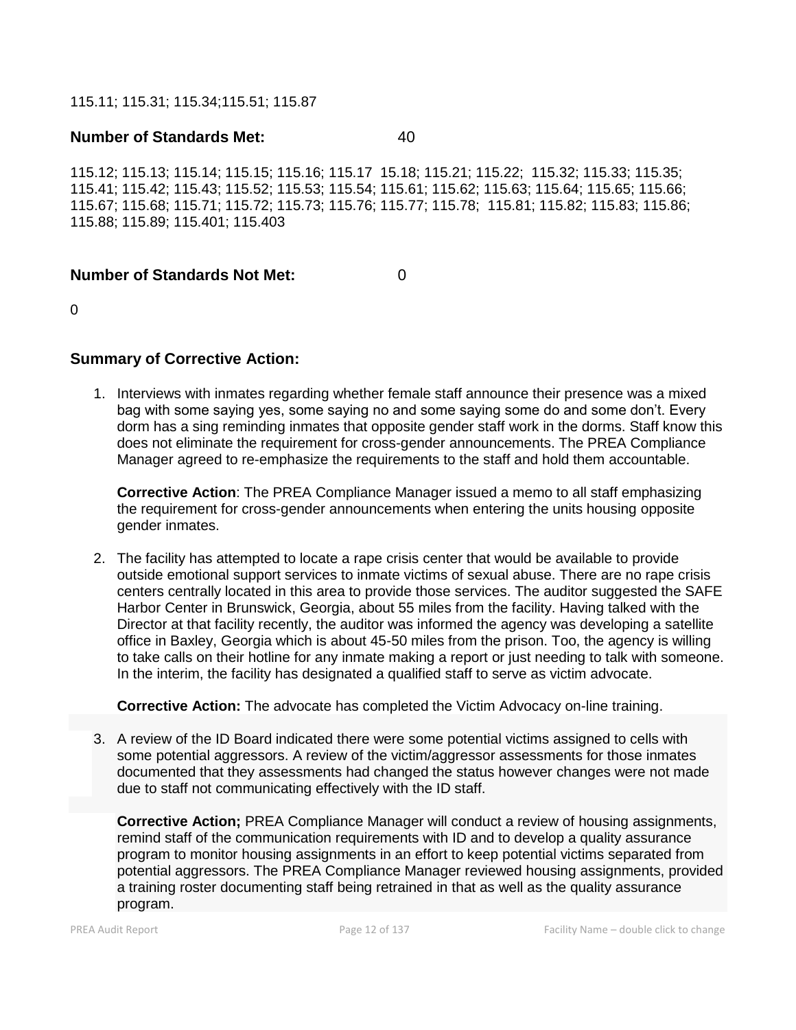115.11; 115.31; 115.34;115.51; 115.87

**Number of Standards Met:** 40

115.12; 115.13; 115.14; 115.15; 115.16; 115.17 15.18; 115.21; 115.22; 115.32; 115.33; 115.35; 115.41; 115.42; 115.43; 115.52; 115.53; 115.54; 115.61; 115.62; 115.63; 115.64; 115.65; 115.66; 115.67; 115.68; 115.71; 115.72; 115.73; 115.76; 115.77; 115.78; 115.81; 115.82; 115.83; 115.86; 115.88; 115.89; 115.401; 115.403

**Number of Standards Not Met:** 0

0

### Summary of Corrective Action:

1. Interviews with inmates regarding whether female staff announce their presence was a mixed bag with some saying yes, some saying no and some saying some do and some don't. Every dorm has a sing reminding inmates that opposite gender staff work in the dorms. Staff know this does not eliminate the requirement for cross-gender announcements. The PREA Compliance Manager agreed to re-emphasize the requirements to the staff and hold them accountable.

   **Corrective Action**: The PREA Compliance Manager issued a memo to all staff emphasizing the requirement for cross-gender announcements when entering the units housing opposite gender inmates.

2. The facility has attempted to locate a rape crisis center that would be available to provide outside emotional support services to inmate victims of sexual abuse. There are no rape crisis centers centrally located in this area to provide those services. The auditor suggested the SAFE Harbor Center in Brunswick, Georgia, about 55 miles from the facility. Having talked with the Director at that facility recently, the auditor was informed the agency was developing a satellite office in Baxley, Georgia which is about 45-50 miles from the prison. Too, the agency is willing to take calls on their hotline for any inmate making a report or just needing to talk with someone. In the interim, the facility has designated a qualified staff to serve as victim advocate.

   **Corrective Action:** The advocate has completed the Victim Advocacy on-line training.

3. A review of the ID Board indicated there were some potential victims assigned to cells with some potential aggressors. A review of the victim/aggressor assessments for those inmates documented that they assessments had changed the status however changes were not made due to staff not communicating effectively with the ID staff.

   **Corrective Action;** PREA Compliance Manager will conduct a review of housing assignments, remind staff of the communication requirements with ID and to develop a quality assurance program to monitor housing assignments in an effort to keep potential victims separated from potential aggressors. The PREA Compliance Manager reviewed housing assignments, provided a training roster documenting staff being retrained in that as well as the quality assurance program.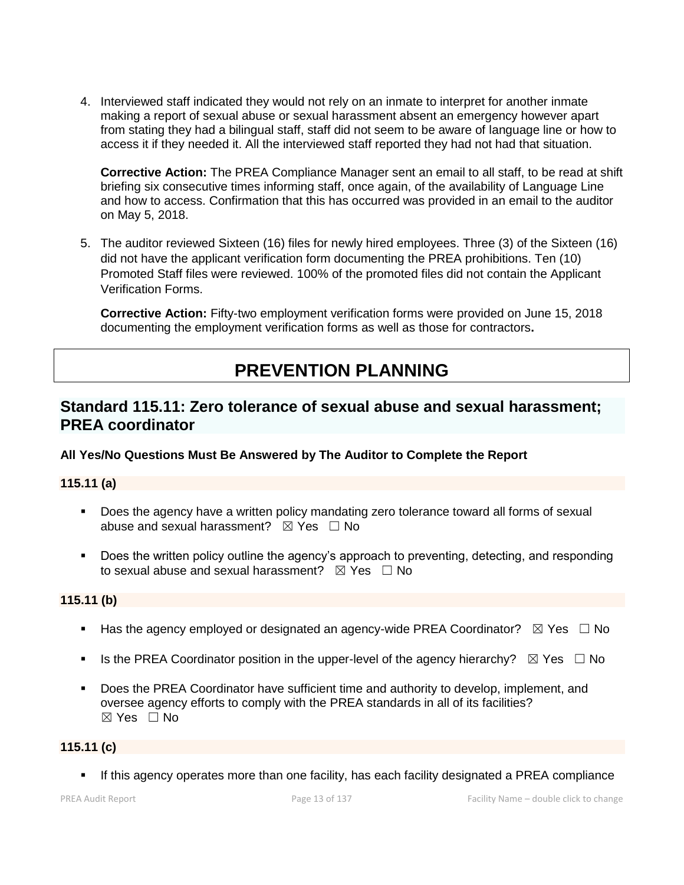4. Interviewed staff indicated they would not rely on an inmate to interpret for another inmate making a report of sexual abuse or sexual harassment absent an emergency however apart from stating they had a bilingual staff, staff did not seem to be aware of language line or how to access it if they needed it. All the interviewed staff reported they had not had that situation.

   **Corrective Action:** The PREA Compliance Manager sent an email to all staff, to be read at shift briefing six consecutive times informing staff, once again, of the availability of Language Line and how to access. Confirmation that this has occurred was provided in an email to the auditor on May 5, 2018.

5. The auditor reviewed Sixteen (16) files for newly hired employees. Three (3) of the Sixteen (16) did not have the applicant verification form documenting the PREA prohibitions. Ten (10) Promoted Staff files were reviewed. 100% of the promoted files did not contain the Applicant Verification Forms.

   **Corrective Action:** Fifty-two employment verification forms were provided on June 15, 2018 documenting the employment verification forms as well as those for contractors**.**

# PREVENTION PLANNING

## Standard 115.11: Zero tolerance of sexual abuse and sexual harassment; PREA coordinator

**All Yes/No Questions Must Be Answered by The Auditor to Complete the Report**

### 115.11 (a)

- Does the agency have a written policy mandating zero tolerance toward all forms of sexual abuse and sexual harassment? ☒ Yes ☐ No
- Does the written policy outline the agency's approach to preventing, detecting, and responding to sexual abuse and sexual harassment? ☒ Yes ☐ No

### 115.11 (b)

- Has the agency employed or designated an agency-wide PREA Coordinator? ☒ Yes ☐ No
- Is the PREA Coordinator position in the upper-level of the agency hierarchy? ☒ Yes ☐ No
- Does the PREA Coordinator have sufficient time and authority to develop, implement, and oversee agency efforts to comply with the PREA standards in all of its facilities? ☒ Yes ☐ No

### 115.11 (c)

- If this agency operates more than one facility, has each facility designated a PREA compliance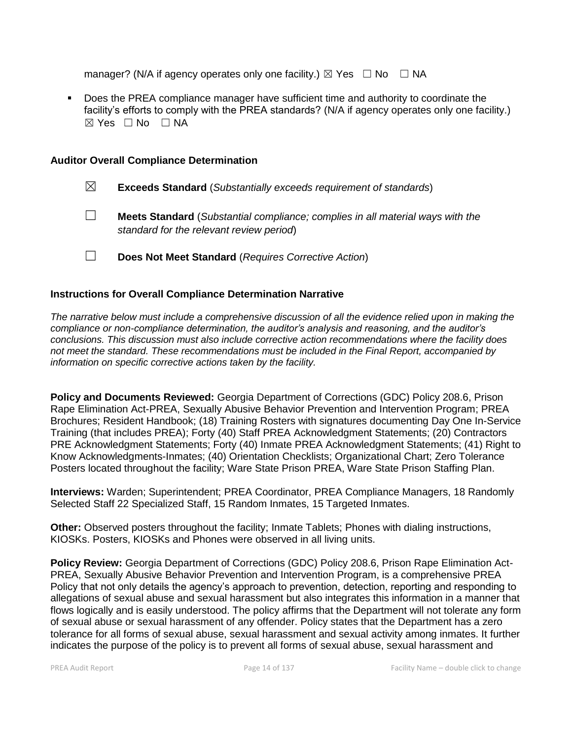manager? (N/A if agency operates only one facility.) ☒ Yes ☐ No ☐ NA

- Does the PREA compliance manager have sufficient time and authority to coordinate the facility's efforts to comply with the PREA standards? (N/A if agency operates only one facility.) ☒ Yes ☐ No ☐ NA

### Auditor Overall Compliance Determination

☒ **Exceeds Standard** (*Substantially exceeds requirement of standards*)

☐ **Meets Standard** (*Substantial compliance; complies in all material ways with the standard for the relevant review period*)

☐ **Does Not Meet Standard** (*Requires Corrective Action*)

### Instructions for Overall Compliance Determination Narrative

*The narrative below must include a comprehensive discussion of all the evidence relied upon in making the compliance or non-compliance determination, the auditor's analysis and reasoning, and the auditor's conclusions. This discussion must also include corrective action recommendations where the facility does not meet the standard. These recommendations must be included in the Final Report, accompanied by information on specific corrective actions taken by the facility.*

**Policy and Documents Reviewed:** Georgia Department of Corrections (GDC) Policy 208.6, Prison Rape Elimination Act-PREA, Sexually Abusive Behavior Prevention and Intervention Program; PREA Brochures; Resident Handbook; (18) Training Rosters with signatures documenting Day One In-Service Training (that includes PREA); Forty (40) Staff PREA Acknowledgment Statements; (20) Contractors PRE Acknowledgment Statements; Forty (40) Inmate PREA Acknowledgment Statements; (41) Right to Know Acknowledgments-Inmates; (40) Orientation Checklists; Organizational Chart; Zero Tolerance Posters located throughout the facility; Ware State Prison PREA, Ware State Prison Staffing Plan.

**Interviews:** Warden; Superintendent; PREA Coordinator, PREA Compliance Managers, 18 Randomly Selected Staff 22 Specialized Staff, 15 Random Inmates, 15 Targeted Inmates.

**Other:** Observed posters throughout the facility; Inmate Tablets; Phones with dialing instructions, KIOSKs. Posters, KIOSKs and Phones were observed in all living units.

**Policy Review:** Georgia Department of Corrections (GDC) Policy 208.6, Prison Rape Elimination Act-PREA, Sexually Abusive Behavior Prevention and Intervention Program, is a comprehensive PREA Policy that not only details the agency's approach to prevention, detection, reporting and responding to allegations of sexual abuse and sexual harassment but also integrates this information in a manner that flows logically and is easily understood. The policy affirms that the Department will not tolerate any form of sexual abuse or sexual harassment of any offender. Policy states that the Department has a zero tolerance for all forms of sexual abuse, sexual harassment and sexual activity among inmates. It further indicates the purpose of the policy is to prevent all forms of sexual abuse, sexual harassment and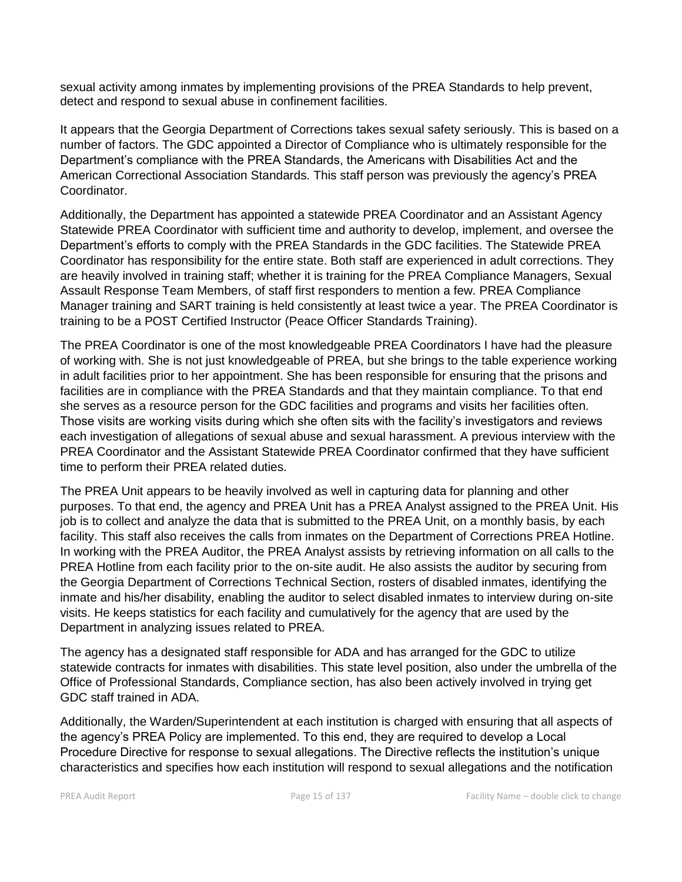sexual activity among inmates by implementing provisions of the PREA Standards to help prevent, detect and respond to sexual abuse in confinement facilities.

It appears that the Georgia Department of Corrections takes sexual safety seriously. This is based on a number of factors. The GDC appointed a Director of Compliance who is ultimately responsible for the Department's compliance with the PREA Standards, the Americans with Disabilities Act and the American Correctional Association Standards. This staff person was previously the agency's PREA Coordinator.

Additionally, the Department has appointed a statewide PREA Coordinator and an Assistant Agency Statewide PREA Coordinator with sufficient time and authority to develop, implement, and oversee the Department's efforts to comply with the PREA Standards in the GDC facilities. The Statewide PREA Coordinator has responsibility for the entire state. Both staff are experienced in adult corrections. They are heavily involved in training staff; whether it is training for the PREA Compliance Managers, Sexual Assault Response Team Members, of staff first responders to mention a few. PREA Compliance Manager training and SART training is held consistently at least twice a year. The PREA Coordinator is training to be a POST Certified Instructor (Peace Officer Standards Training).

The PREA Coordinator is one of the most knowledgeable PREA Coordinators I have had the pleasure of working with. She is not just knowledgeable of PREA, but she brings to the table experience working in adult facilities prior to her appointment. She has been responsible for ensuring that the prisons and facilities are in compliance with the PREA Standards and that they maintain compliance. To that end she serves as a resource person for the GDC facilities and programs and visits her facilities often. Those visits are working visits during which she often sits with the facility's investigators and reviews each investigation of allegations of sexual abuse and sexual harassment. A previous interview with the PREA Coordinator and the Assistant Statewide PREA Coordinator confirmed that they have sufficient time to perform their PREA related duties.

The PREA Unit appears to be heavily involved as well in capturing data for planning and other purposes. To that end, the agency and PREA Unit has a PREA Analyst assigned to the PREA Unit. His job is to collect and analyze the data that is submitted to the PREA Unit, on a monthly basis, by each facility. This staff also receives the calls from inmates on the Department of Corrections PREA Hotline. In working with the PREA Auditor, the PREA Analyst assists by retrieving information on all calls to the PREA Hotline from each facility prior to the on-site audit. He also assists the auditor by securing from the Georgia Department of Corrections Technical Section, rosters of disabled inmates, identifying the inmate and his/her disability, enabling the auditor to select disabled inmates to interview during on-site visits. He keeps statistics for each facility and cumulatively for the agency that are used by the Department in analyzing issues related to PREA.

The agency has a designated staff responsible for ADA and has arranged for the GDC to utilize statewide contracts for inmates with disabilities. This state level position, also under the umbrella of the Office of Professional Standards, Compliance section, has also been actively involved in trying get GDC staff trained in ADA.

Additionally, the Warden/Superintendent at each institution is charged with ensuring that all aspects of the agency's PREA Policy are implemented. To this end, they are required to develop a Local Procedure Directive for response to sexual allegations. The Directive reflects the institution's unique characteristics and specifies how each institution will respond to sexual allegations and the notification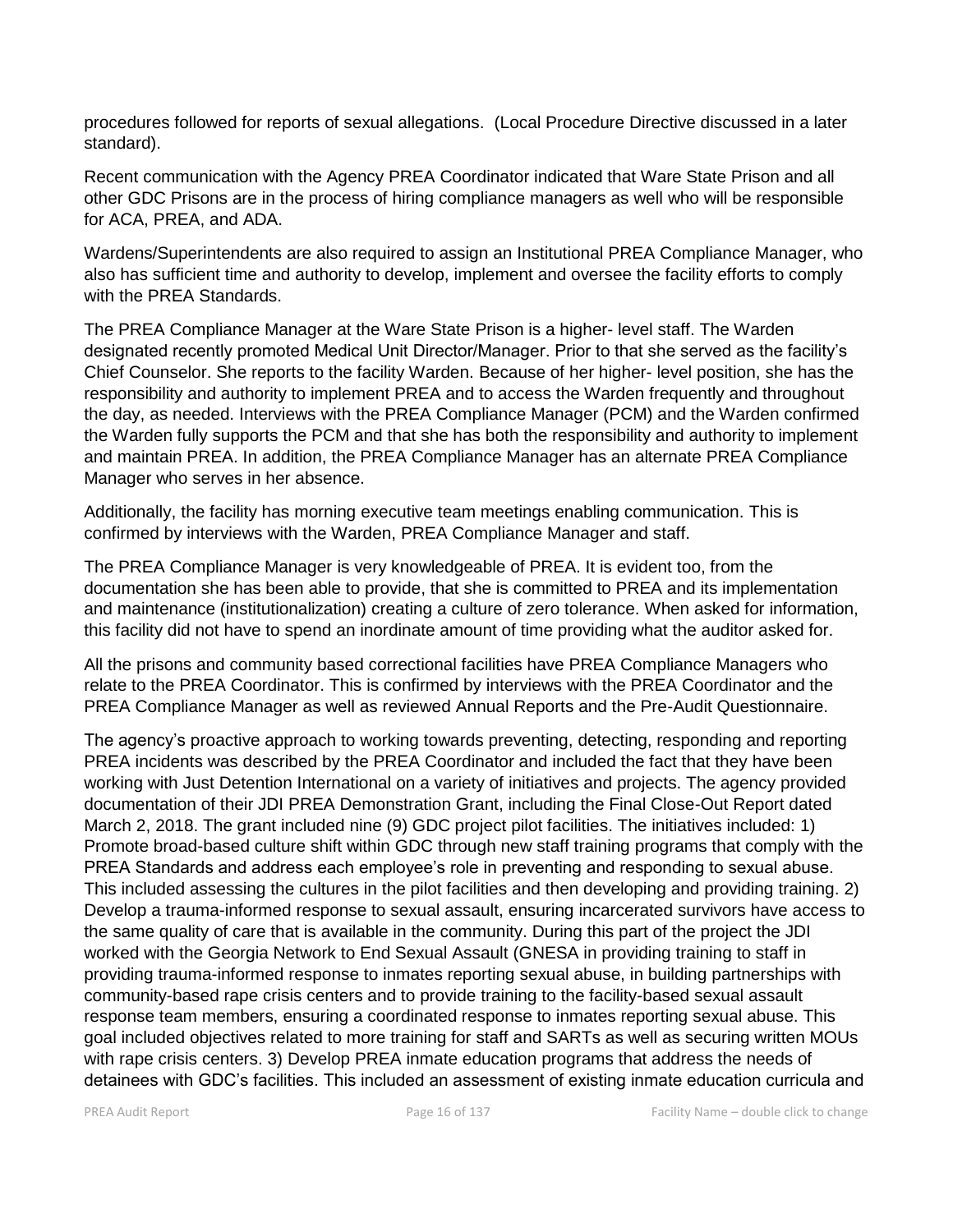procedures followed for reports of sexual allegations. (Local Procedure Directive discussed in a later standard).

Recent communication with the Agency PREA Coordinator indicated that Ware State Prison and all other GDC Prisons are in the process of hiring compliance managers as well who will be responsible for ACA, PREA, and ADA.

Wardens/Superintendents are also required to assign an Institutional PREA Compliance Manager, who also has sufficient time and authority to develop, implement and oversee the facility efforts to comply with the PREA Standards.

The PREA Compliance Manager at the Ware State Prison is a higher- level staff. The Warden designated recently promoted Medical Unit Director/Manager. Prior to that she served as the facility's Chief Counselor. She reports to the facility Warden. Because of her higher- level position, she has the responsibility and authority to implement PREA and to access the Warden frequently and throughout the day, as needed. Interviews with the PREA Compliance Manager (PCM) and the Warden confirmed the Warden fully supports the PCM and that she has both the responsibility and authority to implement and maintain PREA. In addition, the PREA Compliance Manager has an alternate PREA Compliance Manager who serves in her absence.

Additionally, the facility has morning executive team meetings enabling communication. This is confirmed by interviews with the Warden, PREA Compliance Manager and staff.

The PREA Compliance Manager is very knowledgeable of PREA. It is evident too, from the documentation she has been able to provide, that she is committed to PREA and its implementation and maintenance (institutionalization) creating a culture of zero tolerance. When asked for information, this facility did not have to spend an inordinate amount of time providing what the auditor asked for.

All the prisons and community based correctional facilities have PREA Compliance Managers who relate to the PREA Coordinator. This is confirmed by interviews with the PREA Coordinator and the PREA Compliance Manager as well as reviewed Annual Reports and the Pre-Audit Questionnaire.

The agency's proactive approach to working towards preventing, detecting, responding and reporting PREA incidents was described by the PREA Coordinator and included the fact that they have been working with Just Detention International on a variety of initiatives and projects. The agency provided documentation of their JDI PREA Demonstration Grant, including the Final Close-Out Report dated March 2, 2018. The grant included nine (9) GDC project pilot facilities. The initiatives included: 1) Promote broad-based culture shift within GDC through new staff training programs that comply with the PREA Standards and address each employee's role in preventing and responding to sexual abuse. This included assessing the cultures in the pilot facilities and then developing and providing training. 2) Develop a trauma-informed response to sexual assault, ensuring incarcerated survivors have access to the same quality of care that is available in the community. During this part of the project the JDI worked with the Georgia Network to End Sexual Assault (GNESA in providing training to staff in providing trauma-informed response to inmates reporting sexual abuse, in building partnerships with community-based rape crisis centers and to provide training to the facility-based sexual assault response team members, ensuring a coordinated response to inmates reporting sexual abuse. This goal included objectives related to more training for staff and SARTs as well as securing written MOUs with rape crisis centers. 3) Develop PREA inmate education programs that address the needs of detainees with GDC's facilities. This included an assessment of existing inmate education curricula and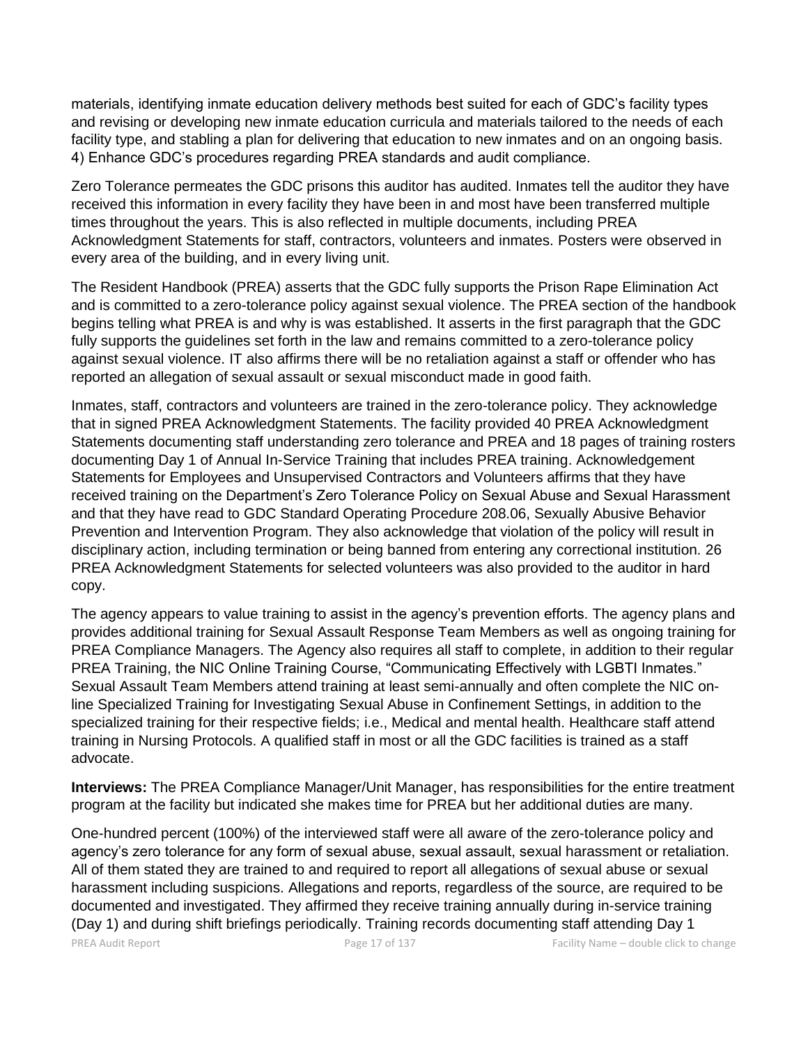materials, identifying inmate education delivery methods best suited for each of GDC's facility types and revising or developing new inmate education curricula and materials tailored to the needs of each facility type, and stabling a plan for delivering that education to new inmates and on an ongoing basis. 4) Enhance GDC's procedures regarding PREA standards and audit compliance.

Zero Tolerance permeates the GDC prisons this auditor has audited. Inmates tell the auditor they have received this information in every facility they have been in and most have been transferred multiple times throughout the years. This is also reflected in multiple documents, including PREA Acknowledgment Statements for staff, contractors, volunteers and inmates. Posters were observed in every area of the building, and in every living unit.

The Resident Handbook (PREA) asserts that the GDC fully supports the Prison Rape Elimination Act and is committed to a zero-tolerance policy against sexual violence. The PREA section of the handbook begins telling what PREA is and why is was established. It asserts in the first paragraph that the GDC fully supports the guidelines set forth in the law and remains committed to a zero-tolerance policy against sexual violence. IT also affirms there will be no retaliation against a staff or offender who has reported an allegation of sexual assault or sexual misconduct made in good faith.

Inmates, staff, contractors and volunteers are trained in the zero-tolerance policy. They acknowledge that in signed PREA Acknowledgment Statements. The facility provided 40 PREA Acknowledgment Statements documenting staff understanding zero tolerance and PREA and 18 pages of training rosters documenting Day 1 of Annual In-Service Training that includes PREA training. Acknowledgement Statements for Employees and Unsupervised Contractors and Volunteers affirms that they have received training on the Department's Zero Tolerance Policy on Sexual Abuse and Sexual Harassment and that they have read to GDC Standard Operating Procedure 208.06, Sexually Abusive Behavior Prevention and Intervention Program. They also acknowledge that violation of the policy will result in disciplinary action, including termination or being banned from entering any correctional institution. 26 PREA Acknowledgment Statements for selected volunteers was also provided to the auditor in hard copy.

The agency appears to value training to assist in the agency's prevention efforts. The agency plans and provides additional training for Sexual Assault Response Team Members as well as ongoing training for PREA Compliance Managers. The Agency also requires all staff to complete, in addition to their regular PREA Training, the NIC Online Training Course, "Communicating Effectively with LGBTI Inmates." Sexual Assault Team Members attend training at least semi-annually and often complete the NIC on-line Specialized Training for Investigating Sexual Abuse in Confinement Settings, in addition to the specialized training for their respective fields; i.e., Medical and mental health. Healthcare staff attend training in Nursing Protocols. A qualified staff in most or all the GDC facilities is trained as a staff advocate.

**Interviews:** The PREA Compliance Manager/Unit Manager, has responsibilities for the entire treatment program at the facility but indicated she makes time for PREA but her additional duties are many.

One-hundred percent (100%) of the interviewed staff were all aware of the zero-tolerance policy and agency's zero tolerance for any form of sexual abuse, sexual assault, sexual harassment or retaliation. All of them stated they are trained to and required to report all allegations of sexual abuse or sexual harassment including suspicions. Allegations and reports, regardless of the source, are required to be documented and investigated. They affirmed they receive training annually during in-service training (Day 1) and during shift briefings periodically. Training records documenting staff attending Day 1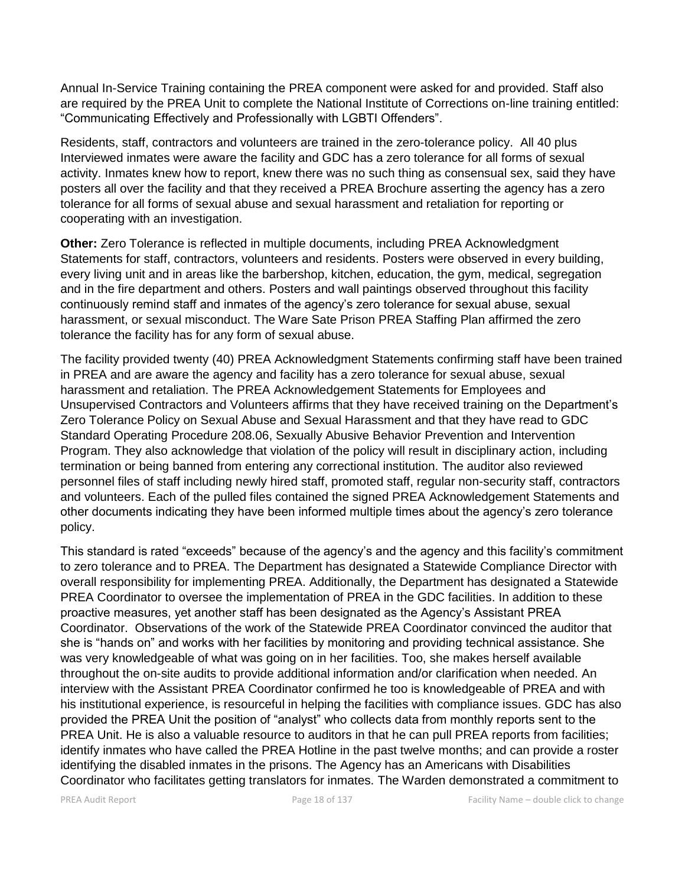Annual In-Service Training containing the PREA component were asked for and provided. Staff also are required by the PREA Unit to complete the National Institute of Corrections on-line training entitled: "Communicating Effectively and Professionally with LGBTI Offenders".

Residents, staff, contractors and volunteers are trained in the zero-tolerance policy. All 40 plus Interviewed inmates were aware the facility and GDC has a zero tolerance for all forms of sexual activity. Inmates knew how to report, knew there was no such thing as consensual sex, said they have posters all over the facility and that they received a PREA Brochure asserting the agency has a zero tolerance for all forms of sexual abuse and sexual harassment and retaliation for reporting or cooperating with an investigation.

**Other:** Zero Tolerance is reflected in multiple documents, including PREA Acknowledgment Statements for staff, contractors, volunteers and residents. Posters were observed in every building, every living unit and in areas like the barbershop, kitchen, education, the gym, medical, segregation and in the fire department and others. Posters and wall paintings observed throughout this facility continuously remind staff and inmates of the agency's zero tolerance for sexual abuse, sexual harassment, or sexual misconduct. The Ware Sate Prison PREA Staffing Plan affirmed the zero tolerance the facility has for any form of sexual abuse.

The facility provided twenty (40) PREA Acknowledgment Statements confirming staff have been trained in PREA and are aware the agency and facility has a zero tolerance for sexual abuse, sexual harassment and retaliation. The PREA Acknowledgement Statements for Employees and Unsupervised Contractors and Volunteers affirms that they have received training on the Department's Zero Tolerance Policy on Sexual Abuse and Sexual Harassment and that they have read to GDC Standard Operating Procedure 208.06, Sexually Abusive Behavior Prevention and Intervention Program. They also acknowledge that violation of the policy will result in disciplinary action, including termination or being banned from entering any correctional institution. The auditor also reviewed personnel files of staff including newly hired staff, promoted staff, regular non-security staff, contractors and volunteers. Each of the pulled files contained the signed PREA Acknowledgement Statements and other documents indicating they have been informed multiple times about the agency's zero tolerance policy.

This standard is rated "exceeds" because of the agency's and the agency and this facility's commitment to zero tolerance and to PREA. The Department has designated a Statewide Compliance Director with overall responsibility for implementing PREA. Additionally, the Department has designated a Statewide PREA Coordinator to oversee the implementation of PREA in the GDC facilities. In addition to these proactive measures, yet another staff has been designated as the Agency's Assistant PREA Coordinator. Observations of the work of the Statewide PREA Coordinator convinced the auditor that she is "hands on" and works with her facilities by monitoring and providing technical assistance. She was very knowledgeable of what was going on in her facilities. Too, she makes herself available throughout the on-site audits to provide additional information and/or clarification when needed. An interview with the Assistant PREA Coordinator confirmed he too is knowledgeable of PREA and with his institutional experience, is resourceful in helping the facilities with compliance issues. GDC has also provided the PREA Unit the position of "analyst" who collects data from monthly reports sent to the PREA Unit. He is also a valuable resource to auditors in that he can pull PREA reports from facilities; identify inmates who have called the PREA Hotline in the past twelve months; and can provide a roster identifying the disabled inmates in the prisons. The Agency has an Americans with Disabilities Coordinator who facilitates getting translators for inmates. The Warden demonstrated a commitment to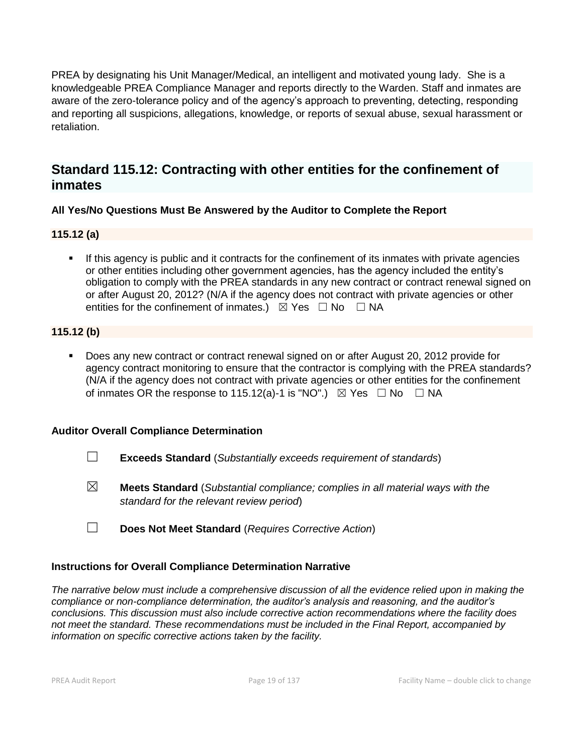PREA by designating his Unit Manager/Medical, an intelligent and motivated young lady. She is a knowledgeable PREA Compliance Manager and reports directly to the Warden. Staff and inmates are aware of the zero-tolerance policy and of the agency's approach to preventing, detecting, responding and reporting all suspicions, allegations, knowledge, or reports of sexual abuse, sexual harassment or retaliation.

## Standard 115.12: Contracting with other entities for the confinement of inmates

**All Yes/No Questions Must Be Answered by the Auditor to Complete the Report**

### 115.12 (a)

- If this agency is public and it contracts for the confinement of its inmates with private agencies or other entities including other government agencies, has the agency included the entity's obligation to comply with the PREA standards in any new contract or contract renewal signed on or after August 20, 2012? (N/A if the agency does not contract with private agencies or other entities for the confinement of inmates.) ☒ Yes ☐ No ☐ NA

### 115.12 (b)

- Does any new contract or contract renewal signed on or after August 20, 2012 provide for agency contract monitoring to ensure that the contractor is complying with the PREA standards? (N/A if the agency does not contract with private agencies or other entities for the confinement of inmates OR the response to 115.12(a)-1 is "NO".) ☒ Yes ☐ No ☐ NA

**Auditor Overall Compliance Determination**

☐ **Exceeds Standard** (*Substantially exceeds requirement of standards*)

☒ **Meets Standard** (*Substantial compliance; complies in all material ways with the standard for the relevant review period*)

☐ **Does Not Meet Standard** (*Requires Corrective Action*)

**Instructions for Overall Compliance Determination Narrative**

*The narrative below must include a comprehensive discussion of all the evidence relied upon in making the compliance or non-compliance determination, the auditor's analysis and reasoning, and the auditor's conclusions. This discussion must also include corrective action recommendations where the facility does not meet the standard. These recommendations must be included in the Final Report, accompanied by information on specific corrective actions taken by the facility.*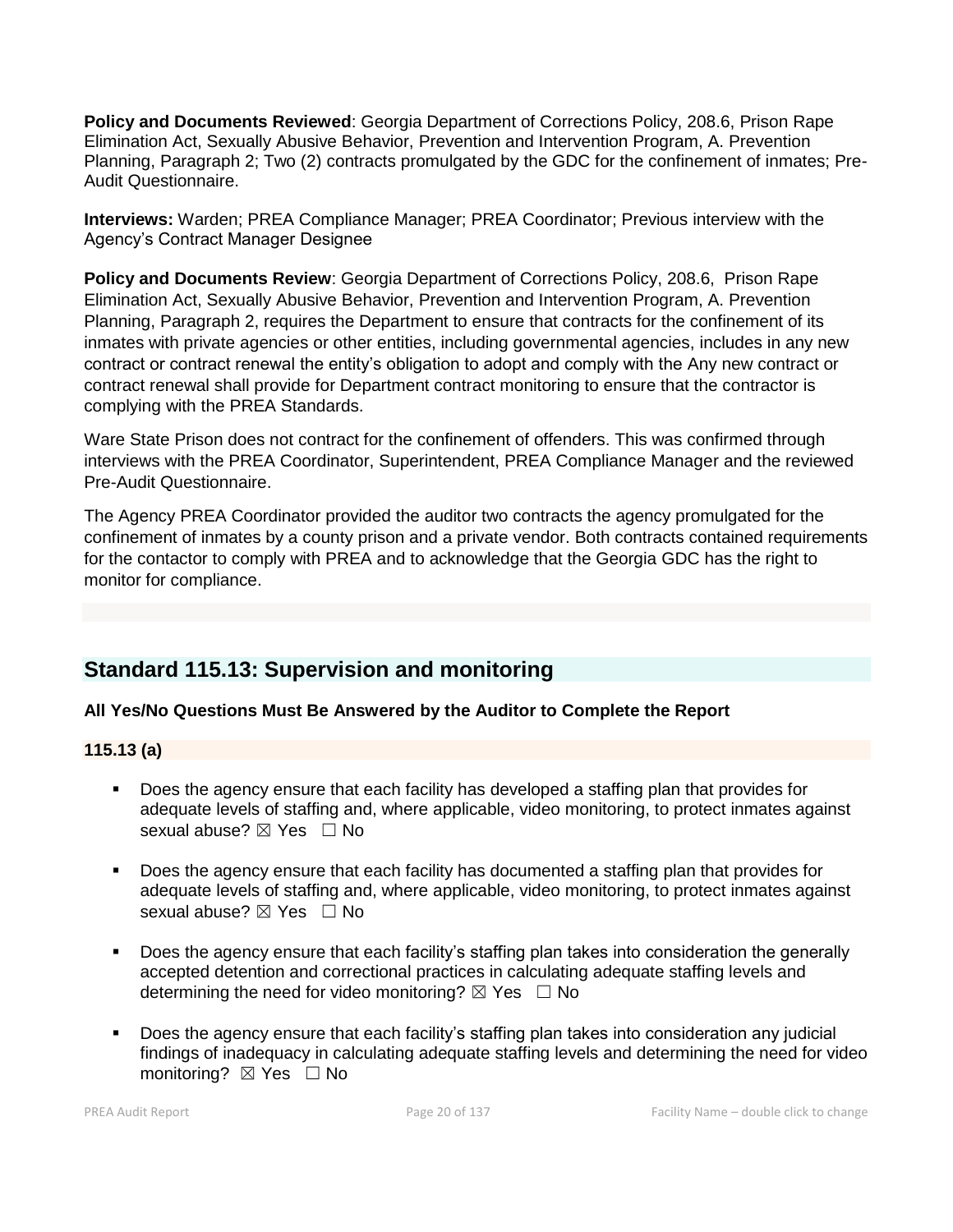**Policy and Documents Reviewed**: Georgia Department of Corrections Policy, 208.6, Prison Rape Elimination Act, Sexually Abusive Behavior, Prevention and Intervention Program, A. Prevention Planning, Paragraph 2; Two (2) contracts promulgated by the GDC for the confinement of inmates; Pre-Audit Questionnaire.

**Interviews:** Warden; PREA Compliance Manager; PREA Coordinator; Previous interview with the Agency's Contract Manager Designee

**Policy and Documents Review**: Georgia Department of Corrections Policy, 208.6, Prison Rape Elimination Act, Sexually Abusive Behavior, Prevention and Intervention Program, A. Prevention Planning, Paragraph 2, requires the Department to ensure that contracts for the confinement of its inmates with private agencies or other entities, including governmental agencies, includes in any new contract or contract renewal the entity's obligation to adopt and comply with the Any new contract or contract renewal shall provide for Department contract monitoring to ensure that the contractor is complying with the PREA Standards.

Ware State Prison does not contract for the confinement of offenders. This was confirmed through interviews with the PREA Coordinator, Superintendent, PREA Compliance Manager and the reviewed Pre-Audit Questionnaire.

The Agency PREA Coordinator provided the auditor two contracts the agency promulgated for the confinement of inmates by a county prison and a private vendor. Both contracts contained requirements for the contactor to comply with PREA and to acknowledge that the Georgia GDC has the right to monitor for compliance.

## Standard 115.13: Supervision and monitoring

**All Yes/No Questions Must Be Answered by the Auditor to Complete the Report**

**115.13 (a)**

- Does the agency ensure that each facility has developed a staffing plan that provides for adequate levels of staffing and, where applicable, video monitoring, to protect inmates against sexual abuse? ☒ Yes ☐ No
- Does the agency ensure that each facility has documented a staffing plan that provides for adequate levels of staffing and, where applicable, video monitoring, to protect inmates against sexual abuse? ☒ Yes ☐ No
- Does the agency ensure that each facility's staffing plan takes into consideration the generally accepted detention and correctional practices in calculating adequate staffing levels and determining the need for video monitoring? ☒ Yes ☐ No
- Does the agency ensure that each facility's staffing plan takes into consideration any judicial findings of inadequacy in calculating adequate staffing levels and determining the need for video monitoring? ☒ Yes ☐ No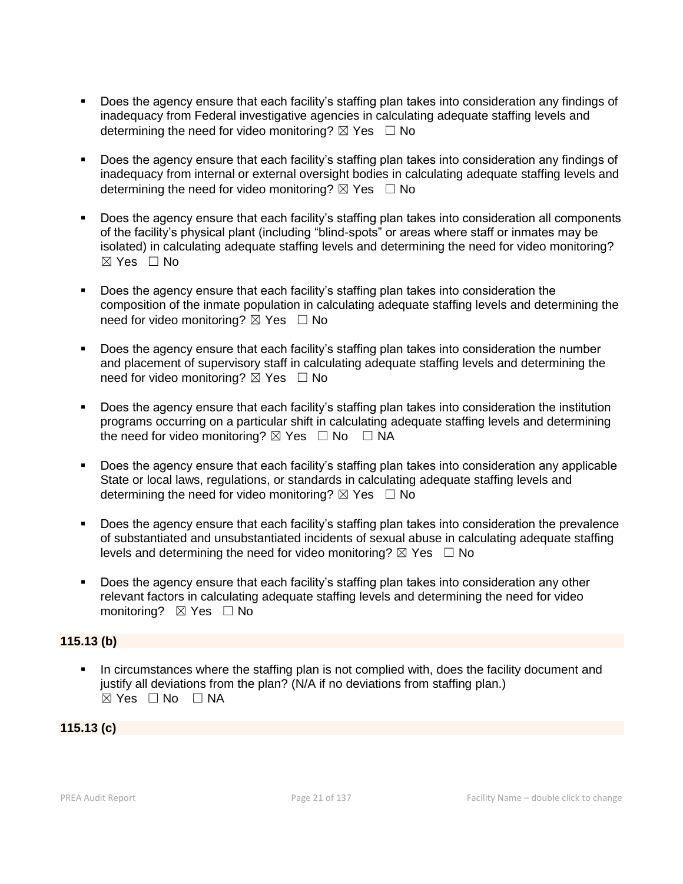- Does the agency ensure that each facility's staffing plan takes into consideration any findings of inadequacy from Federal investigative agencies in calculating adequate staffing levels and determining the need for video monitoring? ☒ Yes ☐ No

- Does the agency ensure that each facility's staffing plan takes into consideration any findings of inadequacy from internal or external oversight bodies in calculating adequate staffing levels and determining the need for video monitoring? ☒ Yes ☐ No

- Does the agency ensure that each facility's staffing plan takes into consideration all components of the facility's physical plant (including "blind-spots" or areas where staff or inmates may be isolated) in calculating adequate staffing levels and determining the need for video monitoring? ☒ Yes ☐ No

- Does the agency ensure that each facility's staffing plan takes into consideration the composition of the inmate population in calculating adequate staffing levels and determining the need for video monitoring? ☒ Yes ☐ No

- Does the agency ensure that each facility's staffing plan takes into consideration the number and placement of supervisory staff in calculating adequate staffing levels and determining the need for video monitoring? ☒ Yes ☐ No

- Does the agency ensure that each facility's staffing plan takes into consideration the institution programs occurring on a particular shift in calculating adequate staffing levels and determining the need for video monitoring? ☒ Yes ☐ No ☐ NA

- Does the agency ensure that each facility's staffing plan takes into consideration any applicable State or local laws, regulations, or standards in calculating adequate staffing levels and determining the need for video monitoring? ☒ Yes ☐ No

- Does the agency ensure that each facility's staffing plan takes into consideration the prevalence of substantiated and unsubstantiated incidents of sexual abuse in calculating adequate staffing levels and determining the need for video monitoring? ☒ Yes ☐ No

- Does the agency ensure that each facility's staffing plan takes into consideration any other relevant factors in calculating adequate staffing levels and determining the need for video monitoring? ☒ Yes ☐ No

**115.13 (b)**

- In circumstances where the staffing plan is not complied with, does the facility document and justify all deviations from the plan? (N/A if no deviations from staffing plan.)
☒ Yes ☐ No ☐ NA

**115.13 (c)**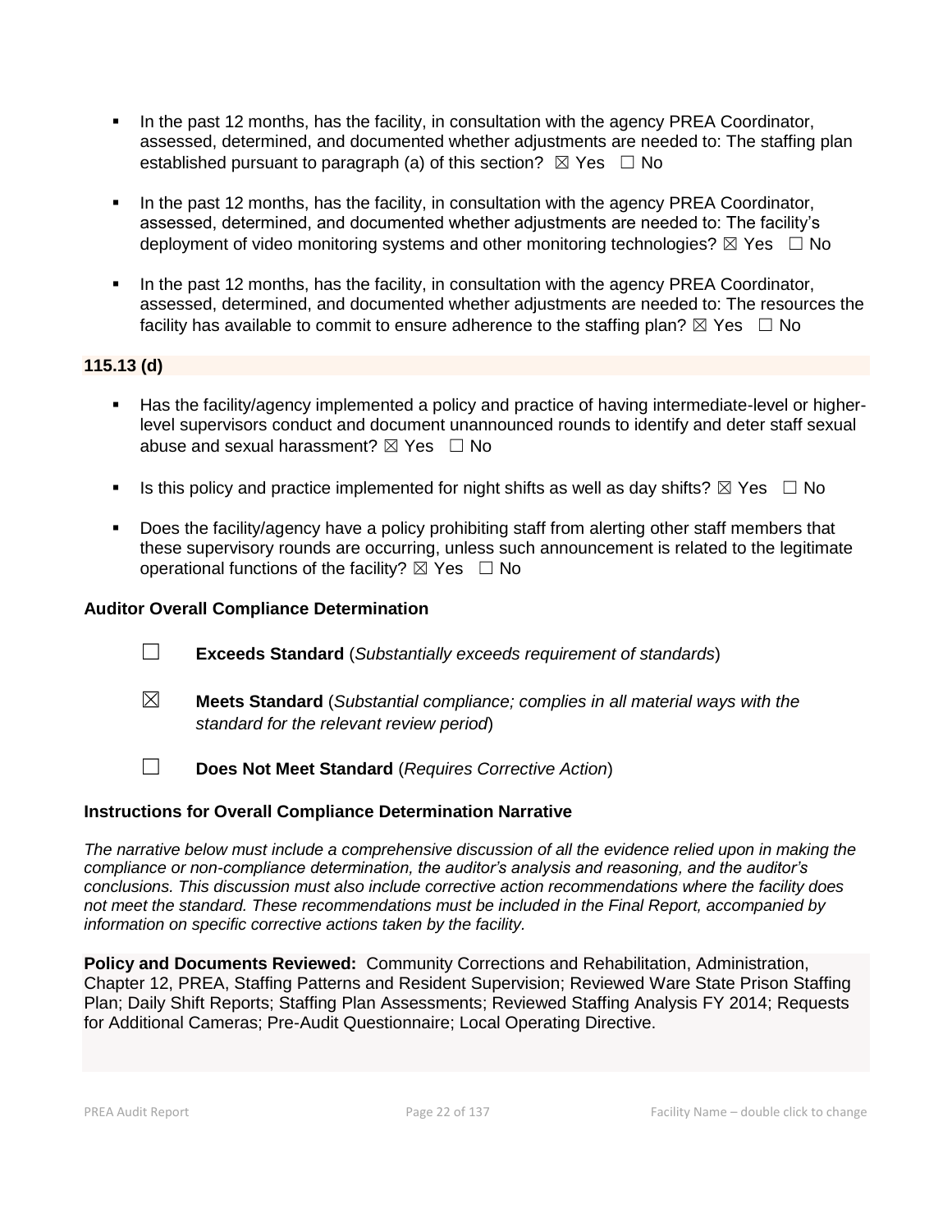- In the past 12 months, has the facility, in consultation with the agency PREA Coordinator, assessed, determined, and documented whether adjustments are needed to: The staffing plan established pursuant to paragraph (a) of this section? ☒ Yes ☐ No

- In the past 12 months, has the facility, in consultation with the agency PREA Coordinator, assessed, determined, and documented whether adjustments are needed to: The facility's deployment of video monitoring systems and other monitoring technologies? ☒ Yes ☐ No

- In the past 12 months, has the facility, in consultation with the agency PREA Coordinator, assessed, determined, and documented whether adjustments are needed to: The resources the facility has available to commit to ensure adherence to the staffing plan? ☒ Yes ☐ No

**115.13 (d)**

- Has the facility/agency implemented a policy and practice of having intermediate-level or higher-level supervisors conduct and document unannounced rounds to identify and deter staff sexual abuse and sexual harassment? ☒ Yes ☐ No

- Is this policy and practice implemented for night shifts as well as day shifts? ☒ Yes ☐ No

- Does the facility/agency have a policy prohibiting staff from alerting other staff members that these supervisory rounds are occurring, unless such announcement is related to the legitimate operational functions of the facility? ☒ Yes ☐ No

**Auditor Overall Compliance Determination**

☐ **Exceeds Standard** (*Substantially exceeds requirement of standards*)

☒ **Meets Standard** (*Substantial compliance; complies in all material ways with the standard for the relevant review period*)

☐ **Does Not Meet Standard** (*Requires Corrective Action*)

**Instructions for Overall Compliance Determination Narrative**

*The narrative below must include a comprehensive discussion of all the evidence relied upon in making the compliance or non-compliance determination, the auditor's analysis and reasoning, and the auditor's conclusions. This discussion must also include corrective action recommendations where the facility does not meet the standard. These recommendations must be included in the Final Report, accompanied by information on specific corrective actions taken by the facility.*

**Policy and Documents Reviewed:** Community Corrections and Rehabilitation, Administration, Chapter 12, PREA, Staffing Patterns and Resident Supervision; Reviewed Ware State Prison Staffing Plan; Daily Shift Reports; Staffing Plan Assessments; Reviewed Staffing Analysis FY 2014; Requests for Additional Cameras; Pre-Audit Questionnaire; Local Operating Directive.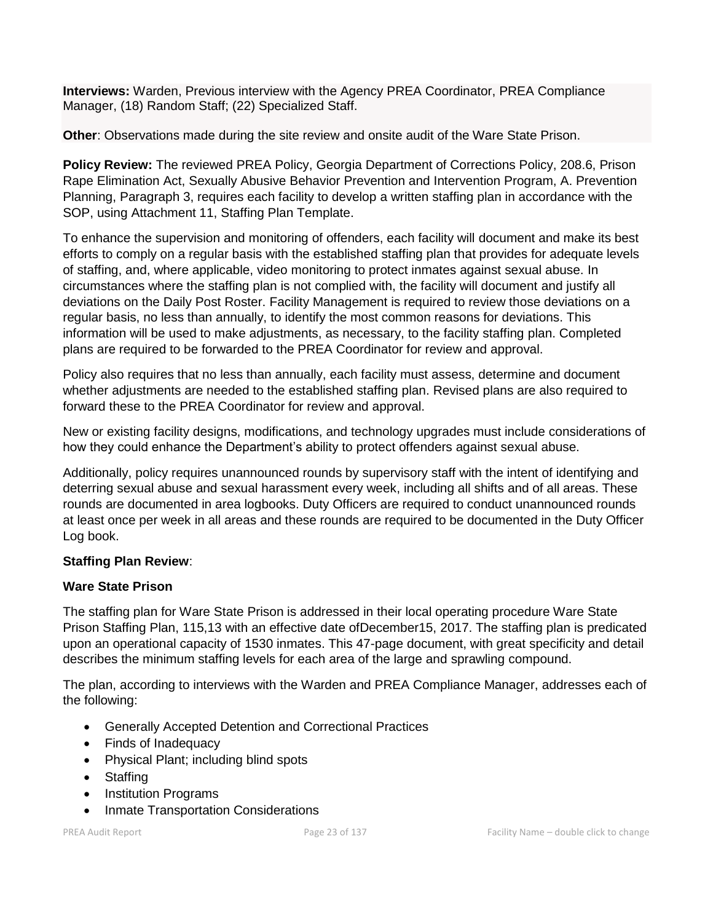**Interviews:** Warden, Previous interview with the Agency PREA Coordinator, PREA Compliance Manager, (18) Random Staff; (22) Specialized Staff.

**Other**: Observations made during the site review and onsite audit of the Ware State Prison.

**Policy Review:** The reviewed PREA Policy, Georgia Department of Corrections Policy, 208.6, Prison Rape Elimination Act, Sexually Abusive Behavior Prevention and Intervention Program, A. Prevention Planning, Paragraph 3, requires each facility to develop a written staffing plan in accordance with the SOP, using Attachment 11, Staffing Plan Template.

To enhance the supervision and monitoring of offenders, each facility will document and make its best efforts to comply on a regular basis with the established staffing plan that provides for adequate levels of staffing, and, where applicable, video monitoring to protect inmates against sexual abuse. In circumstances where the staffing plan is not complied with, the facility will document and justify all deviations on the Daily Post Roster. Facility Management is required to review those deviations on a regular basis, no less than annually, to identify the most common reasons for deviations. This information will be used to make adjustments, as necessary, to the facility staffing plan. Completed plans are required to be forwarded to the PREA Coordinator for review and approval.

Policy also requires that no less than annually, each facility must assess, determine and document whether adjustments are needed to the established staffing plan. Revised plans are also required to forward these to the PREA Coordinator for review and approval.

New or existing facility designs, modifications, and technology upgrades must include considerations of how they could enhance the Department's ability to protect offenders against sexual abuse.

Additionally, policy requires unannounced rounds by supervisory staff with the intent of identifying and deterring sexual abuse and sexual harassment every week, including all shifts and of all areas. These rounds are documented in area logbooks. Duty Officers are required to conduct unannounced rounds at least once per week in all areas and these rounds are required to be documented in the Duty Officer Log book.

**Staffing Plan Review**:

**Ware State Prison**

The staffing plan for Ware State Prison is addressed in their local operating procedure Ware State Prison Staffing Plan, 115,13 with an effective date ofDecember15, 2017. The staffing plan is predicated upon an operational capacity of 1530 inmates. This 47-page document, with great specificity and detail describes the minimum staffing levels for each area of the large and sprawling compound.

The plan, according to interviews with the Warden and PREA Compliance Manager, addresses each of the following:

- Generally Accepted Detention and Correctional Practices
- Finds of Inadequacy
- Physical Plant; including blind spots
- Staffing
- Institution Programs
- Inmate Transportation Considerations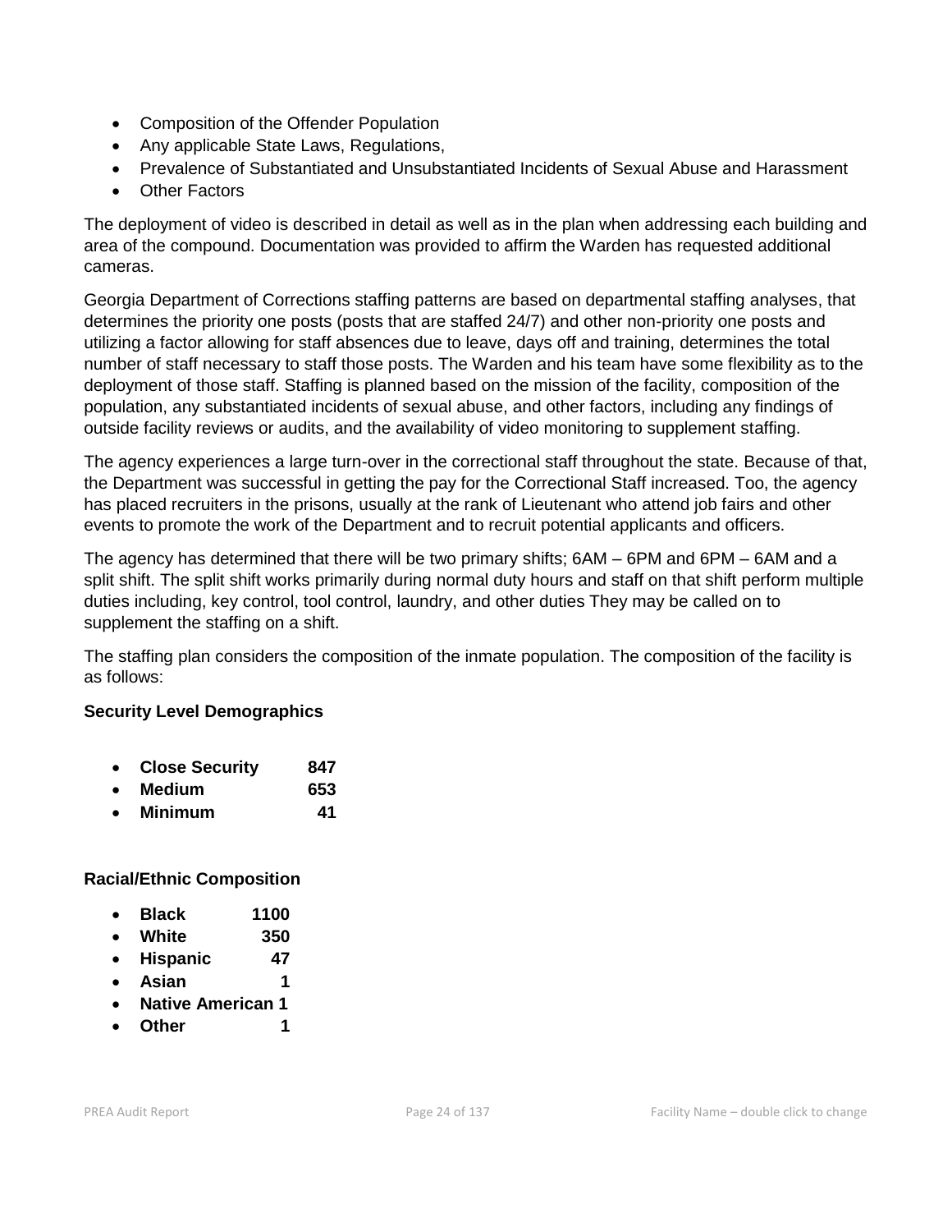- Composition of the Offender Population
- Any applicable State Laws, Regulations,
- Prevalence of Substantiated and Unsubstantiated Incidents of Sexual Abuse and Harassment
- Other Factors

The deployment of video is described in detail as well as in the plan when addressing each building and area of the compound. Documentation was provided to affirm the Warden has requested additional cameras.

Georgia Department of Corrections staffing patterns are based on departmental staffing analyses, that determines the priority one posts (posts that are staffed 24/7) and other non-priority one posts and utilizing a factor allowing for staff absences due to leave, days off and training, determines the total number of staff necessary to staff those posts. The Warden and his team have some flexibility as to the deployment of those staff. Staffing is planned based on the mission of the facility, composition of the population, any substantiated incidents of sexual abuse, and other factors, including any findings of outside facility reviews or audits, and the availability of video monitoring to supplement staffing.

The agency experiences a large turn-over in the correctional staff throughout the state. Because of that, the Department was successful in getting the pay for the Correctional Staff increased. Too, the agency has placed recruiters in the prisons, usually at the rank of Lieutenant who attend job fairs and other events to promote the work of the Department and to recruit potential applicants and officers.

The agency has determined that there will be two primary shifts; 6AM – 6PM and 6PM – 6AM and a split shift. The split shift works primarily during normal duty hours and staff on that shift perform multiple duties including, key control, tool control, laundry, and other duties They may be called on to supplement the staffing on a shift.

The staffing plan considers the composition of the inmate population. The composition of the facility is as follows:

**Security Level Demographics**

- **Close Security 847**
- **Medium 653**
- **Minimum 41**

**Racial/Ethnic Composition**

- **Black 1100**
- **White 350**
- **Hispanic 47**
- **Asian 1**
- **Native American 1**
- **Other 1**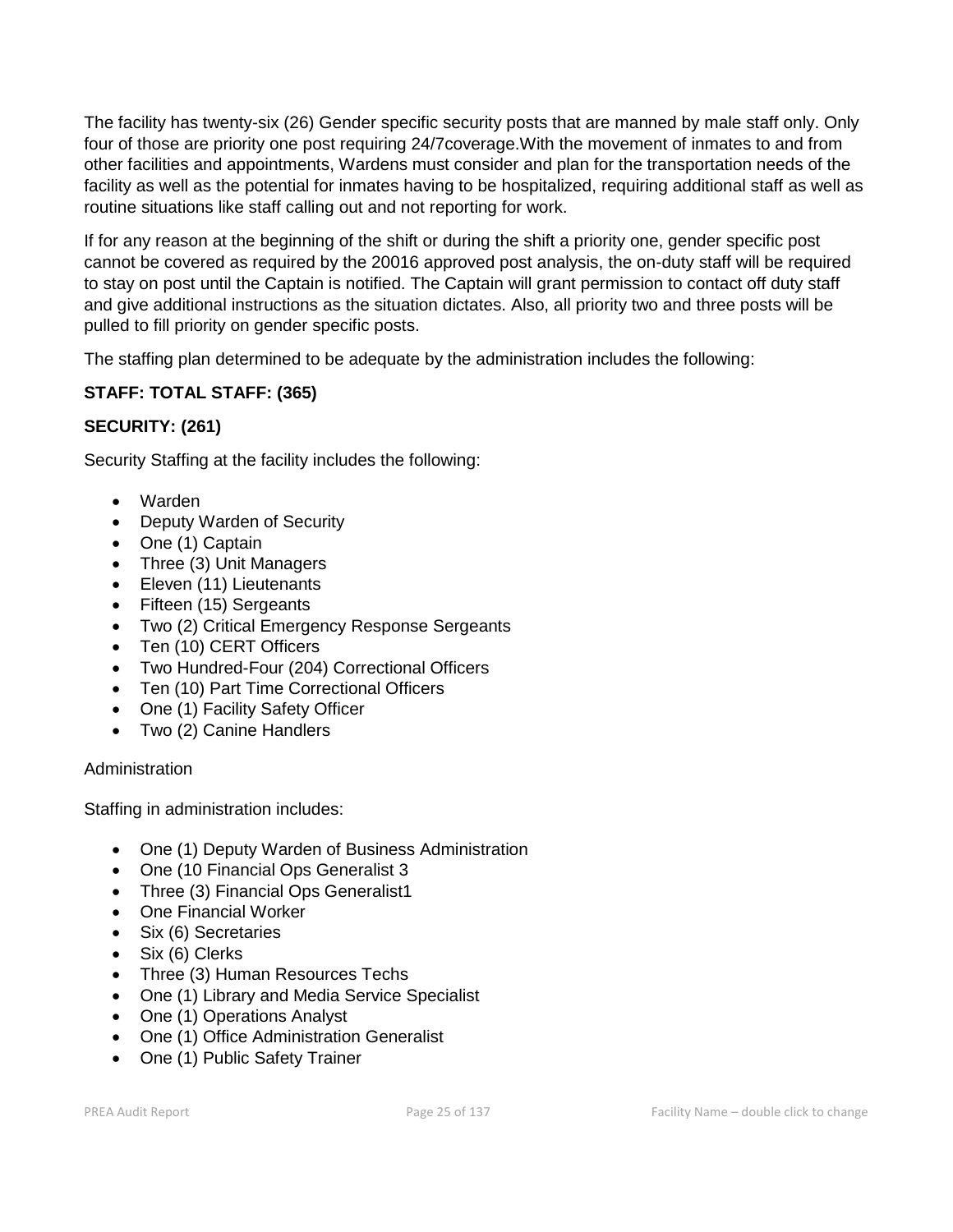The facility has twenty-six (26) Gender specific security posts that are manned by male staff only. Only four of those are priority one post requiring 24/7coverage.With the movement of inmates to and from other facilities and appointments, Wardens must consider and plan for the transportation needs of the facility as well as the potential for inmates having to be hospitalized, requiring additional staff as well as routine situations like staff calling out and not reporting for work.

If for any reason at the beginning of the shift or during the shift a priority one, gender specific post cannot be covered as required by the 20016 approved post analysis, the on-duty staff will be required to stay on post until the Captain is notified. The Captain will grant permission to contact off duty staff and give additional instructions as the situation dictates. Also, all priority two and three posts will be pulled to fill priority on gender specific posts.

The staffing plan determined to be adequate by the administration includes the following:

**STAFF: TOTAL STAFF: (365)**

**SECURITY: (261)**

Security Staffing at the facility includes the following:

- Warden
- Deputy Warden of Security
- One (1) Captain
- Three (3) Unit Managers
- Eleven (11) Lieutenants
- Fifteen (15) Sergeants
- Two (2) Critical Emergency Response Sergeants
- Ten (10) CERT Officers
- Two Hundred-Four (204) Correctional Officers
- Ten (10) Part Time Correctional Officers
- One (1) Facility Safety Officer
- Two (2) Canine Handlers

Administration

Staffing in administration includes:

- One (1) Deputy Warden of Business Administration
- One (10 Financial Ops Generalist 3
- Three (3) Financial Ops Generalist1
- One Financial Worker
- Six (6) Secretaries
- Six (6) Clerks
- Three (3) Human Resources Techs
- One (1) Library and Media Service Specialist
- One (1) Operations Analyst
- One (1) Office Administration Generalist
- One (1) Public Safety Trainer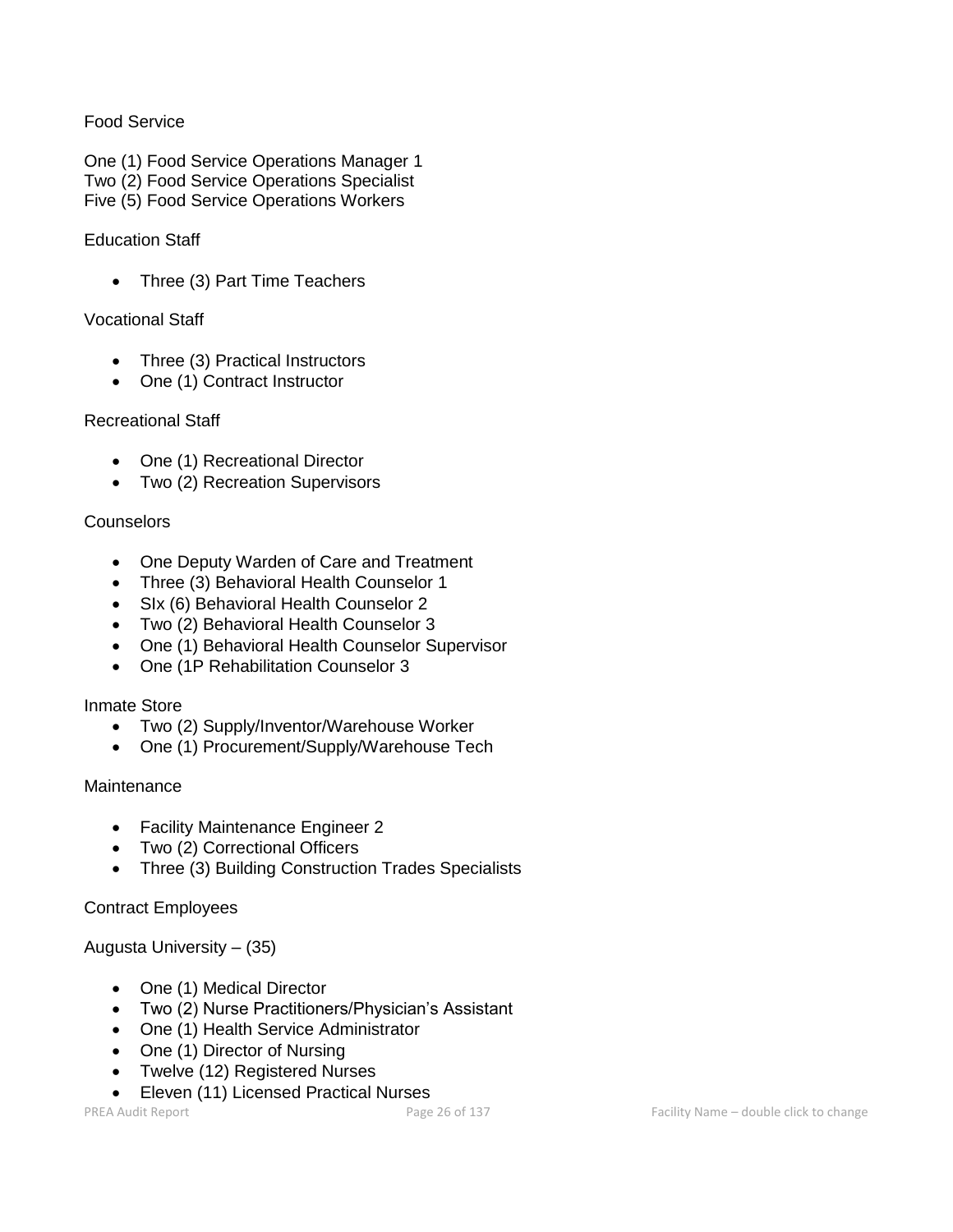Food Service

One (1) Food Service Operations Manager 1
Two (2) Food Service Operations Specialist
Five (5) Food Service Operations Workers

Education Staff

- Three (3) Part Time Teachers

Vocational Staff

- Three (3) Practical Instructors
- One (1) Contract Instructor

Recreational Staff

- One (1) Recreational Director
- Two (2) Recreation Supervisors

Counselors

- One Deputy Warden of Care and Treatment
- Three (3) Behavioral Health Counselor 1
- SIx (6) Behavioral Health Counselor 2
- Two (2) Behavioral Health Counselor 3
- One (1) Behavioral Health Counselor Supervisor
- One (1P Rehabilitation Counselor 3

Inmate Store

- Two (2) Supply/Inventor/Warehouse Worker
- One (1) Procurement/Supply/Warehouse Tech

Maintenance

- Facility Maintenance Engineer 2
- Two (2) Correctional Officers
- Three (3) Building Construction Trades Specialists

Contract Employees

Augusta University – (35)

- One (1) Medical Director
- Two (2) Nurse Practitioners/Physician's Assistant
- One (1) Health Service Administrator
- One (1) Director of Nursing
- Twelve (12) Registered Nurses
- Eleven (11) Licensed Practical Nurses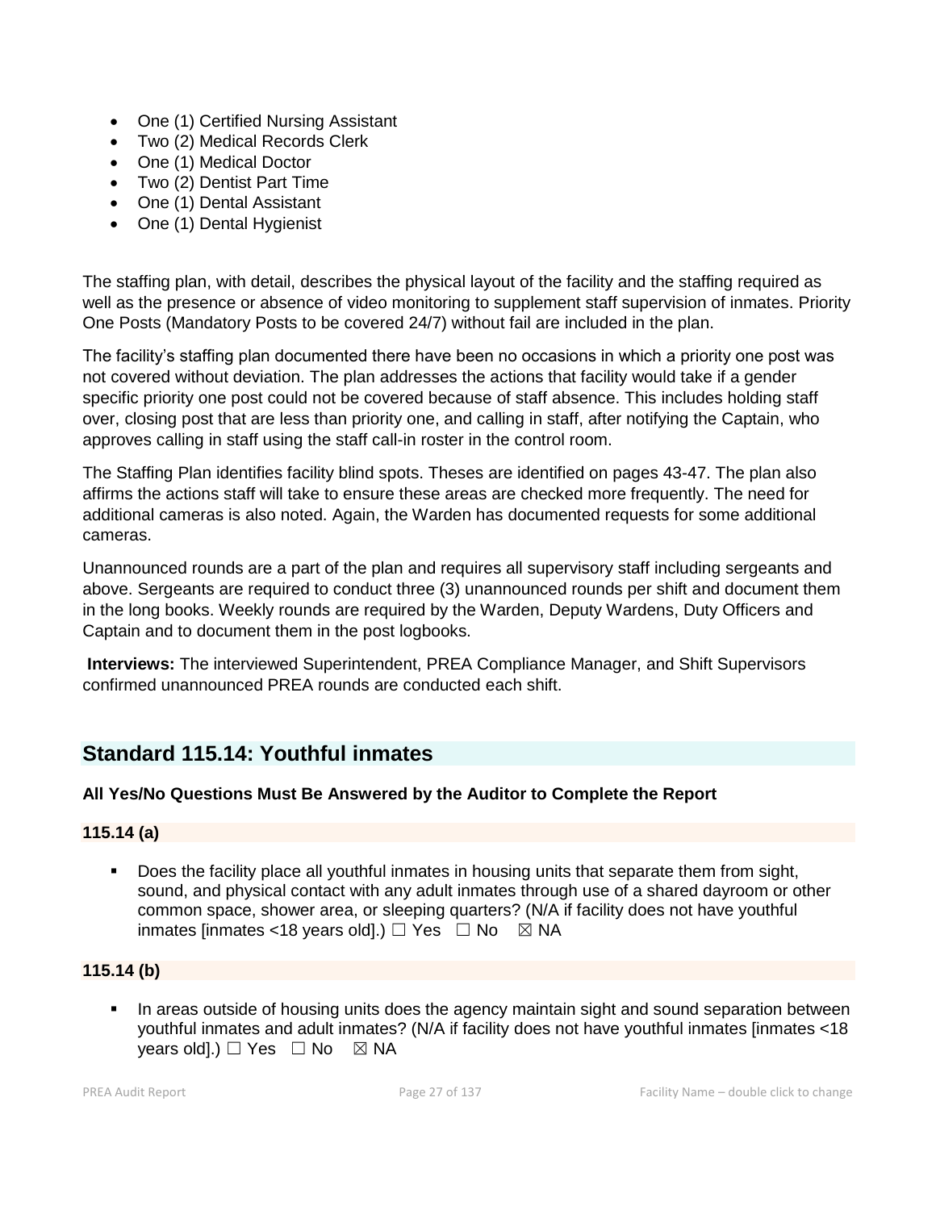- One (1) Certified Nursing Assistant
- Two (2) Medical Records Clerk
- One (1) Medical Doctor
- Two (2) Dentist Part Time
- One (1) Dental Assistant
- One (1) Dental Hygienist

The staffing plan, with detail, describes the physical layout of the facility and the staffing required as well as the presence or absence of video monitoring to supplement staff supervision of inmates. Priority One Posts (Mandatory Posts to be covered 24/7) without fail are included in the plan.

The facility's staffing plan documented there have been no occasions in which a priority one post was not covered without deviation. The plan addresses the actions that facility would take if a gender specific priority one post could not be covered because of staff absence. This includes holding staff over, closing post that are less than priority one, and calling in staff, after notifying the Captain, who approves calling in staff using the staff call-in roster in the control room.

The Staffing Plan identifies facility blind spots. Theses are identified on pages 43-47. The plan also affirms the actions staff will take to ensure these areas are checked more frequently. The need for additional cameras is also noted. Again, the Warden has documented requests for some additional cameras.

Unannounced rounds are a part of the plan and requires all supervisory staff including sergeants and above. Sergeants are required to conduct three (3) unannounced rounds per shift and document them in the long books. Weekly rounds are required by the Warden, Deputy Wardens, Duty Officers and Captain and to document them in the post logbooks.

**Interviews:** The interviewed Superintendent, PREA Compliance Manager, and Shift Supervisors confirmed unannounced PREA rounds are conducted each shift.

## Standard 115.14: Youthful inmates

**All Yes/No Questions Must Be Answered by the Auditor to Complete the Report**

### 115.14 (a)

- Does the facility place all youthful inmates in housing units that separate them from sight, sound, and physical contact with any adult inmates through use of a shared dayroom or other common space, shower area, or sleeping quarters? (N/A if facility does not have youthful inmates [inmates <18 years old].) ☐ Yes ☐ No ☒ NA

### 115.14 (b)

- In areas outside of housing units does the agency maintain sight and sound separation between youthful inmates and adult inmates? (N/A if facility does not have youthful inmates [inmates <18 years old].) ☐ Yes ☐ No ☒ NA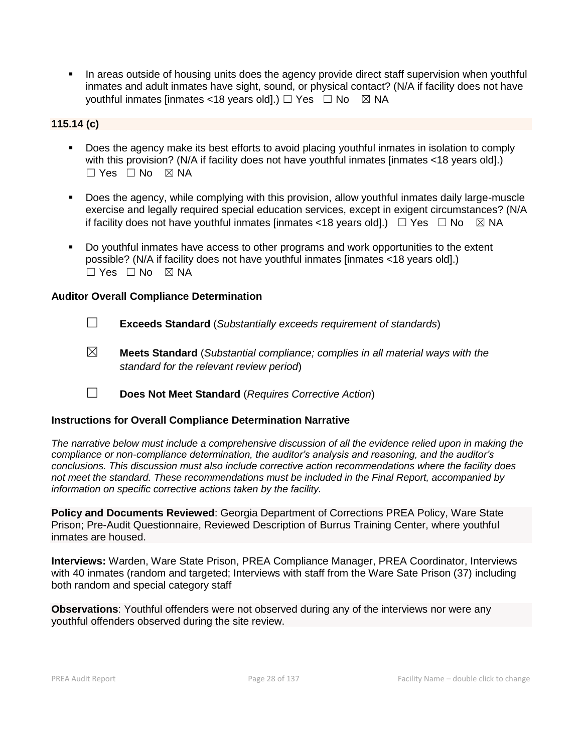- In areas outside of housing units does the agency provide direct staff supervision when youthful inmates and adult inmates have sight, sound, or physical contact? (N/A if facility does not have youthful inmates [inmates <18 years old].) ☐ Yes ☐ No ☒ NA

**115.14 (c)**

- Does the agency make its best efforts to avoid placing youthful inmates in isolation to comply with this provision? (N/A if facility does not have youthful inmates [inmates <18 years old].) ☐ Yes ☐ No ☒ NA

- Does the agency, while complying with this provision, allow youthful inmates daily large-muscle exercise and legally required special education services, except in exigent circumstances? (N/A if facility does not have youthful inmates [inmates <18 years old].) ☐ Yes ☐ No ☒ NA

- Do youthful inmates have access to other programs and work opportunities to the extent possible? (N/A if facility does not have youthful inmates [inmates <18 years old].) ☐ Yes ☐ No ☒ NA

**Auditor Overall Compliance Determination**

☐ **Exceeds Standard** (*Substantially exceeds requirement of standards*)

☒ **Meets Standard** (*Substantial compliance; complies in all material ways with the standard for the relevant review period*)

☐ **Does Not Meet Standard** (*Requires Corrective Action*)

**Instructions for Overall Compliance Determination Narrative**

*The narrative below must include a comprehensive discussion of all the evidence relied upon in making the compliance or non-compliance determination, the auditor's analysis and reasoning, and the auditor's conclusions. This discussion must also include corrective action recommendations where the facility does not meet the standard. These recommendations must be included in the Final Report, accompanied by information on specific corrective actions taken by the facility.*

**Policy and Documents Reviewed**: Georgia Department of Corrections PREA Policy, Ware State Prison; Pre-Audit Questionnaire, Reviewed Description of Burrus Training Center, where youthful inmates are housed.

**Interviews:** Warden, Ware State Prison, PREA Compliance Manager, PREA Coordinator, Interviews with 40 inmates (random and targeted; Interviews with staff from the Ware Sate Prison (37) including both random and special category staff

**Observations**: Youthful offenders were not observed during any of the interviews nor were any youthful offenders observed during the site review.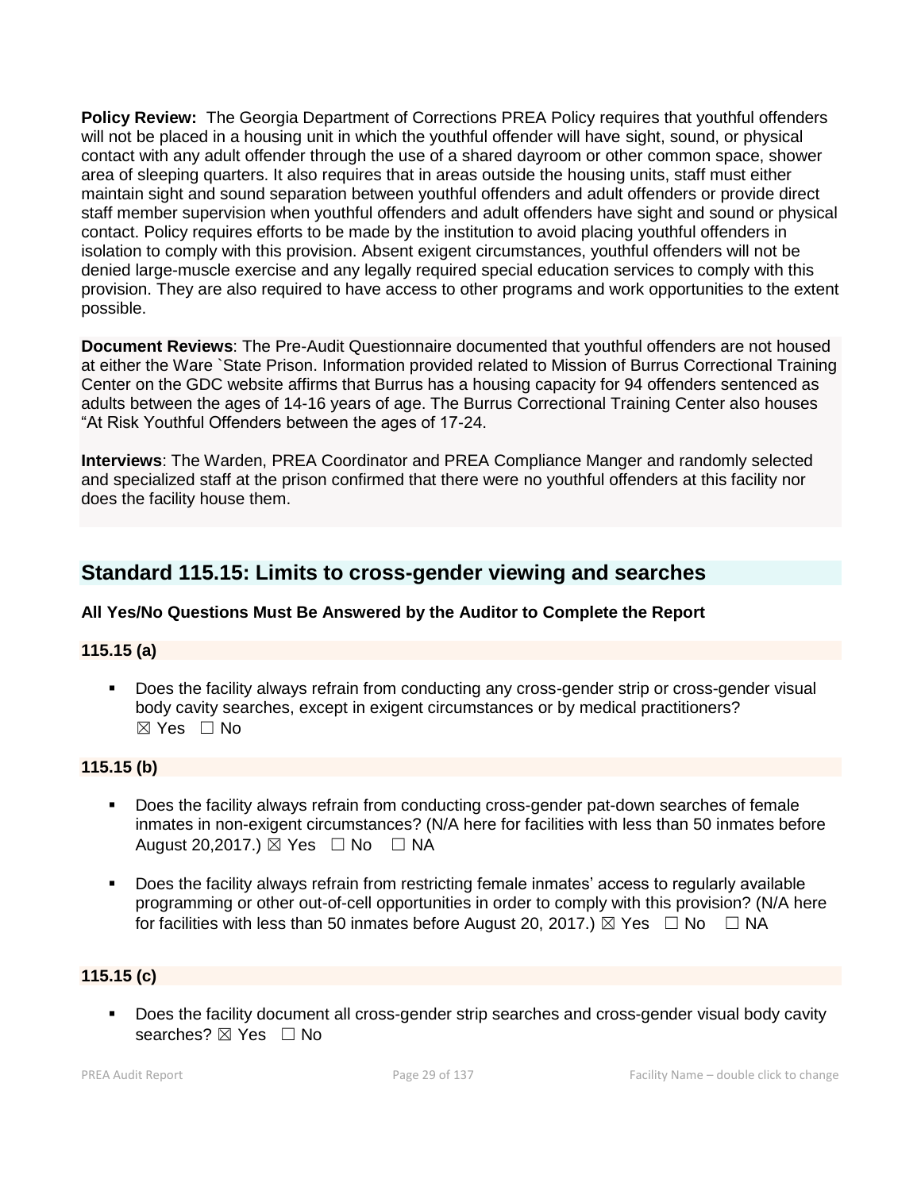**Policy Review:** The Georgia Department of Corrections PREA Policy requires that youthful offenders will not be placed in a housing unit in which the youthful offender will have sight, sound, or physical contact with any adult offender through the use of a shared dayroom or other common space, shower area of sleeping quarters. It also requires that in areas outside the housing units, staff must either maintain sight and sound separation between youthful offenders and adult offenders or provide direct staff member supervision when youthful offenders and adult offenders have sight and sound or physical contact. Policy requires efforts to be made by the institution to avoid placing youthful offenders in isolation to comply with this provision. Absent exigent circumstances, youthful offenders will not be denied large-muscle exercise and any legally required special education services to comply with this provision. They are also required to have access to other programs and work opportunities to the extent possible.

**Document Reviews**: The Pre-Audit Questionnaire documented that youthful offenders are not housed at either the Ware `State Prison. Information provided related to Mission of Burrus Correctional Training Center on the GDC website affirms that Burrus has a housing capacity for 94 offenders sentenced as adults between the ages of 14-16 years of age. The Burrus Correctional Training Center also houses "At Risk Youthful Offenders between the ages of 17-24.

**Interviews**: The Warden, PREA Coordinator and PREA Compliance Manger and randomly selected and specialized staff at the prison confirmed that there were no youthful offenders at this facility nor does the facility house them.

## Standard 115.15: Limits to cross-gender viewing and searches

**All Yes/No Questions Must Be Answered by the Auditor to Complete the Report**

**115.15 (a)**

- Does the facility always refrain from conducting any cross-gender strip or cross-gender visual body cavity searches, except in exigent circumstances or by medical practitioners? ☒ Yes ☐ No

**115.15 (b)**

- Does the facility always refrain from conducting cross-gender pat-down searches of female inmates in non-exigent circumstances? (N/A here for facilities with less than 50 inmates before August 20,2017.) ☒ Yes ☐ No ☐ NA

- Does the facility always refrain from restricting female inmates' access to regularly available programming or other out-of-cell opportunities in order to comply with this provision? (N/A here for facilities with less than 50 inmates before August 20, 2017.) ☒ Yes ☐ No ☐ NA

**115.15 (c)**

- Does the facility document all cross-gender strip searches and cross-gender visual body cavity searches? ☒ Yes ☐ No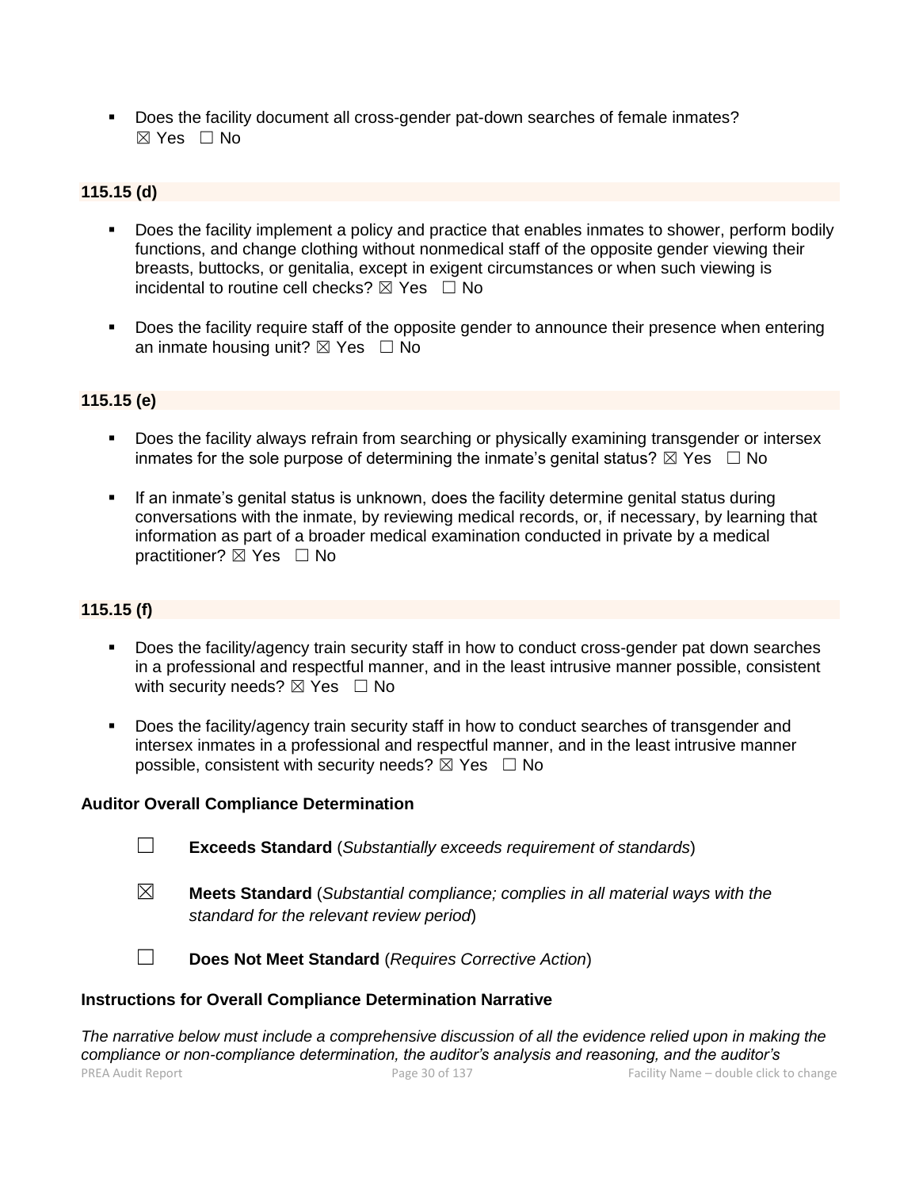- Does the facility document all cross-gender pat-down searches of female inmates? ☒ Yes ☐ No

**115.15 (d)**

- Does the facility implement a policy and practice that enables inmates to shower, perform bodily functions, and change clothing without nonmedical staff of the opposite gender viewing their breasts, buttocks, or genitalia, except in exigent circumstances or when such viewing is incidental to routine cell checks? ☒ Yes ☐ No

- Does the facility require staff of the opposite gender to announce their presence when entering an inmate housing unit? ☒ Yes ☐ No

**115.15 (e)**

- Does the facility always refrain from searching or physically examining transgender or intersex inmates for the sole purpose of determining the inmate's genital status? ☒ Yes ☐ No

- If an inmate's genital status is unknown, does the facility determine genital status during conversations with the inmate, by reviewing medical records, or, if necessary, by learning that information as part of a broader medical examination conducted in private by a medical practitioner? ☒ Yes ☐ No

**115.15 (f)**

- Does the facility/agency train security staff in how to conduct cross-gender pat down searches in a professional and respectful manner, and in the least intrusive manner possible, consistent with security needs? ☒ Yes ☐ No

- Does the facility/agency train security staff in how to conduct searches of transgender and intersex inmates in a professional and respectful manner, and in the least intrusive manner possible, consistent with security needs? ☒ Yes ☐ No

**Auditor Overall Compliance Determination**

☐ **Exceeds Standard** (*Substantially exceeds requirement of standards*)

☒ **Meets Standard** (*Substantial compliance; complies in all material ways with the standard for the relevant review period*)

☐ **Does Not Meet Standard** (*Requires Corrective Action*)

**Instructions for Overall Compliance Determination Narrative**

*The narrative below must include a comprehensive discussion of all the evidence relied upon in making the compliance or non-compliance determination, the auditor's analysis and reasoning, and the auditor's*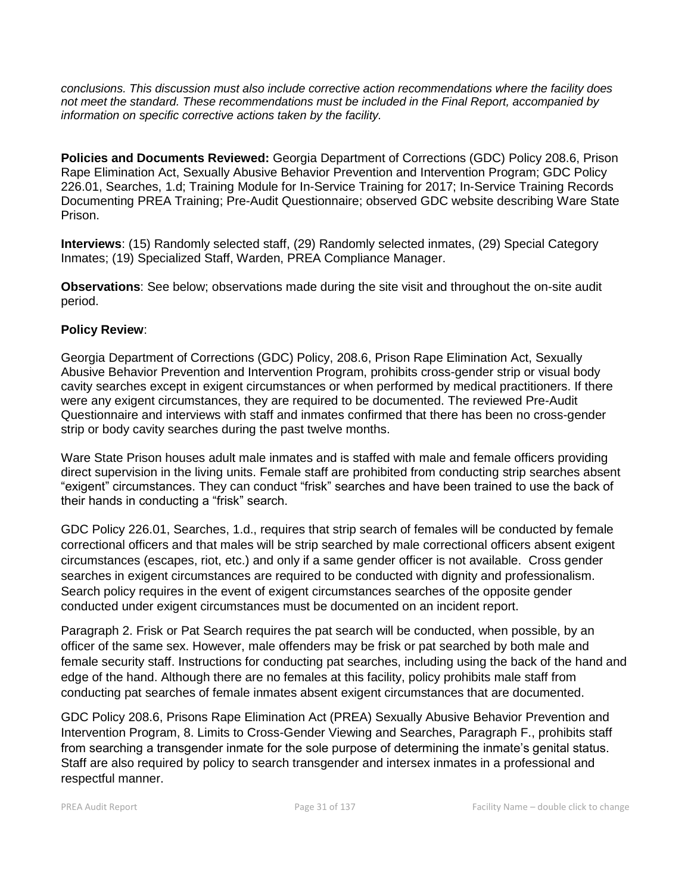*conclusions. This discussion must also include corrective action recommendations where the facility does not meet the standard. These recommendations must be included in the Final Report, accompanied by information on specific corrective actions taken by the facility.*

**Policies and Documents Reviewed:** Georgia Department of Corrections (GDC) Policy 208.6, Prison Rape Elimination Act, Sexually Abusive Behavior Prevention and Intervention Program; GDC Policy 226.01, Searches, 1.d; Training Module for In-Service Training for 2017; In-Service Training Records Documenting PREA Training; Pre-Audit Questionnaire; observed GDC website describing Ware State Prison.

**Interviews**: (15) Randomly selected staff, (29) Randomly selected inmates, (29) Special Category Inmates; (19) Specialized Staff, Warden, PREA Compliance Manager.

**Observations**: See below; observations made during the site visit and throughout the on-site audit period.

**Policy Review**:

Georgia Department of Corrections (GDC) Policy, 208.6, Prison Rape Elimination Act, Sexually Abusive Behavior Prevention and Intervention Program, prohibits cross-gender strip or visual body cavity searches except in exigent circumstances or when performed by medical practitioners. If there were any exigent circumstances, they are required to be documented. The reviewed Pre-Audit Questionnaire and interviews with staff and inmates confirmed that there has been no cross-gender strip or body cavity searches during the past twelve months.

Ware State Prison houses adult male inmates and is staffed with male and female officers providing direct supervision in the living units. Female staff are prohibited from conducting strip searches absent "exigent" circumstances. They can conduct "frisk" searches and have been trained to use the back of their hands in conducting a "frisk" search.

GDC Policy 226.01, Searches, 1.d., requires that strip search of females will be conducted by female correctional officers and that males will be strip searched by male correctional officers absent exigent circumstances (escapes, riot, etc.) and only if a same gender officer is not available. Cross gender searches in exigent circumstances are required to be conducted with dignity and professionalism. Search policy requires in the event of exigent circumstances searches of the opposite gender conducted under exigent circumstances must be documented on an incident report.

Paragraph 2. Frisk or Pat Search requires the pat search will be conducted, when possible, by an officer of the same sex. However, male offenders may be frisk or pat searched by both male and female security staff. Instructions for conducting pat searches, including using the back of the hand and edge of the hand. Although there are no females at this facility, policy prohibits male staff from conducting pat searches of female inmates absent exigent circumstances that are documented.

GDC Policy 208.6, Prisons Rape Elimination Act (PREA) Sexually Abusive Behavior Prevention and Intervention Program, 8. Limits to Cross-Gender Viewing and Searches, Paragraph F., prohibits staff from searching a transgender inmate for the sole purpose of determining the inmate's genital status. Staff are also required by policy to search transgender and intersex inmates in a professional and respectful manner.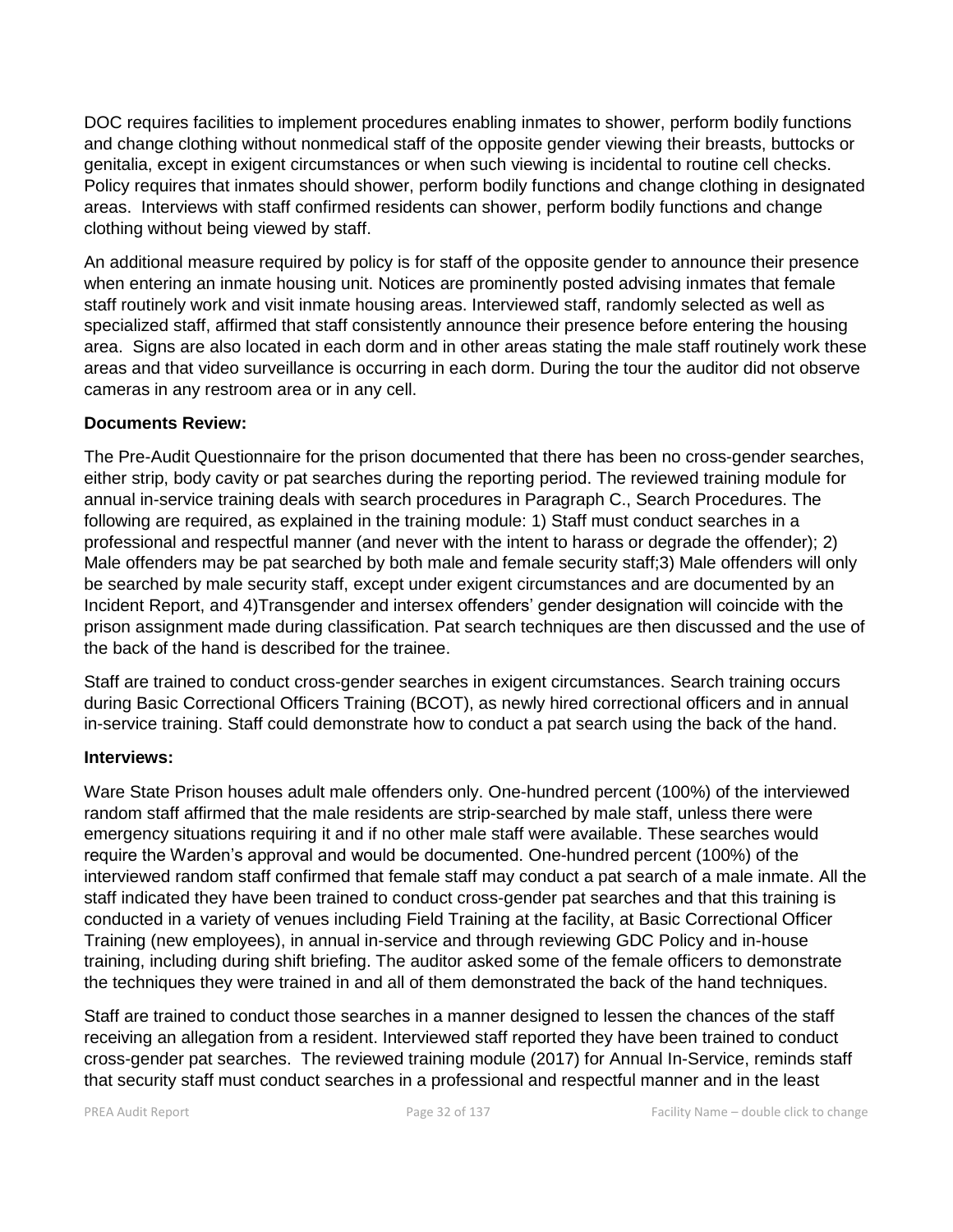DOC requires facilities to implement procedures enabling inmates to shower, perform bodily functions and change clothing without nonmedical staff of the opposite gender viewing their breasts, buttocks or genitalia, except in exigent circumstances or when such viewing is incidental to routine cell checks. Policy requires that inmates should shower, perform bodily functions and change clothing in designated areas. Interviews with staff confirmed residents can shower, perform bodily functions and change clothing without being viewed by staff.

An additional measure required by policy is for staff of the opposite gender to announce their presence when entering an inmate housing unit. Notices are prominently posted advising inmates that female staff routinely work and visit inmate housing areas. Interviewed staff, randomly selected as well as specialized staff, affirmed that staff consistently announce their presence before entering the housing area. Signs are also located in each dorm and in other areas stating the male staff routinely work these areas and that video surveillance is occurring in each dorm. During the tour the auditor did not observe cameras in any restroom area or in any cell.

**Documents Review:**

The Pre-Audit Questionnaire for the prison documented that there has been no cross-gender searches, either strip, body cavity or pat searches during the reporting period. The reviewed training module for annual in-service training deals with search procedures in Paragraph C., Search Procedures. The following are required, as explained in the training module: 1) Staff must conduct searches in a professional and respectful manner (and never with the intent to harass or degrade the offender); 2) Male offenders may be pat searched by both male and female security staff;3) Male offenders will only be searched by male security staff, except under exigent circumstances and are documented by an Incident Report, and 4)Transgender and intersex offenders' gender designation will coincide with the prison assignment made during classification. Pat search techniques are then discussed and the use of the back of the hand is described for the trainee.

Staff are trained to conduct cross-gender searches in exigent circumstances. Search training occurs during Basic Correctional Officers Training (BCOT), as newly hired correctional officers and in annual in-service training. Staff could demonstrate how to conduct a pat search using the back of the hand.

**Interviews:**

Ware State Prison houses adult male offenders only. One-hundred percent (100%) of the interviewed random staff affirmed that the male residents are strip-searched by male staff, unless there were emergency situations requiring it and if no other male staff were available. These searches would require the Warden's approval and would be documented. One-hundred percent (100%) of the interviewed random staff confirmed that female staff may conduct a pat search of a male inmate. All the staff indicated they have been trained to conduct cross-gender pat searches and that this training is conducted in a variety of venues including Field Training at the facility, at Basic Correctional Officer Training (new employees), in annual in-service and through reviewing GDC Policy and in-house training, including during shift briefing. The auditor asked some of the female officers to demonstrate the techniques they were trained in and all of them demonstrated the back of the hand techniques.

Staff are trained to conduct those searches in a manner designed to lessen the chances of the staff receiving an allegation from a resident. Interviewed staff reported they have been trained to conduct cross-gender pat searches. The reviewed training module (2017) for Annual In-Service, reminds staff that security staff must conduct searches in a professional and respectful manner and in the least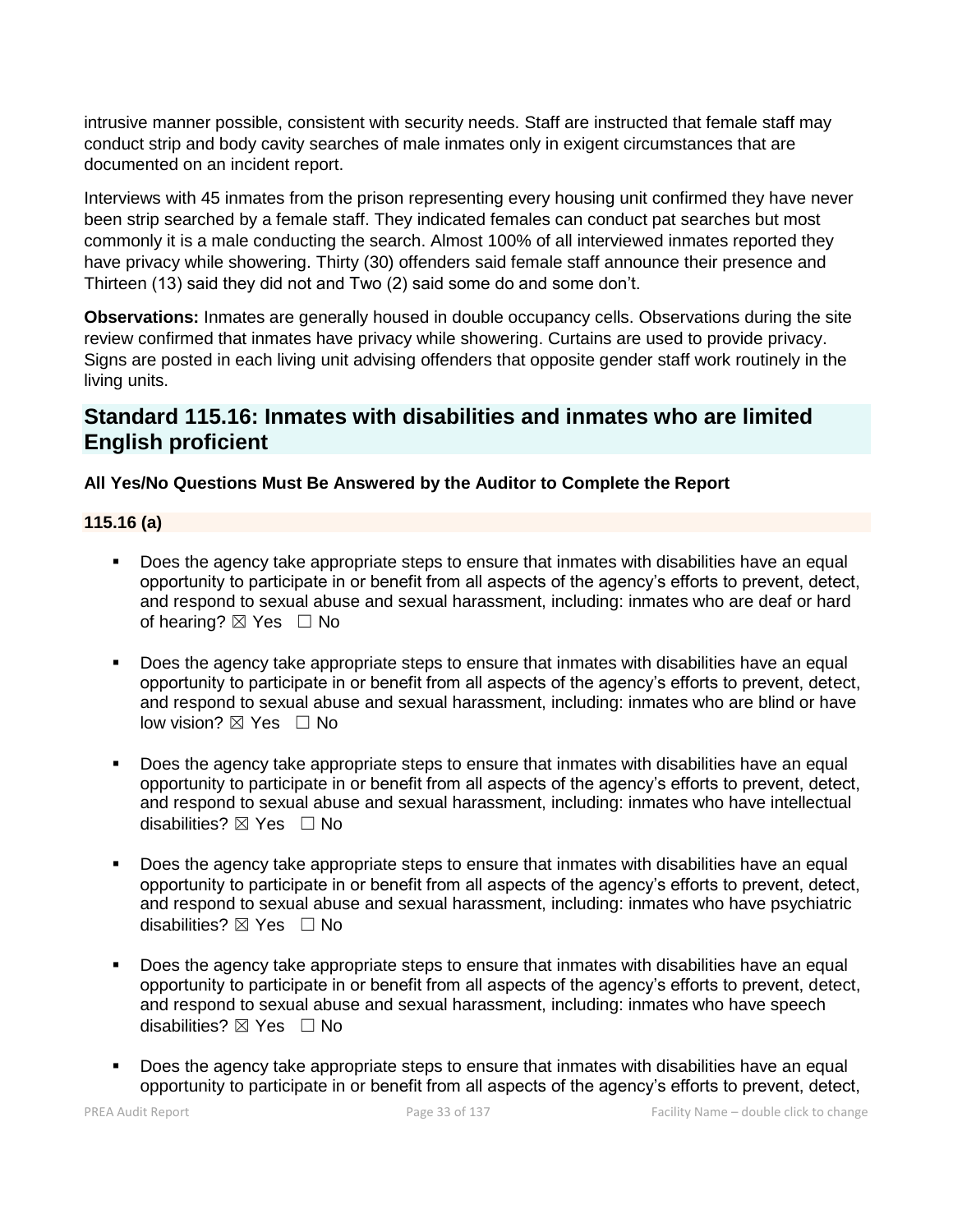intrusive manner possible, consistent with security needs. Staff are instructed that female staff may conduct strip and body cavity searches of male inmates only in exigent circumstances that are documented on an incident report.

Interviews with 45 inmates from the prison representing every housing unit confirmed they have never been strip searched by a female staff. They indicated females can conduct pat searches but most commonly it is a male conducting the search. Almost 100% of all interviewed inmates reported they have privacy while showering. Thirty (30) offenders said female staff announce their presence and Thirteen (13) said they did not and Two (2) said some do and some don't.

**Observations:** Inmates are generally housed in double occupancy cells. Observations during the site review confirmed that inmates have privacy while showering. Curtains are used to provide privacy. Signs are posted in each living unit advising offenders that opposite gender staff work routinely in the living units.

## Standard 115.16: Inmates with disabilities and inmates who are limited English proficient

**All Yes/No Questions Must Be Answered by the Auditor to Complete the Report**

**115.16 (a)**

- Does the agency take appropriate steps to ensure that inmates with disabilities have an equal opportunity to participate in or benefit from all aspects of the agency's efforts to prevent, detect, and respond to sexual abuse and sexual harassment, including: inmates who are deaf or hard of hearing? ☒ Yes ☐ No

- Does the agency take appropriate steps to ensure that inmates with disabilities have an equal opportunity to participate in or benefit from all aspects of the agency's efforts to prevent, detect, and respond to sexual abuse and sexual harassment, including: inmates who are blind or have low vision? ☒ Yes ☐ No

- Does the agency take appropriate steps to ensure that inmates with disabilities have an equal opportunity to participate in or benefit from all aspects of the agency's efforts to prevent, detect, and respond to sexual abuse and sexual harassment, including: inmates who have intellectual disabilities? ☒ Yes ☐ No

- Does the agency take appropriate steps to ensure that inmates with disabilities have an equal opportunity to participate in or benefit from all aspects of the agency's efforts to prevent, detect, and respond to sexual abuse and sexual harassment, including: inmates who have psychiatric disabilities? ☒ Yes ☐ No

- Does the agency take appropriate steps to ensure that inmates with disabilities have an equal opportunity to participate in or benefit from all aspects of the agency's efforts to prevent, detect, and respond to sexual abuse and sexual harassment, including: inmates who have speech disabilities? ☒ Yes ☐ No

- Does the agency take appropriate steps to ensure that inmates with disabilities have an equal opportunity to participate in or benefit from all aspects of the agency's efforts to prevent, detect,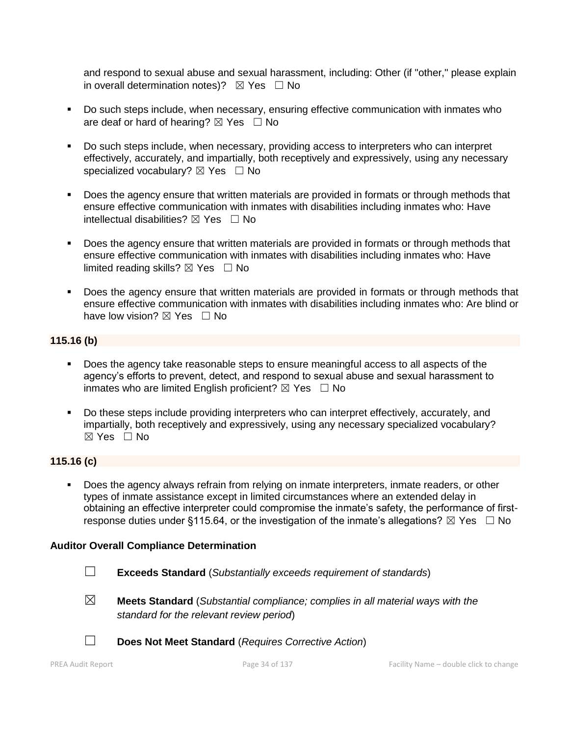and respond to sexual abuse and sexual harassment, including: Other (if "other," please explain in overall determination notes)? ☒ Yes ☐ No

- Do such steps include, when necessary, ensuring effective communication with inmates who are deaf or hard of hearing? ☒ Yes ☐ No
- Do such steps include, when necessary, providing access to interpreters who can interpret effectively, accurately, and impartially, both receptively and expressively, using any necessary specialized vocabulary? ☒ Yes ☐ No
- Does the agency ensure that written materials are provided in formats or through methods that ensure effective communication with inmates with disabilities including inmates who: Have intellectual disabilities? ☒ Yes ☐ No
- Does the agency ensure that written materials are provided in formats or through methods that ensure effective communication with inmates with disabilities including inmates who: Have limited reading skills? ☒ Yes ☐ No
- Does the agency ensure that written materials are provided in formats or through methods that ensure effective communication with inmates with disabilities including inmates who: Are blind or have low vision? ☒ Yes ☐ No

**115.16 (b)**

- Does the agency take reasonable steps to ensure meaningful access to all aspects of the agency's efforts to prevent, detect, and respond to sexual abuse and sexual harassment to inmates who are limited English proficient? ☒ Yes ☐ No
- Do these steps include providing interpreters who can interpret effectively, accurately, and impartially, both receptively and expressively, using any necessary specialized vocabulary? ☒ Yes ☐ No

**115.16 (c)**

- Does the agency always refrain from relying on inmate interpreters, inmate readers, or other types of inmate assistance except in limited circumstances where an extended delay in obtaining an effective interpreter could compromise the inmate's safety, the performance of first-response duties under §115.64, or the investigation of the inmate's allegations? ☒ Yes ☐ No

**Auditor Overall Compliance Determination**

☐ **Exceeds Standard** (*Substantially exceeds requirement of standards*)

☒ **Meets Standard** (*Substantial compliance; complies in all material ways with the standard for the relevant review period*)

☐ **Does Not Meet Standard** (*Requires Corrective Action*)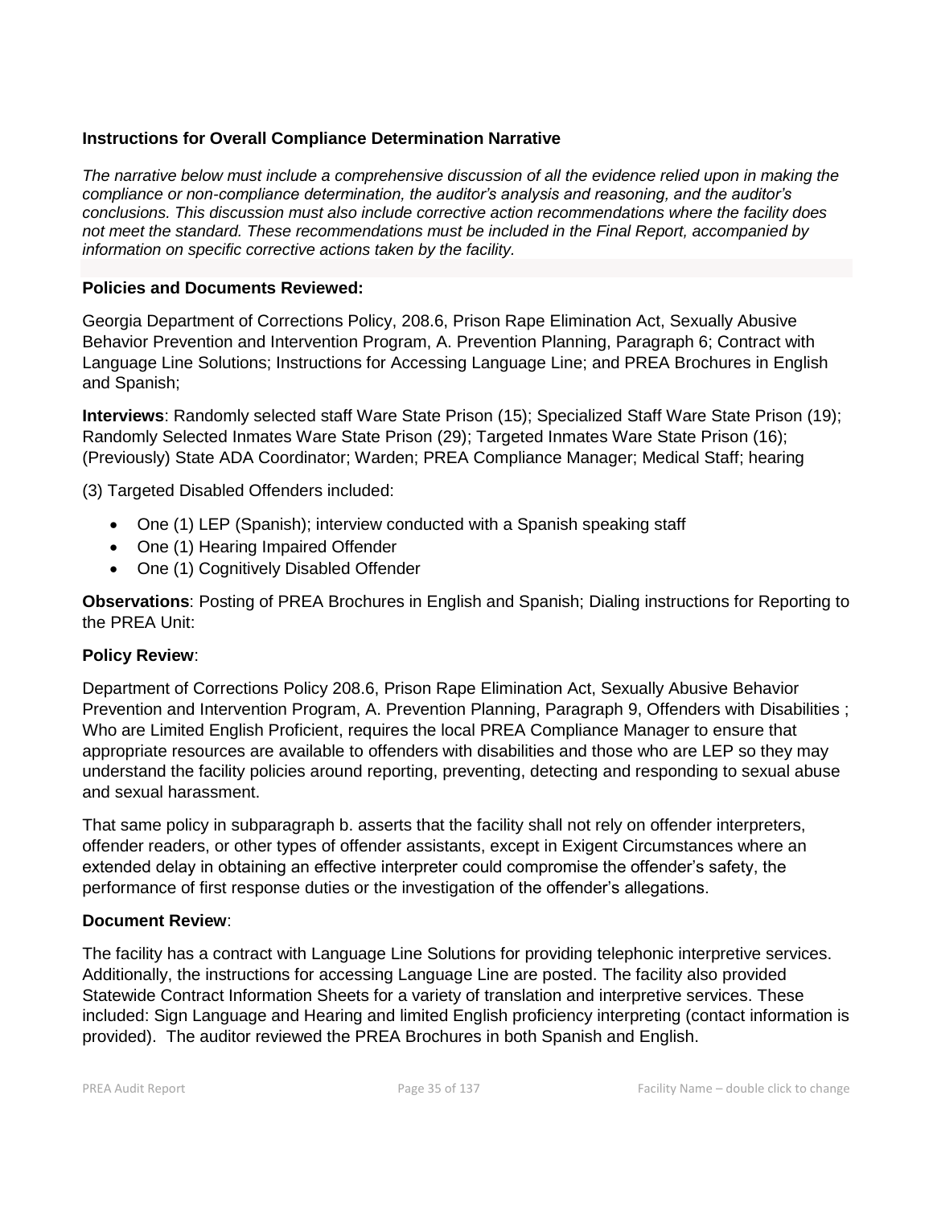### Instructions for Overall Compliance Determination Narrative

*The narrative below must include a comprehensive discussion of all the evidence relied upon in making the compliance or non-compliance determination, the auditor's analysis and reasoning, and the auditor's conclusions. This discussion must also include corrective action recommendations where the facility does not meet the standard. These recommendations must be included in the Final Report, accompanied by information on specific corrective actions taken by the facility.*

**Policies and Documents Reviewed:**

Georgia Department of Corrections Policy, 208.6, Prison Rape Elimination Act, Sexually Abusive Behavior Prevention and Intervention Program, A. Prevention Planning, Paragraph 6; Contract with Language Line Solutions; Instructions for Accessing Language Line; and PREA Brochures in English and Spanish;

**Interviews**: Randomly selected staff Ware State Prison (15); Specialized Staff Ware State Prison (19); Randomly Selected Inmates Ware State Prison (29); Targeted Inmates Ware State Prison (16); (Previously) State ADA Coordinator; Warden; PREA Compliance Manager; Medical Staff; hearing

(3) Targeted Disabled Offenders included:

- One (1) LEP (Spanish); interview conducted with a Spanish speaking staff
- One (1) Hearing Impaired Offender
- One (1) Cognitively Disabled Offender

**Observations**: Posting of PREA Brochures in English and Spanish; Dialing instructions for Reporting to the PREA Unit:

**Policy Review**:

Department of Corrections Policy 208.6, Prison Rape Elimination Act, Sexually Abusive Behavior Prevention and Intervention Program, A. Prevention Planning, Paragraph 9, Offenders with Disabilities ; Who are Limited English Proficient, requires the local PREA Compliance Manager to ensure that appropriate resources are available to offenders with disabilities and those who are LEP so they may understand the facility policies around reporting, preventing, detecting and responding to sexual abuse and sexual harassment.

That same policy in subparagraph b. asserts that the facility shall not rely on offender interpreters, offender readers, or other types of offender assistants, except in Exigent Circumstances where an extended delay in obtaining an effective interpreter could compromise the offender's safety, the performance of first response duties or the investigation of the offender's allegations.

**Document Review**:

The facility has a contract with Language Line Solutions for providing telephonic interpretive services. Additionally, the instructions for accessing Language Line are posted. The facility also provided Statewide Contract Information Sheets for a variety of translation and interpretive services. These included: Sign Language and Hearing and limited English proficiency interpreting (contact information is provided). The auditor reviewed the PREA Brochures in both Spanish and English.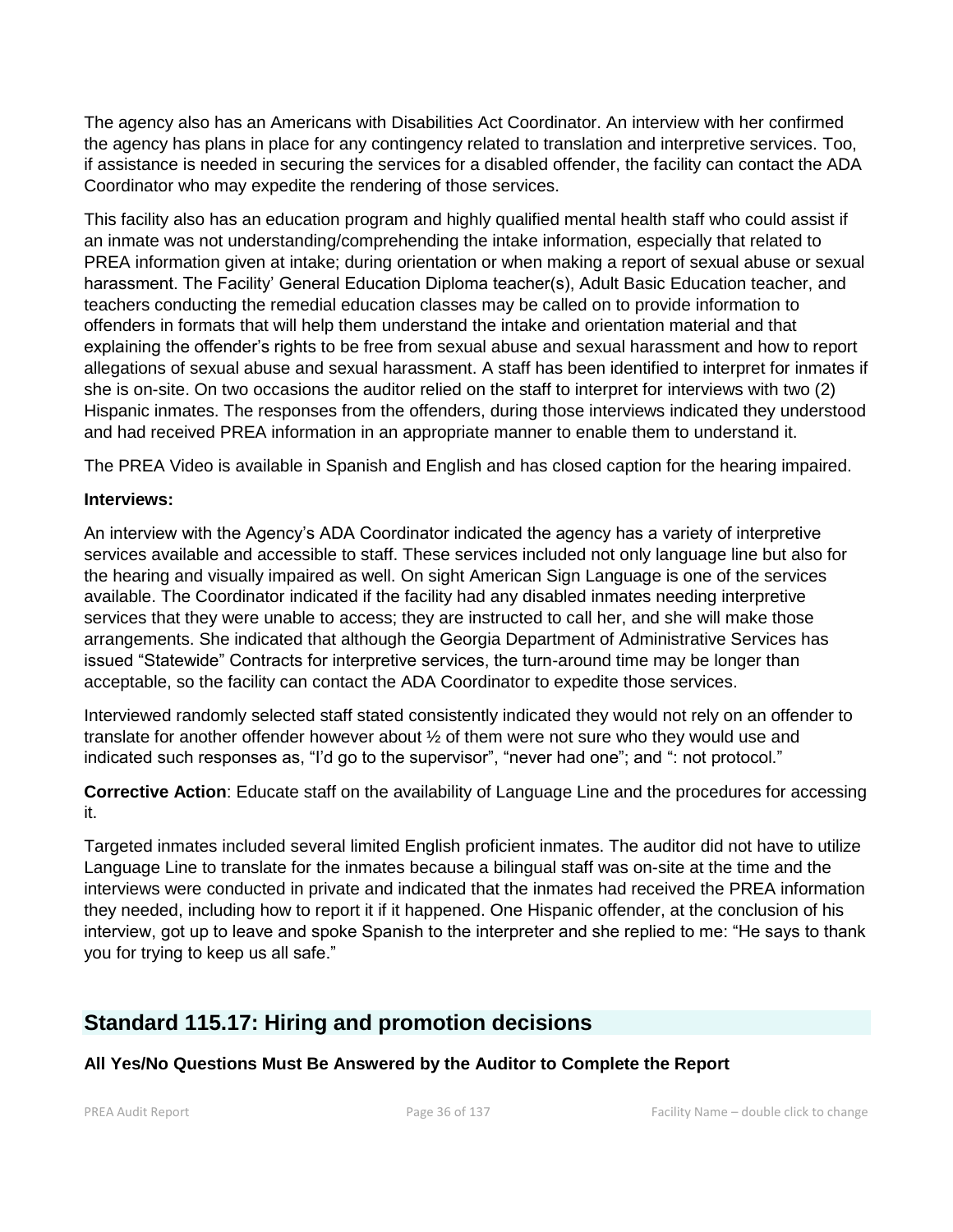The agency also has an Americans with Disabilities Act Coordinator. An interview with her confirmed the agency has plans in place for any contingency related to translation and interpretive services. Too, if assistance is needed in securing the services for a disabled offender, the facility can contact the ADA Coordinator who may expedite the rendering of those services.

This facility also has an education program and highly qualified mental health staff who could assist if an inmate was not understanding/comprehending the intake information, especially that related to PREA information given at intake; during orientation or when making a report of sexual abuse or sexual harassment. The Facility' General Education Diploma teacher(s), Adult Basic Education teacher, and teachers conducting the remedial education classes may be called on to provide information to offenders in formats that will help them understand the intake and orientation material and that explaining the offender's rights to be free from sexual abuse and sexual harassment and how to report allegations of sexual abuse and sexual harassment. A staff has been identified to interpret for inmates if she is on-site. On two occasions the auditor relied on the staff to interpret for interviews with two (2) Hispanic inmates. The responses from the offenders, during those interviews indicated they understood and had received PREA information in an appropriate manner to enable them to understand it.

The PREA Video is available in Spanish and English and has closed caption for the hearing impaired.

**Interviews:**

An interview with the Agency's ADA Coordinator indicated the agency has a variety of interpretive services available and accessible to staff. These services included not only language line but also for the hearing and visually impaired as well. On sight American Sign Language is one of the services available. The Coordinator indicated if the facility had any disabled inmates needing interpretive services that they were unable to access; they are instructed to call her, and she will make those arrangements. She indicated that although the Georgia Department of Administrative Services has issued "Statewide" Contracts for interpretive services, the turn-around time may be longer than acceptable, so the facility can contact the ADA Coordinator to expedite those services.

Interviewed randomly selected staff stated consistently indicated they would not rely on an offender to translate for another offender however about ½ of them were not sure who they would use and indicated such responses as, "I'd go to the supervisor", "never had one"; and ": not protocol."

**Corrective Action**: Educate staff on the availability of Language Line and the procedures for accessing it.

Targeted inmates included several limited English proficient inmates. The auditor did not have to utilize Language Line to translate for the inmates because a bilingual staff was on-site at the time and the interviews were conducted in private and indicated that the inmates had received the PREA information they needed, including how to report it if it happened. One Hispanic offender, at the conclusion of his interview, got up to leave and spoke Spanish to the interpreter and she replied to me: "He says to thank you for trying to keep us all safe."

## Standard 115.17: Hiring and promotion decisions

**All Yes/No Questions Must Be Answered by the Auditor to Complete the Report**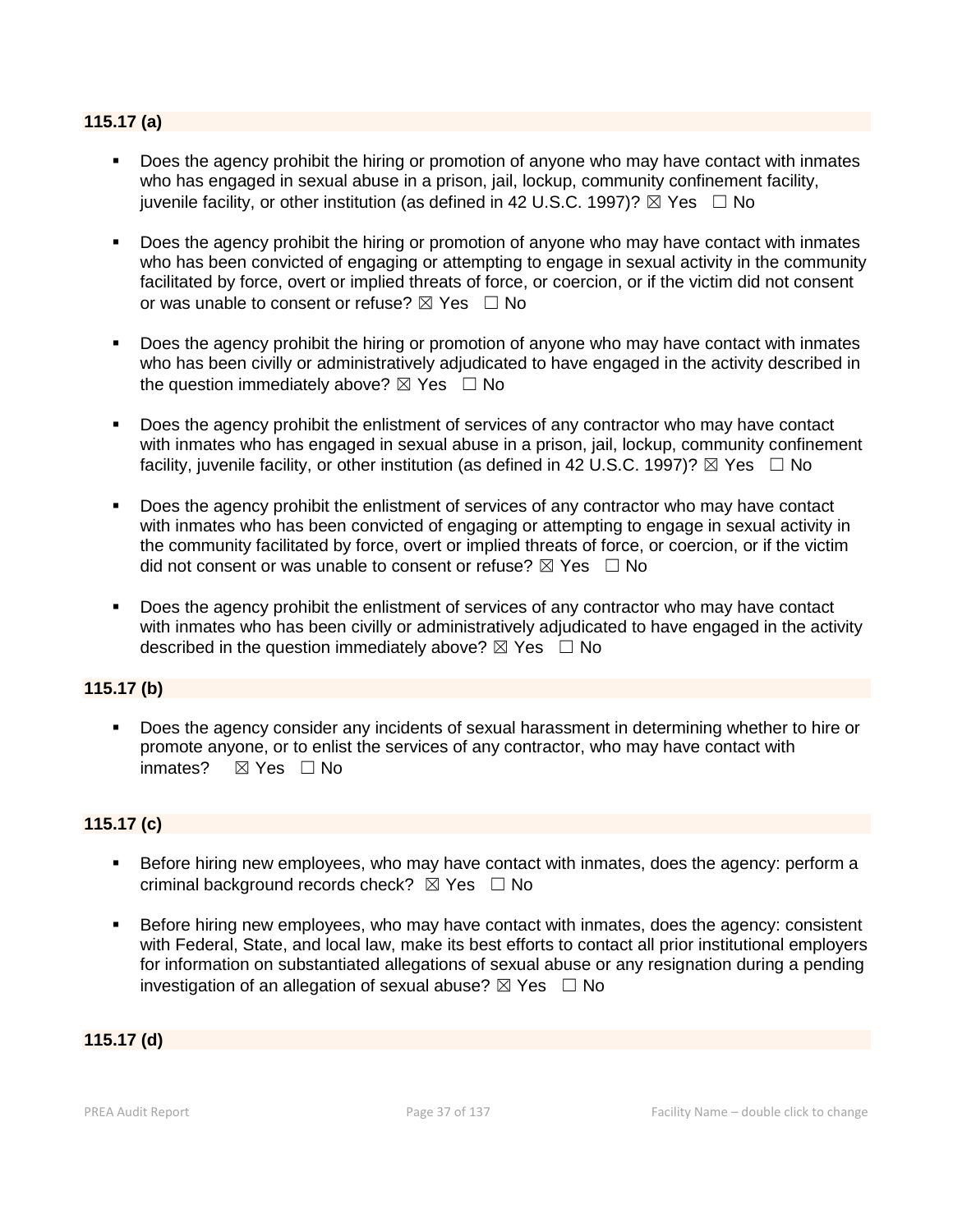**115.17 (a)**

- Does the agency prohibit the hiring or promotion of anyone who may have contact with inmates who has engaged in sexual abuse in a prison, jail, lockup, community confinement facility, juvenile facility, or other institution (as defined in 42 U.S.C. 1997)? ☒ Yes ☐ No

- Does the agency prohibit the hiring or promotion of anyone who may have contact with inmates who has been convicted of engaging or attempting to engage in sexual activity in the community facilitated by force, overt or implied threats of force, or coercion, or if the victim did not consent or was unable to consent or refuse? ☒ Yes ☐ No

- Does the agency prohibit the hiring or promotion of anyone who may have contact with inmates who has been civilly or administratively adjudicated to have engaged in the activity described in the question immediately above? ☒ Yes ☐ No

- Does the agency prohibit the enlistment of services of any contractor who may have contact with inmates who has engaged in sexual abuse in a prison, jail, lockup, community confinement facility, juvenile facility, or other institution (as defined in 42 U.S.C. 1997)? ☒ Yes ☐ No

- Does the agency prohibit the enlistment of services of any contractor who may have contact with inmates who has been convicted of engaging or attempting to engage in sexual activity in the community facilitated by force, overt or implied threats of force, or coercion, or if the victim did not consent or was unable to consent or refuse? ☒ Yes ☐ No

- Does the agency prohibit the enlistment of services of any contractor who may have contact with inmates who has been civilly or administratively adjudicated to have engaged in the activity described in the question immediately above? ☒ Yes ☐ No

**115.17 (b)**

- Does the agency consider any incidents of sexual harassment in determining whether to hire or promote anyone, or to enlist the services of any contractor, who may have contact with inmates? ☒ Yes ☐ No

**115.17 (c)**

- Before hiring new employees, who may have contact with inmates, does the agency: perform a criminal background records check? ☒ Yes ☐ No

- Before hiring new employees, who may have contact with inmates, does the agency: consistent with Federal, State, and local law, make its best efforts to contact all prior institutional employers for information on substantiated allegations of sexual abuse or any resignation during a pending investigation of an allegation of sexual abuse? ☒ Yes ☐ No

**115.17 (d)**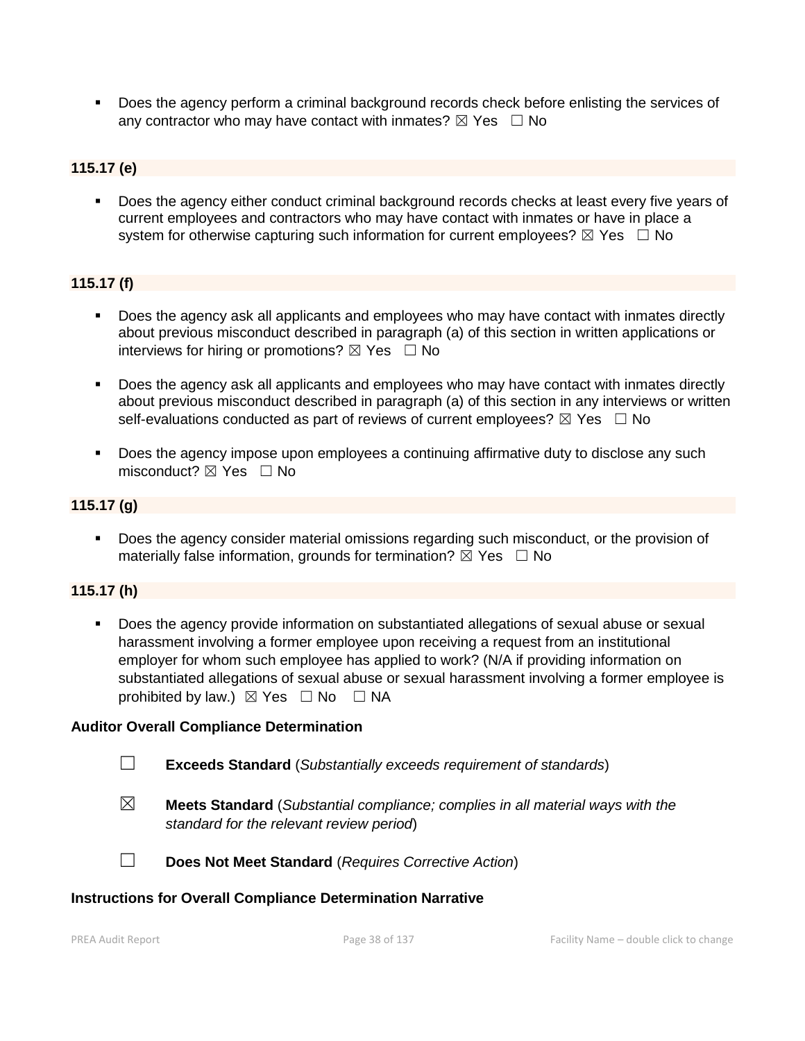- Does the agency perform a criminal background records check before enlisting the services of any contractor who may have contact with inmates? ☒ Yes ☐ No

### 115.17 (e)

- Does the agency either conduct criminal background records checks at least every five years of current employees and contractors who may have contact with inmates or have in place a system for otherwise capturing such information for current employees? ☒ Yes ☐ No

### 115.17 (f)

- Does the agency ask all applicants and employees who may have contact with inmates directly about previous misconduct described in paragraph (a) of this section in written applications or interviews for hiring or promotions? ☒ Yes ☐ No

- Does the agency ask all applicants and employees who may have contact with inmates directly about previous misconduct described in paragraph (a) of this section in any interviews or written self-evaluations conducted as part of reviews of current employees? ☒ Yes ☐ No

- Does the agency impose upon employees a continuing affirmative duty to disclose any such misconduct? ☒ Yes ☐ No

### 115.17 (g)

- Does the agency consider material omissions regarding such misconduct, or the provision of materially false information, grounds for termination? ☒ Yes ☐ No

### 115.17 (h)

- Does the agency provide information on substantiated allegations of sexual abuse or sexual harassment involving a former employee upon receiving a request from an institutional employer for whom such employee has applied to work? (N/A if providing information on substantiated allegations of sexual abuse or sexual harassment involving a former employee is prohibited by law.) ☒ Yes ☐ No ☐ NA

**Auditor Overall Compliance Determination**

☐ **Exceeds Standard** (*Substantially exceeds requirement of standards*)

☒ **Meets Standard** (*Substantial compliance; complies in all material ways with the standard for the relevant review period*)

☐ **Does Not Meet Standard** (*Requires Corrective Action*)

**Instructions for Overall Compliance Determination Narrative**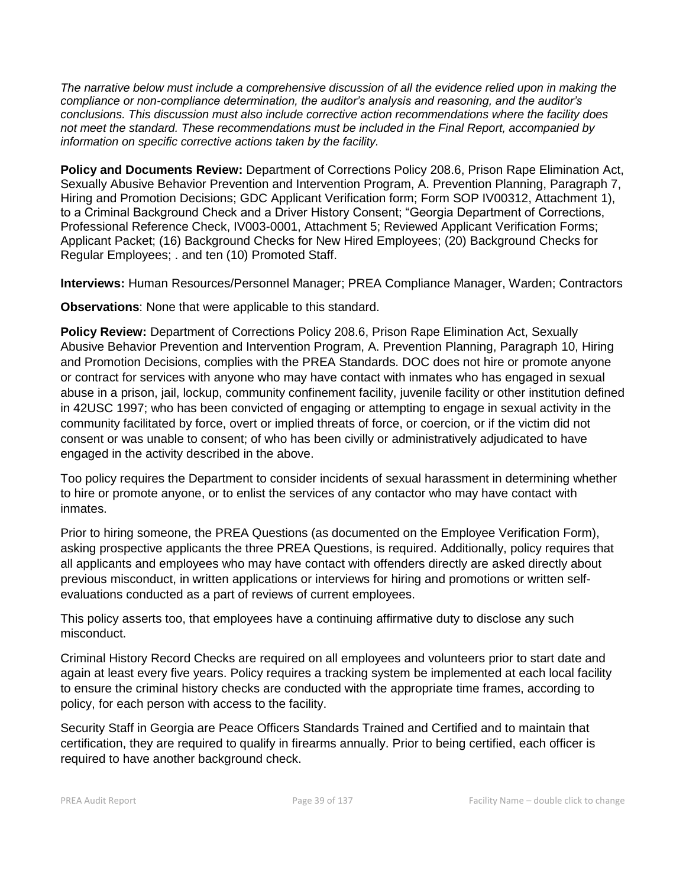*The narrative below must include a comprehensive discussion of all the evidence relied upon in making the compliance or non-compliance determination, the auditor's analysis and reasoning, and the auditor's conclusions. This discussion must also include corrective action recommendations where the facility does not meet the standard. These recommendations must be included in the Final Report, accompanied by information on specific corrective actions taken by the facility.*

**Policy and Documents Review:** Department of Corrections Policy 208.6, Prison Rape Elimination Act, Sexually Abusive Behavior Prevention and Intervention Program, A. Prevention Planning, Paragraph 7, Hiring and Promotion Decisions; GDC Applicant Verification form; Form SOP IV00312, Attachment 1), to a Criminal Background Check and a Driver History Consent; "Georgia Department of Corrections, Professional Reference Check, IV003-0001, Attachment 5; Reviewed Applicant Verification Forms; Applicant Packet; (16) Background Checks for New Hired Employees; (20) Background Checks for Regular Employees; . and ten (10) Promoted Staff.

**Interviews:** Human Resources/Personnel Manager; PREA Compliance Manager, Warden; Contractors

**Observations**: None that were applicable to this standard.

**Policy Review:** Department of Corrections Policy 208.6, Prison Rape Elimination Act, Sexually Abusive Behavior Prevention and Intervention Program, A. Prevention Planning, Paragraph 10, Hiring and Promotion Decisions, complies with the PREA Standards. DOC does not hire or promote anyone or contract for services with anyone who may have contact with inmates who has engaged in sexual abuse in a prison, jail, lockup, community confinement facility, juvenile facility or other institution defined in 42USC 1997; who has been convicted of engaging or attempting to engage in sexual activity in the community facilitated by force, overt or implied threats of force, or coercion, or if the victim did not consent or was unable to consent; of who has been civilly or administratively adjudicated to have engaged in the activity described in the above.

Too policy requires the Department to consider incidents of sexual harassment in determining whether to hire or promote anyone, or to enlist the services of any contactor who may have contact with inmates.

Prior to hiring someone, the PREA Questions (as documented on the Employee Verification Form), asking prospective applicants the three PREA Questions, is required. Additionally, policy requires that all applicants and employees who may have contact with offenders directly are asked directly about previous misconduct, in written applications or interviews for hiring and promotions or written self-evaluations conducted as a part of reviews of current employees.

This policy asserts too, that employees have a continuing affirmative duty to disclose any such misconduct.

Criminal History Record Checks are required on all employees and volunteers prior to start date and again at least every five years. Policy requires a tracking system be implemented at each local facility to ensure the criminal history checks are conducted with the appropriate time frames, according to policy, for each person with access to the facility.

Security Staff in Georgia are Peace Officers Standards Trained and Certified and to maintain that certification, they are required to qualify in firearms annually. Prior to being certified, each officer is required to have another background check.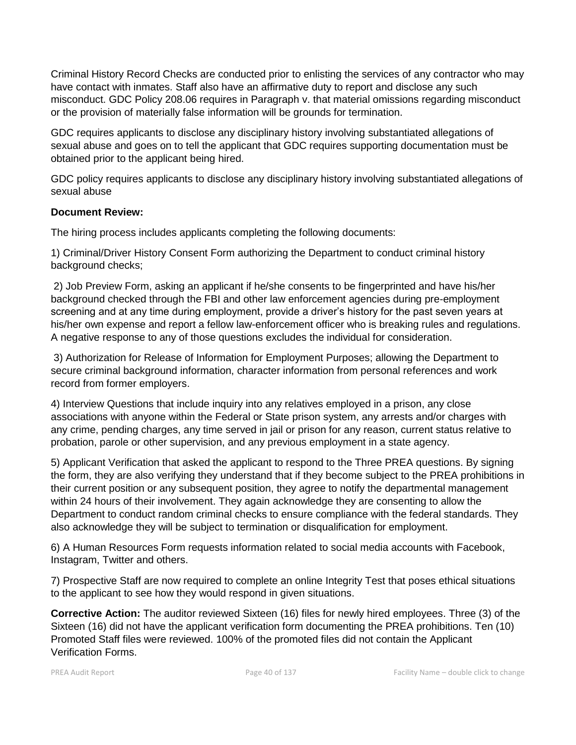Criminal History Record Checks are conducted prior to enlisting the services of any contractor who may have contact with inmates. Staff also have an affirmative duty to report and disclose any such misconduct. GDC Policy 208.06 requires in Paragraph v. that material omissions regarding misconduct or the provision of materially false information will be grounds for termination.

GDC requires applicants to disclose any disciplinary history involving substantiated allegations of sexual abuse and goes on to tell the applicant that GDC requires supporting documentation must be obtained prior to the applicant being hired.

GDC policy requires applicants to disclose any disciplinary history involving substantiated allegations of sexual abuse

**Document Review:**

The hiring process includes applicants completing the following documents:

1) Criminal/Driver History Consent Form authorizing the Department to conduct criminal history background checks;

2) Job Preview Form, asking an applicant if he/she consents to be fingerprinted and have his/her background checked through the FBI and other law enforcement agencies during pre-employment screening and at any time during employment, provide a driver's history for the past seven years at his/her own expense and report a fellow law-enforcement officer who is breaking rules and regulations. A negative response to any of those questions excludes the individual for consideration.

3) Authorization for Release of Information for Employment Purposes; allowing the Department to secure criminal background information, character information from personal references and work record from former employers.

4) Interview Questions that include inquiry into any relatives employed in a prison, any close associations with anyone within the Federal or State prison system, any arrests and/or charges with any crime, pending charges, any time served in jail or prison for any reason, current status relative to probation, parole or other supervision, and any previous employment in a state agency.

5) Applicant Verification that asked the applicant to respond to the Three PREA questions. By signing the form, they are also verifying they understand that if they become subject to the PREA prohibitions in their current position or any subsequent position, they agree to notify the departmental management within 24 hours of their involvement. They again acknowledge they are consenting to allow the Department to conduct random criminal checks to ensure compliance with the federal standards. They also acknowledge they will be subject to termination or disqualification for employment.

6) A Human Resources Form requests information related to social media accounts with Facebook, Instagram, Twitter and others.

7) Prospective Staff are now required to complete an online Integrity Test that poses ethical situations to the applicant to see how they would respond in given situations.

**Corrective Action:** The auditor reviewed Sixteen (16) files for newly hired employees. Three (3) of the Sixteen (16) did not have the applicant verification form documenting the PREA prohibitions. Ten (10) Promoted Staff files were reviewed. 100% of the promoted files did not contain the Applicant Verification Forms.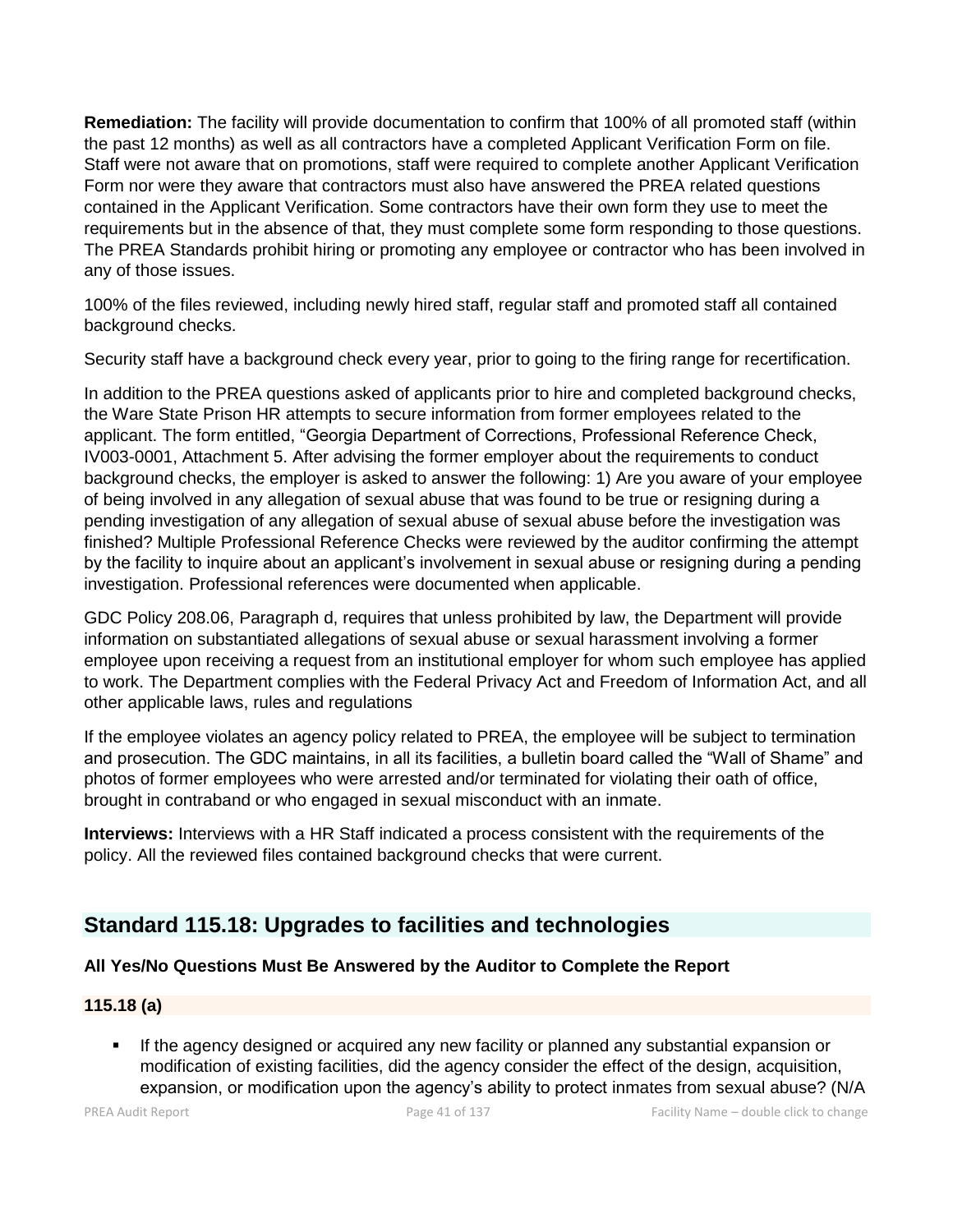**Remediation:** The facility will provide documentation to confirm that 100% of all promoted staff (within the past 12 months) as well as all contractors have a completed Applicant Verification Form on file. Staff were not aware that on promotions, staff were required to complete another Applicant Verification Form nor were they aware that contractors must also have answered the PREA related questions contained in the Applicant Verification. Some contractors have their own form they use to meet the requirements but in the absence of that, they must complete some form responding to those questions. The PREA Standards prohibit hiring or promoting any employee or contractor who has been involved in any of those issues.

100% of the files reviewed, including newly hired staff, regular staff and promoted staff all contained background checks.

Security staff have a background check every year, prior to going to the firing range for recertification.

In addition to the PREA questions asked of applicants prior to hire and completed background checks, the Ware State Prison HR attempts to secure information from former employees related to the applicant. The form entitled, "Georgia Department of Corrections, Professional Reference Check, IV003-0001, Attachment 5. After advising the former employer about the requirements to conduct background checks, the employer is asked to answer the following: 1) Are you aware of your employee of being involved in any allegation of sexual abuse that was found to be true or resigning during a pending investigation of any allegation of sexual abuse of sexual abuse before the investigation was finished? Multiple Professional Reference Checks were reviewed by the auditor confirming the attempt by the facility to inquire about an applicant's involvement in sexual abuse or resigning during a pending investigation. Professional references were documented when applicable.

GDC Policy 208.06, Paragraph d, requires that unless prohibited by law, the Department will provide information on substantiated allegations of sexual abuse or sexual harassment involving a former employee upon receiving a request from an institutional employer for whom such employee has applied to work. The Department complies with the Federal Privacy Act and Freedom of Information Act, and all other applicable laws, rules and regulations

If the employee violates an agency policy related to PREA, the employee will be subject to termination and prosecution. The GDC maintains, in all its facilities, a bulletin board called the "Wall of Shame" and photos of former employees who were arrested and/or terminated for violating their oath of office, brought in contraband or who engaged in sexual misconduct with an inmate.

**Interviews:** Interviews with a HR Staff indicated a process consistent with the requirements of the policy. All the reviewed files contained background checks that were current.

## Standard 115.18: Upgrades to facilities and technologies

**All Yes/No Questions Must Be Answered by the Auditor to Complete the Report**

**115.18 (a)**

- If the agency designed or acquired any new facility or planned any substantial expansion or modification of existing facilities, did the agency consider the effect of the design, acquisition, expansion, or modification upon the agency's ability to protect inmates from sexual abuse? (N/A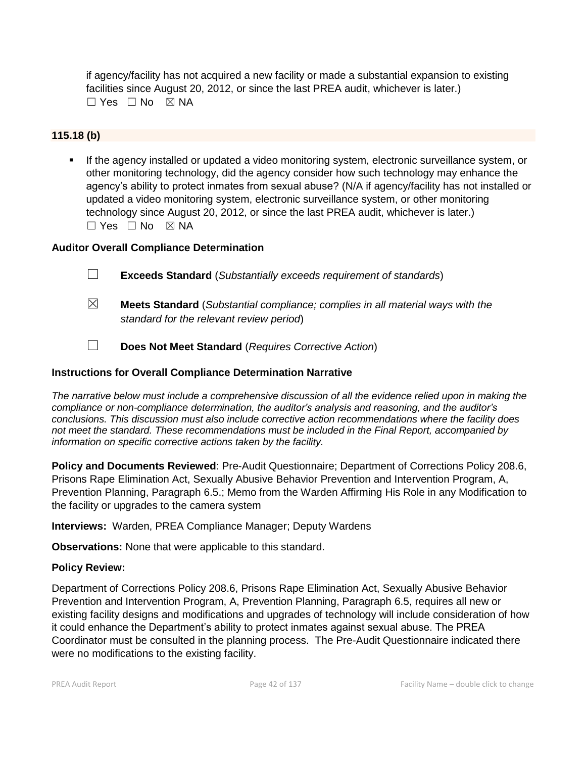if agency/facility has not acquired a new facility or made a substantial expansion to existing facilities since August 20, 2012, or since the last PREA audit, whichever is later.)
☐ Yes ☐ No ☒ NA

**115.18 (b)**

- If the agency installed or updated a video monitoring system, electronic surveillance system, or other monitoring technology, did the agency consider how such technology may enhance the agency's ability to protect inmates from sexual abuse? (N/A if agency/facility has not installed or updated a video monitoring system, electronic surveillance system, or other monitoring technology since August 20, 2012, or since the last PREA audit, whichever is later.)
  ☐ Yes ☐ No ☒ NA

**Auditor Overall Compliance Determination**

☐ **Exceeds Standard** (*Substantially exceeds requirement of standards*)

☒ **Meets Standard** (*Substantial compliance; complies in all material ways with the standard for the relevant review period*)

☐ **Does Not Meet Standard** (*Requires Corrective Action*)

**Instructions for Overall Compliance Determination Narrative**

*The narrative below must include a comprehensive discussion of all the evidence relied upon in making the compliance or non-compliance determination, the auditor's analysis and reasoning, and the auditor's conclusions. This discussion must also include corrective action recommendations where the facility does not meet the standard. These recommendations must be included in the Final Report, accompanied by information on specific corrective actions taken by the facility.*

**Policy and Documents Reviewed**: Pre-Audit Questionnaire; Department of Corrections Policy 208.6, Prisons Rape Elimination Act, Sexually Abusive Behavior Prevention and Intervention Program, A, Prevention Planning, Paragraph 6.5.; Memo from the Warden Affirming His Role in any Modification to the facility or upgrades to the camera system

**Interviews:** Warden, PREA Compliance Manager; Deputy Wardens

**Observations:** None that were applicable to this standard.

**Policy Review:**

Department of Corrections Policy 208.6, Prisons Rape Elimination Act, Sexually Abusive Behavior Prevention and Intervention Program, A, Prevention Planning, Paragraph 6.5, requires all new or existing facility designs and modifications and upgrades of technology will include consideration of how it could enhance the Department's ability to protect inmates against sexual abuse. The PREA Coordinator must be consulted in the planning process. The Pre-Audit Questionnaire indicated there were no modifications to the existing facility.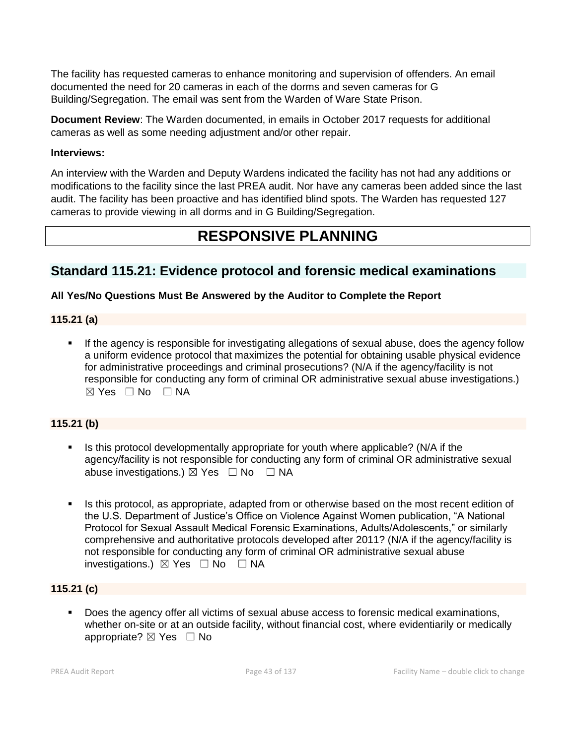The facility has requested cameras to enhance monitoring and supervision of offenders. An email documented the need for 20 cameras in each of the dorms and seven cameras for G Building/Segregation. The email was sent from the Warden of Ware State Prison.

**Document Review**: The Warden documented, in emails in October 2017 requests for additional cameras as well as some needing adjustment and/or other repair.

**Interviews:**

An interview with the Warden and Deputy Wardens indicated the facility has not had any additions or modifications to the facility since the last PREA audit. Nor have any cameras been added since the last audit. The facility has been proactive and has identified blind spots. The Warden has requested 127 cameras to provide viewing in all dorms and in G Building/Segregation.

# RESPONSIVE PLANNING

## Standard 115.21: Evidence protocol and forensic medical examinations

**All Yes/No Questions Must Be Answered by the Auditor to Complete the Report**

**115.21 (a)**

- If the agency is responsible for investigating allegations of sexual abuse, does the agency follow a uniform evidence protocol that maximizes the potential for obtaining usable physical evidence for administrative proceedings and criminal prosecutions? (N/A if the agency/facility is not responsible for conducting any form of criminal OR administrative sexual abuse investigations.) ☒ Yes ☐ No ☐ NA

**115.21 (b)**

- Is this protocol developmentally appropriate for youth where applicable? (N/A if the agency/facility is not responsible for conducting any form of criminal OR administrative sexual abuse investigations.) ☒ Yes ☐ No ☐ NA

- Is this protocol, as appropriate, adapted from or otherwise based on the most recent edition of the U.S. Department of Justice's Office on Violence Against Women publication, "A National Protocol for Sexual Assault Medical Forensic Examinations, Adults/Adolescents," or similarly comprehensive and authoritative protocols developed after 2011? (N/A if the agency/facility is not responsible for conducting any form of criminal OR administrative sexual abuse investigations.) ☒ Yes ☐ No ☐ NA

**115.21 (c)**

- Does the agency offer all victims of sexual abuse access to forensic medical examinations, whether on-site or at an outside facility, without financial cost, where evidentiarily or medically appropriate? ☒ Yes ☐ No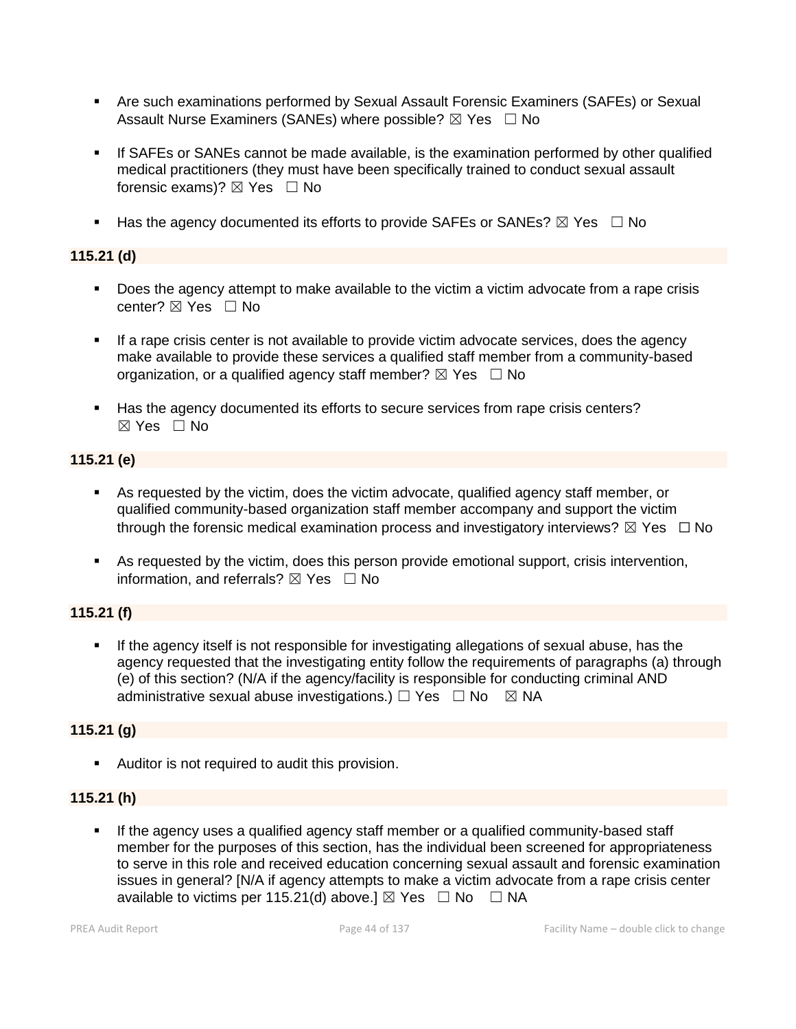- Are such examinations performed by Sexual Assault Forensic Examiners (SAFEs) or Sexual Assault Nurse Examiners (SANEs) where possible? ☒ Yes ☐ No

- If SAFEs or SANEs cannot be made available, is the examination performed by other qualified medical practitioners (they must have been specifically trained to conduct sexual assault forensic exams)? ☒ Yes ☐ No

- Has the agency documented its efforts to provide SAFEs or SANEs? ☒ Yes ☐ No

**115.21 (d)**

- Does the agency attempt to make available to the victim a victim advocate from a rape crisis center? ☒ Yes ☐ No

- If a rape crisis center is not available to provide victim advocate services, does the agency make available to provide these services a qualified staff member from a community-based organization, or a qualified agency staff member? ☒ Yes ☐ No

- Has the agency documented its efforts to secure services from rape crisis centers? ☒ Yes ☐ No

**115.21 (e)**

- As requested by the victim, does the victim advocate, qualified agency staff member, or qualified community-based organization staff member accompany and support the victim through the forensic medical examination process and investigatory interviews? ☒ Yes ☐ No

- As requested by the victim, does this person provide emotional support, crisis intervention, information, and referrals? ☒ Yes ☐ No

**115.21 (f)**

- If the agency itself is not responsible for investigating allegations of sexual abuse, has the agency requested that the investigating entity follow the requirements of paragraphs (a) through (e) of this section? (N/A if the agency/facility is responsible for conducting criminal AND administrative sexual abuse investigations.) ☐ Yes ☐ No ☒ NA

**115.21 (g)**

- Auditor is not required to audit this provision.

**115.21 (h)**

- If the agency uses a qualified agency staff member or a qualified community-based staff member for the purposes of this section, has the individual been screened for appropriateness to serve in this role and received education concerning sexual assault and forensic examination issues in general? [N/A if agency attempts to make a victim advocate from a rape crisis center available to victims per 115.21(d) above.] ☒ Yes ☐ No ☐ NA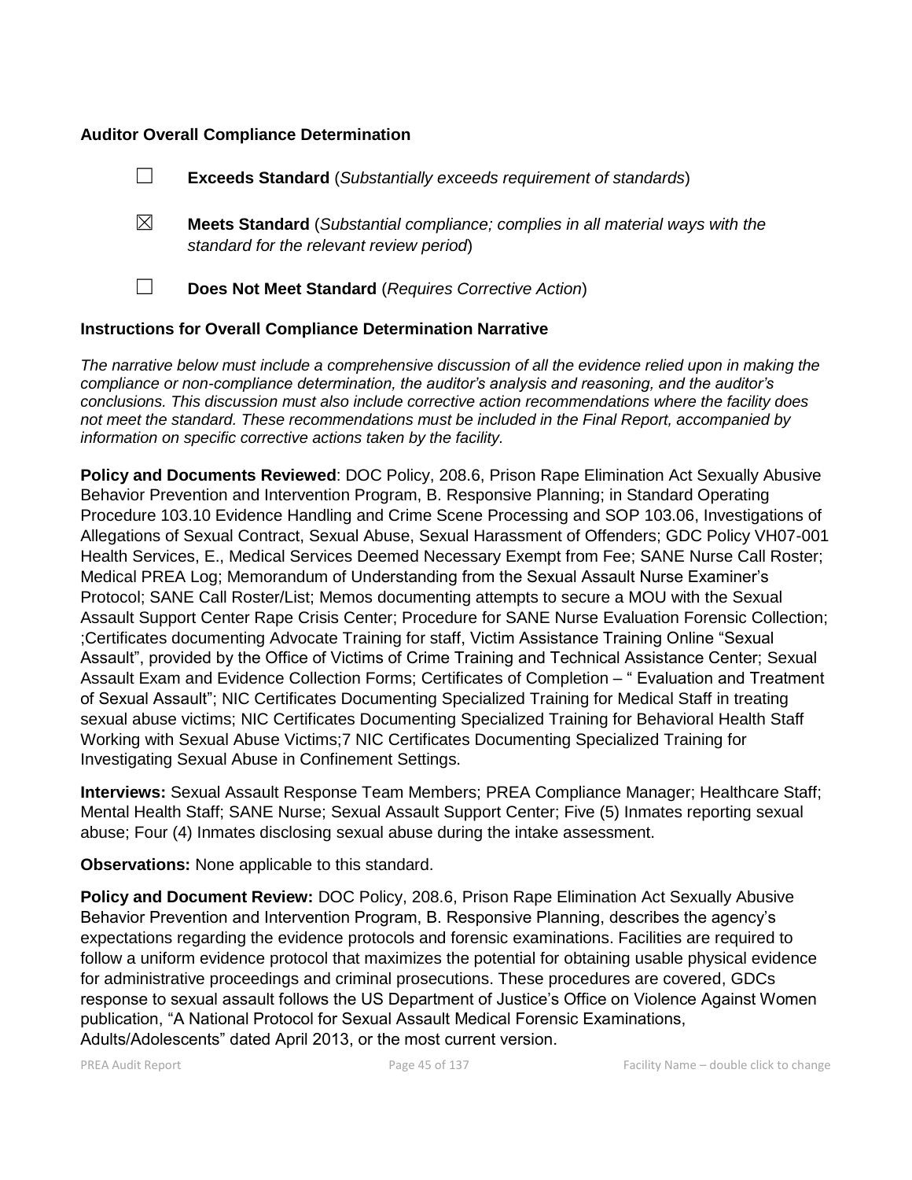**Auditor Overall Compliance Determination**

☐ **Exceeds Standard** (*Substantially exceeds requirement of standards*)

☒ **Meets Standard** (*Substantial compliance; complies in all material ways with the standard for the relevant review period*)

☐ **Does Not Meet Standard** (*Requires Corrective Action*)

**Instructions for Overall Compliance Determination Narrative**

*The narrative below must include a comprehensive discussion of all the evidence relied upon in making the compliance or non-compliance determination, the auditor's analysis and reasoning, and the auditor's conclusions. This discussion must also include corrective action recommendations where the facility does not meet the standard. These recommendations must be included in the Final Report, accompanied by information on specific corrective actions taken by the facility.*

**Policy and Documents Reviewed**: DOC Policy, 208.6, Prison Rape Elimination Act Sexually Abusive Behavior Prevention and Intervention Program, B. Responsive Planning; in Standard Operating Procedure 103.10 Evidence Handling and Crime Scene Processing and SOP 103.06, Investigations of Allegations of Sexual Contract, Sexual Abuse, Sexual Harassment of Offenders; GDC Policy VH07-001 Health Services, E., Medical Services Deemed Necessary Exempt from Fee; SANE Nurse Call Roster; Medical PREA Log; Memorandum of Understanding from the Sexual Assault Nurse Examiner's Protocol; SANE Call Roster/List; Memos documenting attempts to secure a MOU with the Sexual Assault Support Center Rape Crisis Center; Procedure for SANE Nurse Evaluation Forensic Collection; ;Certificates documenting Advocate Training for staff, Victim Assistance Training Online "Sexual Assault", provided by the Office of Victims of Crime Training and Technical Assistance Center; Sexual Assault Exam and Evidence Collection Forms; Certificates of Completion – " Evaluation and Treatment of Sexual Assault"; NIC Certificates Documenting Specialized Training for Medical Staff in treating sexual abuse victims; NIC Certificates Documenting Specialized Training for Behavioral Health Staff Working with Sexual Abuse Victims;7 NIC Certificates Documenting Specialized Training for Investigating Sexual Abuse in Confinement Settings.

**Interviews:** Sexual Assault Response Team Members; PREA Compliance Manager; Healthcare Staff; Mental Health Staff; SANE Nurse; Sexual Assault Support Center; Five (5) Inmates reporting sexual abuse; Four (4) Inmates disclosing sexual abuse during the intake assessment.

**Observations:** None applicable to this standard.

**Policy and Document Review:** DOC Policy, 208.6, Prison Rape Elimination Act Sexually Abusive Behavior Prevention and Intervention Program, B. Responsive Planning, describes the agency's expectations regarding the evidence protocols and forensic examinations. Facilities are required to follow a uniform evidence protocol that maximizes the potential for obtaining usable physical evidence for administrative proceedings and criminal prosecutions. These procedures are covered, GDCs response to sexual assault follows the US Department of Justice's Office on Violence Against Women publication, "A National Protocol for Sexual Assault Medical Forensic Examinations, Adults/Adolescents" dated April 2013, or the most current version.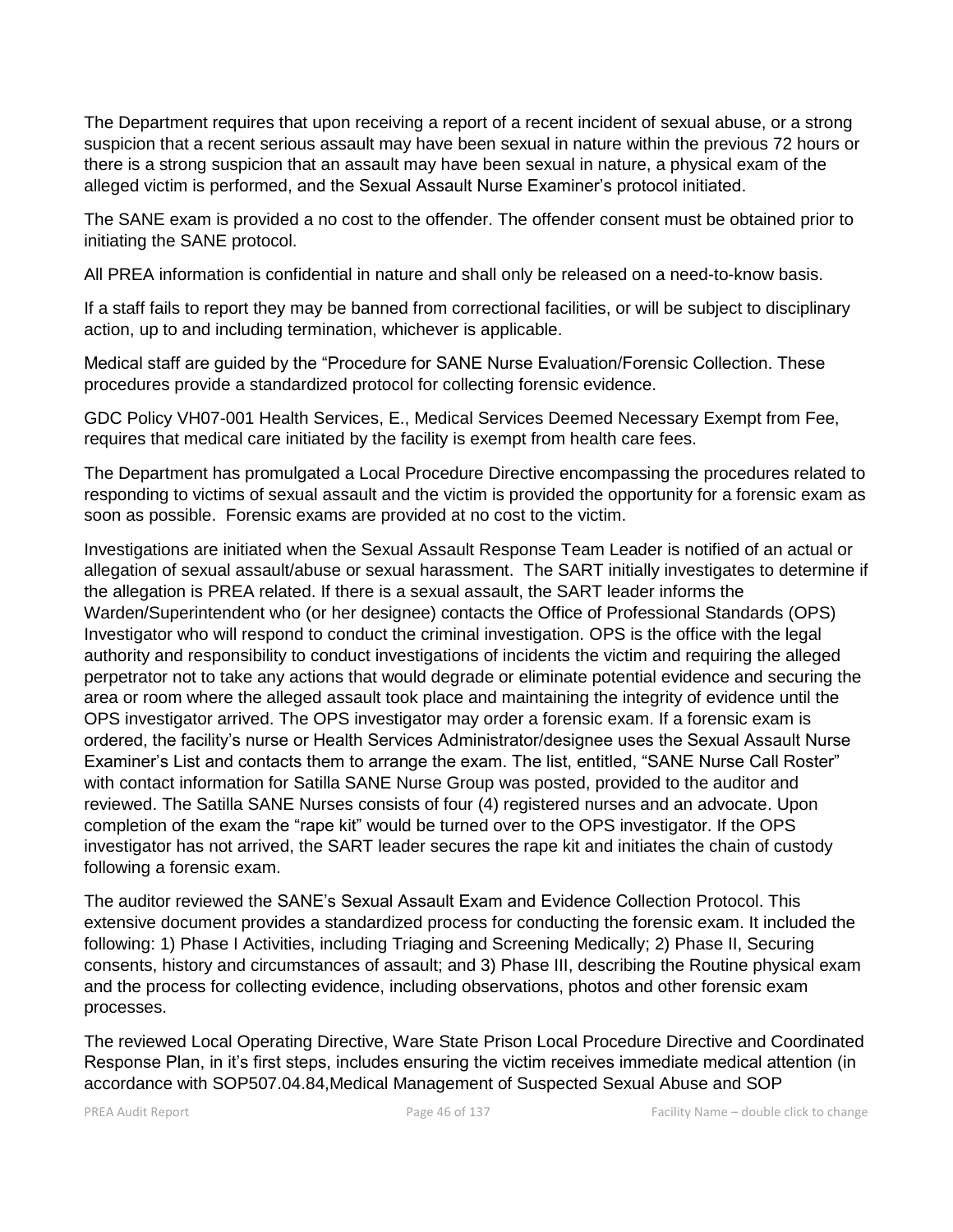The Department requires that upon receiving a report of a recent incident of sexual abuse, or a strong suspicion that a recent serious assault may have been sexual in nature within the previous 72 hours or there is a strong suspicion that an assault may have been sexual in nature, a physical exam of the alleged victim is performed, and the Sexual Assault Nurse Examiner's protocol initiated.

The SANE exam is provided a no cost to the offender. The offender consent must be obtained prior to initiating the SANE protocol.

All PREA information is confidential in nature and shall only be released on a need-to-know basis.

If a staff fails to report they may be banned from correctional facilities, or will be subject to disciplinary action, up to and including termination, whichever is applicable.

Medical staff are guided by the "Procedure for SANE Nurse Evaluation/Forensic Collection. These procedures provide a standardized protocol for collecting forensic evidence.

GDC Policy VH07-001 Health Services, E., Medical Services Deemed Necessary Exempt from Fee, requires that medical care initiated by the facility is exempt from health care fees.

The Department has promulgated a Local Procedure Directive encompassing the procedures related to responding to victims of sexual assault and the victim is provided the opportunity for a forensic exam as soon as possible. Forensic exams are provided at no cost to the victim.

Investigations are initiated when the Sexual Assault Response Team Leader is notified of an actual or allegation of sexual assault/abuse or sexual harassment. The SART initially investigates to determine if the allegation is PREA related. If there is a sexual assault, the SART leader informs the Warden/Superintendent who (or her designee) contacts the Office of Professional Standards (OPS) Investigator who will respond to conduct the criminal investigation. OPS is the office with the legal authority and responsibility to conduct investigations of incidents the victim and requiring the alleged perpetrator not to take any actions that would degrade or eliminate potential evidence and securing the area or room where the alleged assault took place and maintaining the integrity of evidence until the OPS investigator arrived. The OPS investigator may order a forensic exam. If a forensic exam is ordered, the facility's nurse or Health Services Administrator/designee uses the Sexual Assault Nurse Examiner's List and contacts them to arrange the exam. The list, entitled, "SANE Nurse Call Roster" with contact information for Satilla SANE Nurse Group was posted, provided to the auditor and reviewed. The Satilla SANE Nurses consists of four (4) registered nurses and an advocate. Upon completion of the exam the "rape kit" would be turned over to the OPS investigator. If the OPS investigator has not arrived, the SART leader secures the rape kit and initiates the chain of custody following a forensic exam.

The auditor reviewed the SANE's Sexual Assault Exam and Evidence Collection Protocol. This extensive document provides a standardized process for conducting the forensic exam. It included the following: 1) Phase I Activities, including Triaging and Screening Medically; 2) Phase II, Securing consents, history and circumstances of assault; and 3) Phase III, describing the Routine physical exam and the process for collecting evidence, including observations, photos and other forensic exam processes.

The reviewed Local Operating Directive, Ware State Prison Local Procedure Directive and Coordinated Response Plan, in it's first steps, includes ensuring the victim receives immediate medical attention (in accordance with SOP507.04.84,Medical Management of Suspected Sexual Abuse and SOP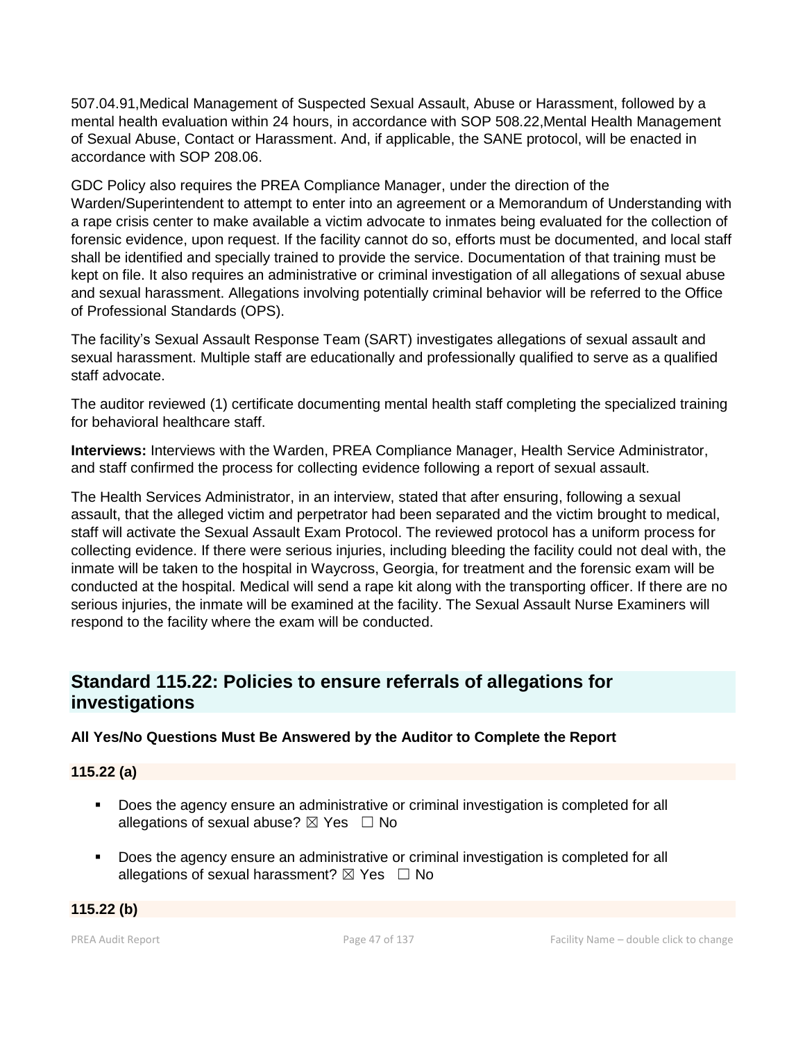507.04.91,Medical Management of Suspected Sexual Assault, Abuse or Harassment, followed by a mental health evaluation within 24 hours, in accordance with SOP 508.22,Mental Health Management of Sexual Abuse, Contact or Harassment. And, if applicable, the SANE protocol, will be enacted in accordance with SOP 208.06.

GDC Policy also requires the PREA Compliance Manager, under the direction of the Warden/Superintendent to attempt to enter into an agreement or a Memorandum of Understanding with a rape crisis center to make available a victim advocate to inmates being evaluated for the collection of forensic evidence, upon request. If the facility cannot do so, efforts must be documented, and local staff shall be identified and specially trained to provide the service. Documentation of that training must be kept on file. It also requires an administrative or criminal investigation of all allegations of sexual abuse and sexual harassment. Allegations involving potentially criminal behavior will be referred to the Office of Professional Standards (OPS).

The facility's Sexual Assault Response Team (SART) investigates allegations of sexual assault and sexual harassment. Multiple staff are educationally and professionally qualified to serve as a qualified staff advocate.

The auditor reviewed (1) certificate documenting mental health staff completing the specialized training for behavioral healthcare staff.

**Interviews:** Interviews with the Warden, PREA Compliance Manager, Health Service Administrator, and staff confirmed the process for collecting evidence following a report of sexual assault.

The Health Services Administrator, in an interview, stated that after ensuring, following a sexual assault, that the alleged victim and perpetrator had been separated and the victim brought to medical, staff will activate the Sexual Assault Exam Protocol. The reviewed protocol has a uniform process for collecting evidence. If there were serious injuries, including bleeding the facility could not deal with, the inmate will be taken to the hospital in Waycross, Georgia, for treatment and the forensic exam will be conducted at the hospital. Medical will send a rape kit along with the transporting officer. If there are no serious injuries, the inmate will be examined at the facility. The Sexual Assault Nurse Examiners will respond to the facility where the exam will be conducted.

## Standard 115.22: Policies to ensure referrals of allegations for investigations

**All Yes/No Questions Must Be Answered by the Auditor to Complete the Report**

**115.22 (a)**

- Does the agency ensure an administrative or criminal investigation is completed for all allegations of sexual abuse? ☒ Yes ☐ No
- Does the agency ensure an administrative or criminal investigation is completed for all allegations of sexual harassment? ☒ Yes ☐ No

**115.22 (b)**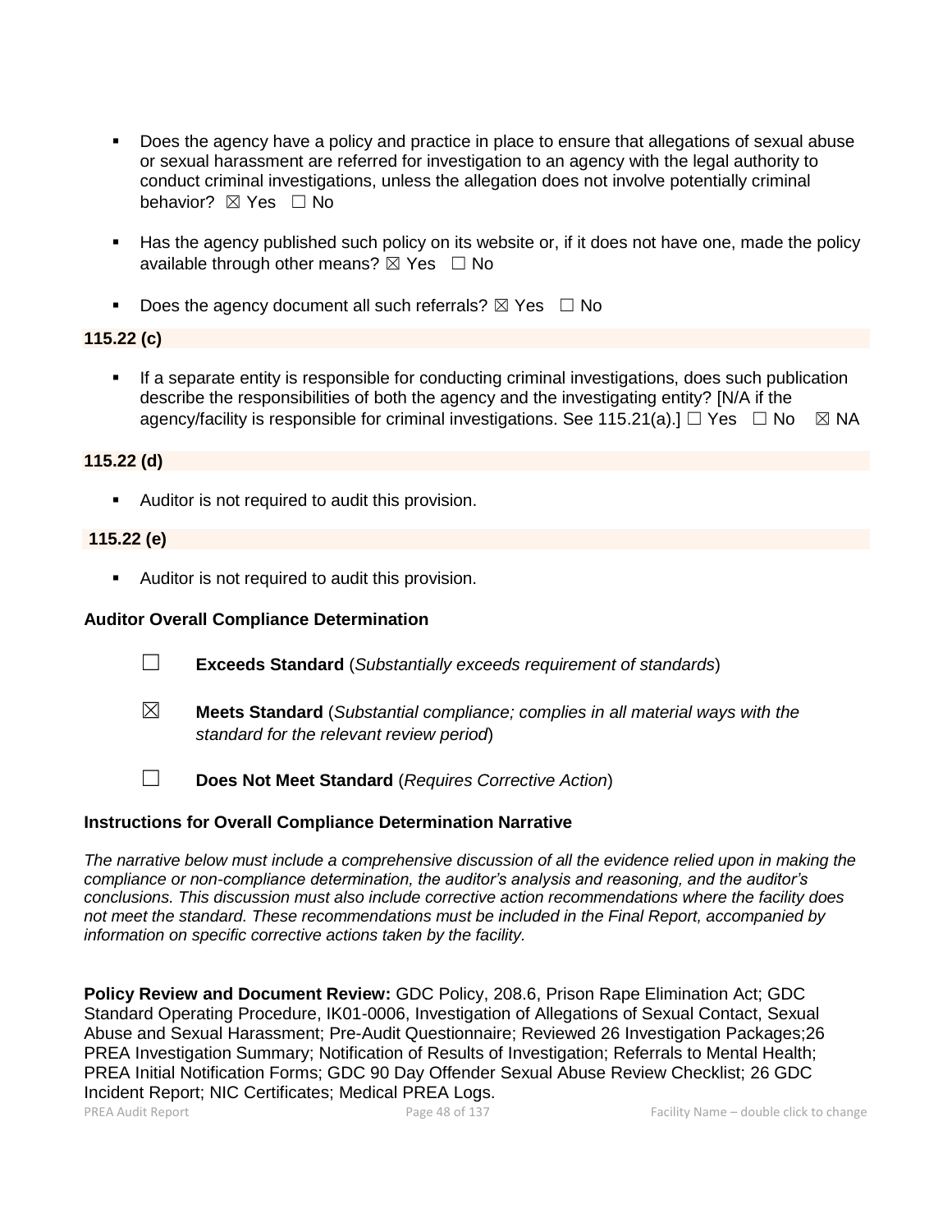- Does the agency have a policy and practice in place to ensure that allegations of sexual abuse or sexual harassment are referred for investigation to an agency with the legal authority to conduct criminal investigations, unless the allegation does not involve potentially criminal behavior? ☒ Yes ☐ No

- Has the agency published such policy on its website or, if it does not have one, made the policy available through other means? ☒ Yes ☐ No

- Does the agency document all such referrals? ☒ Yes ☐ No

**115.22 (c)**

- If a separate entity is responsible for conducting criminal investigations, does such publication describe the responsibilities of both the agency and the investigating entity? [N/A if the agency/facility is responsible for criminal investigations. See 115.21(a).] ☐ Yes ☐ No ☒ NA

**115.22 (d)**

- Auditor is not required to audit this provision.

**115.22 (e)**

- Auditor is not required to audit this provision.

**Auditor Overall Compliance Determination**

☐ **Exceeds Standard** (*Substantially exceeds requirement of standards*)

☒ **Meets Standard** (*Substantial compliance; complies in all material ways with the standard for the relevant review period*)

☐ **Does Not Meet Standard** (*Requires Corrective Action*)

**Instructions for Overall Compliance Determination Narrative**

*The narrative below must include a comprehensive discussion of all the evidence relied upon in making the compliance or non-compliance determination, the auditor's analysis and reasoning, and the auditor's conclusions. This discussion must also include corrective action recommendations where the facility does not meet the standard. These recommendations must be included in the Final Report, accompanied by information on specific corrective actions taken by the facility.*

**Policy Review and Document Review:** GDC Policy, 208.6, Prison Rape Elimination Act; GDC Standard Operating Procedure, IK01-0006, Investigation of Allegations of Sexual Contact, Sexual Abuse and Sexual Harassment; Pre-Audit Questionnaire; Reviewed 26 Investigation Packages;26 PREA Investigation Summary; Notification of Results of Investigation; Referrals to Mental Health; PREA Initial Notification Forms; GDC 90 Day Offender Sexual Abuse Review Checklist; 26 GDC Incident Report; NIC Certificates; Medical PREA Logs.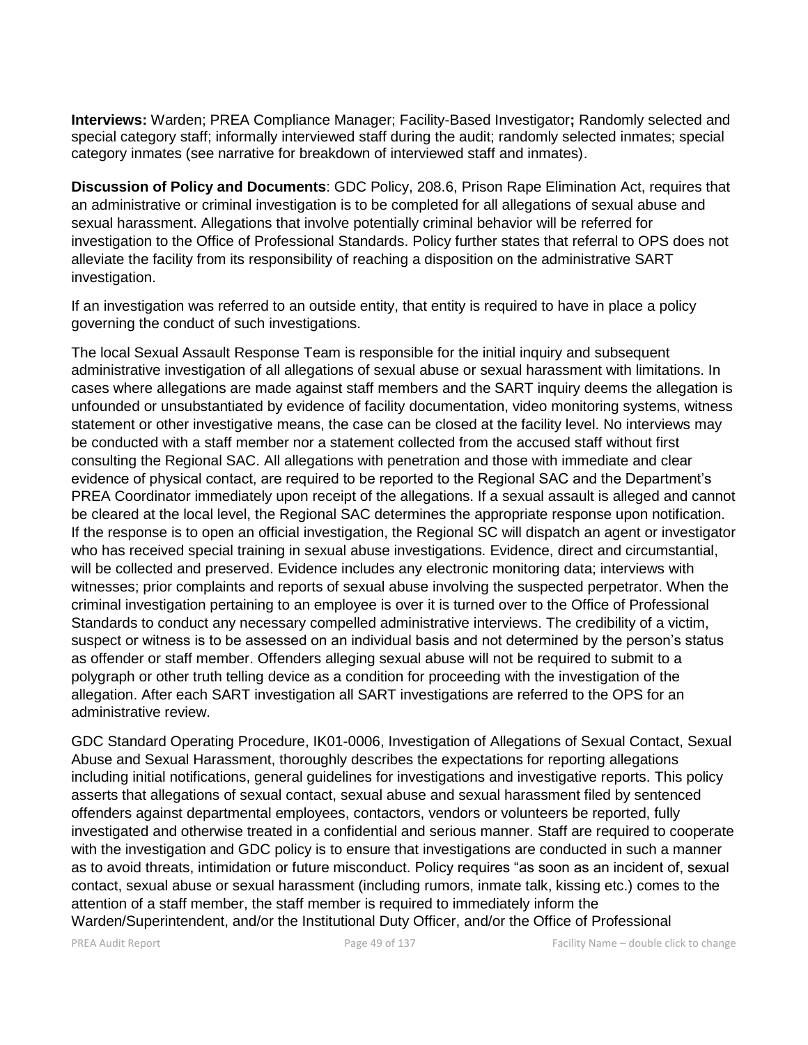**Interviews:** Warden; PREA Compliance Manager; Facility-Based Investigator**;** Randomly selected and special category staff; informally interviewed staff during the audit; randomly selected inmates; special category inmates (see narrative for breakdown of interviewed staff and inmates).

**Discussion of Policy and Documents**: GDC Policy, 208.6, Prison Rape Elimination Act, requires that an administrative or criminal investigation is to be completed for all allegations of sexual abuse and sexual harassment. Allegations that involve potentially criminal behavior will be referred for investigation to the Office of Professional Standards. Policy further states that referral to OPS does not alleviate the facility from its responsibility of reaching a disposition on the administrative SART investigation.

If an investigation was referred to an outside entity, that entity is required to have in place a policy governing the conduct of such investigations.

The local Sexual Assault Response Team is responsible for the initial inquiry and subsequent administrative investigation of all allegations of sexual abuse or sexual harassment with limitations. In cases where allegations are made against staff members and the SART inquiry deems the allegation is unfounded or unsubstantiated by evidence of facility documentation, video monitoring systems, witness statement or other investigative means, the case can be closed at the facility level. No interviews may be conducted with a staff member nor a statement collected from the accused staff without first consulting the Regional SAC. All allegations with penetration and those with immediate and clear evidence of physical contact, are required to be reported to the Regional SAC and the Department's PREA Coordinator immediately upon receipt of the allegations. If a sexual assault is alleged and cannot be cleared at the local level, the Regional SAC determines the appropriate response upon notification. If the response is to open an official investigation, the Regional SC will dispatch an agent or investigator who has received special training in sexual abuse investigations. Evidence, direct and circumstantial, will be collected and preserved. Evidence includes any electronic monitoring data; interviews with witnesses; prior complaints and reports of sexual abuse involving the suspected perpetrator. When the criminal investigation pertaining to an employee is over it is turned over to the Office of Professional Standards to conduct any necessary compelled administrative interviews. The credibility of a victim, suspect or witness is to be assessed on an individual basis and not determined by the person's status as offender or staff member. Offenders alleging sexual abuse will not be required to submit to a polygraph or other truth telling device as a condition for proceeding with the investigation of the allegation. After each SART investigation all SART investigations are referred to the OPS for an administrative review.

GDC Standard Operating Procedure, IK01-0006, Investigation of Allegations of Sexual Contact, Sexual Abuse and Sexual Harassment, thoroughly describes the expectations for reporting allegations including initial notifications, general guidelines for investigations and investigative reports. This policy asserts that allegations of sexual contact, sexual abuse and sexual harassment filed by sentenced offenders against departmental employees, contactors, vendors or volunteers be reported, fully investigated and otherwise treated in a confidential and serious manner. Staff are required to cooperate with the investigation and GDC policy is to ensure that investigations are conducted in such a manner as to avoid threats, intimidation or future misconduct. Policy requires "as soon as an incident of, sexual contact, sexual abuse or sexual harassment (including rumors, inmate talk, kissing etc.) comes to the attention of a staff member, the staff member is required to immediately inform the Warden/Superintendent, and/or the Institutional Duty Officer, and/or the Office of Professional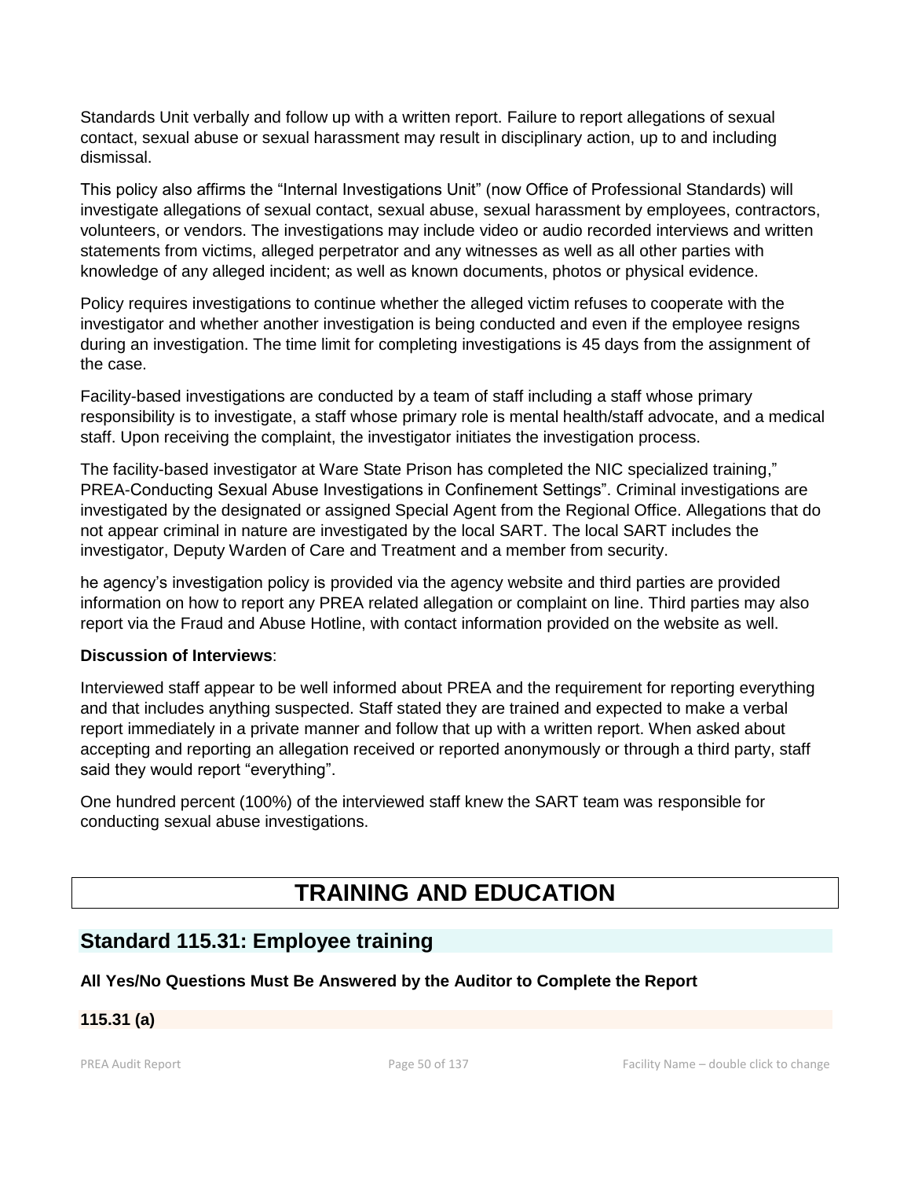Standards Unit verbally and follow up with a written report. Failure to report allegations of sexual contact, sexual abuse or sexual harassment may result in disciplinary action, up to and including dismissal.

This policy also affirms the "Internal Investigations Unit" (now Office of Professional Standards) will investigate allegations of sexual contact, sexual abuse, sexual harassment by employees, contractors, volunteers, or vendors. The investigations may include video or audio recorded interviews and written statements from victims, alleged perpetrator and any witnesses as well as all other parties with knowledge of any alleged incident; as well as known documents, photos or physical evidence.

Policy requires investigations to continue whether the alleged victim refuses to cooperate with the investigator and whether another investigation is being conducted and even if the employee resigns during an investigation. The time limit for completing investigations is 45 days from the assignment of the case.

Facility-based investigations are conducted by a team of staff including a staff whose primary responsibility is to investigate, a staff whose primary role is mental health/staff advocate, and a medical staff. Upon receiving the complaint, the investigator initiates the investigation process.

The facility-based investigator at Ware State Prison has completed the NIC specialized training," PREA-Conducting Sexual Abuse Investigations in Confinement Settings". Criminal investigations are investigated by the designated or assigned Special Agent from the Regional Office. Allegations that do not appear criminal in nature are investigated by the local SART. The local SART includes the investigator, Deputy Warden of Care and Treatment and a member from security.

he agency's investigation policy is provided via the agency website and third parties are provided information on how to report any PREA related allegation or complaint on line. Third parties may also report via the Fraud and Abuse Hotline, with contact information provided on the website as well.

**Discussion of Interviews**:

Interviewed staff appear to be well informed about PREA and the requirement for reporting everything and that includes anything suspected. Staff stated they are trained and expected to make a verbal report immediately in a private manner and follow that up with a written report. When asked about accepting and reporting an allegation received or reported anonymously or through a third party, staff said they would report "everything".

One hundred percent (100%) of the interviewed staff knew the SART team was responsible for conducting sexual abuse investigations.

# TRAINING AND EDUCATION

## Standard 115.31: Employee training

**All Yes/No Questions Must Be Answered by the Auditor to Complete the Report**

**115.31 (a)**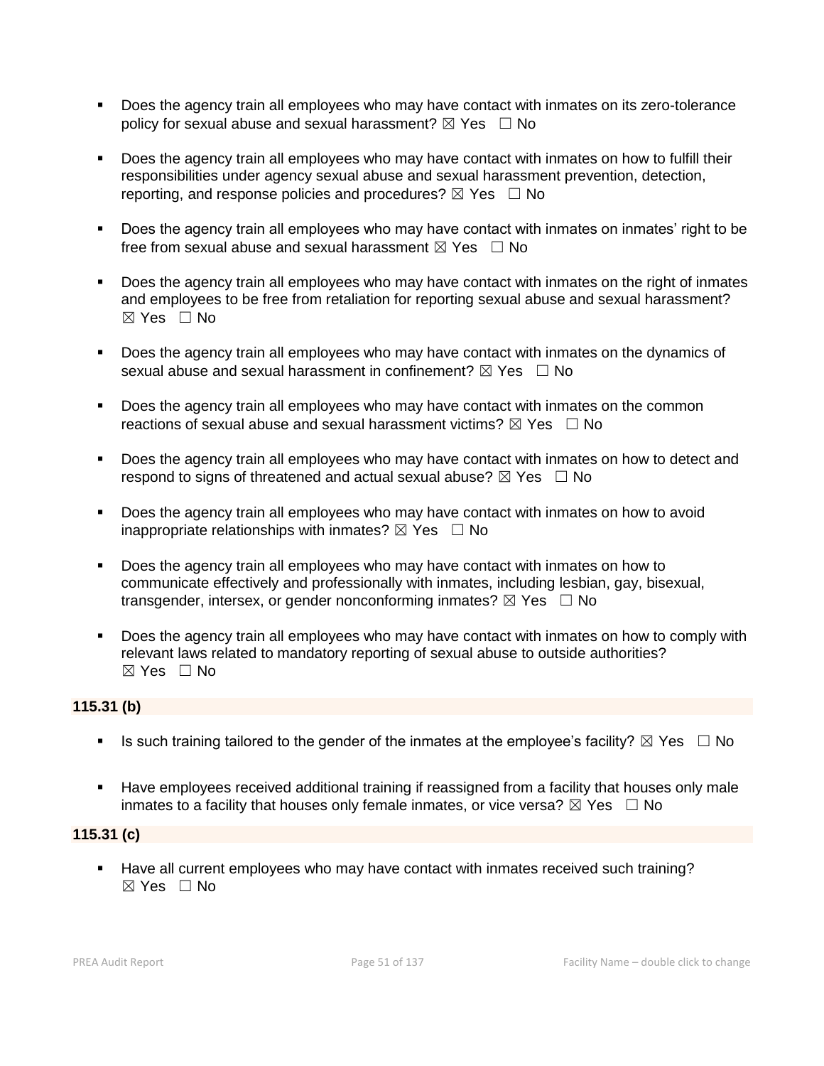- Does the agency train all employees who may have contact with inmates on its zero-tolerance policy for sexual abuse and sexual harassment? ☒ Yes ☐ No

- Does the agency train all employees who may have contact with inmates on how to fulfill their responsibilities under agency sexual abuse and sexual harassment prevention, detection, reporting, and response policies and procedures? ☒ Yes ☐ No

- Does the agency train all employees who may have contact with inmates on inmates' right to be free from sexual abuse and sexual harassment ☒ Yes ☐ No

- Does the agency train all employees who may have contact with inmates on the right of inmates and employees to be free from retaliation for reporting sexual abuse and sexual harassment? ☒ Yes ☐ No

- Does the agency train all employees who may have contact with inmates on the dynamics of sexual abuse and sexual harassment in confinement? ☒ Yes ☐ No

- Does the agency train all employees who may have contact with inmates on the common reactions of sexual abuse and sexual harassment victims? ☒ Yes ☐ No

- Does the agency train all employees who may have contact with inmates on how to detect and respond to signs of threatened and actual sexual abuse? ☒ Yes ☐ No

- Does the agency train all employees who may have contact with inmates on how to avoid inappropriate relationships with inmates? ☒ Yes ☐ No

- Does the agency train all employees who may have contact with inmates on how to communicate effectively and professionally with inmates, including lesbian, gay, bisexual, transgender, intersex, or gender nonconforming inmates? ☒ Yes ☐ No

- Does the agency train all employees who may have contact with inmates on how to comply with relevant laws related to mandatory reporting of sexual abuse to outside authorities? ☒ Yes ☐ No

**115.31 (b)**

- Is such training tailored to the gender of the inmates at the employee's facility? ☒ Yes ☐ No

- Have employees received additional training if reassigned from a facility that houses only male inmates to a facility that houses only female inmates, or vice versa? ☒ Yes ☐ No

**115.31 (c)**

- Have all current employees who may have contact with inmates received such training? ☒ Yes ☐ No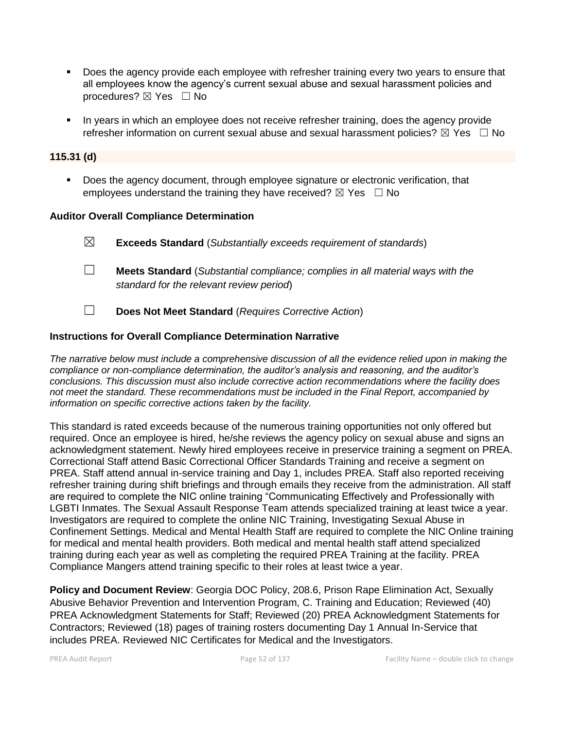- Does the agency provide each employee with refresher training every two years to ensure that all employees know the agency's current sexual abuse and sexual harassment policies and procedures? ☒ Yes ☐ No

- In years in which an employee does not receive refresher training, does the agency provide refresher information on current sexual abuse and sexual harassment policies? ☒ Yes ☐ No

**115.31 (d)**

- Does the agency document, through employee signature or electronic verification, that employees understand the training they have received? ☒ Yes ☐ No

**Auditor Overall Compliance Determination**

☒ **Exceeds Standard** (*Substantially exceeds requirement of standards*)

☐ **Meets Standard** (*Substantial compliance; complies in all material ways with the standard for the relevant review period*)

☐ **Does Not Meet Standard** (*Requires Corrective Action*)

**Instructions for Overall Compliance Determination Narrative**

*The narrative below must include a comprehensive discussion of all the evidence relied upon in making the compliance or non-compliance determination, the auditor's analysis and reasoning, and the auditor's conclusions. This discussion must also include corrective action recommendations where the facility does not meet the standard. These recommendations must be included in the Final Report, accompanied by information on specific corrective actions taken by the facility.*

This standard is rated exceeds because of the numerous training opportunities not only offered but required. Once an employee is hired, he/she reviews the agency policy on sexual abuse and signs an acknowledgment statement. Newly hired employees receive in preservice training a segment on PREA. Correctional Staff attend Basic Correctional Officer Standards Training and receive a segment on PREA. Staff attend annual in-service training and Day 1, includes PREA. Staff also reported receiving refresher training during shift briefings and through emails they receive from the administration. All staff are required to complete the NIC online training "Communicating Effectively and Professionally with LGBTI Inmates. The Sexual Assault Response Team attends specialized training at least twice a year. Investigators are required to complete the online NIC Training, Investigating Sexual Abuse in Confinement Settings. Medical and Mental Health Staff are required to complete the NIC Online training for medical and mental health providers. Both medical and mental health staff attend specialized training during each year as well as completing the required PREA Training at the facility. PREA Compliance Mangers attend training specific to their roles at least twice a year.

**Policy and Document Review**: Georgia DOC Policy, 208.6, Prison Rape Elimination Act, Sexually Abusive Behavior Prevention and Intervention Program, C. Training and Education; Reviewed (40) PREA Acknowledgment Statements for Staff; Reviewed (20) PREA Acknowledgment Statements for Contractors; Reviewed (18) pages of training rosters documenting Day 1 Annual In-Service that includes PREA. Reviewed NIC Certificates for Medical and the Investigators.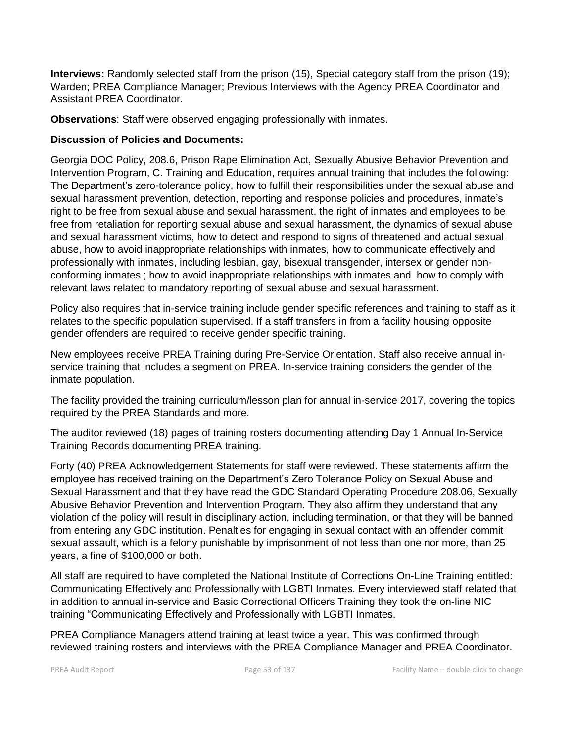**Interviews:** Randomly selected staff from the prison (15), Special category staff from the prison (19); Warden; PREA Compliance Manager; Previous Interviews with the Agency PREA Coordinator and Assistant PREA Coordinator.

**Observations**: Staff were observed engaging professionally with inmates.

**Discussion of Policies and Documents:**

Georgia DOC Policy, 208.6, Prison Rape Elimination Act, Sexually Abusive Behavior Prevention and Intervention Program, C. Training and Education, requires annual training that includes the following: The Department's zero-tolerance policy, how to fulfill their responsibilities under the sexual abuse and sexual harassment prevention, detection, reporting and response policies and procedures, inmate's right to be free from sexual abuse and sexual harassment, the right of inmates and employees to be free from retaliation for reporting sexual abuse and sexual harassment, the dynamics of sexual abuse and sexual harassment victims, how to detect and respond to signs of threatened and actual sexual abuse, how to avoid inappropriate relationships with inmates, how to communicate effectively and professionally with inmates, including lesbian, gay, bisexual transgender, intersex or gender non-conforming inmates ; how to avoid inappropriate relationships with inmates and how to comply with relevant laws related to mandatory reporting of sexual abuse and sexual harassment.

Policy also requires that in-service training include gender specific references and training to staff as it relates to the specific population supervised. If a staff transfers in from a facility housing opposite gender offenders are required to receive gender specific training.

New employees receive PREA Training during Pre-Service Orientation. Staff also receive annual in-service training that includes a segment on PREA. In-service training considers the gender of the inmate population.

The facility provided the training curriculum/lesson plan for annual in-service 2017, covering the topics required by the PREA Standards and more.

The auditor reviewed (18) pages of training rosters documenting attending Day 1 Annual In-Service Training Records documenting PREA training.

Forty (40) PREA Acknowledgement Statements for staff were reviewed. These statements affirm the employee has received training on the Department's Zero Tolerance Policy on Sexual Abuse and Sexual Harassment and that they have read the GDC Standard Operating Procedure 208.06, Sexually Abusive Behavior Prevention and Intervention Program. They also affirm they understand that any violation of the policy will result in disciplinary action, including termination, or that they will be banned from entering any GDC institution. Penalties for engaging in sexual contact with an offender commit sexual assault, which is a felony punishable by imprisonment of not less than one nor more, than 25 years, a fine of $100,000 or both.

All staff are required to have completed the National Institute of Corrections On-Line Training entitled: Communicating Effectively and Professionally with LGBTI Inmates. Every interviewed staff related that in addition to annual in-service and Basic Correctional Officers Training they took the on-line NIC training "Communicating Effectively and Professionally with LGBTI Inmates.

PREA Compliance Managers attend training at least twice a year. This was confirmed through reviewed training rosters and interviews with the PREA Compliance Manager and PREA Coordinator.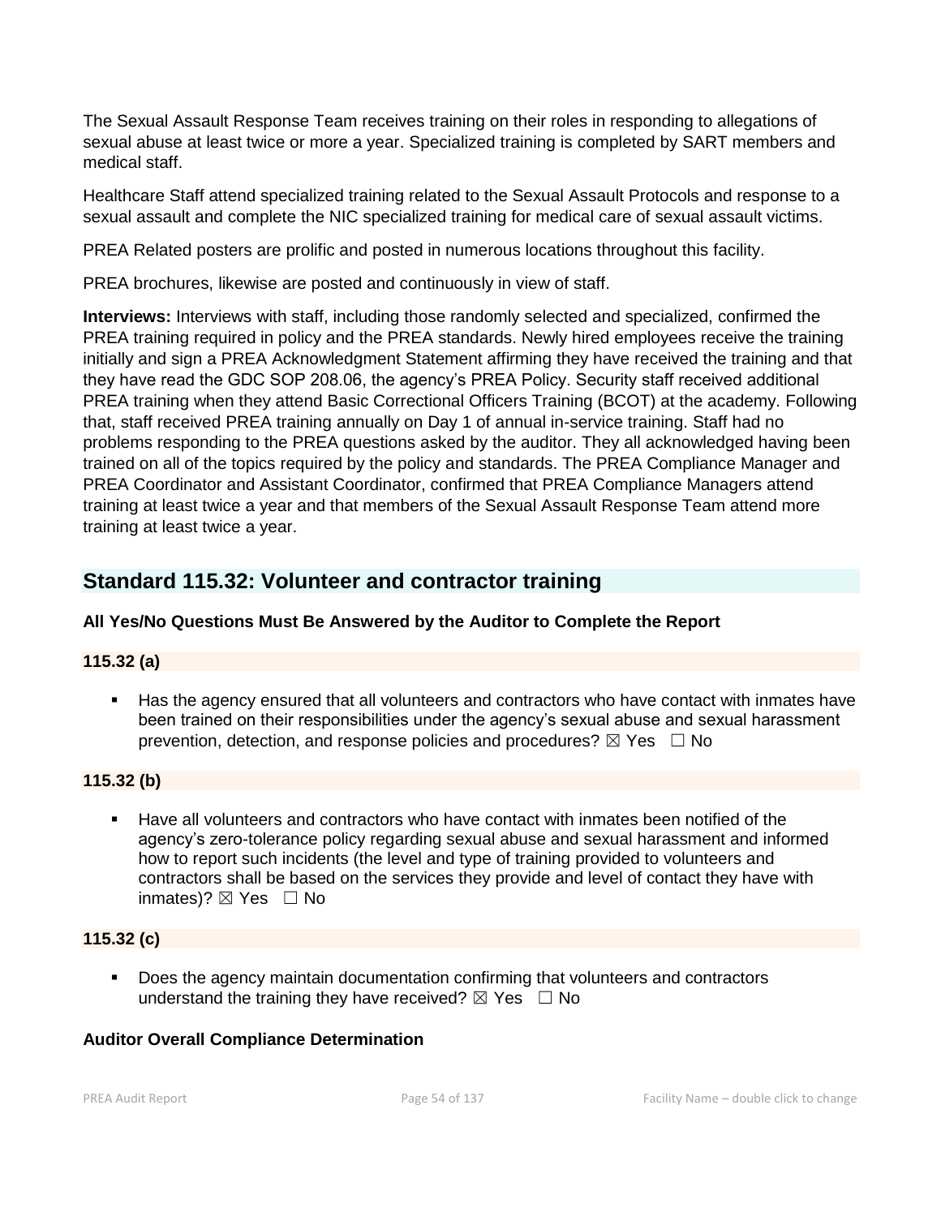The Sexual Assault Response Team receives training on their roles in responding to allegations of sexual abuse at least twice or more a year. Specialized training is completed by SART members and medical staff.

Healthcare Staff attend specialized training related to the Sexual Assault Protocols and response to a sexual assault and complete the NIC specialized training for medical care of sexual assault victims.

PREA Related posters are prolific and posted in numerous locations throughout this facility.

PREA brochures, likewise are posted and continuously in view of staff.

**Interviews:** Interviews with staff, including those randomly selected and specialized, confirmed the PREA training required in policy and the PREA standards. Newly hired employees receive the training initially and sign a PREA Acknowledgment Statement affirming they have received the training and that they have read the GDC SOP 208.06, the agency's PREA Policy. Security staff received additional PREA training when they attend Basic Correctional Officers Training (BCOT) at the academy. Following that, staff received PREA training annually on Day 1 of annual in-service training. Staff had no problems responding to the PREA questions asked by the auditor. They all acknowledged having been trained on all of the topics required by the policy and standards. The PREA Compliance Manager and PREA Coordinator and Assistant Coordinator, confirmed that PREA Compliance Managers attend training at least twice a year and that members of the Sexual Assault Response Team attend more training at least twice a year.

## Standard 115.32: Volunteer and contractor training

**All Yes/No Questions Must Be Answered by the Auditor to Complete the Report**

**115.32 (a)**

- Has the agency ensured that all volunteers and contractors who have contact with inmates have been trained on their responsibilities under the agency's sexual abuse and sexual harassment prevention, detection, and response policies and procedures? ☒ Yes ☐ No

**115.32 (b)**

- Have all volunteers and contractors who have contact with inmates been notified of the agency's zero-tolerance policy regarding sexual abuse and sexual harassment and informed how to report such incidents (the level and type of training provided to volunteers and contractors shall be based on the services they provide and level of contact they have with inmates)? ☒ Yes ☐ No

**115.32 (c)**

- Does the agency maintain documentation confirming that volunteers and contractors understand the training they have received? ☒ Yes ☐ No

**Auditor Overall Compliance Determination**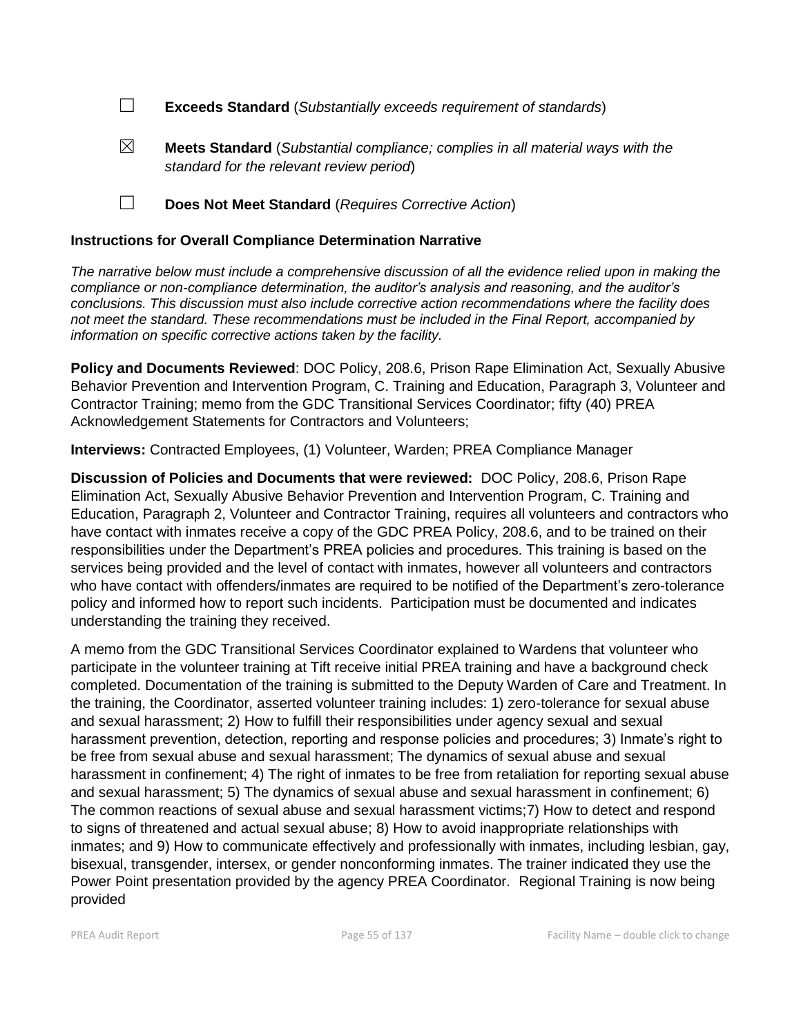☐ **Exceeds Standard** (*Substantially exceeds requirement of standards*)

☒ **Meets Standard** (*Substantial compliance; complies in all material ways with the standard for the relevant review period*)

☐ **Does Not Meet Standard** (*Requires Corrective Action*)

**Instructions for Overall Compliance Determination Narrative**

*The narrative below must include a comprehensive discussion of all the evidence relied upon in making the compliance or non-compliance determination, the auditor's analysis and reasoning, and the auditor's conclusions. This discussion must also include corrective action recommendations where the facility does not meet the standard. These recommendations must be included in the Final Report, accompanied by information on specific corrective actions taken by the facility.*

**Policy and Documents Reviewed**: DOC Policy, 208.6, Prison Rape Elimination Act, Sexually Abusive Behavior Prevention and Intervention Program, C. Training and Education, Paragraph 3, Volunteer and Contractor Training; memo from the GDC Transitional Services Coordinator; fifty (40) PREA Acknowledgement Statements for Contractors and Volunteers;

**Interviews:** Contracted Employees, (1) Volunteer, Warden; PREA Compliance Manager

**Discussion of Policies and Documents that were reviewed:** DOC Policy, 208.6, Prison Rape Elimination Act, Sexually Abusive Behavior Prevention and Intervention Program, C. Training and Education, Paragraph 2, Volunteer and Contractor Training, requires all volunteers and contractors who have contact with inmates receive a copy of the GDC PREA Policy, 208.6, and to be trained on their responsibilities under the Department's PREA policies and procedures. This training is based on the services being provided and the level of contact with inmates, however all volunteers and contractors who have contact with offenders/inmates are required to be notified of the Department's zero-tolerance policy and informed how to report such incidents. Participation must be documented and indicates understanding the training they received.

A memo from the GDC Transitional Services Coordinator explained to Wardens that volunteer who participate in the volunteer training at Tift receive initial PREA training and have a background check completed. Documentation of the training is submitted to the Deputy Warden of Care and Treatment. In the training, the Coordinator, asserted volunteer training includes: 1) zero-tolerance for sexual abuse and sexual harassment; 2) How to fulfill their responsibilities under agency sexual and sexual harassment prevention, detection, reporting and response policies and procedures; 3) Inmate's right to be free from sexual abuse and sexual harassment; The dynamics of sexual abuse and sexual harassment in confinement; 4) The right of inmates to be free from retaliation for reporting sexual abuse and sexual harassment; 5) The dynamics of sexual abuse and sexual harassment in confinement; 6) The common reactions of sexual abuse and sexual harassment victims;7) How to detect and respond to signs of threatened and actual sexual abuse; 8) How to avoid inappropriate relationships with inmates; and 9) How to communicate effectively and professionally with inmates, including lesbian, gay, bisexual, transgender, intersex, or gender nonconforming inmates. The trainer indicated they use the Power Point presentation provided by the agency PREA Coordinator. Regional Training is now being provided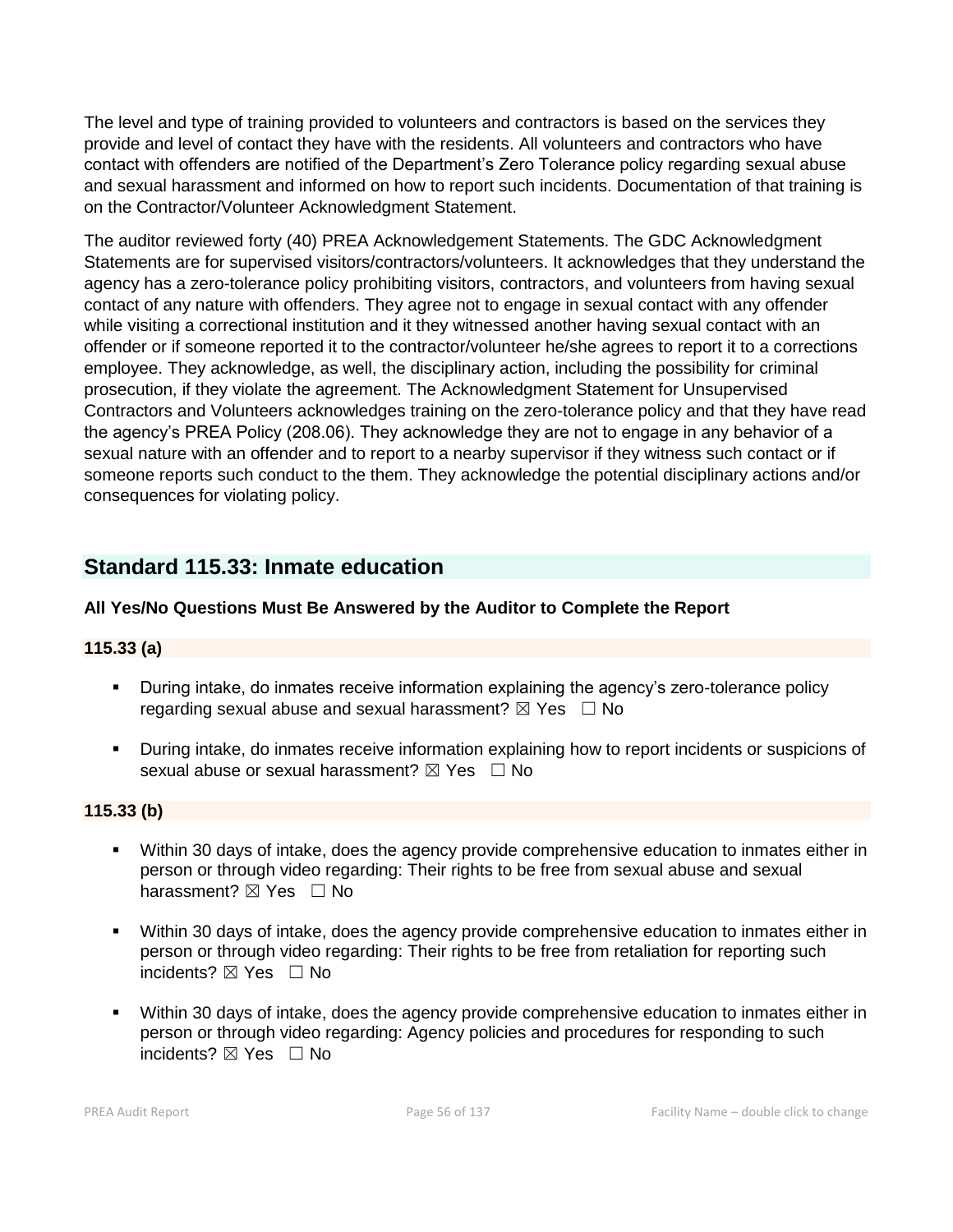The level and type of training provided to volunteers and contractors is based on the services they provide and level of contact they have with the residents. All volunteers and contractors who have contact with offenders are notified of the Department's Zero Tolerance policy regarding sexual abuse and sexual harassment and informed on how to report such incidents. Documentation of that training is on the Contractor/Volunteer Acknowledgment Statement.

The auditor reviewed forty (40) PREA Acknowledgement Statements. The GDC Acknowledgment Statements are for supervised visitors/contractors/volunteers. It acknowledges that they understand the agency has a zero-tolerance policy prohibiting visitors, contractors, and volunteers from having sexual contact of any nature with offenders. They agree not to engage in sexual contact with any offender while visiting a correctional institution and it they witnessed another having sexual contact with an offender or if someone reported it to the contractor/volunteer he/she agrees to report it to a corrections employee. They acknowledge, as well, the disciplinary action, including the possibility for criminal prosecution, if they violate the agreement. The Acknowledgment Statement for Unsupervised Contractors and Volunteers acknowledges training on the zero-tolerance policy and that they have read the agency's PREA Policy (208.06). They acknowledge they are not to engage in any behavior of a sexual nature with an offender and to report to a nearby supervisor if they witness such contact or if someone reports such conduct to the them. They acknowledge the potential disciplinary actions and/or consequences for violating policy.

## Standard 115.33: Inmate education

**All Yes/No Questions Must Be Answered by the Auditor to Complete the Report**

**115.33 (a)**

- During intake, do inmates receive information explaining the agency's zero-tolerance policy regarding sexual abuse and sexual harassment? ☒ Yes ☐ No
- During intake, do inmates receive information explaining how to report incidents or suspicions of sexual abuse or sexual harassment? ☒ Yes ☐ No

**115.33 (b)**

- Within 30 days of intake, does the agency provide comprehensive education to inmates either in person or through video regarding: Their rights to be free from sexual abuse and sexual harassment? ☒ Yes ☐ No
- Within 30 days of intake, does the agency provide comprehensive education to inmates either in person or through video regarding: Their rights to be free from retaliation for reporting such incidents? ☒ Yes ☐ No
- Within 30 days of intake, does the agency provide comprehensive education to inmates either in person or through video regarding: Agency policies and procedures for responding to such incidents? ☒ Yes ☐ No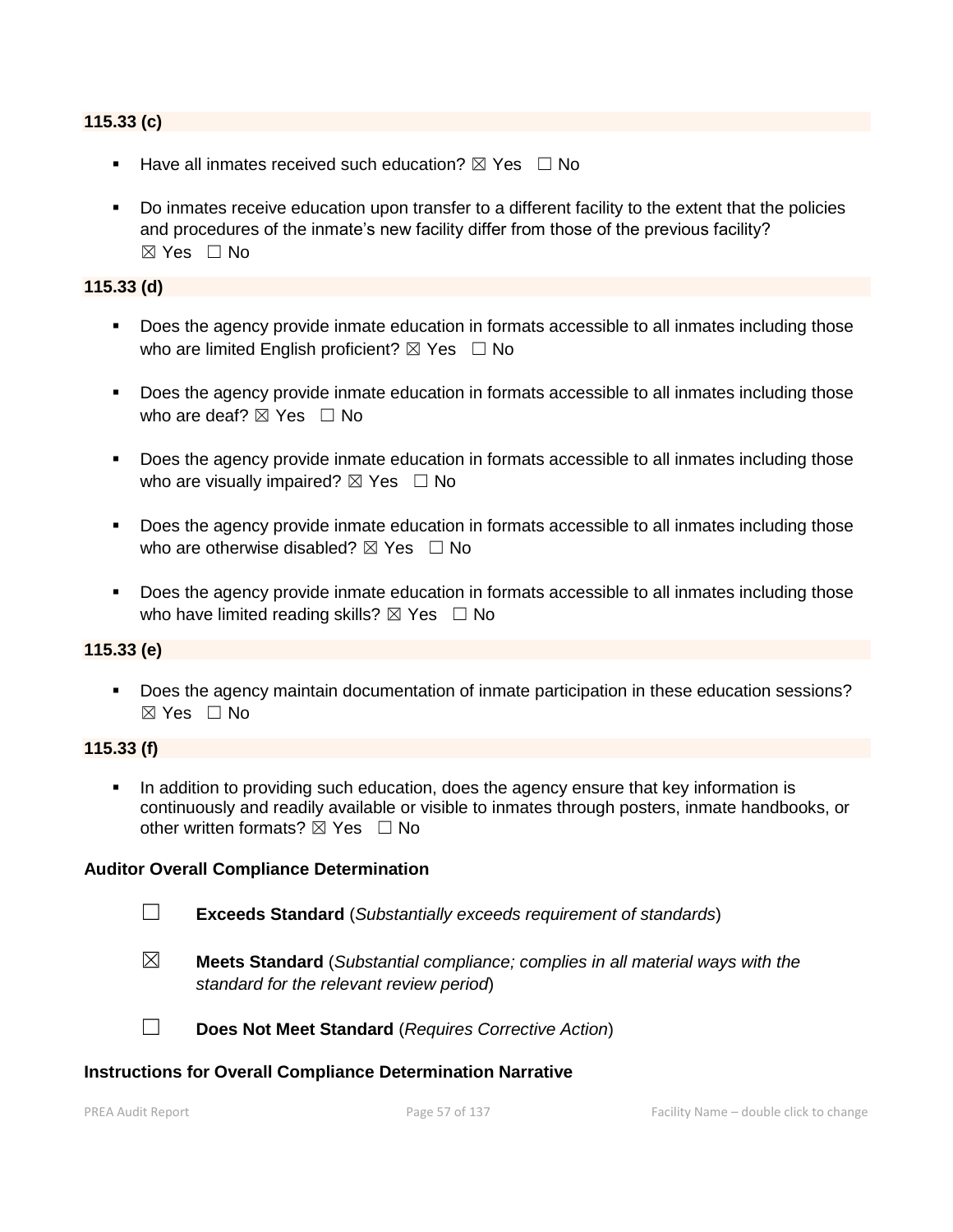**115.33 (c)**

- Have all inmates received such education? ☒ Yes ☐ No
- Do inmates receive education upon transfer to a different facility to the extent that the policies and procedures of the inmate's new facility differ from those of the previous facility? ☒ Yes ☐ No

**115.33 (d)**

- Does the agency provide inmate education in formats accessible to all inmates including those who are limited English proficient? ☒ Yes ☐ No
- Does the agency provide inmate education in formats accessible to all inmates including those who are deaf? ☒ Yes ☐ No
- Does the agency provide inmate education in formats accessible to all inmates including those who are visually impaired? ☒ Yes ☐ No
- Does the agency provide inmate education in formats accessible to all inmates including those who are otherwise disabled? ☒ Yes ☐ No
- Does the agency provide inmate education in formats accessible to all inmates including those who have limited reading skills? ☒ Yes ☐ No

**115.33 (e)**

- Does the agency maintain documentation of inmate participation in these education sessions? ☒ Yes ☐ No

**115.33 (f)**

- In addition to providing such education, does the agency ensure that key information is continuously and readily available or visible to inmates through posters, inmate handbooks, or other written formats? ☒ Yes ☐ No

**Auditor Overall Compliance Determination**

☐ **Exceeds Standard** (*Substantially exceeds requirement of standards*)

☒ **Meets Standard** (*Substantial compliance; complies in all material ways with the standard for the relevant review period*)

☐ **Does Not Meet Standard** (*Requires Corrective Action*)

**Instructions for Overall Compliance Determination Narrative**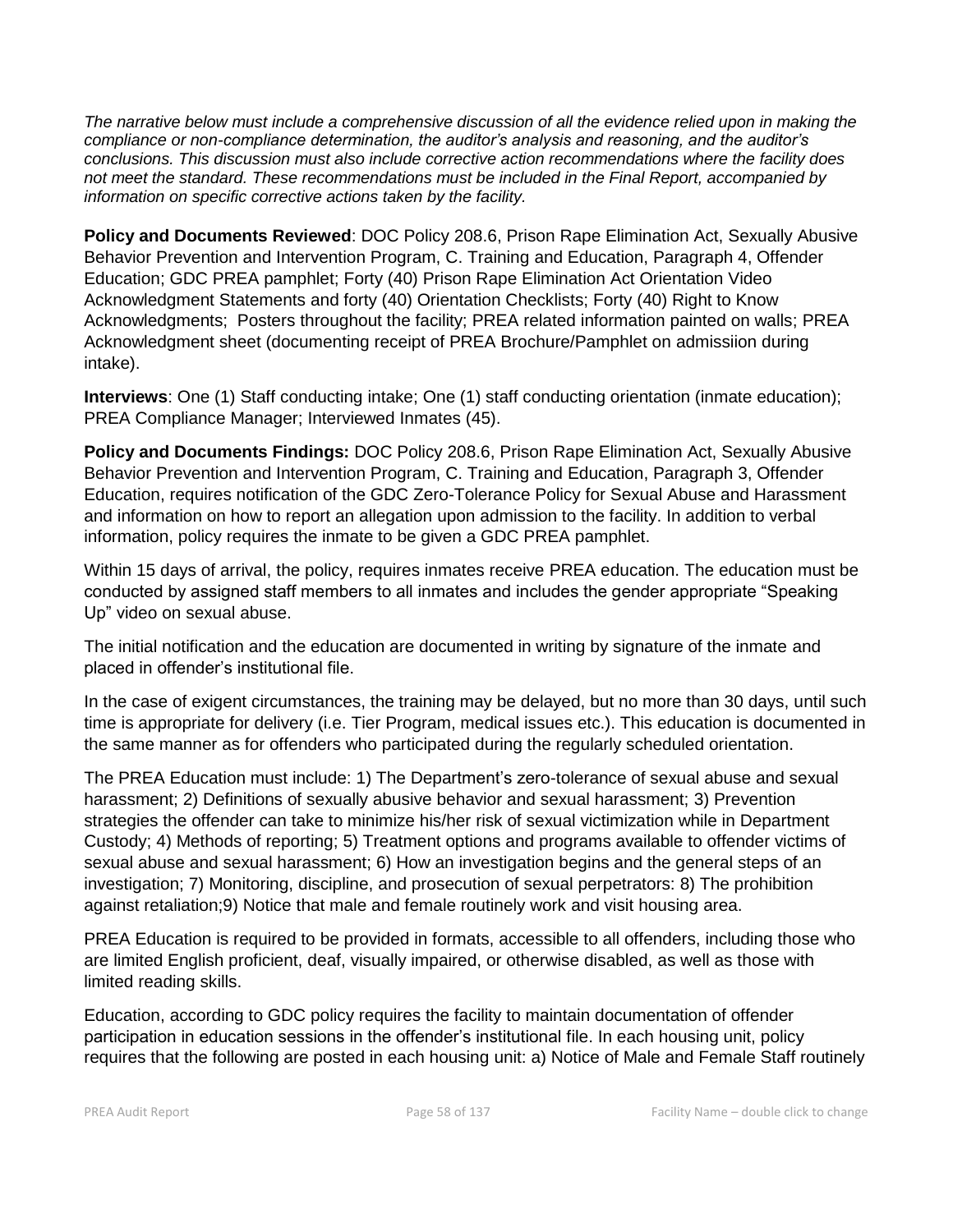*The narrative below must include a comprehensive discussion of all the evidence relied upon in making the compliance or non-compliance determination, the auditor's analysis and reasoning, and the auditor's conclusions. This discussion must also include corrective action recommendations where the facility does not meet the standard. These recommendations must be included in the Final Report, accompanied by information on specific corrective actions taken by the facility.*

**Policy and Documents Reviewed**: DOC Policy 208.6, Prison Rape Elimination Act, Sexually Abusive Behavior Prevention and Intervention Program, C. Training and Education, Paragraph 4, Offender Education; GDC PREA pamphlet; Forty (40) Prison Rape Elimination Act Orientation Video Acknowledgment Statements and forty (40) Orientation Checklists; Forty (40) Right to Know Acknowledgments; Posters throughout the facility; PREA related information painted on walls; PREA Acknowledgment sheet (documenting receipt of PREA Brochure/Pamphlet on admissiion during intake).

**Interviews**: One (1) Staff conducting intake; One (1) staff conducting orientation (inmate education); PREA Compliance Manager; Interviewed Inmates (45).

**Policy and Documents Findings:** DOC Policy 208.6, Prison Rape Elimination Act, Sexually Abusive Behavior Prevention and Intervention Program, C. Training and Education, Paragraph 3, Offender Education, requires notification of the GDC Zero-Tolerance Policy for Sexual Abuse and Harassment and information on how to report an allegation upon admission to the facility. In addition to verbal information, policy requires the inmate to be given a GDC PREA pamphlet.

Within 15 days of arrival, the policy, requires inmates receive PREA education. The education must be conducted by assigned staff members to all inmates and includes the gender appropriate "Speaking Up" video on sexual abuse.

The initial notification and the education are documented in writing by signature of the inmate and placed in offender's institutional file.

In the case of exigent circumstances, the training may be delayed, but no more than 30 days, until such time is appropriate for delivery (i.e. Tier Program, medical issues etc.). This education is documented in the same manner as for offenders who participated during the regularly scheduled orientation.

The PREA Education must include: 1) The Department's zero-tolerance of sexual abuse and sexual harassment; 2) Definitions of sexually abusive behavior and sexual harassment; 3) Prevention strategies the offender can take to minimize his/her risk of sexual victimization while in Department Custody; 4) Methods of reporting; 5) Treatment options and programs available to offender victims of sexual abuse and sexual harassment; 6) How an investigation begins and the general steps of an investigation; 7) Monitoring, discipline, and prosecution of sexual perpetrators: 8) The prohibition against retaliation;9) Notice that male and female routinely work and visit housing area.

PREA Education is required to be provided in formats, accessible to all offenders, including those who are limited English proficient, deaf, visually impaired, or otherwise disabled, as well as those with limited reading skills.

Education, according to GDC policy requires the facility to maintain documentation of offender participation in education sessions in the offender's institutional file. In each housing unit, policy requires that the following are posted in each housing unit: a) Notice of Male and Female Staff routinely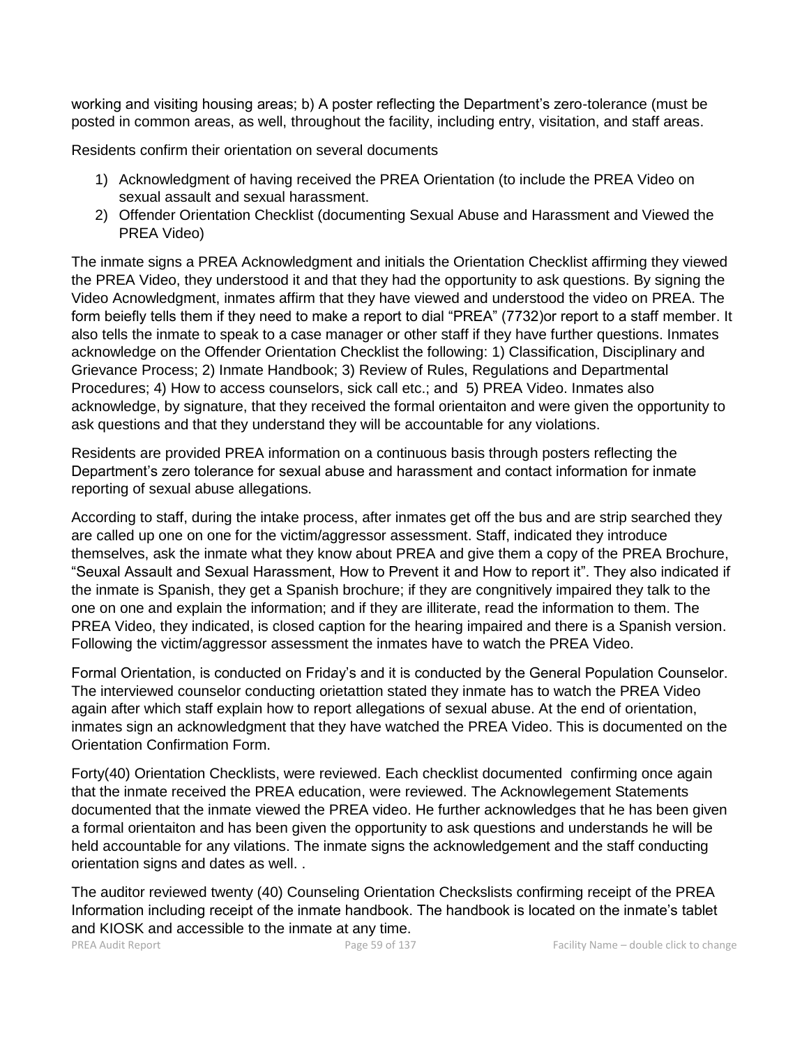working and visiting housing areas; b) A poster reflecting the Department's zero-tolerance (must be posted in common areas, as well, throughout the facility, including entry, visitation, and staff areas.

Residents confirm their orientation on several documents

1) Acknowledgment of having received the PREA Orientation (to include the PREA Video on sexual assault and sexual harassment.
2) Offender Orientation Checklist (documenting Sexual Abuse and Harassment and Viewed the PREA Video)

The inmate signs a PREA Acknowledgment and initials the Orientation Checklist affirming they viewed the PREA Video, they understood it and that they had the opportunity to ask questions. By signing the Video Acnowledgment, inmates affirm that they have viewed and understood the video on PREA. The form beiefly tells them if they need to make a report to dial "PREA" (7732)or report to a staff member. It also tells the inmate to speak to a case manager or other staff if they have further questions. Inmates acknowledge on the Offender Orientation Checklist the following: 1) Classification, Disciplinary and Grievance Process; 2) Inmate Handbook; 3) Review of Rules, Regulations and Departmental Procedures; 4) How to access counselors, sick call etc.; and 5) PREA Video. Inmates also acknowledge, by signature, that they received the formal orientaiton and were given the opportunity to ask questions and that they understand they will be accountable for any violations.

Residents are provided PREA information on a continuous basis through posters reflecting the Department's zero tolerance for sexual abuse and harassment and contact information for inmate reporting of sexual abuse allegations.

According to staff, during the intake process, after inmates get off the bus and are strip searched they are called up one on one for the victim/aggressor assessment. Staff, indicated they introduce themselves, ask the inmate what they know about PREA and give them a copy of the PREA Brochure, "Seuxal Assault and Sexual Harassment, How to Prevent it and How to report it". They also indicated if the inmate is Spanish, they get a Spanish brochure; if they are congnitively impaired they talk to the one on one and explain the information; and if they are illiterate, read the information to them. The PREA Video, they indicated, is closed caption for the hearing impaired and there is a Spanish version. Following the victim/aggressor assessment the inmates have to watch the PREA Video.

Formal Orientation, is conducted on Friday's and it is conducted by the General Population Counselor. The interviewed counselor conducting orietattion stated they inmate has to watch the PREA Video again after which staff explain how to report allegations of sexual abuse. At the end of orientation, inmates sign an acknowledgment that they have watched the PREA Video. This is documented on the Orientation Confirmation Form.

Forty(40) Orientation Checklists, were reviewed. Each checklist documented confirming once again that the inmate received the PREA education, were reviewed. The Acknowlegement Statements documented that the inmate viewed the PREA video. He further acknowledges that he has been given a formal orientaiton and has been given the opportunity to ask questions and understands he will be held accountable for any vilations. The inmate signs the acknowledgement and the staff conducting orientation signs and dates as well. .

The auditor reviewed twenty (40) Counseling Orientation Checkslists confirming receipt of the PREA Information including receipt of the inmate handbook. The handbook is located on the inmate's tablet and KIOSK and accessible to the inmate at any time.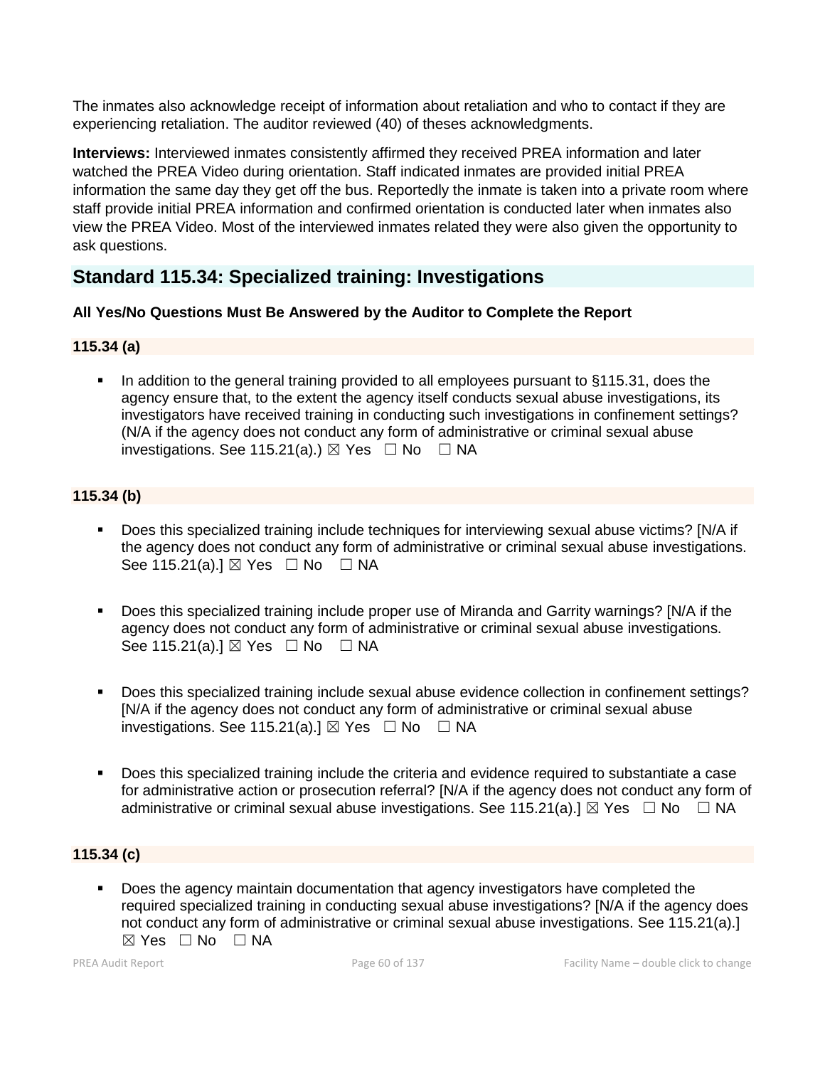The inmates also acknowledge receipt of information about retaliation and who to contact if they are experiencing retaliation. The auditor reviewed (40) of theses acknowledgments.

**Interviews:** Interviewed inmates consistently affirmed they received PREA information and later watched the PREA Video during orientation. Staff indicated inmates are provided initial PREA information the same day they get off the bus. Reportedly the inmate is taken into a private room where staff provide initial PREA information and confirmed orientation is conducted later when inmates also view the PREA Video. Most of the interviewed inmates related they were also given the opportunity to ask questions.

## Standard 115.34: Specialized training: Investigations

### All Yes/No Questions Must Be Answered by the Auditor to Complete the Report

#### 115.34 (a)

- In addition to the general training provided to all employees pursuant to §115.31, does the agency ensure that, to the extent the agency itself conducts sexual abuse investigations, its investigators have received training in conducting such investigations in confinement settings? (N/A if the agency does not conduct any form of administrative or criminal sexual abuse investigations. See 115.21(a).) ☒ Yes ☐ No ☐ NA

#### 115.34 (b)

- Does this specialized training include techniques for interviewing sexual abuse victims? [N/A if the agency does not conduct any form of administrative or criminal sexual abuse investigations. See 115.21(a).] ☒ Yes ☐ No ☐ NA

- Does this specialized training include proper use of Miranda and Garrity warnings? [N/A if the agency does not conduct any form of administrative or criminal sexual abuse investigations. See 115.21(a).] ☒ Yes ☐ No ☐ NA

- Does this specialized training include sexual abuse evidence collection in confinement settings? [N/A if the agency does not conduct any form of administrative or criminal sexual abuse investigations. See 115.21(a).] ☒ Yes ☐ No ☐ NA

- Does this specialized training include the criteria and evidence required to substantiate a case for administrative action or prosecution referral? [N/A if the agency does not conduct any form of administrative or criminal sexual abuse investigations. See 115.21(a).] ☒ Yes ☐ No ☐ NA

#### 115.34 (c)

- Does the agency maintain documentation that agency investigators have completed the required specialized training in conducting sexual abuse investigations? [N/A if the agency does not conduct any form of administrative or criminal sexual abuse investigations. See 115.21(a).] ☒ Yes ☐ No ☐ NA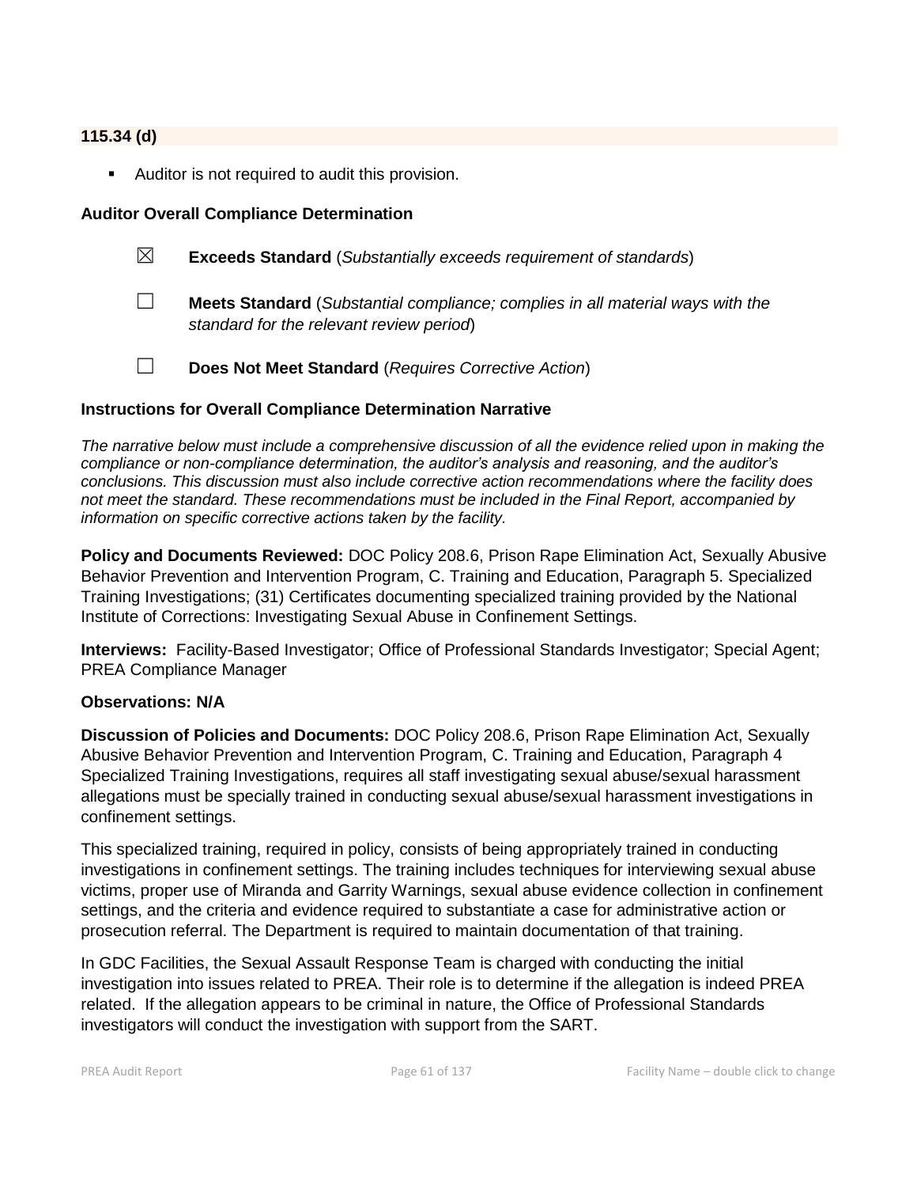**115.34 (d)**

- Auditor is not required to audit this provision.

**Auditor Overall Compliance Determination**

☒ **Exceeds Standard** (*Substantially exceeds requirement of standards*)

☐ **Meets Standard** (*Substantial compliance; complies in all material ways with the standard for the relevant review period*)

☐ **Does Not Meet Standard** (*Requires Corrective Action*)

**Instructions for Overall Compliance Determination Narrative**

*The narrative below must include a comprehensive discussion of all the evidence relied upon in making the compliance or non-compliance determination, the auditor's analysis and reasoning, and the auditor's conclusions. This discussion must also include corrective action recommendations where the facility does not meet the standard. These recommendations must be included in the Final Report, accompanied by information on specific corrective actions taken by the facility.*

**Policy and Documents Reviewed:** DOC Policy 208.6, Prison Rape Elimination Act, Sexually Abusive Behavior Prevention and Intervention Program, C. Training and Education, Paragraph 5. Specialized Training Investigations; (31) Certificates documenting specialized training provided by the National Institute of Corrections: Investigating Sexual Abuse in Confinement Settings.

**Interviews:** Facility-Based Investigator; Office of Professional Standards Investigator; Special Agent; PREA Compliance Manager

**Observations: N/A**

**Discussion of Policies and Documents:** DOC Policy 208.6, Prison Rape Elimination Act, Sexually Abusive Behavior Prevention and Intervention Program, C. Training and Education, Paragraph 4 Specialized Training Investigations, requires all staff investigating sexual abuse/sexual harassment allegations must be specially trained in conducting sexual abuse/sexual harassment investigations in confinement settings.

This specialized training, required in policy, consists of being appropriately trained in conducting investigations in confinement settings. The training includes techniques for interviewing sexual abuse victims, proper use of Miranda and Garrity Warnings, sexual abuse evidence collection in confinement settings, and the criteria and evidence required to substantiate a case for administrative action or prosecution referral. The Department is required to maintain documentation of that training.

In GDC Facilities, the Sexual Assault Response Team is charged with conducting the initial investigation into issues related to PREA. Their role is to determine if the allegation is indeed PREA related. If the allegation appears to be criminal in nature, the Office of Professional Standards investigators will conduct the investigation with support from the SART.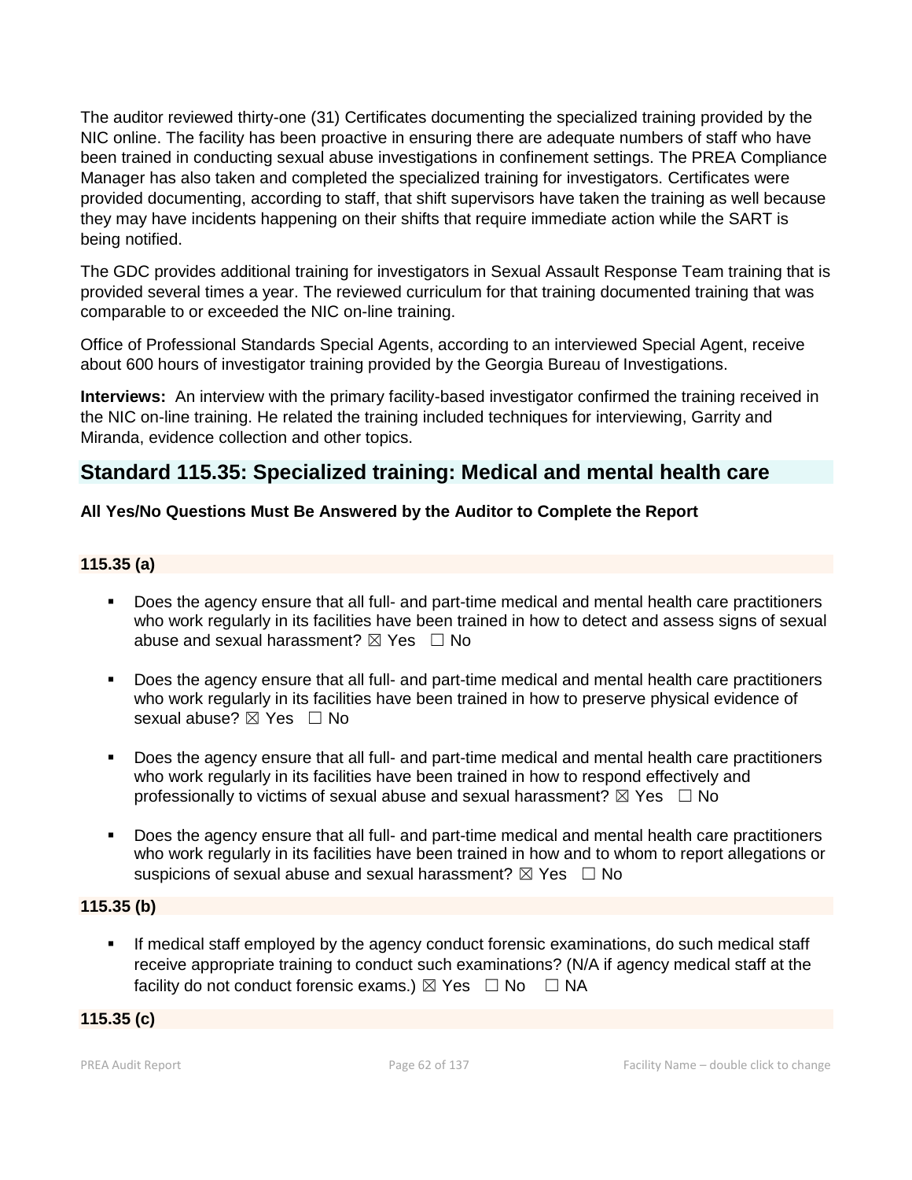The auditor reviewed thirty-one (31) Certificates documenting the specialized training provided by the NIC online. The facility has been proactive in ensuring there are adequate numbers of staff who have been trained in conducting sexual abuse investigations in confinement settings. The PREA Compliance Manager has also taken and completed the specialized training for investigators. Certificates were provided documenting, according to staff, that shift supervisors have taken the training as well because they may have incidents happening on their shifts that require immediate action while the SART is being notified.

The GDC provides additional training for investigators in Sexual Assault Response Team training that is provided several times a year. The reviewed curriculum for that training documented training that was comparable to or exceeded the NIC on-line training.

Office of Professional Standards Special Agents, according to an interviewed Special Agent, receive about 600 hours of investigator training provided by the Georgia Bureau of Investigations.

**Interviews:** An interview with the primary facility-based investigator confirmed the training received in the NIC on-line training. He related the training included techniques for interviewing, Garrity and Miranda, evidence collection and other topics.

## Standard 115.35: Specialized training: Medical and mental health care

**All Yes/No Questions Must Be Answered by the Auditor to Complete the Report**

### 115.35 (a)

- Does the agency ensure that all full- and part-time medical and mental health care practitioners who work regularly in its facilities have been trained in how to detect and assess signs of sexual abuse and sexual harassment? ☒ Yes ☐ No
- Does the agency ensure that all full- and part-time medical and mental health care practitioners who work regularly in its facilities have been trained in how to preserve physical evidence of sexual abuse? ☒ Yes ☐ No
- Does the agency ensure that all full- and part-time medical and mental health care practitioners who work regularly in its facilities have been trained in how to respond effectively and professionally to victims of sexual abuse and sexual harassment? ☒ Yes ☐ No
- Does the agency ensure that all full- and part-time medical and mental health care practitioners who work regularly in its facilities have been trained in how and to whom to report allegations or suspicions of sexual abuse and sexual harassment? ☒ Yes ☐ No

### 115.35 (b)

- If medical staff employed by the agency conduct forensic examinations, do such medical staff receive appropriate training to conduct such examinations? (N/A if agency medical staff at the facility do not conduct forensic exams.) ☒ Yes ☐ No ☐ NA

### 115.35 (c)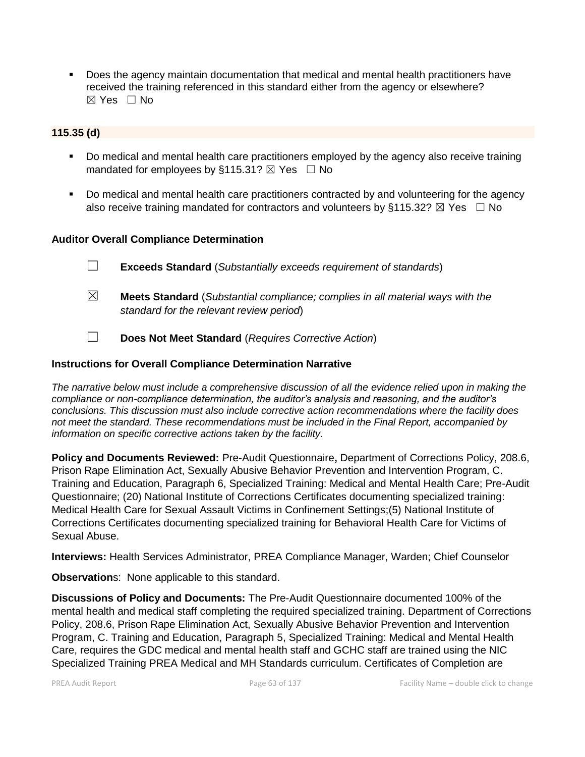- Does the agency maintain documentation that medical and mental health practitioners have received the training referenced in this standard either from the agency or elsewhere? ☒ Yes ☐ No

**115.35 (d)**

- Do medical and mental health care practitioners employed by the agency also receive training mandated for employees by §115.31? ☒ Yes ☐ No
- Do medical and mental health care practitioners contracted by and volunteering for the agency also receive training mandated for contractors and volunteers by §115.32? ☒ Yes ☐ No

**Auditor Overall Compliance Determination**

☐ **Exceeds Standard** (*Substantially exceeds requirement of standards*)

☒ **Meets Standard** (*Substantial compliance; complies in all material ways with the standard for the relevant review period*)

☐ **Does Not Meet Standard** (*Requires Corrective Action*)

**Instructions for Overall Compliance Determination Narrative**

*The narrative below must include a comprehensive discussion of all the evidence relied upon in making the compliance or non-compliance determination, the auditor's analysis and reasoning, and the auditor's conclusions. This discussion must also include corrective action recommendations where the facility does not meet the standard. These recommendations must be included in the Final Report, accompanied by information on specific corrective actions taken by the facility.*

**Policy and Documents Reviewed:** Pre-Audit Questionnaire**,** Department of Corrections Policy, 208.6, Prison Rape Elimination Act, Sexually Abusive Behavior Prevention and Intervention Program, C. Training and Education, Paragraph 6, Specialized Training: Medical and Mental Health Care; Pre-Audit Questionnaire; (20) National Institute of Corrections Certificates documenting specialized training: Medical Health Care for Sexual Assault Victims in Confinement Settings;(5) National Institute of Corrections Certificates documenting specialized training for Behavioral Health Care for Victims of Sexual Abuse.

**Interviews:** Health Services Administrator, PREA Compliance Manager, Warden; Chief Counselor

**Observation**s: None applicable to this standard.

**Discussions of Policy and Documents:** The Pre-Audit Questionnaire documented 100% of the mental health and medical staff completing the required specialized training. Department of Corrections Policy, 208.6, Prison Rape Elimination Act, Sexually Abusive Behavior Prevention and Intervention Program, C. Training and Education, Paragraph 5, Specialized Training: Medical and Mental Health Care, requires the GDC medical and mental health staff and GCHC staff are trained using the NIC Specialized Training PREA Medical and MH Standards curriculum. Certificates of Completion are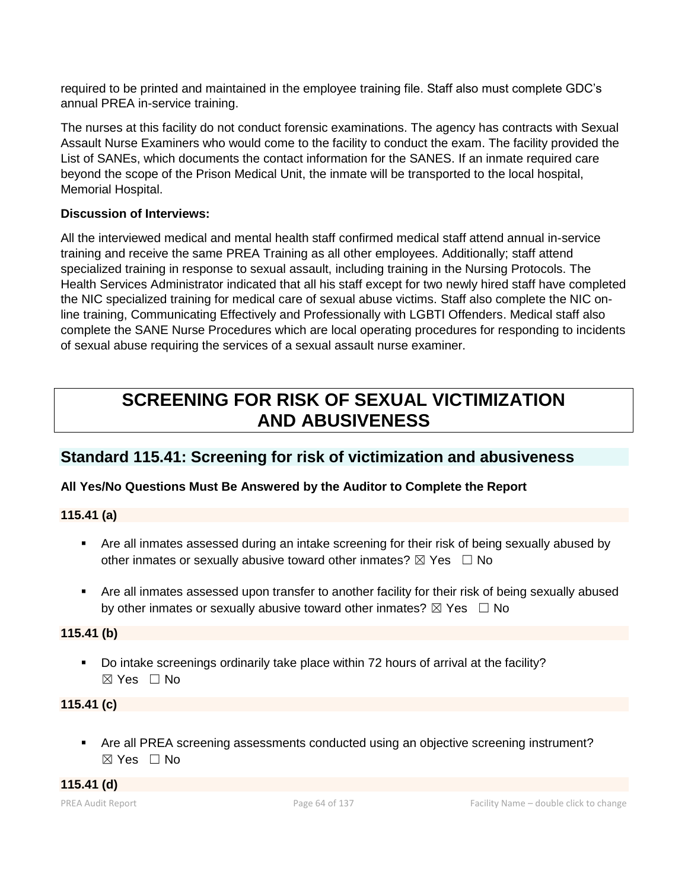required to be printed and maintained in the employee training file. Staff also must complete GDC's annual PREA in-service training.

The nurses at this facility do not conduct forensic examinations. The agency has contracts with Sexual Assault Nurse Examiners who would come to the facility to conduct the exam. The facility provided the List of SANEs, which documents the contact information for the SANES. If an inmate required care beyond the scope of the Prison Medical Unit, the inmate will be transported to the local hospital, Memorial Hospital.

**Discussion of Interviews:**

All the interviewed medical and mental health staff confirmed medical staff attend annual in-service training and receive the same PREA Training as all other employees. Additionally; staff attend specialized training in response to sexual assault, including training in the Nursing Protocols. The Health Services Administrator indicated that all his staff except for two newly hired staff have completed the NIC specialized training for medical care of sexual abuse victims. Staff also complete the NIC on-line training, Communicating Effectively and Professionally with LGBTI Offenders. Medical staff also complete the SANE Nurse Procedures which are local operating procedures for responding to incidents of sexual abuse requiring the services of a sexual assault nurse examiner.

# SCREENING FOR RISK OF SEXUAL VICTIMIZATION AND ABUSIVENESS

## Standard 115.41: Screening for risk of victimization and abusiveness

**All Yes/No Questions Must Be Answered by the Auditor to Complete the Report**

**115.41 (a)**

- Are all inmates assessed during an intake screening for their risk of being sexually abused by other inmates or sexually abusive toward other inmates? ☒ Yes ☐ No
- Are all inmates assessed upon transfer to another facility for their risk of being sexually abused by other inmates or sexually abusive toward other inmates? ☒ Yes ☐ No

**115.41 (b)**

- Do intake screenings ordinarily take place within 72 hours of arrival at the facility? ☒ Yes ☐ No

**115.41 (c)**

- Are all PREA screening assessments conducted using an objective screening instrument? ☒ Yes ☐ No

**115.41 (d)**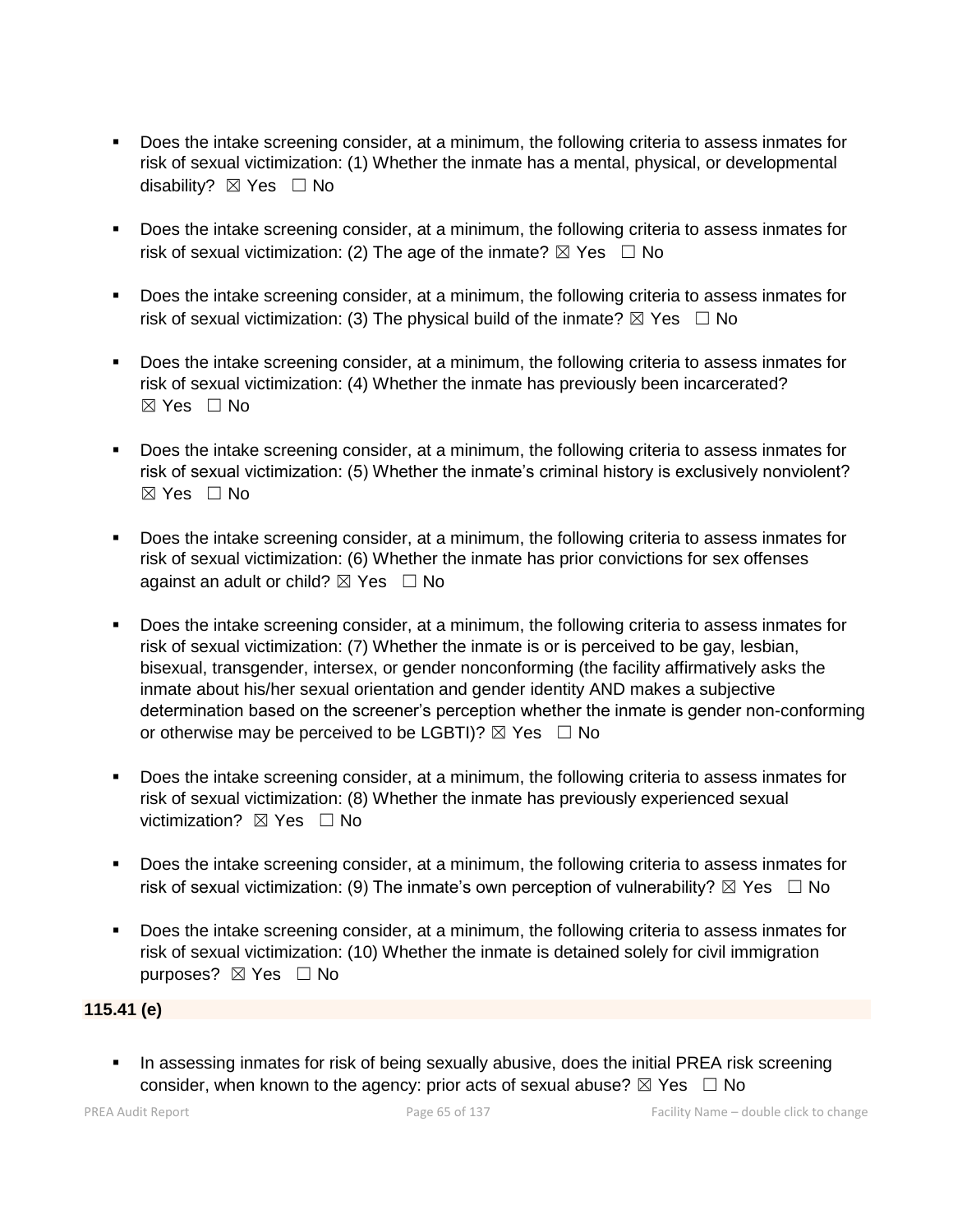- Does the intake screening consider, at a minimum, the following criteria to assess inmates for risk of sexual victimization: (1) Whether the inmate has a mental, physical, or developmental disability? ☒ Yes ☐ No

- Does the intake screening consider, at a minimum, the following criteria to assess inmates for risk of sexual victimization: (2) The age of the inmate? ☒ Yes ☐ No

- Does the intake screening consider, at a minimum, the following criteria to assess inmates for risk of sexual victimization: (3) The physical build of the inmate? ☒ Yes ☐ No

- Does the intake screening consider, at a minimum, the following criteria to assess inmates for risk of sexual victimization: (4) Whether the inmate has previously been incarcerated? ☒ Yes ☐ No

- Does the intake screening consider, at a minimum, the following criteria to assess inmates for risk of sexual victimization: (5) Whether the inmate's criminal history is exclusively nonviolent? ☒ Yes ☐ No

- Does the intake screening consider, at a minimum, the following criteria to assess inmates for risk of sexual victimization: (6) Whether the inmate has prior convictions for sex offenses against an adult or child? ☒ Yes ☐ No

- Does the intake screening consider, at a minimum, the following criteria to assess inmates for risk of sexual victimization: (7) Whether the inmate is or is perceived to be gay, lesbian, bisexual, transgender, intersex, or gender nonconforming (the facility affirmatively asks the inmate about his/her sexual orientation and gender identity AND makes a subjective determination based on the screener's perception whether the inmate is gender non-conforming or otherwise may be perceived to be LGBTI)? ☒ Yes ☐ No

- Does the intake screening consider, at a minimum, the following criteria to assess inmates for risk of sexual victimization: (8) Whether the inmate has previously experienced sexual victimization? ☒ Yes ☐ No

- Does the intake screening consider, at a minimum, the following criteria to assess inmates for risk of sexual victimization: (9) The inmate's own perception of vulnerability? ☒ Yes ☐ No

- Does the intake screening consider, at a minimum, the following criteria to assess inmates for risk of sexual victimization: (10) Whether the inmate is detained solely for civil immigration purposes? ☒ Yes ☐ No

**115.41 (e)**

- In assessing inmates for risk of being sexually abusive, does the initial PREA risk screening consider, when known to the agency: prior acts of sexual abuse? ☒ Yes ☐ No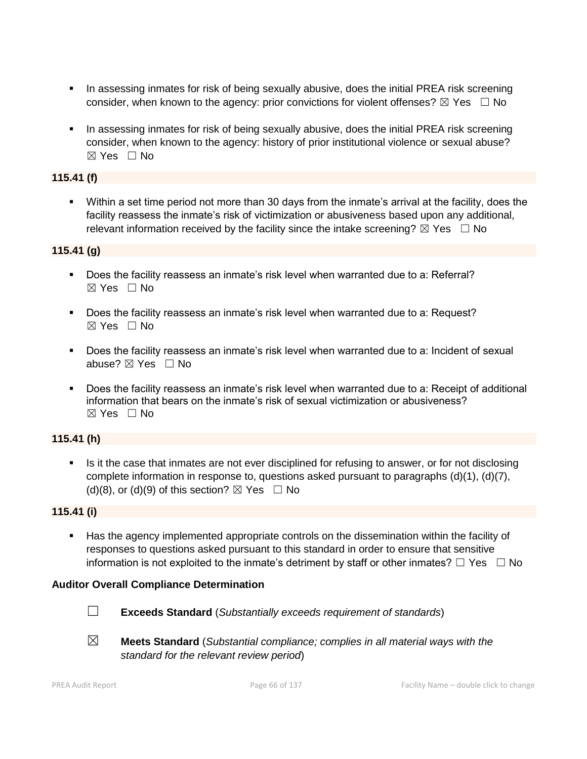- In assessing inmates for risk of being sexually abusive, does the initial PREA risk screening consider, when known to the agency: prior convictions for violent offenses? ☒ Yes ☐ No

- In assessing inmates for risk of being sexually abusive, does the initial PREA risk screening consider, when known to the agency: history of prior institutional violence or sexual abuse? ☒ Yes ☐ No

**115.41 (f)**

- Within a set time period not more than 30 days from the inmate's arrival at the facility, does the facility reassess the inmate's risk of victimization or abusiveness based upon any additional, relevant information received by the facility since the intake screening? ☒ Yes ☐ No

**115.41 (g)**

- Does the facility reassess an inmate's risk level when warranted due to a: Referral? ☒ Yes ☐ No

- Does the facility reassess an inmate's risk level when warranted due to a: Request? ☒ Yes ☐ No

- Does the facility reassess an inmate's risk level when warranted due to a: Incident of sexual abuse? ☒ Yes ☐ No

- Does the facility reassess an inmate's risk level when warranted due to a: Receipt of additional information that bears on the inmate's risk of sexual victimization or abusiveness? ☒ Yes ☐ No

**115.41 (h)**

- Is it the case that inmates are not ever disciplined for refusing to answer, or for not disclosing complete information in response to, questions asked pursuant to paragraphs (d)(1), (d)(7), (d)(8), or (d)(9) of this section? ☒ Yes ☐ No

**115.41 (i)**

- Has the agency implemented appropriate controls on the dissemination within the facility of responses to questions asked pursuant to this standard in order to ensure that sensitive information is not exploited to the inmate's detriment by staff or other inmates? ☐ Yes ☐ No

**Auditor Overall Compliance Determination**

☐ **Exceeds Standard** (*Substantially exceeds requirement of standards*)

☒ **Meets Standard** (*Substantial compliance; complies in all material ways with the standard for the relevant review period*)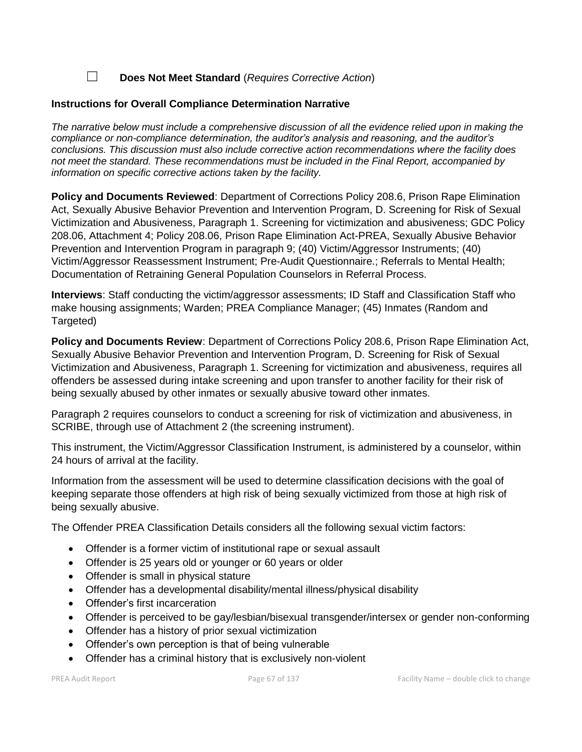☐ **Does Not Meet Standard** (*Requires Corrective Action*)

**Instructions for Overall Compliance Determination Narrative**

*The narrative below must include a comprehensive discussion of all the evidence relied upon in making the compliance or non-compliance determination, the auditor's analysis and reasoning, and the auditor's conclusions. This discussion must also include corrective action recommendations where the facility does not meet the standard. These recommendations must be included in the Final Report, accompanied by information on specific corrective actions taken by the facility.*

**Policy and Documents Reviewed**: Department of Corrections Policy 208.6, Prison Rape Elimination Act, Sexually Abusive Behavior Prevention and Intervention Program, D. Screening for Risk of Sexual Victimization and Abusiveness, Paragraph 1. Screening for victimization and abusiveness; GDC Policy 208.06, Attachment 4; Policy 208.06, Prison Rape Elimination Act-PREA, Sexually Abusive Behavior Prevention and Intervention Program in paragraph 9; (40) Victim/Aggressor Instruments; (40) Victim/Aggressor Reassessment Instrument; Pre-Audit Questionnaire.; Referrals to Mental Health; Documentation of Retraining General Population Counselors in Referral Process.

**Interviews**: Staff conducting the victim/aggressor assessments; ID Staff and Classification Staff who make housing assignments; Warden; PREA Compliance Manager; (45) Inmates (Random and Targeted)

**Policy and Documents Review**: Department of Corrections Policy 208.6, Prison Rape Elimination Act, Sexually Abusive Behavior Prevention and Intervention Program, D. Screening for Risk of Sexual Victimization and Abusiveness, Paragraph 1. Screening for victimization and abusiveness, requires all offenders be assessed during intake screening and upon transfer to another facility for their risk of being sexually abused by other inmates or sexually abusive toward other inmates.

Paragraph 2 requires counselors to conduct a screening for risk of victimization and abusiveness, in SCRIBE, through use of Attachment 2 (the screening instrument).

This instrument, the Victim/Aggressor Classification Instrument, is administered by a counselor, within 24 hours of arrival at the facility.

Information from the assessment will be used to determine classification decisions with the goal of keeping separate those offenders at high risk of being sexually victimized from those at high risk of being sexually abusive.

The Offender PREA Classification Details considers all the following sexual victim factors:

- Offender is a former victim of institutional rape or sexual assault
- Offender is 25 years old or younger or 60 years or older
- Offender is small in physical stature
- Offender has a developmental disability/mental illness/physical disability
- Offender's first incarceration
- Offender is perceived to be gay/lesbian/bisexual transgender/intersex or gender non-conforming
- Offender has a history of prior sexual victimization
- Offender's own perception is that of being vulnerable
- Offender has a criminal history that is exclusively non-violent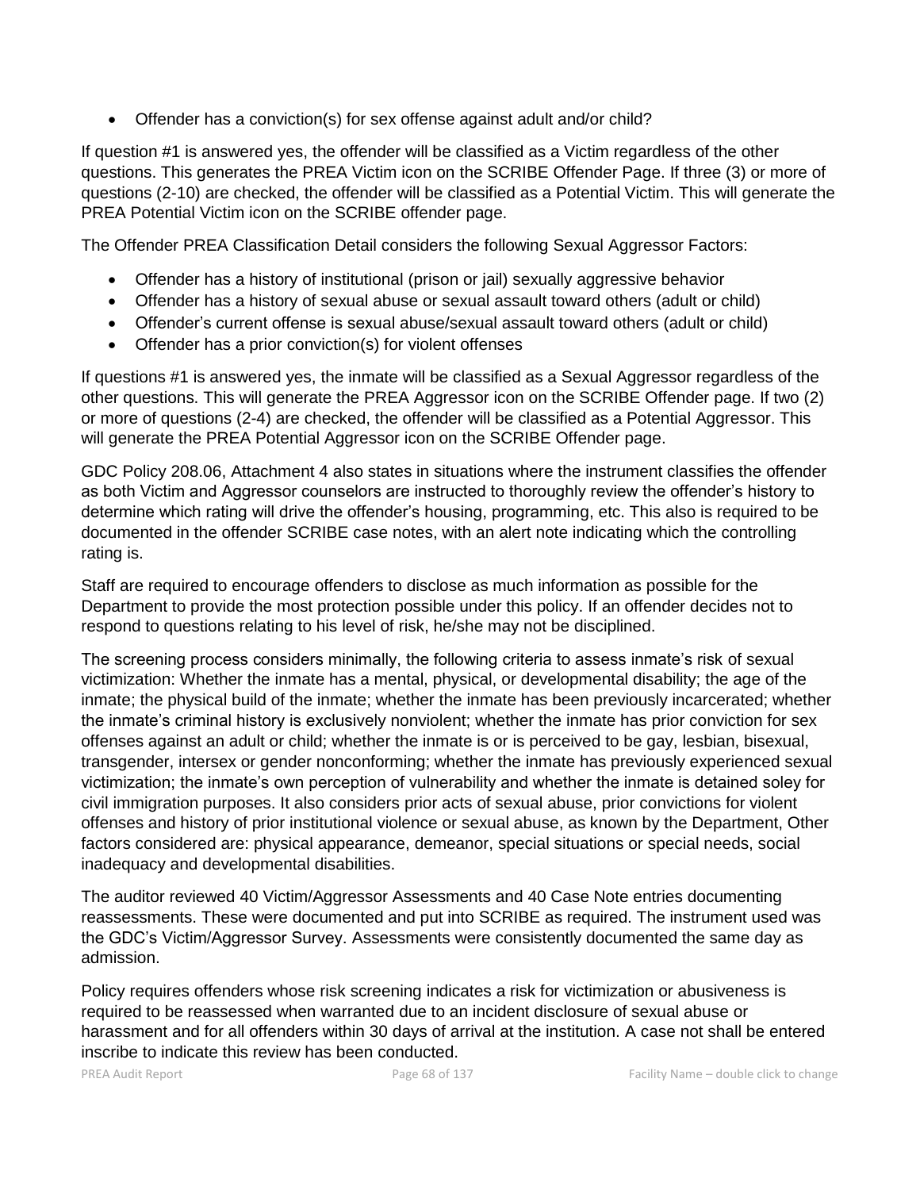- Offender has a conviction(s) for sex offense against adult and/or child?

If question #1 is answered yes, the offender will be classified as a Victim regardless of the other questions. This generates the PREA Victim icon on the SCRIBE Offender Page. If three (3) or more of questions (2-10) are checked, the offender will be classified as a Potential Victim. This will generate the PREA Potential Victim icon on the SCRIBE offender page.

The Offender PREA Classification Detail considers the following Sexual Aggressor Factors:

- Offender has a history of institutional (prison or jail) sexually aggressive behavior
- Offender has a history of sexual abuse or sexual assault toward others (adult or child)
- Offender's current offense is sexual abuse/sexual assault toward others (adult or child)
- Offender has a prior conviction(s) for violent offenses

If questions #1 is answered yes, the inmate will be classified as a Sexual Aggressor regardless of the other questions. This will generate the PREA Aggressor icon on the SCRIBE Offender page. If two (2) or more of questions (2-4) are checked, the offender will be classified as a Potential Aggressor. This will generate the PREA Potential Aggressor icon on the SCRIBE Offender page.

GDC Policy 208.06, Attachment 4 also states in situations where the instrument classifies the offender as both Victim and Aggressor counselors are instructed to thoroughly review the offender's history to determine which rating will drive the offender's housing, programming, etc. This also is required to be documented in the offender SCRIBE case notes, with an alert note indicating which the controlling rating is.

Staff are required to encourage offenders to disclose as much information as possible for the Department to provide the most protection possible under this policy. If an offender decides not to respond to questions relating to his level of risk, he/she may not be disciplined.

The screening process considers minimally, the following criteria to assess inmate's risk of sexual victimization: Whether the inmate has a mental, physical, or developmental disability; the age of the inmate; the physical build of the inmate; whether the inmate has been previously incarcerated; whether the inmate's criminal history is exclusively nonviolent; whether the inmate has prior conviction for sex offenses against an adult or child; whether the inmate is or is perceived to be gay, lesbian, bisexual, transgender, intersex or gender nonconforming; whether the inmate has previously experienced sexual victimization; the inmate's own perception of vulnerability and whether the inmate is detained soley for civil immigration purposes. It also considers prior acts of sexual abuse, prior convictions for violent offenses and history of prior institutional violence or sexual abuse, as known by the Department, Other factors considered are: physical appearance, demeanor, special situations or special needs, social inadequacy and developmental disabilities.

The auditor reviewed 40 Victim/Aggressor Assessments and 40 Case Note entries documenting reassessments. These were documented and put into SCRIBE as required. The instrument used was the GDC's Victim/Aggressor Survey. Assessments were consistently documented the same day as admission.

Policy requires offenders whose risk screening indicates a risk for victimization or abusiveness is required to be reassessed when warranted due to an incident disclosure of sexual abuse or harassment and for all offenders within 30 days of arrival at the institution. A case not shall be entered inscribe to indicate this review has been conducted.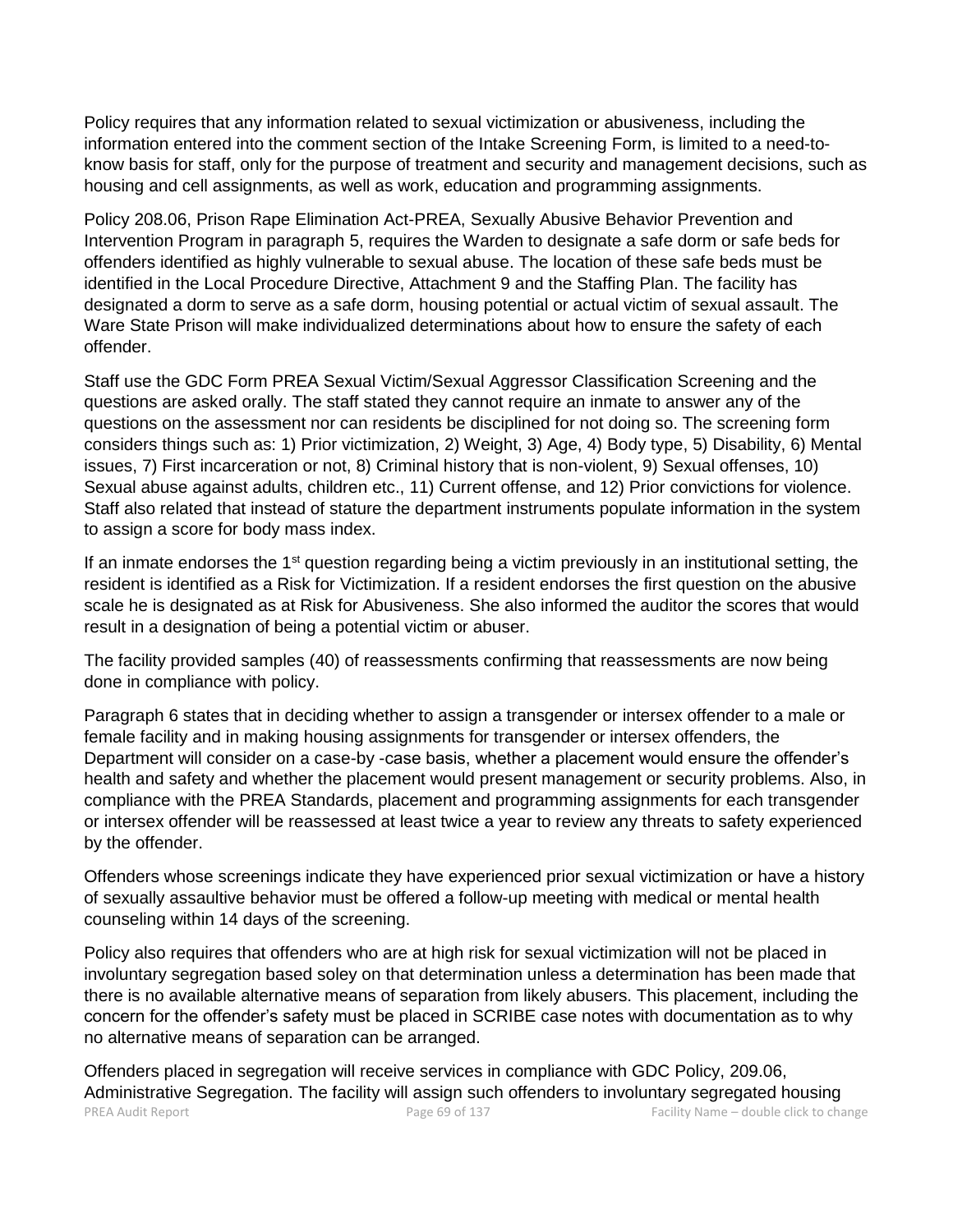Policy requires that any information related to sexual victimization or abusiveness, including the information entered into the comment section of the Intake Screening Form, is limited to a need-to-know basis for staff, only for the purpose of treatment and security and management decisions, such as housing and cell assignments, as well as work, education and programming assignments.

Policy 208.06, Prison Rape Elimination Act-PREA, Sexually Abusive Behavior Prevention and Intervention Program in paragraph 5, requires the Warden to designate a safe dorm or safe beds for offenders identified as highly vulnerable to sexual abuse. The location of these safe beds must be identified in the Local Procedure Directive, Attachment 9 and the Staffing Plan. The facility has designated a dorm to serve as a safe dorm, housing potential or actual victim of sexual assault. The Ware State Prison will make individualized determinations about how to ensure the safety of each offender.

Staff use the GDC Form PREA Sexual Victim/Sexual Aggressor Classification Screening and the questions are asked orally. The staff stated they cannot require an inmate to answer any of the questions on the assessment nor can residents be disciplined for not doing so. The screening form considers things such as: 1) Prior victimization, 2) Weight, 3) Age, 4) Body type, 5) Disability, 6) Mental issues, 7) First incarceration or not, 8) Criminal history that is non-violent, 9) Sexual offenses, 10) Sexual abuse against adults, children etc., 11) Current offense, and 12) Prior convictions for violence. Staff also related that instead of stature the department instruments populate information in the system to assign a score for body mass index.

If an inmate endorses the 1st question regarding being a victim previously in an institutional setting, the resident is identified as a Risk for Victimization. If a resident endorses the first question on the abusive scale he is designated as at Risk for Abusiveness. She also informed the auditor the scores that would result in a designation of being a potential victim or abuser.

The facility provided samples (40) of reassessments confirming that reassessments are now being done in compliance with policy.

Paragraph 6 states that in deciding whether to assign a transgender or intersex offender to a male or female facility and in making housing assignments for transgender or intersex offenders, the Department will consider on a case-by -case basis, whether a placement would ensure the offender's health and safety and whether the placement would present management or security problems. Also, in compliance with the PREA Standards, placement and programming assignments for each transgender or intersex offender will be reassessed at least twice a year to review any threats to safety experienced by the offender.

Offenders whose screenings indicate they have experienced prior sexual victimization or have a history of sexually assaultive behavior must be offered a follow-up meeting with medical or mental health counseling within 14 days of the screening.

Policy also requires that offenders who are at high risk for sexual victimization will not be placed in involuntary segregation based soley on that determination unless a determination has been made that there is no available alternative means of separation from likely abusers. This placement, including the concern for the offender's safety must be placed in SCRIBE case notes with documentation as to why no alternative means of separation can be arranged.

Offenders placed in segregation will receive services in compliance with GDC Policy, 209.06, Administrative Segregation. The facility will assign such offenders to involuntary segregated housing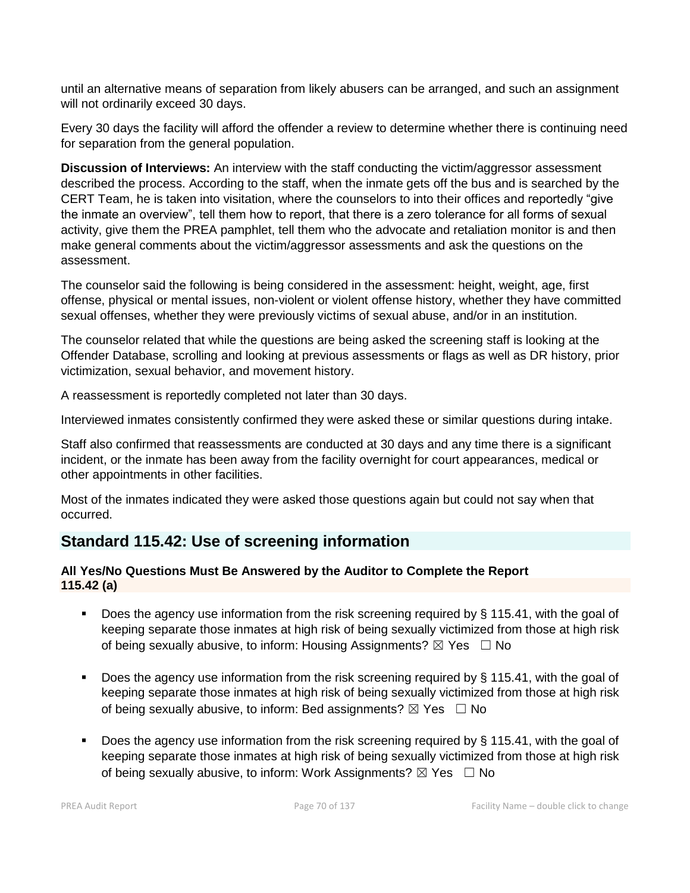until an alternative means of separation from likely abusers can be arranged, and such an assignment will not ordinarily exceed 30 days.

Every 30 days the facility will afford the offender a review to determine whether there is continuing need for separation from the general population.

**Discussion of Interviews:** An interview with the staff conducting the victim/aggressor assessment described the process. According to the staff, when the inmate gets off the bus and is searched by the CERT Team, he is taken into visitation, where the counselors to into their offices and reportedly "give the inmate an overview", tell them how to report, that there is a zero tolerance for all forms of sexual activity, give them the PREA pamphlet, tell them who the advocate and retaliation monitor is and then make general comments about the victim/aggressor assessments and ask the questions on the assessment.

The counselor said the following is being considered in the assessment: height, weight, age, first offense, physical or mental issues, non-violent or violent offense history, whether they have committed sexual offenses, whether they were previously victims of sexual abuse, and/or in an institution.

The counselor related that while the questions are being asked the screening staff is looking at the Offender Database, scrolling and looking at previous assessments or flags as well as DR history, prior victimization, sexual behavior, and movement history.

A reassessment is reportedly completed not later than 30 days.

Interviewed inmates consistently confirmed they were asked these or similar questions during intake.

Staff also confirmed that reassessments are conducted at 30 days and any time there is a significant incident, or the inmate has been away from the facility overnight for court appearances, medical or other appointments in other facilities.

Most of the inmates indicated they were asked those questions again but could not say when that occurred.

## Standard 115.42: Use of screening information

**All Yes/No Questions Must Be Answered by the Auditor to Complete the Report**
**115.42 (a)**

- Does the agency use information from the risk screening required by § 115.41, with the goal of keeping separate those inmates at high risk of being sexually victimized from those at high risk of being sexually abusive, to inform: Housing Assignments? ☒ Yes ☐ No

- Does the agency use information from the risk screening required by § 115.41, with the goal of keeping separate those inmates at high risk of being sexually victimized from those at high risk of being sexually abusive, to inform: Bed assignments? ☒ Yes ☐ No

- Does the agency use information from the risk screening required by § 115.41, with the goal of keeping separate those inmates at high risk of being sexually victimized from those at high risk of being sexually abusive, to inform: Work Assignments? ☒ Yes ☐ No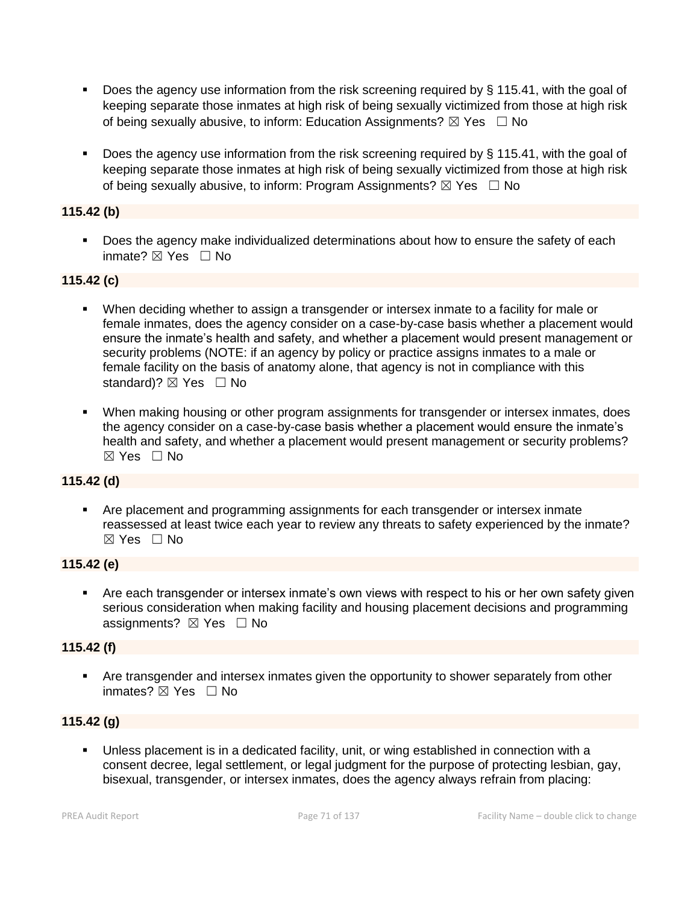- Does the agency use information from the risk screening required by § 115.41, with the goal of keeping separate those inmates at high risk of being sexually victimized from those at high risk of being sexually abusive, to inform: Education Assignments? ☒ Yes ☐ No

- Does the agency use information from the risk screening required by § 115.41, with the goal of keeping separate those inmates at high risk of being sexually victimized from those at high risk of being sexually abusive, to inform: Program Assignments? ☒ Yes ☐ No

**115.42 (b)**

- Does the agency make individualized determinations about how to ensure the safety of each inmate? ☒ Yes ☐ No

**115.42 (c)**

- When deciding whether to assign a transgender or intersex inmate to a facility for male or female inmates, does the agency consider on a case-by-case basis whether a placement would ensure the inmate's health and safety, and whether a placement would present management or security problems (NOTE: if an agency by policy or practice assigns inmates to a male or female facility on the basis of anatomy alone, that agency is not in compliance with this standard)? ☒ Yes ☐ No

- When making housing or other program assignments for transgender or intersex inmates, does the agency consider on a case-by-case basis whether a placement would ensure the inmate's health and safety, and whether a placement would present management or security problems? ☒ Yes ☐ No

**115.42 (d)**

- Are placement and programming assignments for each transgender or intersex inmate reassessed at least twice each year to review any threats to safety experienced by the inmate? ☒ Yes ☐ No

**115.42 (e)**

- Are each transgender or intersex inmate's own views with respect to his or her own safety given serious consideration when making facility and housing placement decisions and programming assignments? ☒ Yes ☐ No

**115.42 (f)**

- Are transgender and intersex inmates given the opportunity to shower separately from other inmates? ☒ Yes ☐ No

**115.42 (g)**

- Unless placement is in a dedicated facility, unit, or wing established in connection with a consent decree, legal settlement, or legal judgment for the purpose of protecting lesbian, gay, bisexual, transgender, or intersex inmates, does the agency always refrain from placing: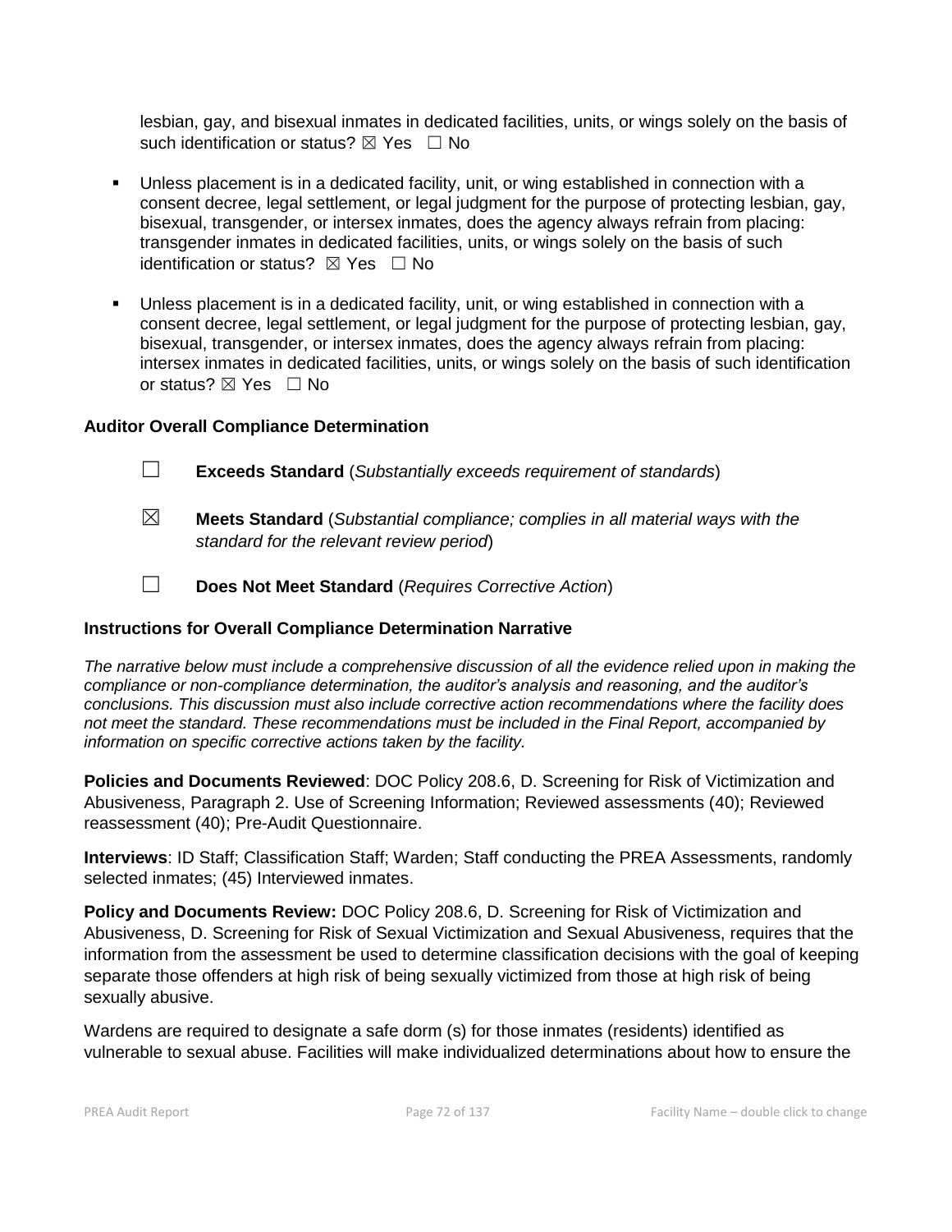lesbian, gay, and bisexual inmates in dedicated facilities, units, or wings solely on the basis of such identification or status? ☒ Yes ☐ No

- Unless placement is in a dedicated facility, unit, or wing established in connection with a consent decree, legal settlement, or legal judgment for the purpose of protecting lesbian, gay, bisexual, transgender, or intersex inmates, does the agency always refrain from placing: transgender inmates in dedicated facilities, units, or wings solely on the basis of such identification or status? ☒ Yes ☐ No

- Unless placement is in a dedicated facility, unit, or wing established in connection with a consent decree, legal settlement, or legal judgment for the purpose of protecting lesbian, gay, bisexual, transgender, or intersex inmates, does the agency always refrain from placing: intersex inmates in dedicated facilities, units, or wings solely on the basis of such identification or status? ☒ Yes ☐ No

**Auditor Overall Compliance Determination**

☐ **Exceeds Standard** (*Substantially exceeds requirement of standards*)

☒ **Meets Standard** (*Substantial compliance; complies in all material ways with the standard for the relevant review period*)

☐ **Does Not Meet Standard** (*Requires Corrective Action*)

**Instructions for Overall Compliance Determination Narrative**

*The narrative below must include a comprehensive discussion of all the evidence relied upon in making the compliance or non-compliance determination, the auditor's analysis and reasoning, and the auditor's conclusions. This discussion must also include corrective action recommendations where the facility does not meet the standard. These recommendations must be included in the Final Report, accompanied by information on specific corrective actions taken by the facility.*

**Policies and Documents Reviewed**: DOC Policy 208.6, D. Screening for Risk of Victimization and Abusiveness, Paragraph 2. Use of Screening Information; Reviewed assessments (40); Reviewed reassessment (40); Pre-Audit Questionnaire.

**Interviews**: ID Staff; Classification Staff; Warden; Staff conducting the PREA Assessments, randomly selected inmates; (45) Interviewed inmates.

**Policy and Documents Review:** DOC Policy 208.6, D. Screening for Risk of Victimization and Abusiveness, D. Screening for Risk of Sexual Victimization and Sexual Abusiveness, requires that the information from the assessment be used to determine classification decisions with the goal of keeping separate those offenders at high risk of being sexually victimized from those at high risk of being sexually abusive.

Wardens are required to designate a safe dorm (s) for those inmates (residents) identified as vulnerable to sexual abuse. Facilities will make individualized determinations about how to ensure the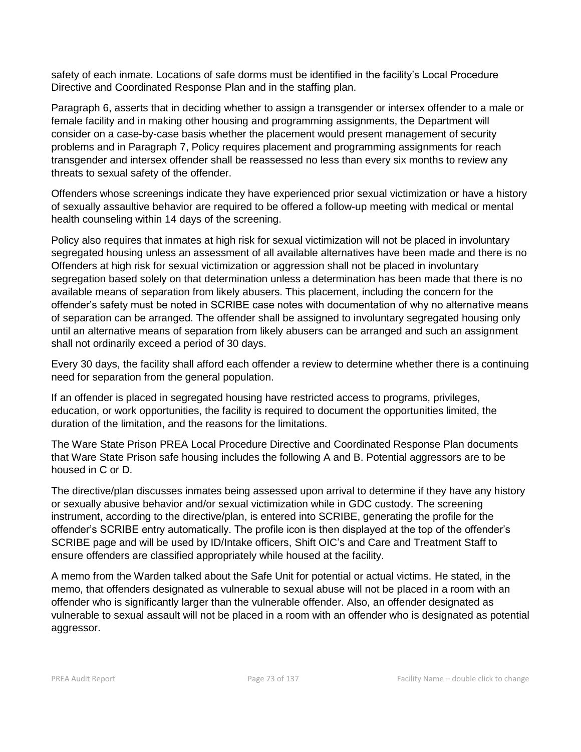safety of each inmate. Locations of safe dorms must be identified in the facility's Local Procedure Directive and Coordinated Response Plan and in the staffing plan.

Paragraph 6, asserts that in deciding whether to assign a transgender or intersex offender to a male or female facility and in making other housing and programming assignments, the Department will consider on a case-by-case basis whether the placement would present management of security problems and in Paragraph 7, Policy requires placement and programming assignments for reach transgender and intersex offender shall be reassessed no less than every six months to review any threats to sexual safety of the offender.

Offenders whose screenings indicate they have experienced prior sexual victimization or have a history of sexually assaultive behavior are required to be offered a follow-up meeting with medical or mental health counseling within 14 days of the screening.

Policy also requires that inmates at high risk for sexual victimization will not be placed in involuntary segregated housing unless an assessment of all available alternatives have been made and there is no Offenders at high risk for sexual victimization or aggression shall not be placed in involuntary segregation based solely on that determination unless a determination has been made that there is no available means of separation from likely abusers. This placement, including the concern for the offender's safety must be noted in SCRIBE case notes with documentation of why no alternative means of separation can be arranged. The offender shall be assigned to involuntary segregated housing only until an alternative means of separation from likely abusers can be arranged and such an assignment shall not ordinarily exceed a period of 30 days.

Every 30 days, the facility shall afford each offender a review to determine whether there is a continuing need for separation from the general population.

If an offender is placed in segregated housing have restricted access to programs, privileges, education, or work opportunities, the facility is required to document the opportunities limited, the duration of the limitation, and the reasons for the limitations.

The Ware State Prison PREA Local Procedure Directive and Coordinated Response Plan documents that Ware State Prison safe housing includes the following A and B. Potential aggressors are to be housed in C or D.

The directive/plan discusses inmates being assessed upon arrival to determine if they have any history or sexually abusive behavior and/or sexual victimization while in GDC custody. The screening instrument, according to the directive/plan, is entered into SCRIBE, generating the profile for the offender's SCRIBE entry automatically. The profile icon is then displayed at the top of the offender's SCRIBE page and will be used by ID/Intake officers, Shift OIC's and Care and Treatment Staff to ensure offenders are classified appropriately while housed at the facility.

A memo from the Warden talked about the Safe Unit for potential or actual victims. He stated, in the memo, that offenders designated as vulnerable to sexual abuse will not be placed in a room with an offender who is significantly larger than the vulnerable offender. Also, an offender designated as vulnerable to sexual assault will not be placed in a room with an offender who is designated as potential aggressor.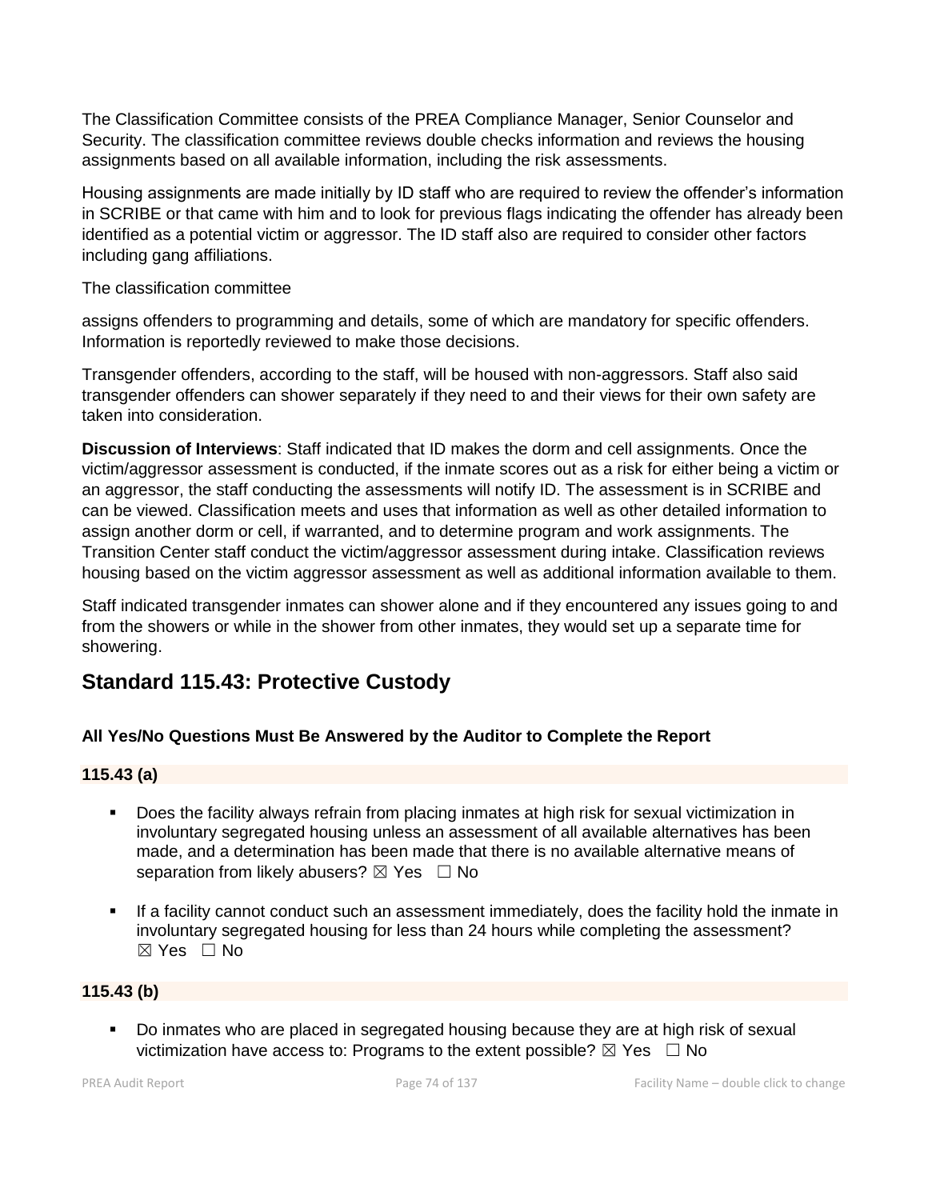The Classification Committee consists of the PREA Compliance Manager, Senior Counselor and Security. The classification committee reviews double checks information and reviews the housing assignments based on all available information, including the risk assessments.

Housing assignments are made initially by ID staff who are required to review the offender's information in SCRIBE or that came with him and to look for previous flags indicating the offender has already been identified as a potential victim or aggressor. The ID staff also are required to consider other factors including gang affiliations.

The classification committee

assigns offenders to programming and details, some of which are mandatory for specific offenders. Information is reportedly reviewed to make those decisions.

Transgender offenders, according to the staff, will be housed with non-aggressors. Staff also said transgender offenders can shower separately if they need to and their views for their own safety are taken into consideration.

**Discussion of Interviews**: Staff indicated that ID makes the dorm and cell assignments. Once the victim/aggressor assessment is conducted, if the inmate scores out as a risk for either being a victim or an aggressor, the staff conducting the assessments will notify ID. The assessment is in SCRIBE and can be viewed. Classification meets and uses that information as well as other detailed information to assign another dorm or cell, if warranted, and to determine program and work assignments. The Transition Center staff conduct the victim/aggressor assessment during intake. Classification reviews housing based on the victim aggressor assessment as well as additional information available to them.

Staff indicated transgender inmates can shower alone and if they encountered any issues going to and from the showers or while in the shower from other inmates, they would set up a separate time for showering.

## Standard 115.43: Protective Custody

### All Yes/No Questions Must Be Answered by the Auditor to Complete the Report

#### 115.43 (a)

- Does the facility always refrain from placing inmates at high risk for sexual victimization in involuntary segregated housing unless an assessment of all available alternatives has been made, and a determination has been made that there is no available alternative means of separation from likely abusers? ☒ Yes ☐ No

- If a facility cannot conduct such an assessment immediately, does the facility hold the inmate in involuntary segregated housing for less than 24 hours while completing the assessment? ☒ Yes ☐ No

#### 115.43 (b)

- Do inmates who are placed in segregated housing because they are at high risk of sexual victimization have access to: Programs to the extent possible? ☒ Yes ☐ No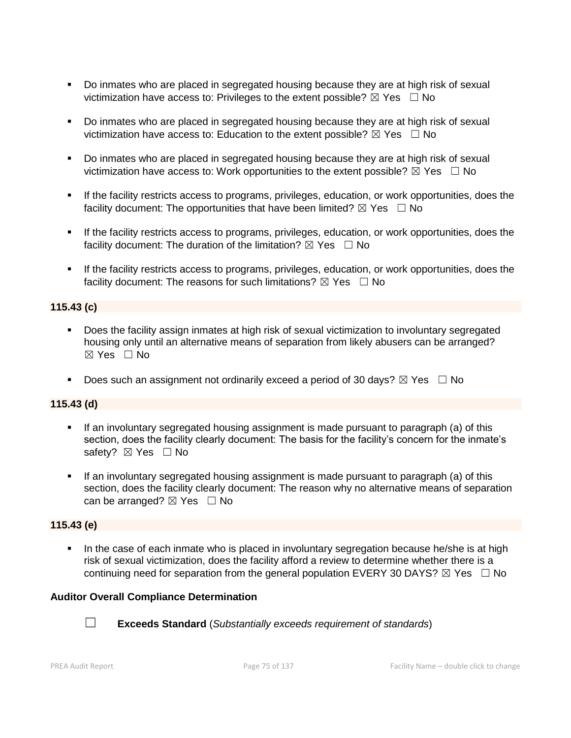- Do inmates who are placed in segregated housing because they are at high risk of sexual victimization have access to: Privileges to the extent possible? ☒ Yes ☐ No
- Do inmates who are placed in segregated housing because they are at high risk of sexual victimization have access to: Education to the extent possible? ☒ Yes ☐ No
- Do inmates who are placed in segregated housing because they are at high risk of sexual victimization have access to: Work opportunities to the extent possible? ☒ Yes ☐ No
- If the facility restricts access to programs, privileges, education, or work opportunities, does the facility document: The opportunities that have been limited? ☒ Yes ☐ No
- If the facility restricts access to programs, privileges, education, or work opportunities, does the facility document: The duration of the limitation? ☒ Yes ☐ No
- If the facility restricts access to programs, privileges, education, or work opportunities, does the facility document: The reasons for such limitations? ☒ Yes ☐ No

**115.43 (c)**

- Does the facility assign inmates at high risk of sexual victimization to involuntary segregated housing only until an alternative means of separation from likely abusers can be arranged? ☒ Yes ☐ No
- Does such an assignment not ordinarily exceed a period of 30 days? ☒ Yes ☐ No

**115.43 (d)**

- If an involuntary segregated housing assignment is made pursuant to paragraph (a) of this section, does the facility clearly document: The basis for the facility's concern for the inmate's safety? ☒ Yes ☐ No
- If an involuntary segregated housing assignment is made pursuant to paragraph (a) of this section, does the facility clearly document: The reason why no alternative means of separation can be arranged? ☒ Yes ☐ No

**115.43 (e)**

- In the case of each inmate who is placed in involuntary segregation because he/she is at high risk of sexual victimization, does the facility afford a review to determine whether there is a continuing need for separation from the general population EVERY 30 DAYS? ☒ Yes ☐ No

**Auditor Overall Compliance Determination**

☐ **Exceeds Standard** (*Substantially exceeds requirement of standards*)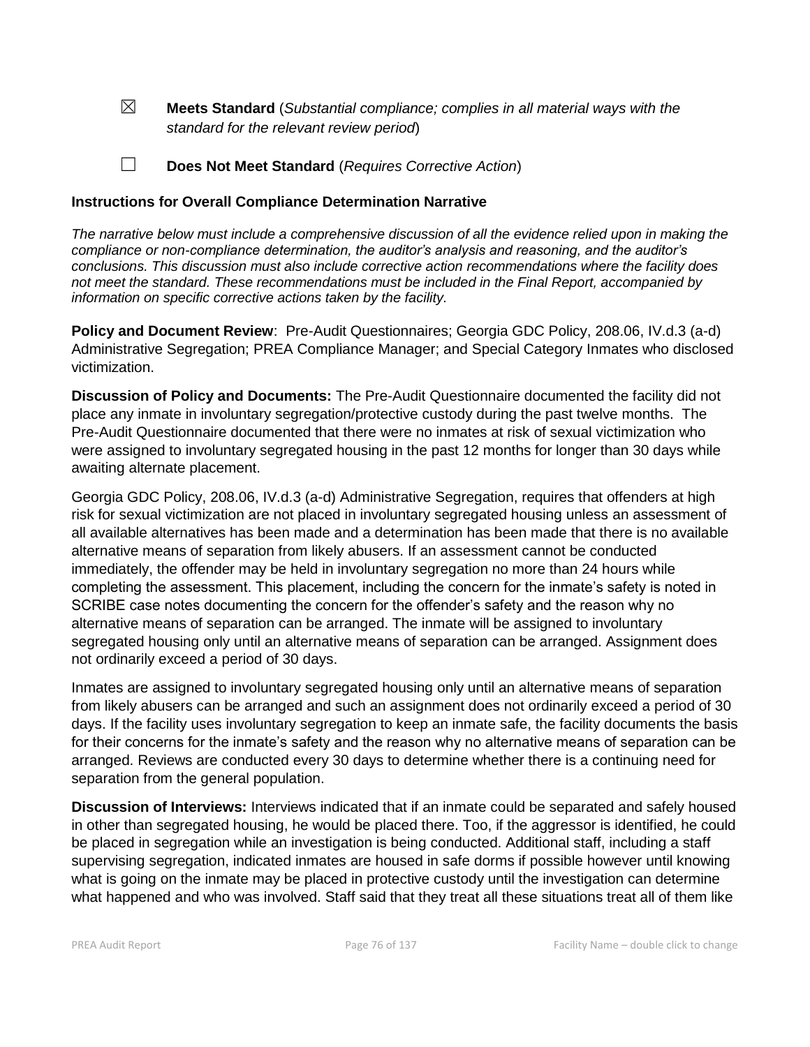☒ **Meets Standard** (*Substantial compliance; complies in all material ways with the standard for the relevant review period*)

☐ **Does Not Meet Standard** (*Requires Corrective Action*)

**Instructions for Overall Compliance Determination Narrative**

*The narrative below must include a comprehensive discussion of all the evidence relied upon in making the compliance or non-compliance determination, the auditor's analysis and reasoning, and the auditor's conclusions. This discussion must also include corrective action recommendations where the facility does not meet the standard. These recommendations must be included in the Final Report, accompanied by information on specific corrective actions taken by the facility.*

**Policy and Document Review**: Pre-Audit Questionnaires; Georgia GDC Policy, 208.06, IV.d.3 (a-d) Administrative Segregation; PREA Compliance Manager; and Special Category Inmates who disclosed victimization.

**Discussion of Policy and Documents:** The Pre-Audit Questionnaire documented the facility did not place any inmate in involuntary segregation/protective custody during the past twelve months. The Pre-Audit Questionnaire documented that there were no inmates at risk of sexual victimization who were assigned to involuntary segregated housing in the past 12 months for longer than 30 days while awaiting alternate placement.

Georgia GDC Policy, 208.06, IV.d.3 (a-d) Administrative Segregation, requires that offenders at high risk for sexual victimization are not placed in involuntary segregated housing unless an assessment of all available alternatives has been made and a determination has been made that there is no available alternative means of separation from likely abusers. If an assessment cannot be conducted immediately, the offender may be held in involuntary segregation no more than 24 hours while completing the assessment. This placement, including the concern for the inmate's safety is noted in SCRIBE case notes documenting the concern for the offender's safety and the reason why no alternative means of separation can be arranged. The inmate will be assigned to involuntary segregated housing only until an alternative means of separation can be arranged. Assignment does not ordinarily exceed a period of 30 days.

Inmates are assigned to involuntary segregated housing only until an alternative means of separation from likely abusers can be arranged and such an assignment does not ordinarily exceed a period of 30 days. If the facility uses involuntary segregation to keep an inmate safe, the facility documents the basis for their concerns for the inmate's safety and the reason why no alternative means of separation can be arranged. Reviews are conducted every 30 days to determine whether there is a continuing need for separation from the general population.

**Discussion of Interviews:** Interviews indicated that if an inmate could be separated and safely housed in other than segregated housing, he would be placed there. Too, if the aggressor is identified, he could be placed in segregation while an investigation is being conducted. Additional staff, including a staff supervising segregation, indicated inmates are housed in safe dorms if possible however until knowing what is going on the inmate may be placed in protective custody until the investigation can determine what happened and who was involved. Staff said that they treat all these situations treat all of them like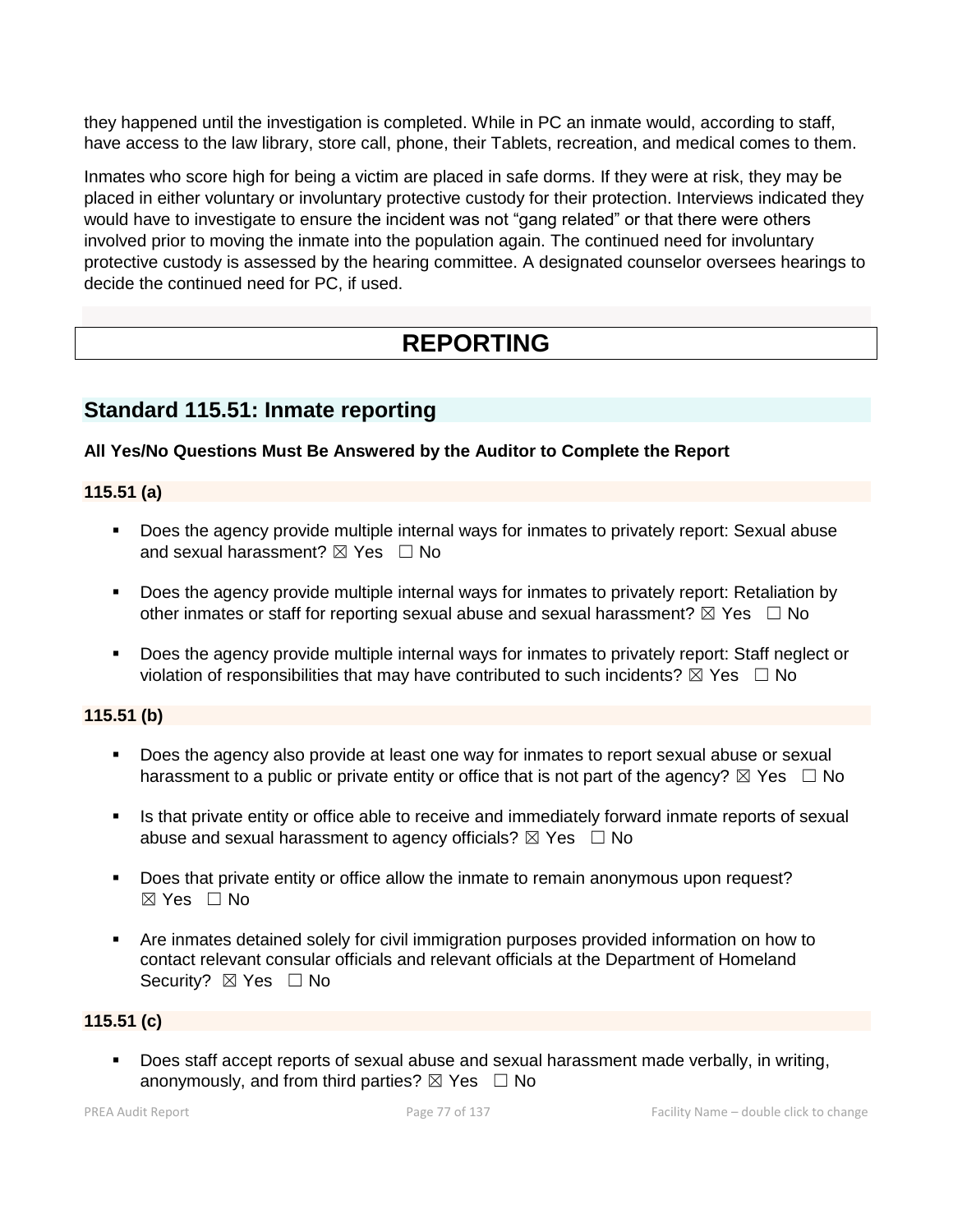they happened until the investigation is completed. While in PC an inmate would, according to staff, have access to the law library, store call, phone, their Tablets, recreation, and medical comes to them.

Inmates who score high for being a victim are placed in safe dorms. If they were at risk, they may be placed in either voluntary or involuntary protective custody for their protection. Interviews indicated they would have to investigate to ensure the incident was not "gang related" or that there were others involved prior to moving the inmate into the population again. The continued need for involuntary protective custody is assessed by the hearing committee. A designated counselor oversees hearings to decide the continued need for PC, if used.

# REPORTING

## Standard 115.51: Inmate reporting

**All Yes/No Questions Must Be Answered by the Auditor to Complete the Report**

### 115.51 (a)

- Does the agency provide multiple internal ways for inmates to privately report: Sexual abuse and sexual harassment? ☒ Yes ☐ No
- Does the agency provide multiple internal ways for inmates to privately report: Retaliation by other inmates or staff for reporting sexual abuse and sexual harassment? ☒ Yes ☐ No
- Does the agency provide multiple internal ways for inmates to privately report: Staff neglect or violation of responsibilities that may have contributed to such incidents? ☒ Yes ☐ No

### 115.51 (b)

- Does the agency also provide at least one way for inmates to report sexual abuse or sexual harassment to a public or private entity or office that is not part of the agency? ☒ Yes ☐ No
- Is that private entity or office able to receive and immediately forward inmate reports of sexual abuse and sexual harassment to agency officials? ☒ Yes ☐ No
- Does that private entity or office allow the inmate to remain anonymous upon request? ☒ Yes ☐ No
- Are inmates detained solely for civil immigration purposes provided information on how to contact relevant consular officials and relevant officials at the Department of Homeland Security? ☒ Yes ☐ No

### 115.51 (c)

- Does staff accept reports of sexual abuse and sexual harassment made verbally, in writing, anonymously, and from third parties? ☒ Yes ☐ No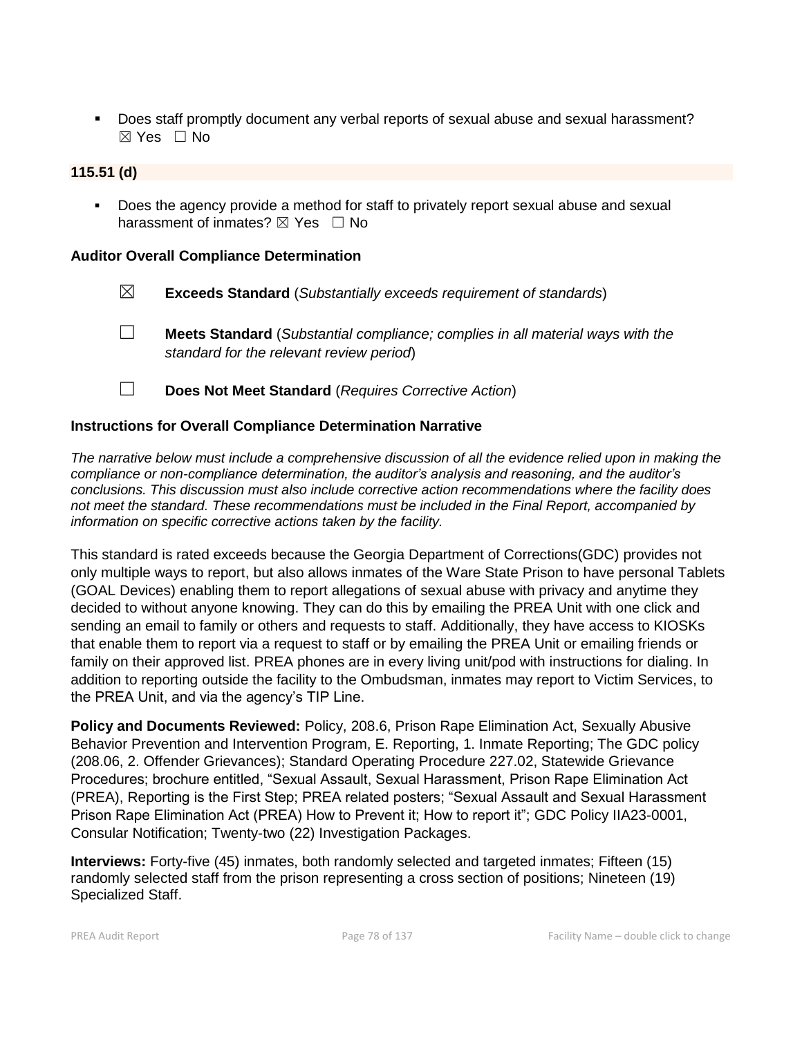- Does staff promptly document any verbal reports of sexual abuse and sexual harassment? ☒ Yes ☐ No

**115.51 (d)**

- Does the agency provide a method for staff to privately report sexual abuse and sexual harassment of inmates? ☒ Yes ☐ No

**Auditor Overall Compliance Determination**

☒ **Exceeds Standard** (*Substantially exceeds requirement of standards*)

☐ **Meets Standard** (*Substantial compliance; complies in all material ways with the standard for the relevant review period*)

☐ **Does Not Meet Standard** (*Requires Corrective Action*)

**Instructions for Overall Compliance Determination Narrative**

*The narrative below must include a comprehensive discussion of all the evidence relied upon in making the compliance or non-compliance determination, the auditor's analysis and reasoning, and the auditor's conclusions. This discussion must also include corrective action recommendations where the facility does not meet the standard. These recommendations must be included in the Final Report, accompanied by information on specific corrective actions taken by the facility.*

This standard is rated exceeds because the Georgia Department of Corrections(GDC) provides not only multiple ways to report, but also allows inmates of the Ware State Prison to have personal Tablets (GOAL Devices) enabling them to report allegations of sexual abuse with privacy and anytime they decided to without anyone knowing. They can do this by emailing the PREA Unit with one click and sending an email to family or others and requests to staff. Additionally, they have access to KIOSKs that enable them to report via a request to staff or by emailing the PREA Unit or emailing friends or family on their approved list. PREA phones are in every living unit/pod with instructions for dialing. In addition to reporting outside the facility to the Ombudsman, inmates may report to Victim Services, to the PREA Unit, and via the agency's TIP Line.

**Policy and Documents Reviewed:** Policy, 208.6, Prison Rape Elimination Act, Sexually Abusive Behavior Prevention and Intervention Program, E. Reporting, 1. Inmate Reporting; The GDC policy (208.06, 2. Offender Grievances); Standard Operating Procedure 227.02, Statewide Grievance Procedures; brochure entitled, "Sexual Assault, Sexual Harassment, Prison Rape Elimination Act (PREA), Reporting is the First Step; PREA related posters; "Sexual Assault and Sexual Harassment Prison Rape Elimination Act (PREA) How to Prevent it; How to report it"; GDC Policy IIA23-0001, Consular Notification; Twenty-two (22) Investigation Packages.

**Interviews:** Forty-five (45) inmates, both randomly selected and targeted inmates; Fifteen (15) randomly selected staff from the prison representing a cross section of positions; Nineteen (19) Specialized Staff.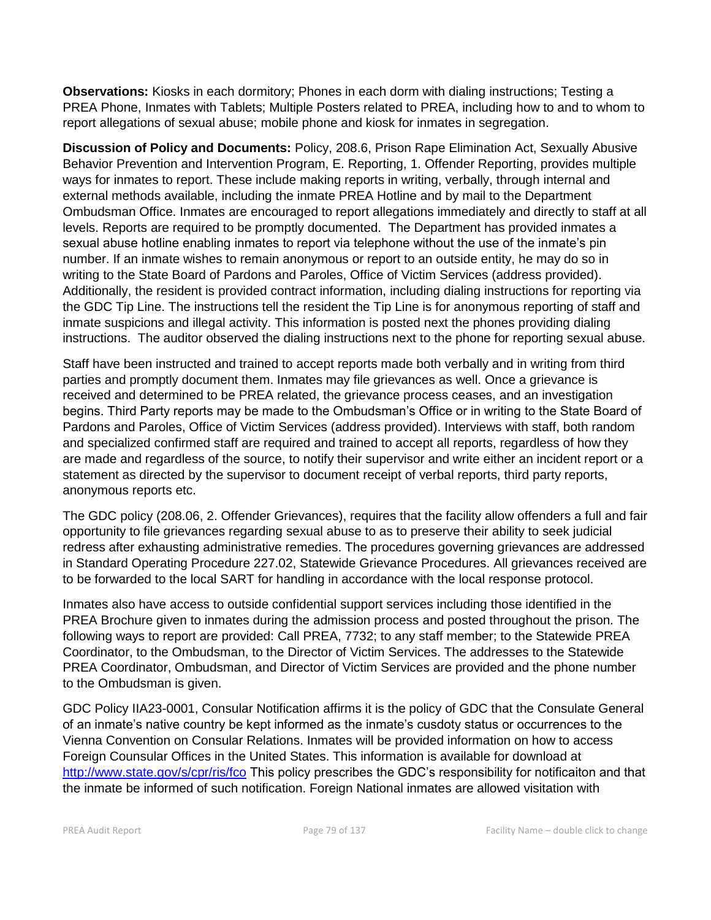**Observations:** Kiosks in each dormitory; Phones in each dorm with dialing instructions; Testing a PREA Phone, Inmates with Tablets; Multiple Posters related to PREA, including how to and to whom to report allegations of sexual abuse; mobile phone and kiosk for inmates in segregation.

**Discussion of Policy and Documents:** Policy, 208.6, Prison Rape Elimination Act, Sexually Abusive Behavior Prevention and Intervention Program, E. Reporting, 1. Offender Reporting, provides multiple ways for inmates to report. These include making reports in writing, verbally, through internal and external methods available, including the inmate PREA Hotline and by mail to the Department Ombudsman Office. Inmates are encouraged to report allegations immediately and directly to staff at all levels. Reports are required to be promptly documented. The Department has provided inmates a sexual abuse hotline enabling inmates to report via telephone without the use of the inmate's pin number. If an inmate wishes to remain anonymous or report to an outside entity, he may do so in writing to the State Board of Pardons and Paroles, Office of Victim Services (address provided). Additionally, the resident is provided contract information, including dialing instructions for reporting via the GDC Tip Line. The instructions tell the resident the Tip Line is for anonymous reporting of staff and inmate suspicions and illegal activity. This information is posted next the phones providing dialing instructions. The auditor observed the dialing instructions next to the phone for reporting sexual abuse.

Staff have been instructed and trained to accept reports made both verbally and in writing from third parties and promptly document them. Inmates may file grievances as well. Once a grievance is received and determined to be PREA related, the grievance process ceases, and an investigation begins. Third Party reports may be made to the Ombudsman's Office or in writing to the State Board of Pardons and Paroles, Office of Victim Services (address provided). Interviews with staff, both random and specialized confirmed staff are required and trained to accept all reports, regardless of how they are made and regardless of the source, to notify their supervisor and write either an incident report or a statement as directed by the supervisor to document receipt of verbal reports, third party reports, anonymous reports etc.

The GDC policy (208.06, 2. Offender Grievances), requires that the facility allow offenders a full and fair opportunity to file grievances regarding sexual abuse to as to preserve their ability to seek judicial redress after exhausting administrative remedies. The procedures governing grievances are addressed in Standard Operating Procedure 227.02, Statewide Grievance Procedures. All grievances received are to be forwarded to the local SART for handling in accordance with the local response protocol.

Inmates also have access to outside confidential support services including those identified in the PREA Brochure given to inmates during the admission process and posted throughout the prison. The following ways to report are provided: Call PREA, 7732; to any staff member; to the Statewide PREA Coordinator, to the Ombudsman, to the Director of Victim Services. The addresses to the Statewide PREA Coordinator, Ombudsman, and Director of Victim Services are provided and the phone number to the Ombudsman is given.

GDC Policy IIA23-0001, Consular Notification affirms it is the policy of GDC that the Consulate General of an inmate's native country be kept informed as the inmate's cusdoty status or occurrences to the Vienna Convention on Consular Relations. Inmates will be provided information on how to access Foreign Counsular Offices in the United States. This information is available for download at [http://www.state.gov/s/cpr/ris/fco](http://www.state.gov/s/cpr/ris/fco) This policy prescribes the GDC's responsibility for notificaiton and that the inmate be informed of such notification. Foreign National inmates are allowed visitation with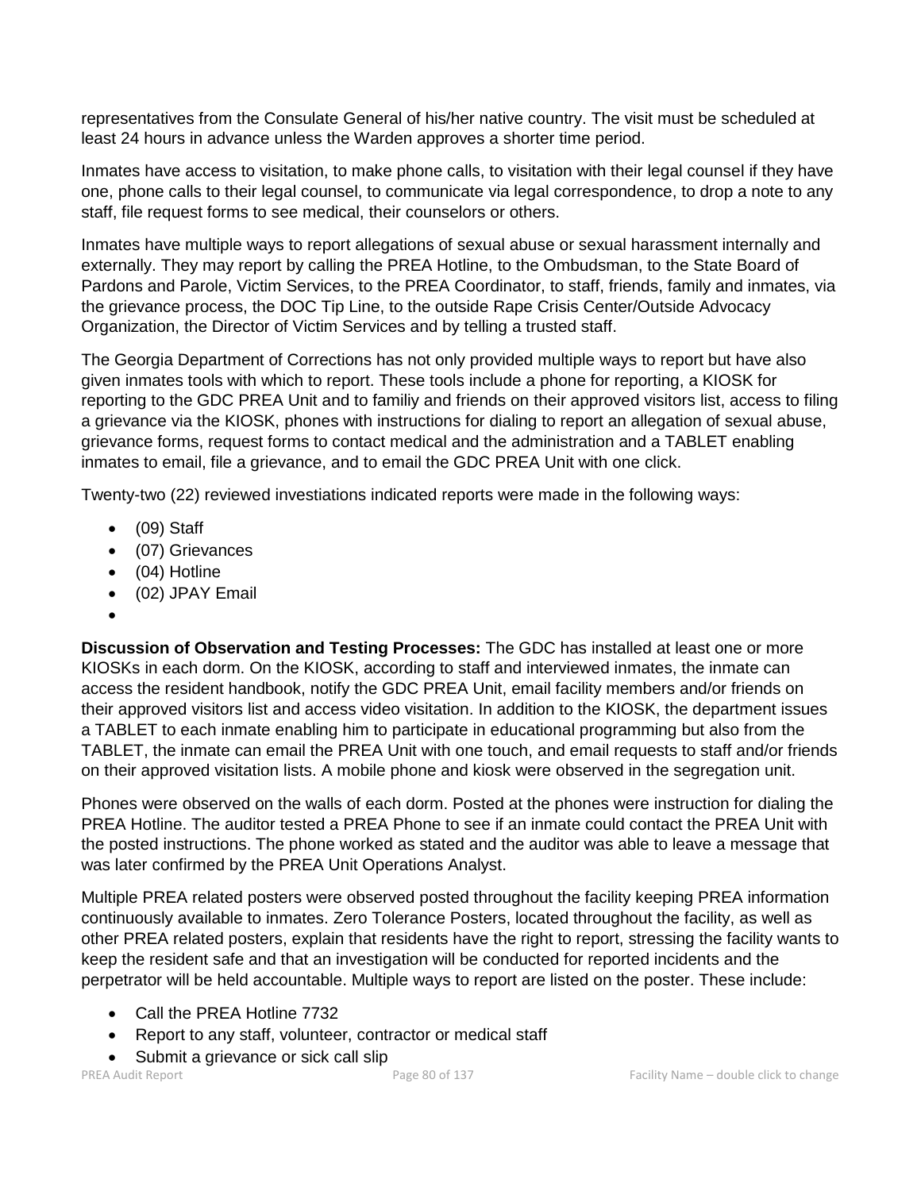representatives from the Consulate General of his/her native country. The visit must be scheduled at least 24 hours in advance unless the Warden approves a shorter time period.

Inmates have access to visitation, to make phone calls, to visitation with their legal counsel if they have one, phone calls to their legal counsel, to communicate via legal correspondence, to drop a note to any staff, file request forms to see medical, their counselors or others.

Inmates have multiple ways to report allegations of sexual abuse or sexual harassment internally and externally. They may report by calling the PREA Hotline, to the Ombudsman, to the State Board of Pardons and Parole, Victim Services, to the PREA Coordinator, to staff, friends, family and inmates, via the grievance process, the DOC Tip Line, to the outside Rape Crisis Center/Outside Advocacy Organization, the Director of Victim Services and by telling a trusted staff.

The Georgia Department of Corrections has not only provided multiple ways to report but have also given inmates tools with which to report. These tools include a phone for reporting, a KIOSK for reporting to the GDC PREA Unit and to familiy and friends on their approved visitors list, access to filing a grievance via the KIOSK, phones with instructions for dialing to report an allegation of sexual abuse, grievance forms, request forms to contact medical and the administration and a TABLET enabling inmates to email, file a grievance, and to email the GDC PREA Unit with one click.

Twenty-two (22) reviewed investiations indicated reports were made in the following ways:

- (09) Staff
- (07) Grievances
- (04) Hotline
- (02) JPAY Email
-

**Discussion of Observation and Testing Processes:** The GDC has installed at least one or more KIOSKs in each dorm. On the KIOSK, according to staff and interviewed inmates, the inmate can access the resident handbook, notify the GDC PREA Unit, email facility members and/or friends on their approved visitors list and access video visitation. In addition to the KIOSK, the department issues a TABLET to each inmate enabling him to participate in educational programming but also from the TABLET, the inmate can email the PREA Unit with one touch, and email requests to staff and/or friends on their approved visitation lists. A mobile phone and kiosk were observed in the segregation unit.

Phones were observed on the walls of each dorm. Posted at the phones were instruction for dialing the PREA Hotline. The auditor tested a PREA Phone to see if an inmate could contact the PREA Unit with the posted instructions. The phone worked as stated and the auditor was able to leave a message that was later confirmed by the PREA Unit Operations Analyst.

Multiple PREA related posters were observed posted throughout the facility keeping PREA information continuously available to inmates. Zero Tolerance Posters, located throughout the facility, as well as other PREA related posters, explain that residents have the right to report, stressing the facility wants to keep the resident safe and that an investigation will be conducted for reported incidents and the perpetrator will be held accountable. Multiple ways to report are listed on the poster. These include:

- Call the PREA Hotline 7732
- Report to any staff, volunteer, contractor or medical staff
- Submit a grievance or sick call slip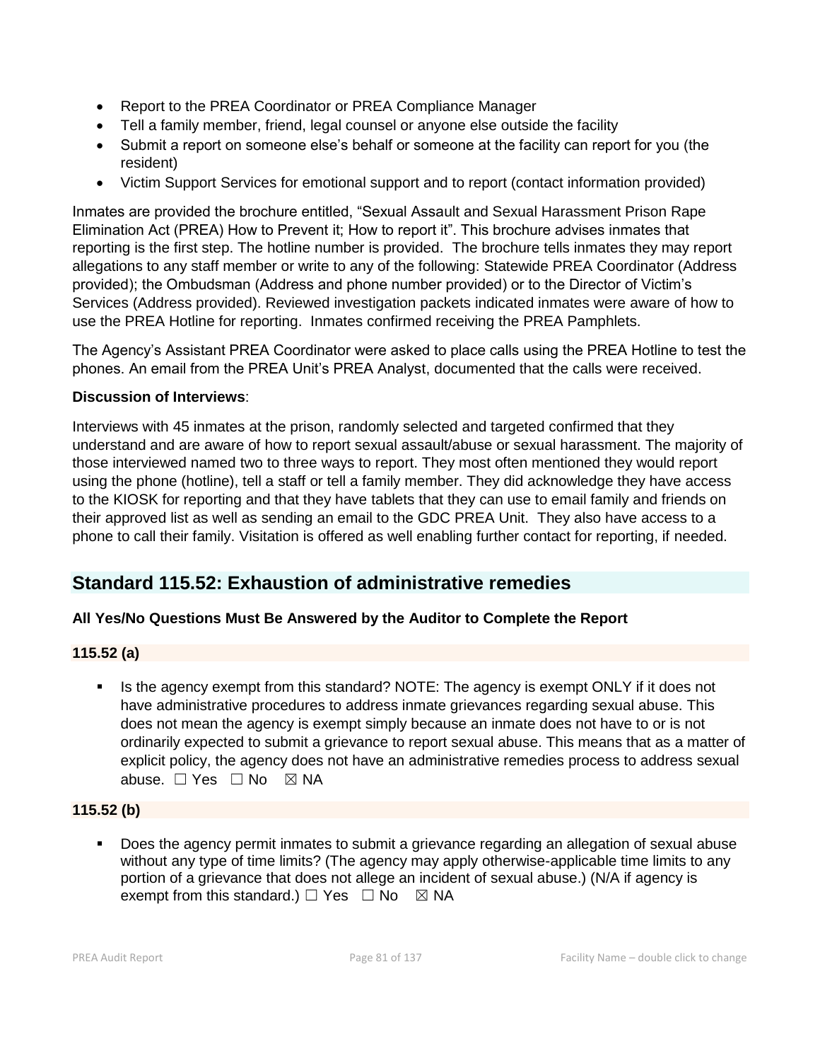- Report to the PREA Coordinator or PREA Compliance Manager
- Tell a family member, friend, legal counsel or anyone else outside the facility
- Submit a report on someone else's behalf or someone at the facility can report for you (the resident)
- Victim Support Services for emotional support and to report (contact information provided)

Inmates are provided the brochure entitled, "Sexual Assault and Sexual Harassment Prison Rape Elimination Act (PREA) How to Prevent it; How to report it". This brochure advises inmates that reporting is the first step. The hotline number is provided. The brochure tells inmates they may report allegations to any staff member or write to any of the following: Statewide PREA Coordinator (Address provided); the Ombudsman (Address and phone number provided) or to the Director of Victim's Services (Address provided). Reviewed investigation packets indicated inmates were aware of how to use the PREA Hotline for reporting. Inmates confirmed receiving the PREA Pamphlets.

The Agency's Assistant PREA Coordinator were asked to place calls using the PREA Hotline to test the phones. An email from the PREA Unit's PREA Analyst, documented that the calls were received.

**Discussion of Interviews**:

Interviews with 45 inmates at the prison, randomly selected and targeted confirmed that they understand and are aware of how to report sexual assault/abuse or sexual harassment. The majority of those interviewed named two to three ways to report. They most often mentioned they would report using the phone (hotline), tell a staff or tell a family member. They did acknowledge they have access to the KIOSK for reporting and that they have tablets that they can use to email family and friends on their approved list as well as sending an email to the GDC PREA Unit. They also have access to a phone to call their family. Visitation is offered as well enabling further contact for reporting, if needed.

## Standard 115.52: Exhaustion of administrative remedies

**All Yes/No Questions Must Be Answered by the Auditor to Complete the Report**

**115.52 (a)**

- Is the agency exempt from this standard? NOTE: The agency is exempt ONLY if it does not have administrative procedures to address inmate grievances regarding sexual abuse. This does not mean the agency is exempt simply because an inmate does not have to or is not ordinarily expected to submit a grievance to report sexual abuse. This means that as a matter of explicit policy, the agency does not have an administrative remedies process to address sexual abuse. ☐ Yes ☐ No ☒ NA

**115.52 (b)**

- Does the agency permit inmates to submit a grievance regarding an allegation of sexual abuse without any type of time limits? (The agency may apply otherwise-applicable time limits to any portion of a grievance that does not allege an incident of sexual abuse.) (N/A if agency is exempt from this standard.) ☐ Yes ☐ No ☒ NA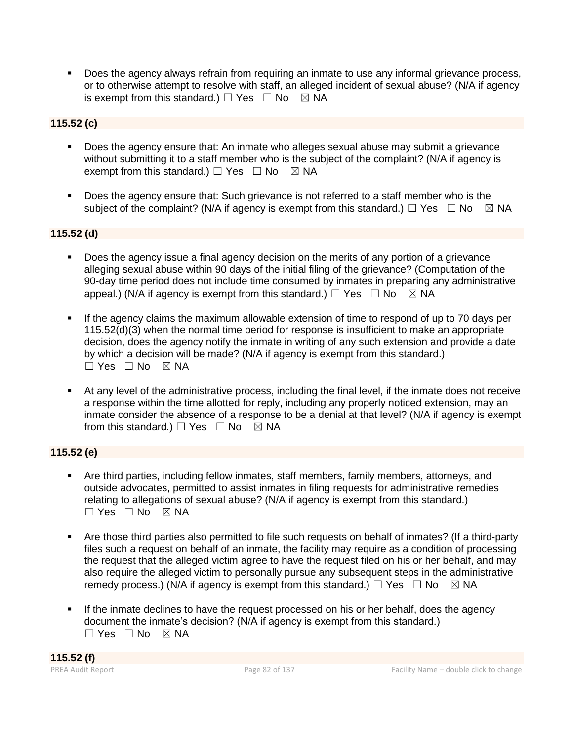- Does the agency always refrain from requiring an inmate to use any informal grievance process, or to otherwise attempt to resolve with staff, an alleged incident of sexual abuse? (N/A if agency is exempt from this standard.) ☐ Yes ☐ No ☒ NA

**115.52 (c)**

- Does the agency ensure that: An inmate who alleges sexual abuse may submit a grievance without submitting it to a staff member who is the subject of the complaint? (N/A if agency is exempt from this standard.) ☐ Yes ☐ No ☒ NA

- Does the agency ensure that: Such grievance is not referred to a staff member who is the subject of the complaint? (N/A if agency is exempt from this standard.) ☐ Yes ☐ No ☒ NA

**115.52 (d)**

- Does the agency issue a final agency decision on the merits of any portion of a grievance alleging sexual abuse within 90 days of the initial filing of the grievance? (Computation of the 90-day time period does not include time consumed by inmates in preparing any administrative appeal.) (N/A if agency is exempt from this standard.) ☐ Yes ☐ No ☒ NA

- If the agency claims the maximum allowable extension of time to respond of up to 70 days per 115.52(d)(3) when the normal time period for response is insufficient to make an appropriate decision, does the agency notify the inmate in writing of any such extension and provide a date by which a decision will be made? (N/A if agency is exempt from this standard.) ☐ Yes ☐ No ☒ NA

- At any level of the administrative process, including the final level, if the inmate does not receive a response within the time allotted for reply, including any properly noticed extension, may an inmate consider the absence of a response to be a denial at that level? (N/A if agency is exempt from this standard.) ☐ Yes ☐ No ☒ NA

**115.52 (e)**

- Are third parties, including fellow inmates, staff members, family members, attorneys, and outside advocates, permitted to assist inmates in filing requests for administrative remedies relating to allegations of sexual abuse? (N/A if agency is exempt from this standard.) ☐ Yes ☐ No ☒ NA

- Are those third parties also permitted to file such requests on behalf of inmates? (If a third-party files such a request on behalf of an inmate, the facility may require as a condition of processing the request that the alleged victim agree to have the request filed on his or her behalf, and may also require the alleged victim to personally pursue any subsequent steps in the administrative remedy process.) (N/A if agency is exempt from this standard.) ☐ Yes ☐ No ☒ NA

- If the inmate declines to have the request processed on his or her behalf, does the agency document the inmate's decision? (N/A if agency is exempt from this standard.) ☐ Yes ☐ No ☒ NA

**115.52 (f)**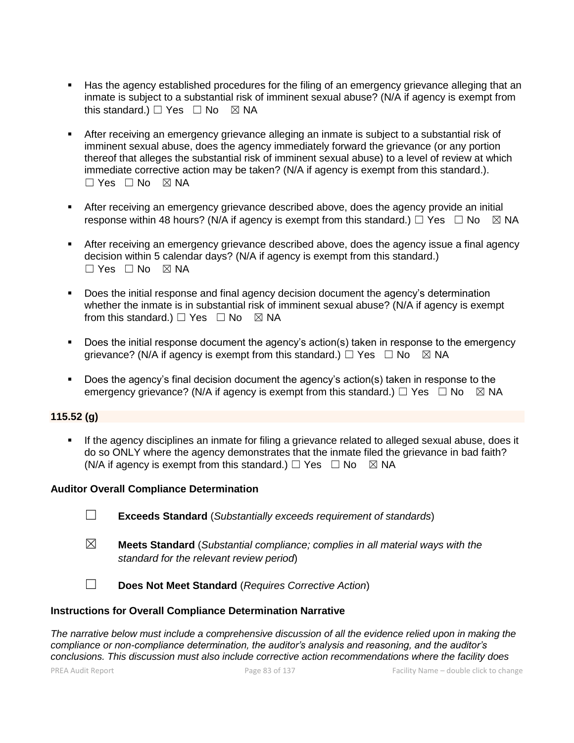- Has the agency established procedures for the filing of an emergency grievance alleging that an inmate is subject to a substantial risk of imminent sexual abuse? (N/A if agency is exempt from this standard.) ☐ Yes ☐ No ☒ NA

- After receiving an emergency grievance alleging an inmate is subject to a substantial risk of imminent sexual abuse, does the agency immediately forward the grievance (or any portion thereof that alleges the substantial risk of imminent sexual abuse) to a level of review at which immediate corrective action may be taken? (N/A if agency is exempt from this standard.). ☐ Yes ☐ No ☒ NA

- After receiving an emergency grievance described above, does the agency provide an initial response within 48 hours? (N/A if agency is exempt from this standard.) ☐ Yes ☐ No ☒ NA

- After receiving an emergency grievance described above, does the agency issue a final agency decision within 5 calendar days? (N/A if agency is exempt from this standard.) ☐ Yes ☐ No ☒ NA

- Does the initial response and final agency decision document the agency's determination whether the inmate is in substantial risk of imminent sexual abuse? (N/A if agency is exempt from this standard.) ☐ Yes ☐ No ☒ NA

- Does the initial response document the agency's action(s) taken in response to the emergency grievance? (N/A if agency is exempt from this standard.) ☐ Yes ☐ No ☒ NA

- Does the agency's final decision document the agency's action(s) taken in response to the emergency grievance? (N/A if agency is exempt from this standard.) ☐ Yes ☐ No ☒ NA

**115.52 (g)**

- If the agency disciplines an inmate for filing a grievance related to alleged sexual abuse, does it do so ONLY where the agency demonstrates that the inmate filed the grievance in bad faith? (N/A if agency is exempt from this standard.) ☐ Yes ☐ No ☒ NA

**Auditor Overall Compliance Determination**

☐ **Exceeds Standard** (*Substantially exceeds requirement of standards*)

☒ **Meets Standard** (*Substantial compliance; complies in all material ways with the standard for the relevant review period*)

☐ **Does Not Meet Standard** (*Requires Corrective Action*)

**Instructions for Overall Compliance Determination Narrative**

*The narrative below must include a comprehensive discussion of all the evidence relied upon in making the compliance or non-compliance determination, the auditor's analysis and reasoning, and the auditor's conclusions. This discussion must also include corrective action recommendations where the facility does*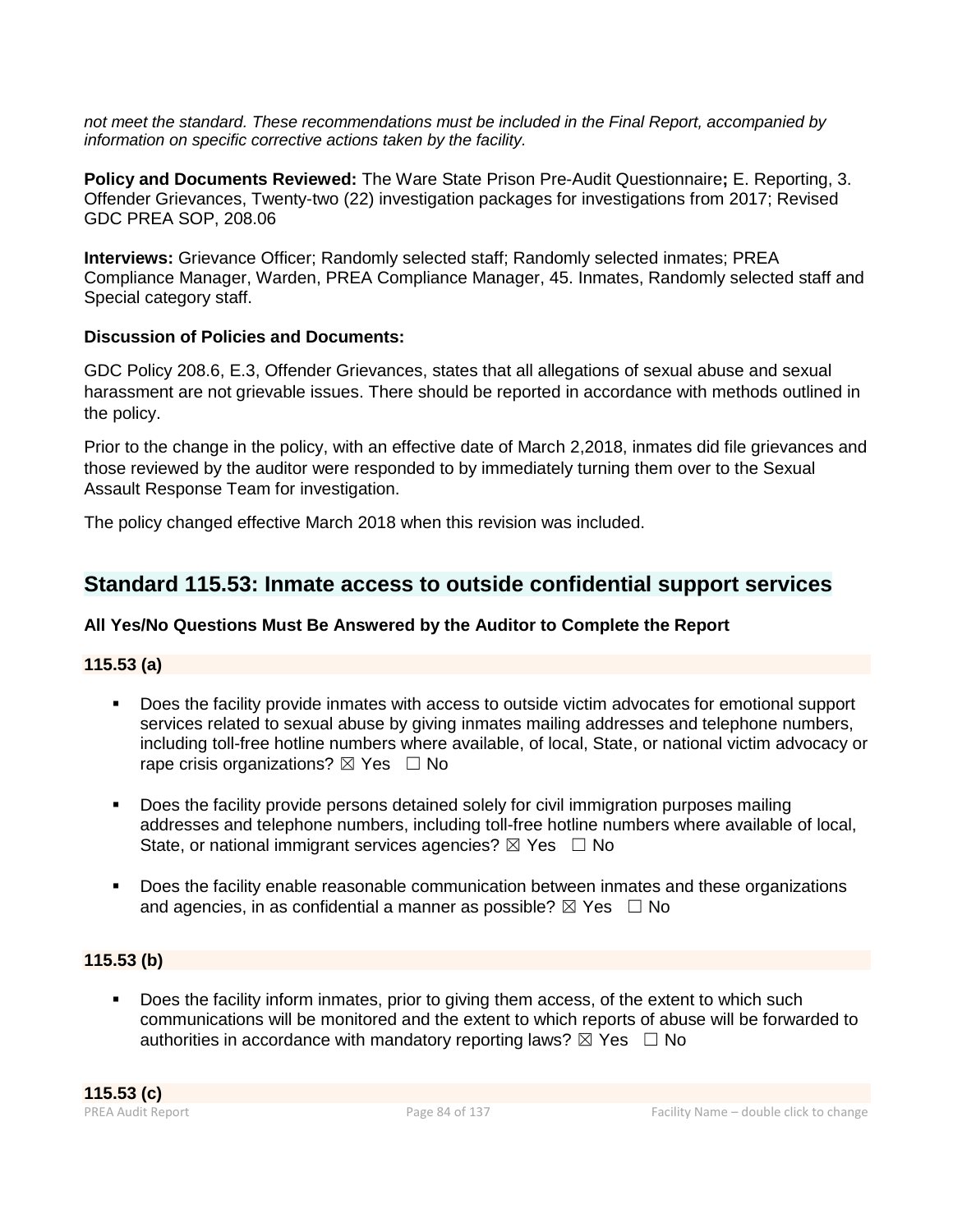*not meet the standard. These recommendations must be included in the Final Report, accompanied by information on specific corrective actions taken by the facility.*

**Policy and Documents Reviewed:** The Ware State Prison Pre-Audit Questionnaire**;** E. Reporting, 3. Offender Grievances, Twenty-two (22) investigation packages for investigations from 2017; Revised GDC PREA SOP, 208.06

**Interviews:** Grievance Officer; Randomly selected staff; Randomly selected inmates; PREA Compliance Manager, Warden, PREA Compliance Manager, 45. Inmates, Randomly selected staff and Special category staff.

**Discussion of Policies and Documents:**

GDC Policy 208.6, E.3, Offender Grievances, states that all allegations of sexual abuse and sexual harassment are not grievable issues. There should be reported in accordance with methods outlined in the policy.

Prior to the change in the policy, with an effective date of March 2,2018, inmates did file grievances and those reviewed by the auditor were responded to by immediately turning them over to the Sexual Assault Response Team for investigation.

The policy changed effective March 2018 when this revision was included.

## Standard 115.53: Inmate access to outside confidential support services

**All Yes/No Questions Must Be Answered by the Auditor to Complete the Report**

**115.53 (a)**

- Does the facility provide inmates with access to outside victim advocates for emotional support services related to sexual abuse by giving inmates mailing addresses and telephone numbers, including toll-free hotline numbers where available, of local, State, or national victim advocacy or rape crisis organizations? ☒ Yes ☐ No
- Does the facility provide persons detained solely for civil immigration purposes mailing addresses and telephone numbers, including toll-free hotline numbers where available of local, State, or national immigrant services agencies? ☒ Yes ☐ No
- Does the facility enable reasonable communication between inmates and these organizations and agencies, in as confidential a manner as possible? ☒ Yes ☐ No

**115.53 (b)**

- Does the facility inform inmates, prior to giving them access, of the extent to which such communications will be monitored and the extent to which reports of abuse will be forwarded to authorities in accordance with mandatory reporting laws? ☒ Yes ☐ No

**115.53 (c)**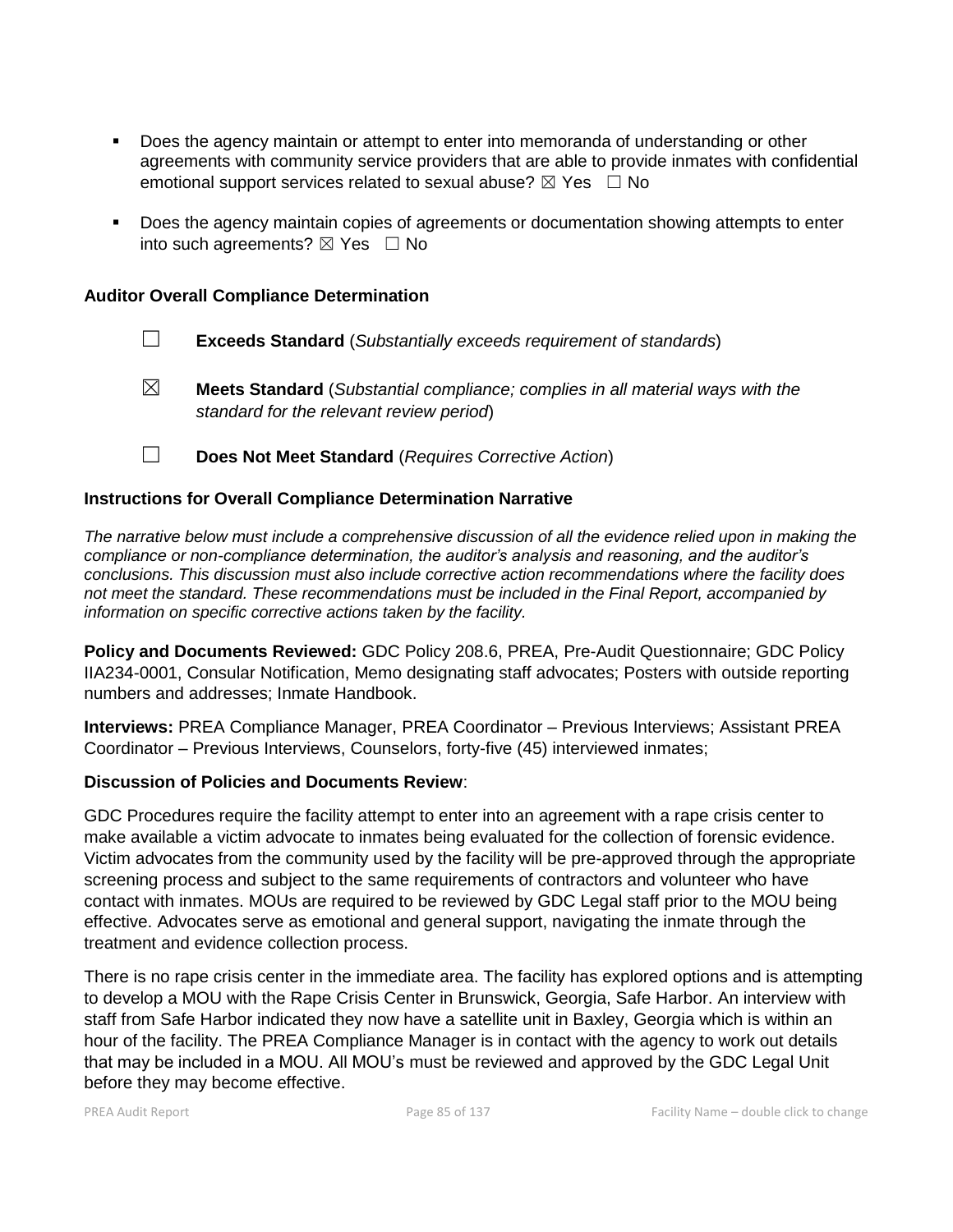- Does the agency maintain or attempt to enter into memoranda of understanding or other agreements with community service providers that are able to provide inmates with confidential emotional support services related to sexual abuse? ☒ Yes ☐ No

- Does the agency maintain copies of agreements or documentation showing attempts to enter into such agreements? ☒ Yes ☐ No

**Auditor Overall Compliance Determination**

☐ **Exceeds Standard** (*Substantially exceeds requirement of standards*)

☒ **Meets Standard** (*Substantial compliance; complies in all material ways with the standard for the relevant review period*)

☐ **Does Not Meet Standard** (*Requires Corrective Action*)

**Instructions for Overall Compliance Determination Narrative**

*The narrative below must include a comprehensive discussion of all the evidence relied upon in making the compliance or non-compliance determination, the auditor's analysis and reasoning, and the auditor's conclusions. This discussion must also include corrective action recommendations where the facility does not meet the standard. These recommendations must be included in the Final Report, accompanied by information on specific corrective actions taken by the facility.*

**Policy and Documents Reviewed:** GDC Policy 208.6, PREA, Pre-Audit Questionnaire; GDC Policy IIA234-0001, Consular Notification, Memo designating staff advocates; Posters with outside reporting numbers and addresses; Inmate Handbook.

**Interviews:** PREA Compliance Manager, PREA Coordinator – Previous Interviews; Assistant PREA Coordinator – Previous Interviews, Counselors, forty-five (45) interviewed inmates;

**Discussion of Policies and Documents Review**:

GDC Procedures require the facility attempt to enter into an agreement with a rape crisis center to make available a victim advocate to inmates being evaluated for the collection of forensic evidence. Victim advocates from the community used by the facility will be pre-approved through the appropriate screening process and subject to the same requirements of contractors and volunteer who have contact with inmates. MOUs are required to be reviewed by GDC Legal staff prior to the MOU being effective. Advocates serve as emotional and general support, navigating the inmate through the treatment and evidence collection process.

There is no rape crisis center in the immediate area. The facility has explored options and is attempting to develop a MOU with the Rape Crisis Center in Brunswick, Georgia, Safe Harbor. An interview with staff from Safe Harbor indicated they now have a satellite unit in Baxley, Georgia which is within an hour of the facility. The PREA Compliance Manager is in contact with the agency to work out details that may be included in a MOU. All MOU's must be reviewed and approved by the GDC Legal Unit before they may become effective.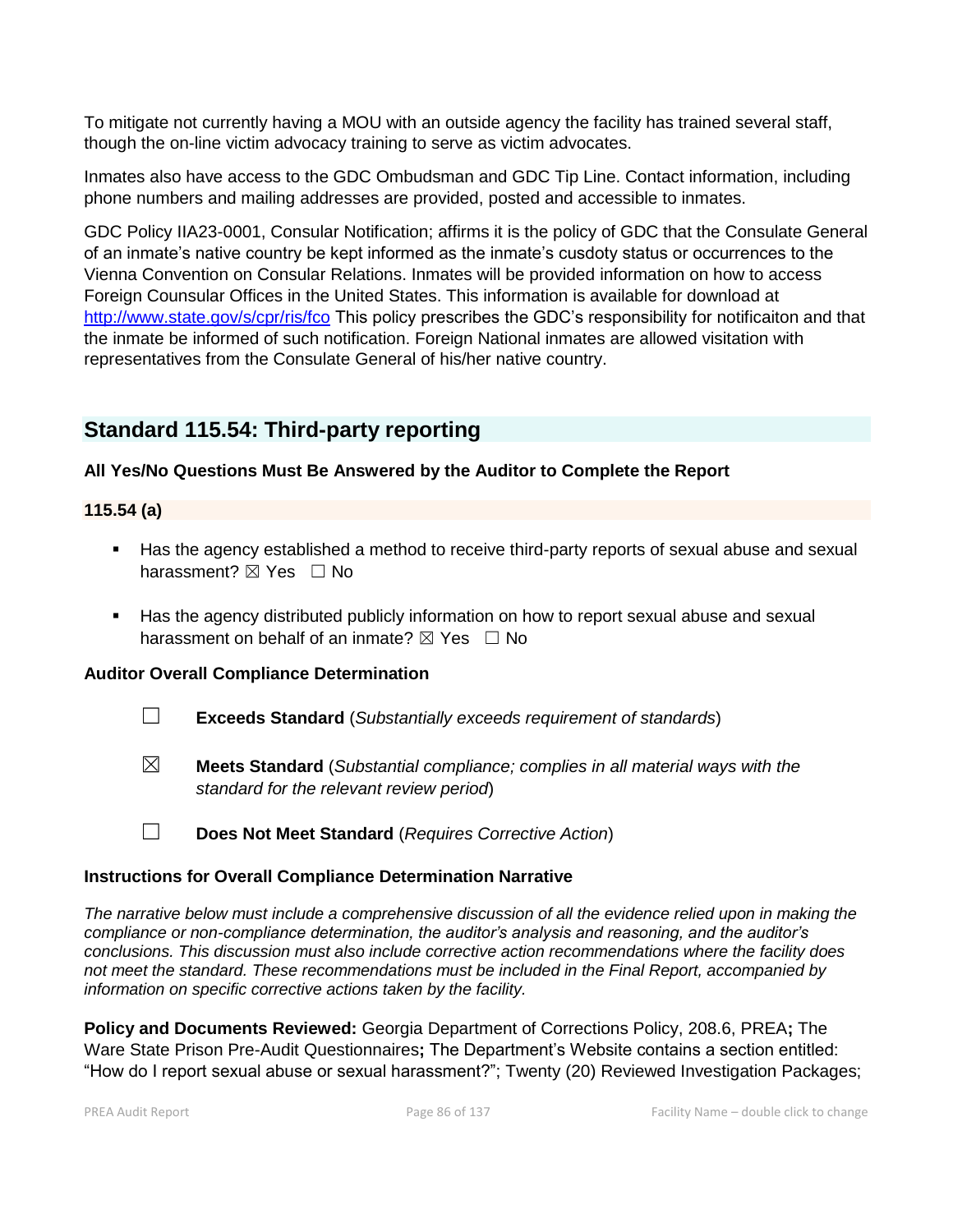To mitigate not currently having a MOU with an outside agency the facility has trained several staff, though the on-line victim advocacy training to serve as victim advocates.

Inmates also have access to the GDC Ombudsman and GDC Tip Line. Contact information, including phone numbers and mailing addresses are provided, posted and accessible to inmates.

GDC Policy IIA23-0001, Consular Notification; affirms it is the policy of GDC that the Consulate General of an inmate's native country be kept informed as the inmate's cusdoty status or occurrences to the Vienna Convention on Consular Relations. Inmates will be provided information on how to access Foreign Counsular Offices in the United States. This information is available for download at http://www.state.gov/s/cpr/ris/fco This policy prescribes the GDC's responsibility for notificaiton and that the inmate be informed of such notification. Foreign National inmates are allowed visitation with representatives from the Consulate General of his/her native country.

## Standard 115.54: Third-party reporting

**All Yes/No Questions Must Be Answered by the Auditor to Complete the Report**

**115.54 (a)**

- Has the agency established a method to receive third-party reports of sexual abuse and sexual harassment? ☒ Yes ☐ No
- Has the agency distributed publicly information on how to report sexual abuse and sexual harassment on behalf of an inmate? ☒ Yes ☐ No

**Auditor Overall Compliance Determination**

☐ **Exceeds Standard** (*Substantially exceeds requirement of standards*)

☒ **Meets Standard** (*Substantial compliance; complies in all material ways with the standard for the relevant review period*)

☐ **Does Not Meet Standard** (*Requires Corrective Action*)

**Instructions for Overall Compliance Determination Narrative**

*The narrative below must include a comprehensive discussion of all the evidence relied upon in making the compliance or non-compliance determination, the auditor's analysis and reasoning, and the auditor's conclusions. This discussion must also include corrective action recommendations where the facility does not meet the standard. These recommendations must be included in the Final Report, accompanied by information on specific corrective actions taken by the facility.*

**Policy and Documents Reviewed:** Georgia Department of Corrections Policy, 208.6, PREA**;** The Ware State Prison Pre-Audit Questionnaires**;** The Department's Website contains a section entitled: "How do I report sexual abuse or sexual harassment?"; Twenty (20) Reviewed Investigation Packages;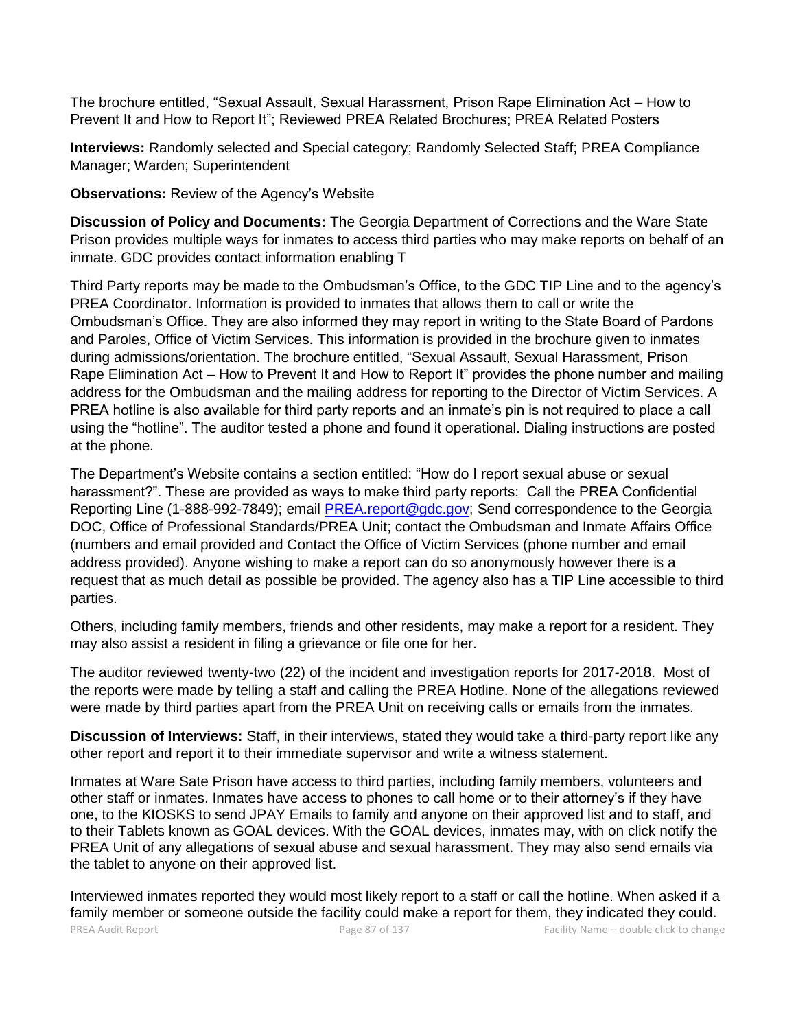The brochure entitled, “Sexual Assault, Sexual Harassment, Prison Rape Elimination Act – How to Prevent It and How to Report It”; Reviewed PREA Related Brochures; PREA Related Posters

**Interviews:** Randomly selected and Special category; Randomly Selected Staff; PREA Compliance Manager; Warden; Superintendent

**Observations:** Review of the Agency’s Website

**Discussion of Policy and Documents:** The Georgia Department of Corrections and the Ware State Prison provides multiple ways for inmates to access third parties who may make reports on behalf of an inmate. GDC provides contact information enabling T

Third Party reports may be made to the Ombudsman’s Office, to the GDC TIP Line and to the agency’s PREA Coordinator. Information is provided to inmates that allows them to call or write the Ombudsman’s Office. They are also informed they may report in writing to the State Board of Pardons and Paroles, Office of Victim Services. This information is provided in the brochure given to inmates during admissions/orientation. The brochure entitled, “Sexual Assault, Sexual Harassment, Prison Rape Elimination Act – How to Prevent It and How to Report It” provides the phone number and mailing address for the Ombudsman and the mailing address for reporting to the Director of Victim Services. A PREA hotline is also available for third party reports and an inmate’s pin is not required to place a call using the “hotline”. The auditor tested a phone and found it operational. Dialing instructions are posted at the phone.

The Department’s Website contains a section entitled: “How do I report sexual abuse or sexual harassment?”. These are provided as ways to make third party reports: Call the PREA Confidential Reporting Line (1-888-992-7849); email PREA.report@gdc.gov; Send correspondence to the Georgia DOC, Office of Professional Standards/PREA Unit; contact the Ombudsman and Inmate Affairs Office (numbers and email provided and Contact the Office of Victim Services (phone number and email address provided). Anyone wishing to make a report can do so anonymously however there is a request that as much detail as possible be provided. The agency also has a TIP Line accessible to third parties.

Others, including family members, friends and other residents, may make a report for a resident. They may also assist a resident in filing a grievance or file one for her.

The auditor reviewed twenty-two (22) of the incident and investigation reports for 2017-2018. Most of the reports were made by telling a staff and calling the PREA Hotline. None of the allegations reviewed were made by third parties apart from the PREA Unit on receiving calls or emails from the inmates.

**Discussion of Interviews:** Staff, in their interviews, stated they would take a third-party report like any other report and report it to their immediate supervisor and write a witness statement.

Inmates at Ware Sate Prison have access to third parties, including family members, volunteers and other staff or inmates. Inmates have access to phones to call home or to their attorney’s if they have one, to the KIOSKS to send JPAY Emails to family and anyone on their approved list and to staff, and to their Tablets known as GOAL devices. With the GOAL devices, inmates may, with on click notify the PREA Unit of any allegations of sexual abuse and sexual harassment. They may also send emails via the tablet to anyone on their approved list.

Interviewed inmates reported they would most likely report to a staff or call the hotline. When asked if a family member or someone outside the facility could make a report for them, they indicated they could.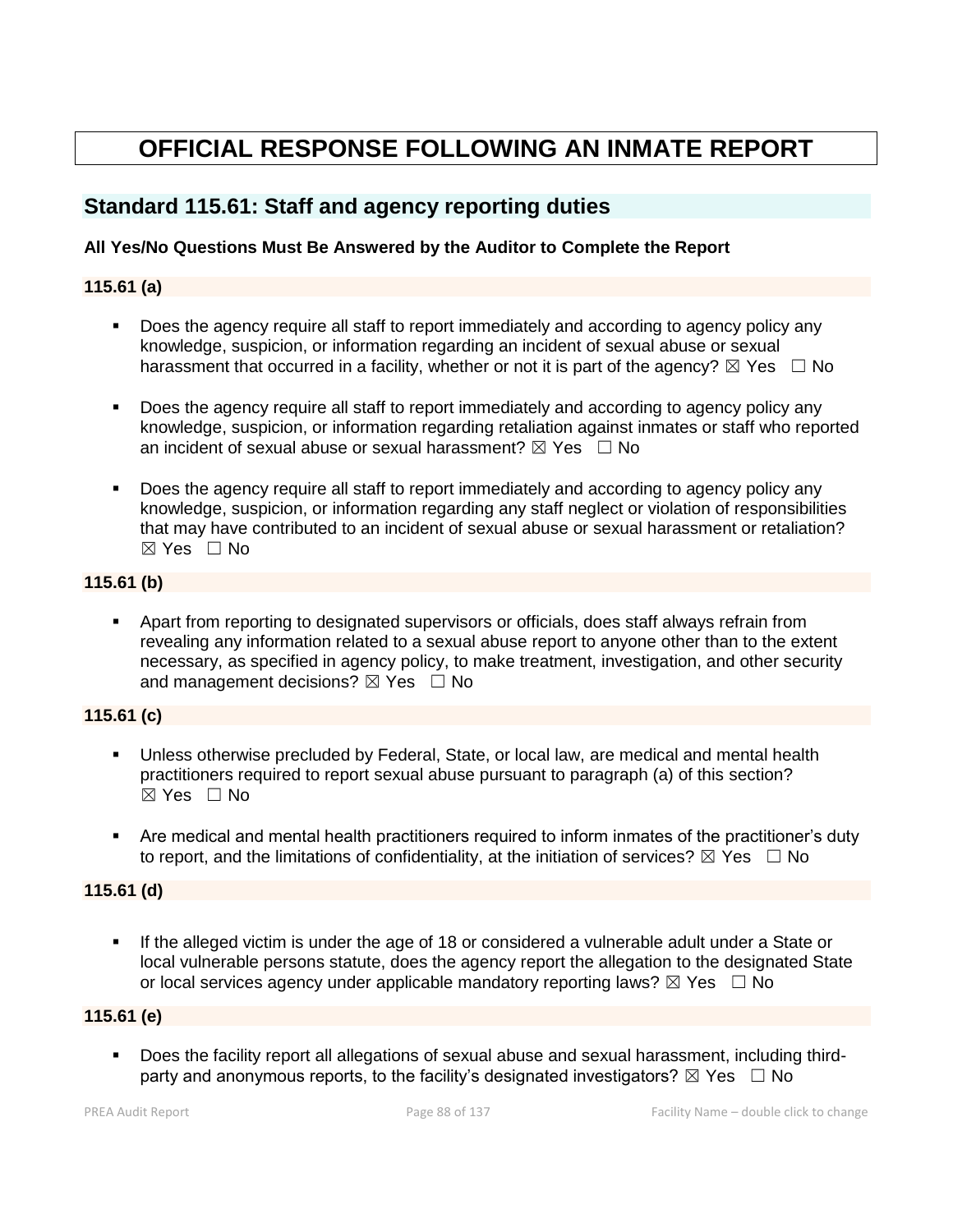# OFFICIAL RESPONSE FOLLOWING AN INMATE REPORT

## Standard 115.61: Staff and agency reporting duties

**All Yes/No Questions Must Be Answered by the Auditor to Complete the Report**

**115.61 (a)**

- Does the agency require all staff to report immediately and according to agency policy any knowledge, suspicion, or information regarding an incident of sexual abuse or sexual harassment that occurred in a facility, whether or not it is part of the agency? ☒ Yes ☐ No

- Does the agency require all staff to report immediately and according to agency policy any knowledge, suspicion, or information regarding retaliation against inmates or staff who reported an incident of sexual abuse or sexual harassment? ☒ Yes ☐ No

- Does the agency require all staff to report immediately and according to agency policy any knowledge, suspicion, or information regarding any staff neglect or violation of responsibilities that may have contributed to an incident of sexual abuse or sexual harassment or retaliation? ☒ Yes ☐ No

**115.61 (b)**

- Apart from reporting to designated supervisors or officials, does staff always refrain from revealing any information related to a sexual abuse report to anyone other than to the extent necessary, as specified in agency policy, to make treatment, investigation, and other security and management decisions? ☒ Yes ☐ No

**115.61 (c)**

- Unless otherwise precluded by Federal, State, or local law, are medical and mental health practitioners required to report sexual abuse pursuant to paragraph (a) of this section? ☒ Yes ☐ No

- Are medical and mental health practitioners required to inform inmates of the practitioner's duty to report, and the limitations of confidentiality, at the initiation of services? ☒ Yes ☐ No

**115.61 (d)**

- If the alleged victim is under the age of 18 or considered a vulnerable adult under a State or local vulnerable persons statute, does the agency report the allegation to the designated State or local services agency under applicable mandatory reporting laws? ☒ Yes ☐ No

**115.61 (e)**

- Does the facility report all allegations of sexual abuse and sexual harassment, including third-party and anonymous reports, to the facility's designated investigators? ☒ Yes ☐ No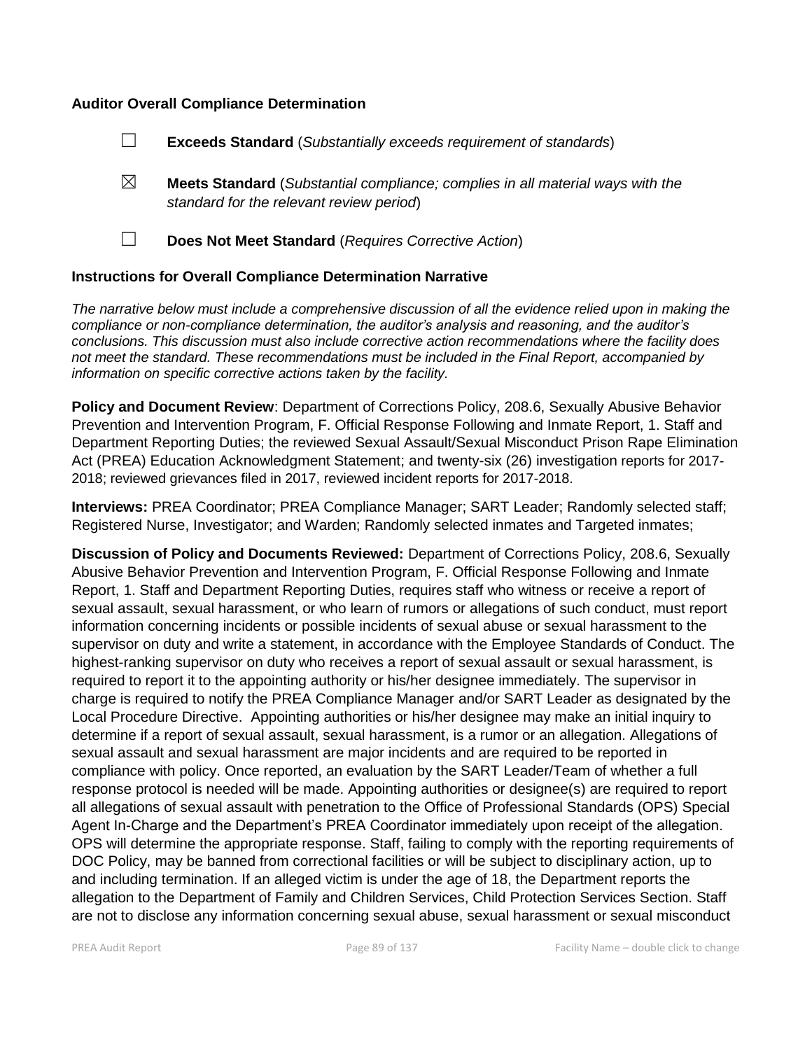**Auditor Overall Compliance Determination**

☐ **Exceeds Standard** (*Substantially exceeds requirement of standards*)

☒ **Meets Standard** (*Substantial compliance; complies in all material ways with the standard for the relevant review period*)

☐ **Does Not Meet Standard** (*Requires Corrective Action*)

**Instructions for Overall Compliance Determination Narrative**

*The narrative below must include a comprehensive discussion of all the evidence relied upon in making the compliance or non-compliance determination, the auditor's analysis and reasoning, and the auditor's conclusions. This discussion must also include corrective action recommendations where the facility does not meet the standard. These recommendations must be included in the Final Report, accompanied by information on specific corrective actions taken by the facility.*

**Policy and Document Review**: Department of Corrections Policy, 208.6, Sexually Abusive Behavior Prevention and Intervention Program, F. Official Response Following and Inmate Report, 1. Staff and Department Reporting Duties; the reviewed Sexual Assault/Sexual Misconduct Prison Rape Elimination Act (PREA) Education Acknowledgment Statement; and twenty-six (26) investigation reports for 2017-2018; reviewed grievances filed in 2017, reviewed incident reports for 2017-2018.

**Interviews:** PREA Coordinator; PREA Compliance Manager; SART Leader; Randomly selected staff; Registered Nurse, Investigator; and Warden; Randomly selected inmates and Targeted inmates;

**Discussion of Policy and Documents Reviewed:** Department of Corrections Policy, 208.6, Sexually Abusive Behavior Prevention and Intervention Program, F. Official Response Following and Inmate Report, 1. Staff and Department Reporting Duties, requires staff who witness or receive a report of sexual assault, sexual harassment, or who learn of rumors or allegations of such conduct, must report information concerning incidents or possible incidents of sexual abuse or sexual harassment to the supervisor on duty and write a statement, in accordance with the Employee Standards of Conduct. The highest-ranking supervisor on duty who receives a report of sexual assault or sexual harassment, is required to report it to the appointing authority or his/her designee immediately. The supervisor in charge is required to notify the PREA Compliance Manager and/or SART Leader as designated by the Local Procedure Directive. Appointing authorities or his/her designee may make an initial inquiry to determine if a report of sexual assault, sexual harassment, is a rumor or an allegation. Allegations of sexual assault and sexual harassment are major incidents and are required to be reported in compliance with policy. Once reported, an evaluation by the SART Leader/Team of whether a full response protocol is needed will be made. Appointing authorities or designee(s) are required to report all allegations of sexual assault with penetration to the Office of Professional Standards (OPS) Special Agent In-Charge and the Department's PREA Coordinator immediately upon receipt of the allegation. OPS will determine the appropriate response. Staff, failing to comply with the reporting requirements of DOC Policy, may be banned from correctional facilities or will be subject to disciplinary action, up to and including termination. If an alleged victim is under the age of 18, the Department reports the allegation to the Department of Family and Children Services, Child Protection Services Section. Staff are not to disclose any information concerning sexual abuse, sexual harassment or sexual misconduct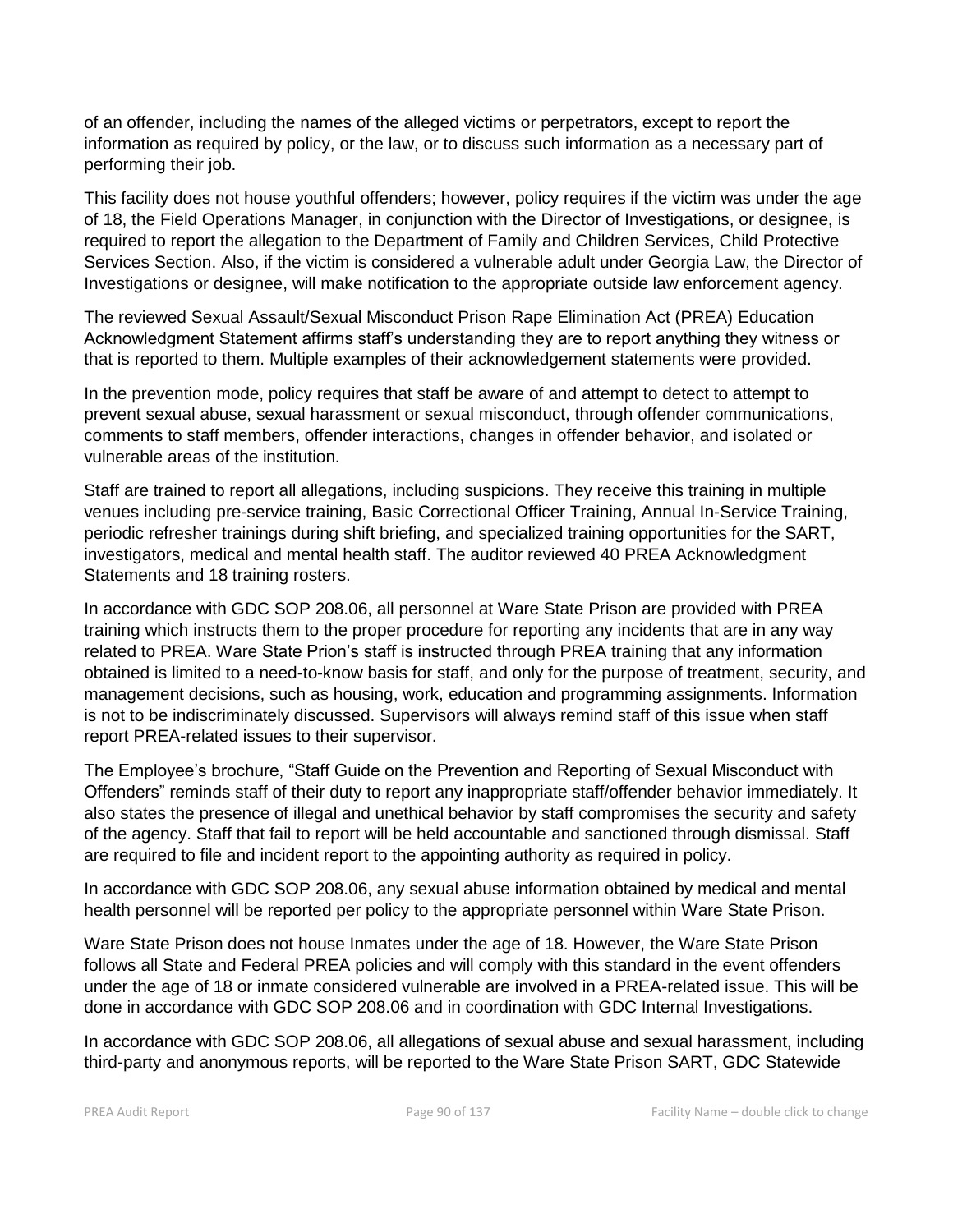of an offender, including the names of the alleged victims or perpetrators, except to report the information as required by policy, or the law, or to discuss such information as a necessary part of performing their job.

This facility does not house youthful offenders; however, policy requires if the victim was under the age of 18, the Field Operations Manager, in conjunction with the Director of Investigations, or designee, is required to report the allegation to the Department of Family and Children Services, Child Protective Services Section. Also, if the victim is considered a vulnerable adult under Georgia Law, the Director of Investigations or designee, will make notification to the appropriate outside law enforcement agency.

The reviewed Sexual Assault/Sexual Misconduct Prison Rape Elimination Act (PREA) Education Acknowledgment Statement affirms staff's understanding they are to report anything they witness or that is reported to them. Multiple examples of their acknowledgement statements were provided.

In the prevention mode, policy requires that staff be aware of and attempt to detect to attempt to prevent sexual abuse, sexual harassment or sexual misconduct, through offender communications, comments to staff members, offender interactions, changes in offender behavior, and isolated or vulnerable areas of the institution.

Staff are trained to report all allegations, including suspicions. They receive this training in multiple venues including pre-service training, Basic Correctional Officer Training, Annual In-Service Training, periodic refresher trainings during shift briefing, and specialized training opportunities for the SART, investigators, medical and mental health staff. The auditor reviewed 40 PREA Acknowledgment Statements and 18 training rosters.

In accordance with GDC SOP 208.06, all personnel at Ware State Prison are provided with PREA training which instructs them to the proper procedure for reporting any incidents that are in any way related to PREA. Ware State Prion's staff is instructed through PREA training that any information obtained is limited to a need-to-know basis for staff, and only for the purpose of treatment, security, and management decisions, such as housing, work, education and programming assignments. Information is not to be indiscriminately discussed. Supervisors will always remind staff of this issue when staff report PREA-related issues to their supervisor.

The Employee's brochure, "Staff Guide on the Prevention and Reporting of Sexual Misconduct with Offenders" reminds staff of their duty to report any inappropriate staff/offender behavior immediately. It also states the presence of illegal and unethical behavior by staff compromises the security and safety of the agency. Staff that fail to report will be held accountable and sanctioned through dismissal. Staff are required to file and incident report to the appointing authority as required in policy.

In accordance with GDC SOP 208.06, any sexual abuse information obtained by medical and mental health personnel will be reported per policy to the appropriate personnel within Ware State Prison.

Ware State Prison does not house Inmates under the age of 18. However, the Ware State Prison follows all State and Federal PREA policies and will comply with this standard in the event offenders under the age of 18 or inmate considered vulnerable are involved in a PREA-related issue. This will be done in accordance with GDC SOP 208.06 and in coordination with GDC Internal Investigations.

In accordance with GDC SOP 208.06, all allegations of sexual abuse and sexual harassment, including third-party and anonymous reports, will be reported to the Ware State Prison SART, GDC Statewide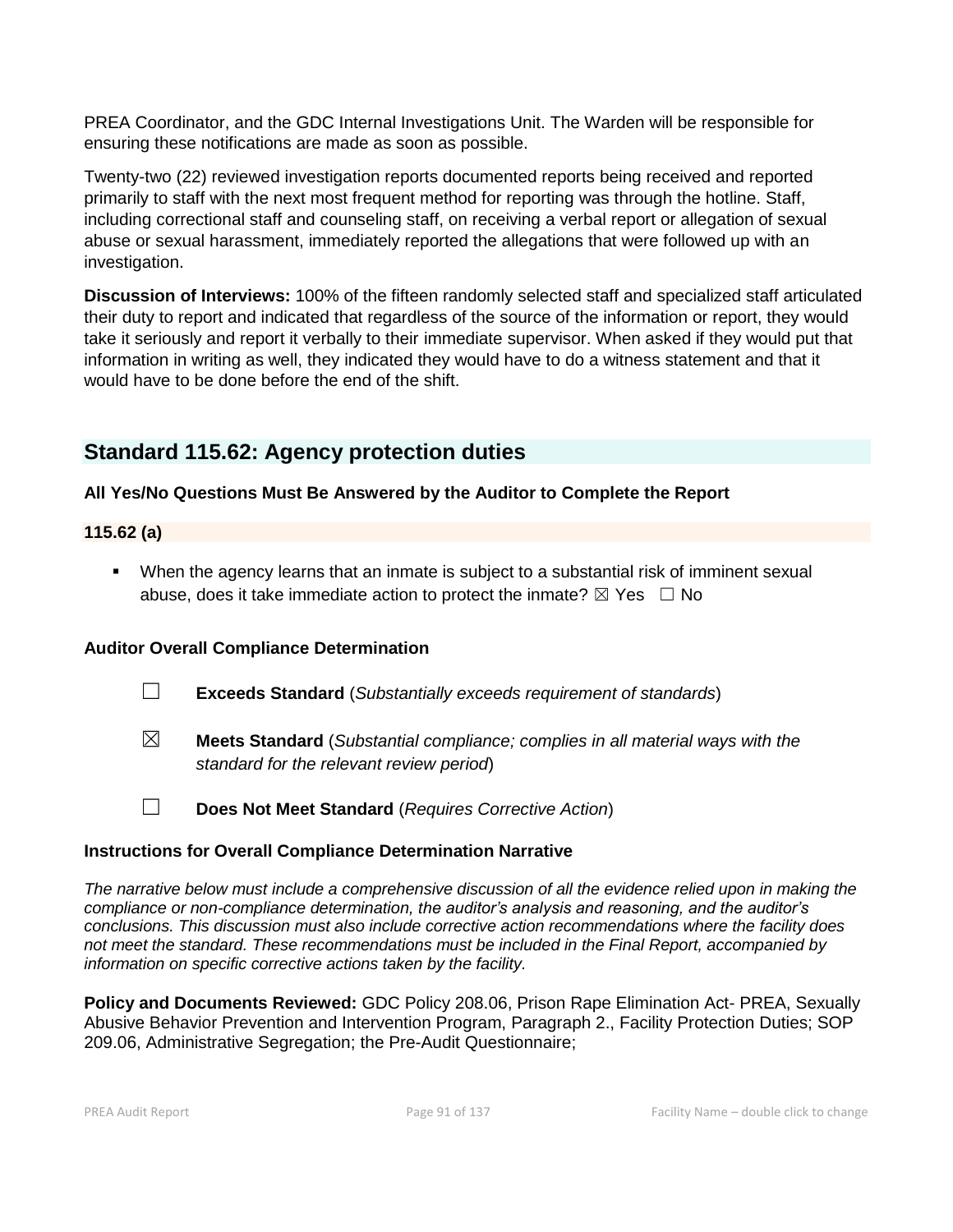PREA Coordinator, and the GDC Internal Investigations Unit. The Warden will be responsible for ensuring these notifications are made as soon as possible.

Twenty-two (22) reviewed investigation reports documented reports being received and reported primarily to staff with the next most frequent method for reporting was through the hotline. Staff, including correctional staff and counseling staff, on receiving a verbal report or allegation of sexual abuse or sexual harassment, immediately reported the allegations that were followed up with an investigation.

**Discussion of Interviews:** 100% of the fifteen randomly selected staff and specialized staff articulated their duty to report and indicated that regardless of the source of the information or report, they would take it seriously and report it verbally to their immediate supervisor. When asked if they would put that information in writing as well, they indicated they would have to do a witness statement and that it would have to be done before the end of the shift.

## Standard 115.62: Agency protection duties

**All Yes/No Questions Must Be Answered by the Auditor to Complete the Report**

**115.62 (a)**

- When the agency learns that an inmate is subject to a substantial risk of imminent sexual abuse, does it take immediate action to protect the inmate? ☒ Yes ☐ No

**Auditor Overall Compliance Determination**

☐ **Exceeds Standard** (*Substantially exceeds requirement of standards*)

☒ **Meets Standard** (*Substantial compliance; complies in all material ways with the standard for the relevant review period*)

☐ **Does Not Meet Standard** (*Requires Corrective Action*)

**Instructions for Overall Compliance Determination Narrative**

*The narrative below must include a comprehensive discussion of all the evidence relied upon in making the compliance or non-compliance determination, the auditor's analysis and reasoning, and the auditor's conclusions. This discussion must also include corrective action recommendations where the facility does not meet the standard. These recommendations must be included in the Final Report, accompanied by information on specific corrective actions taken by the facility.*

**Policy and Documents Reviewed:** GDC Policy 208.06, Prison Rape Elimination Act- PREA, Sexually Abusive Behavior Prevention and Intervention Program, Paragraph 2., Facility Protection Duties; SOP 209.06, Administrative Segregation; the Pre-Audit Questionnaire;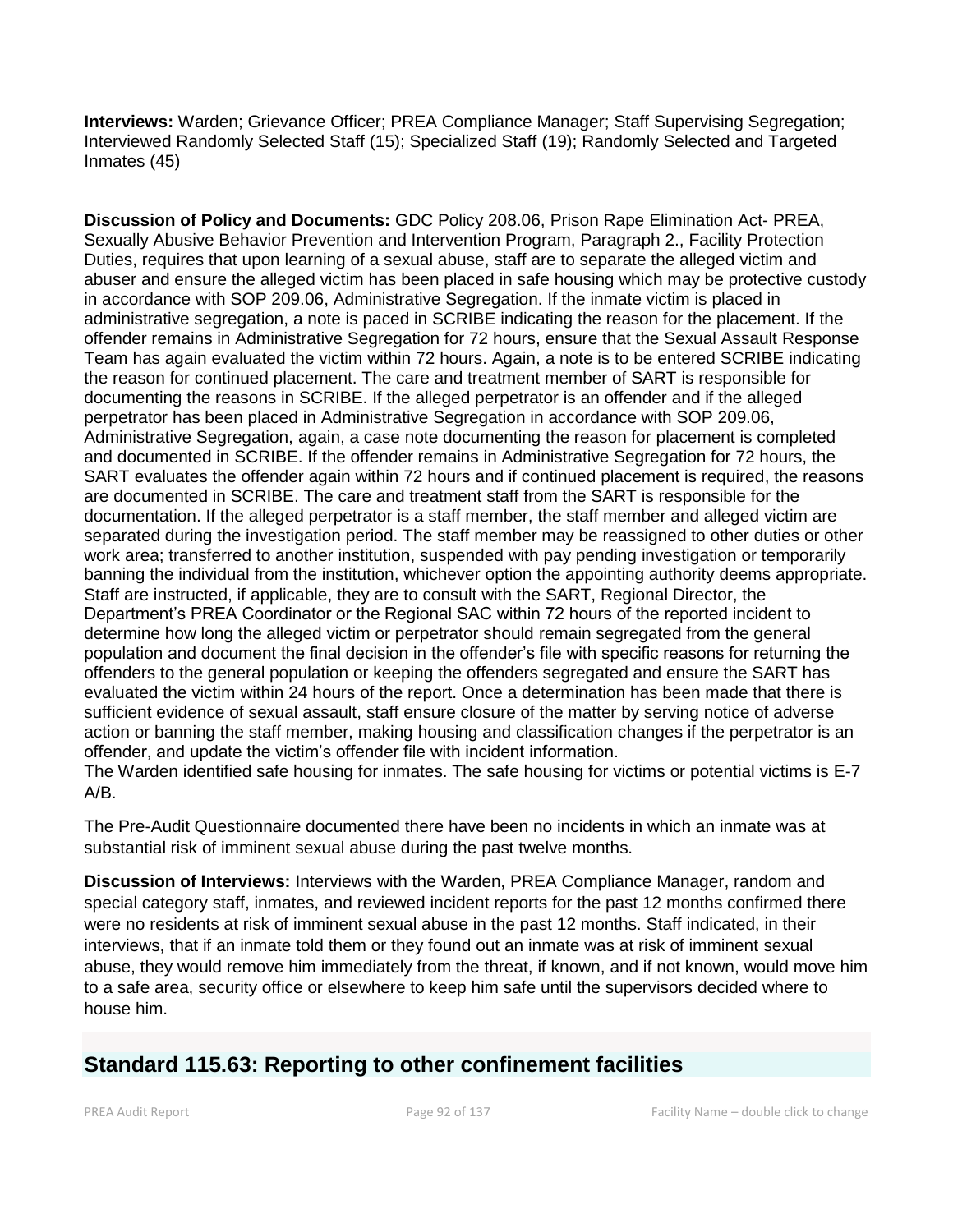**Interviews:** Warden; Grievance Officer; PREA Compliance Manager; Staff Supervising Segregation; Interviewed Randomly Selected Staff (15); Specialized Staff (19); Randomly Selected and Targeted Inmates (45)

**Discussion of Policy and Documents:** GDC Policy 208.06, Prison Rape Elimination Act- PREA, Sexually Abusive Behavior Prevention and Intervention Program, Paragraph 2., Facility Protection Duties, requires that upon learning of a sexual abuse, staff are to separate the alleged victim and abuser and ensure the alleged victim has been placed in safe housing which may be protective custody in accordance with SOP 209.06, Administrative Segregation. If the inmate victim is placed in administrative segregation, a note is paced in SCRIBE indicating the reason for the placement. If the offender remains in Administrative Segregation for 72 hours, ensure that the Sexual Assault Response Team has again evaluated the victim within 72 hours. Again, a note is to be entered SCRIBE indicating the reason for continued placement. The care and treatment member of SART is responsible for documenting the reasons in SCRIBE. If the alleged perpetrator is an offender and if the alleged perpetrator has been placed in Administrative Segregation in accordance with SOP 209.06, Administrative Segregation, again, a case note documenting the reason for placement is completed and documented in SCRIBE. If the offender remains in Administrative Segregation for 72 hours, the SART evaluates the offender again within 72 hours and if continued placement is required, the reasons are documented in SCRIBE. The care and treatment staff from the SART is responsible for the documentation. If the alleged perpetrator is a staff member, the staff member and alleged victim are separated during the investigation period. The staff member may be reassigned to other duties or other work area; transferred to another institution, suspended with pay pending investigation or temporarily banning the individual from the institution, whichever option the appointing authority deems appropriate. Staff are instructed, if applicable, they are to consult with the SART, Regional Director, the Department's PREA Coordinator or the Regional SAC within 72 hours of the reported incident to determine how long the alleged victim or perpetrator should remain segregated from the general population and document the final decision in the offender's file with specific reasons for returning the offenders to the general population or keeping the offenders segregated and ensure the SART has evaluated the victim within 24 hours of the report. Once a determination has been made that there is sufficient evidence of sexual assault, staff ensure closure of the matter by serving notice of adverse action or banning the staff member, making housing and classification changes if the perpetrator is an offender, and update the victim's offender file with incident information.
The Warden identified safe housing for inmates. The safe housing for victims or potential victims is E-7 A/B.

The Pre-Audit Questionnaire documented there have been no incidents in which an inmate was at substantial risk of imminent sexual abuse during the past twelve months.

**Discussion of Interviews:** Interviews with the Warden, PREA Compliance Manager, random and special category staff, inmates, and reviewed incident reports for the past 12 months confirmed there were no residents at risk of imminent sexual abuse in the past 12 months. Staff indicated, in their interviews, that if an inmate told them or they found out an inmate was at risk of imminent sexual abuse, they would remove him immediately from the threat, if known, and if not known, would move him to a safe area, security office or elsewhere to keep him safe until the supervisors decided where to house him.

## Standard 115.63: Reporting to other confinement facilities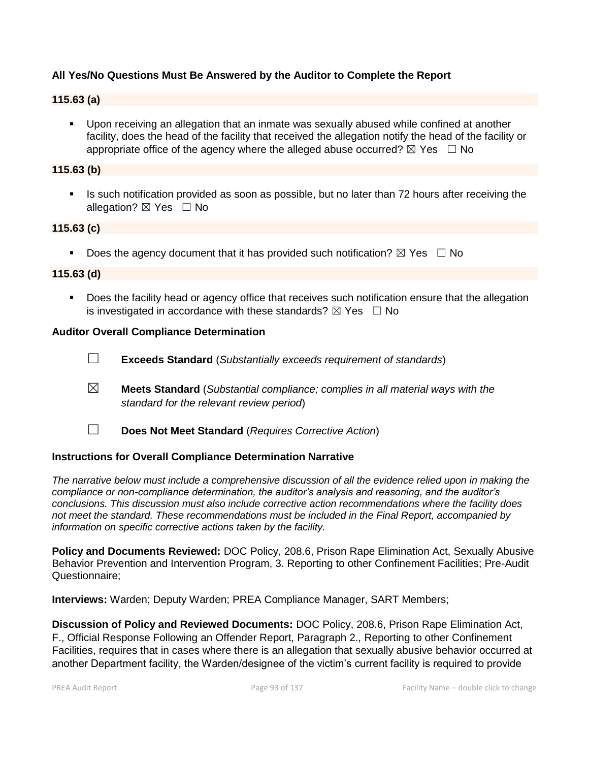**All Yes/No Questions Must Be Answered by the Auditor to Complete the Report**

**115.63 (a)**

- Upon receiving an allegation that an inmate was sexually abused while confined at another facility, does the head of the facility that received the allegation notify the head of the facility or appropriate office of the agency where the alleged abuse occurred? ☒ Yes ☐ No

**115.63 (b)**

- Is such notification provided as soon as possible, but no later than 72 hours after receiving the allegation? ☒ Yes ☐ No

**115.63 (c)**

- Does the agency document that it has provided such notification? ☒ Yes ☐ No

**115.63 (d)**

- Does the facility head or agency office that receives such notification ensure that the allegation is investigated in accordance with these standards? ☒ Yes ☐ No

**Auditor Overall Compliance Determination**

☐ **Exceeds Standard** (*Substantially exceeds requirement of standards*)

☒ **Meets Standard** (*Substantial compliance; complies in all material ways with the standard for the relevant review period*)

☐ **Does Not Meet Standard** (*Requires Corrective Action*)

**Instructions for Overall Compliance Determination Narrative**

*The narrative below must include a comprehensive discussion of all the evidence relied upon in making the compliance or non-compliance determination, the auditor's analysis and reasoning, and the auditor's conclusions. This discussion must also include corrective action recommendations where the facility does not meet the standard. These recommendations must be included in the Final Report, accompanied by information on specific corrective actions taken by the facility.*

**Policy and Documents Reviewed:** DOC Policy, 208.6, Prison Rape Elimination Act, Sexually Abusive Behavior Prevention and Intervention Program, 3. Reporting to other Confinement Facilities; Pre-Audit Questionnaire;

**Interviews:** Warden; Deputy Warden; PREA Compliance Manager, SART Members;

**Discussion of Policy and Reviewed Documents:** DOC Policy, 208.6, Prison Rape Elimination Act, F., Official Response Following an Offender Report, Paragraph 2., Reporting to other Confinement Facilities, requires that in cases where there is an allegation that sexually abusive behavior occurred at another Department facility, the Warden/designee of the victim's current facility is required to provide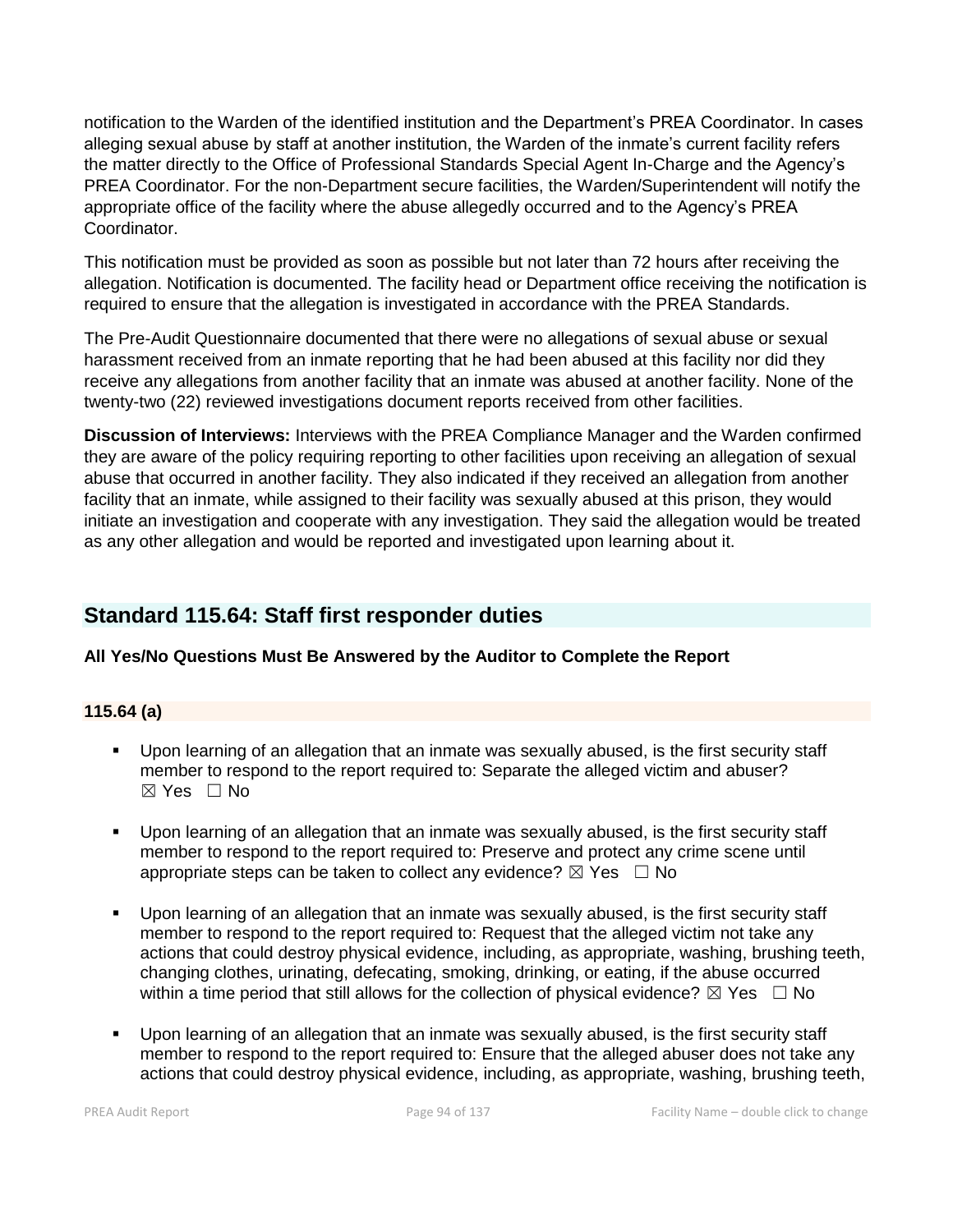notification to the Warden of the identified institution and the Department's PREA Coordinator. In cases alleging sexual abuse by staff at another institution, the Warden of the inmate's current facility refers the matter directly to the Office of Professional Standards Special Agent In-Charge and the Agency's PREA Coordinator. For the non-Department secure facilities, the Warden/Superintendent will notify the appropriate office of the facility where the abuse allegedly occurred and to the Agency's PREA Coordinator.

This notification must be provided as soon as possible but not later than 72 hours after receiving the allegation. Notification is documented. The facility head or Department office receiving the notification is required to ensure that the allegation is investigated in accordance with the PREA Standards.

The Pre-Audit Questionnaire documented that there were no allegations of sexual abuse or sexual harassment received from an inmate reporting that he had been abused at this facility nor did they receive any allegations from another facility that an inmate was abused at another facility. None of the twenty-two (22) reviewed investigations document reports received from other facilities.

**Discussion of Interviews:** Interviews with the PREA Compliance Manager and the Warden confirmed they are aware of the policy requiring reporting to other facilities upon receiving an allegation of sexual abuse that occurred in another facility. They also indicated if they received an allegation from another facility that an inmate, while assigned to their facility was sexually abused at this prison, they would initiate an investigation and cooperate with any investigation. They said the allegation would be treated as any other allegation and would be reported and investigated upon learning about it.

## Standard 115.64: Staff first responder duties

**All Yes/No Questions Must Be Answered by the Auditor to Complete the Report**

### 115.64 (a)

- Upon learning of an allegation that an inmate was sexually abused, is the first security staff member to respond to the report required to: Separate the alleged victim and abuser? ☒ Yes ☐ No
- Upon learning of an allegation that an inmate was sexually abused, is the first security staff member to respond to the report required to: Preserve and protect any crime scene until appropriate steps can be taken to collect any evidence? ☒ Yes ☐ No
- Upon learning of an allegation that an inmate was sexually abused, is the first security staff member to respond to the report required to: Request that the alleged victim not take any actions that could destroy physical evidence, including, as appropriate, washing, brushing teeth, changing clothes, urinating, defecating, smoking, drinking, or eating, if the abuse occurred within a time period that still allows for the collection of physical evidence? ☒ Yes ☐ No
- Upon learning of an allegation that an inmate was sexually abused, is the first security staff member to respond to the report required to: Ensure that the alleged abuser does not take any actions that could destroy physical evidence, including, as appropriate, washing, brushing teeth,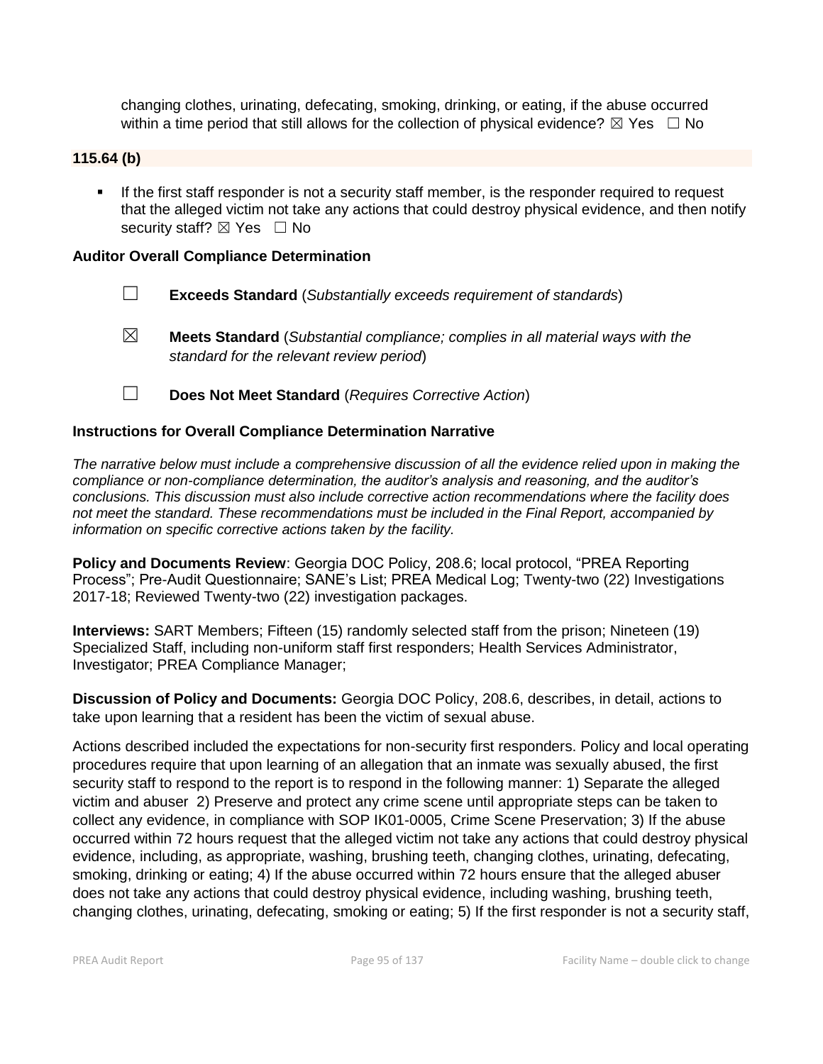changing clothes, urinating, defecating, smoking, drinking, or eating, if the abuse occurred within a time period that still allows for the collection of physical evidence? ☒ Yes ☐ No

**115.64 (b)**

- If the first staff responder is not a security staff member, is the responder required to request that the alleged victim not take any actions that could destroy physical evidence, and then notify security staff? ☒ Yes ☐ No

**Auditor Overall Compliance Determination**

☐ **Exceeds Standard** (*Substantially exceeds requirement of standards*)

☒ **Meets Standard** (*Substantial compliance; complies in all material ways with the standard for the relevant review period*)

☐ **Does Not Meet Standard** (*Requires Corrective Action*)

**Instructions for Overall Compliance Determination Narrative**

*The narrative below must include a comprehensive discussion of all the evidence relied upon in making the compliance or non-compliance determination, the auditor's analysis and reasoning, and the auditor's conclusions. This discussion must also include corrective action recommendations where the facility does not meet the standard. These recommendations must be included in the Final Report, accompanied by information on specific corrective actions taken by the facility.*

**Policy and Documents Review**: Georgia DOC Policy, 208.6; local protocol, "PREA Reporting Process"; Pre-Audit Questionnaire; SANE's List; PREA Medical Log; Twenty-two (22) Investigations 2017-18; Reviewed Twenty-two (22) investigation packages.

**Interviews:** SART Members; Fifteen (15) randomly selected staff from the prison; Nineteen (19) Specialized Staff, including non-uniform staff first responders; Health Services Administrator, Investigator; PREA Compliance Manager;

**Discussion of Policy and Documents:** Georgia DOC Policy, 208.6, describes, in detail, actions to take upon learning that a resident has been the victim of sexual abuse.

Actions described included the expectations for non-security first responders. Policy and local operating procedures require that upon learning of an allegation that an inmate was sexually abused, the first security staff to respond to the report is to respond in the following manner: 1) Separate the alleged victim and abuser 2) Preserve and protect any crime scene until appropriate steps can be taken to collect any evidence, in compliance with SOP IK01-0005, Crime Scene Preservation; 3) If the abuse occurred within 72 hours request that the alleged victim not take any actions that could destroy physical evidence, including, as appropriate, washing, brushing teeth, changing clothes, urinating, defecating, smoking, drinking or eating; 4) If the abuse occurred within 72 hours ensure that the alleged abuser does not take any actions that could destroy physical evidence, including washing, brushing teeth, changing clothes, urinating, defecating, smoking or eating; 5) If the first responder is not a security staff,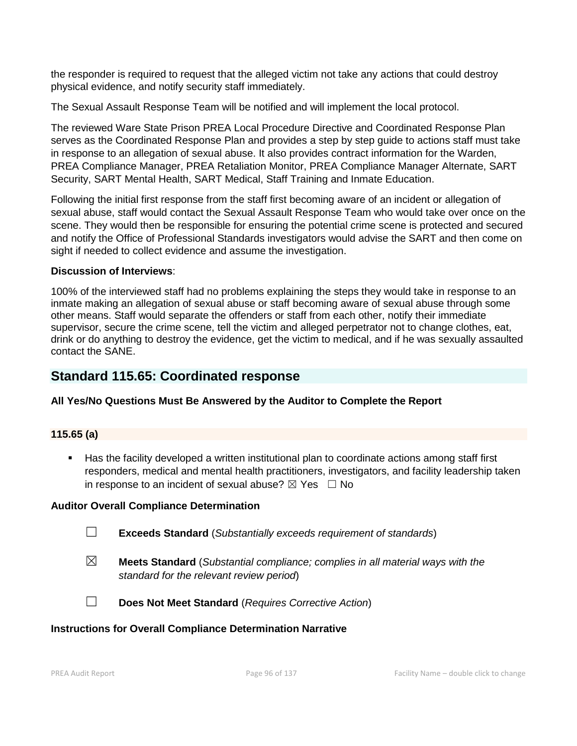the responder is required to request that the alleged victim not take any actions that could destroy physical evidence, and notify security staff immediately.

The Sexual Assault Response Team will be notified and will implement the local protocol.

The reviewed Ware State Prison PREA Local Procedure Directive and Coordinated Response Plan serves as the Coordinated Response Plan and provides a step by step guide to actions staff must take in response to an allegation of sexual abuse. It also provides contract information for the Warden, PREA Compliance Manager, PREA Retaliation Monitor, PREA Compliance Manager Alternate, SART Security, SART Mental Health, SART Medical, Staff Training and Inmate Education.

Following the initial first response from the staff first becoming aware of an incident or allegation of sexual abuse, staff would contact the Sexual Assault Response Team who would take over once on the scene. They would then be responsible for ensuring the potential crime scene is protected and secured and notify the Office of Professional Standards investigators would advise the SART and then come on sight if needed to collect evidence and assume the investigation.

**Discussion of Interviews**:

100% of the interviewed staff had no problems explaining the steps they would take in response to an inmate making an allegation of sexual abuse or staff becoming aware of sexual abuse through some other means. Staff would separate the offenders or staff from each other, notify their immediate supervisor, secure the crime scene, tell the victim and alleged perpetrator not to change clothes, eat, drink or do anything to destroy the evidence, get the victim to medical, and if he was sexually assaulted contact the SANE.

## Standard 115.65: Coordinated response

**All Yes/No Questions Must Be Answered by the Auditor to Complete the Report**

**115.65 (a)**

- Has the facility developed a written institutional plan to coordinate actions among staff first responders, medical and mental health practitioners, investigators, and facility leadership taken in response to an incident of sexual abuse? ☒ Yes ☐ No

**Auditor Overall Compliance Determination**

☐ **Exceeds Standard** (*Substantially exceeds requirement of standards*)

☒ **Meets Standard** (*Substantial compliance; complies in all material ways with the standard for the relevant review period*)

☐ **Does Not Meet Standard** (*Requires Corrective Action*)

**Instructions for Overall Compliance Determination Narrative**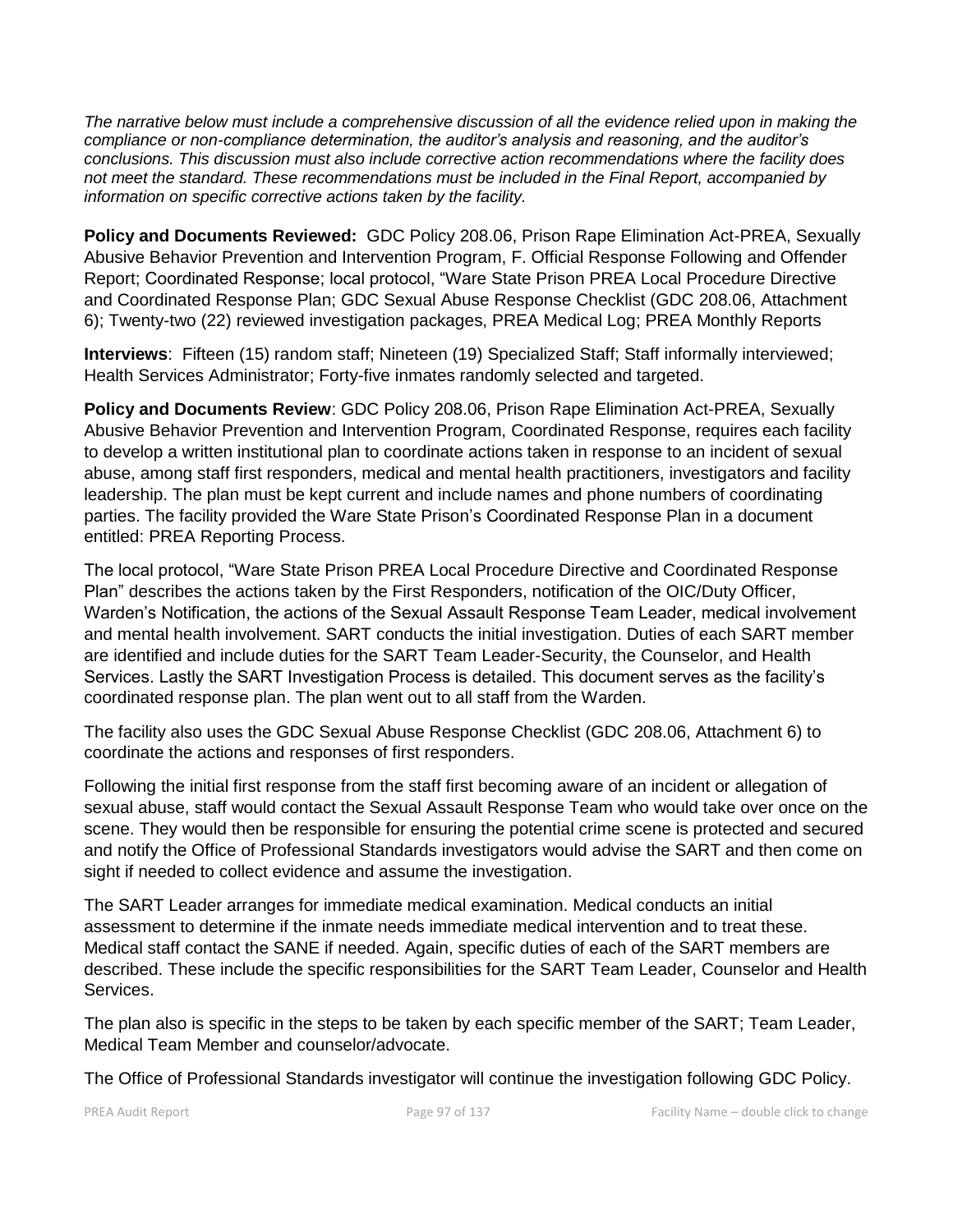*The narrative below must include a comprehensive discussion of all the evidence relied upon in making the compliance or non-compliance determination, the auditor's analysis and reasoning, and the auditor's conclusions. This discussion must also include corrective action recommendations where the facility does not meet the standard. These recommendations must be included in the Final Report, accompanied by information on specific corrective actions taken by the facility.*

**Policy and Documents Reviewed:** GDC Policy 208.06, Prison Rape Elimination Act-PREA, Sexually Abusive Behavior Prevention and Intervention Program, F. Official Response Following and Offender Report; Coordinated Response; local protocol, "Ware State Prison PREA Local Procedure Directive and Coordinated Response Plan; GDC Sexual Abuse Response Checklist (GDC 208.06, Attachment 6); Twenty-two (22) reviewed investigation packages, PREA Medical Log; PREA Monthly Reports

**Interviews**: Fifteen (15) random staff; Nineteen (19) Specialized Staff; Staff informally interviewed; Health Services Administrator; Forty-five inmates randomly selected and targeted.

**Policy and Documents Review**: GDC Policy 208.06, Prison Rape Elimination Act-PREA, Sexually Abusive Behavior Prevention and Intervention Program, Coordinated Response, requires each facility to develop a written institutional plan to coordinate actions taken in response to an incident of sexual abuse, among staff first responders, medical and mental health practitioners, investigators and facility leadership. The plan must be kept current and include names and phone numbers of coordinating parties. The facility provided the Ware State Prison's Coordinated Response Plan in a document entitled: PREA Reporting Process.

The local protocol, "Ware State Prison PREA Local Procedure Directive and Coordinated Response Plan" describes the actions taken by the First Responders, notification of the OIC/Duty Officer, Warden's Notification, the actions of the Sexual Assault Response Team Leader, medical involvement and mental health involvement. SART conducts the initial investigation. Duties of each SART member are identified and include duties for the SART Team Leader-Security, the Counselor, and Health Services. Lastly the SART Investigation Process is detailed. This document serves as the facility's coordinated response plan. The plan went out to all staff from the Warden.

The facility also uses the GDC Sexual Abuse Response Checklist (GDC 208.06, Attachment 6) to coordinate the actions and responses of first responders.

Following the initial first response from the staff first becoming aware of an incident or allegation of sexual abuse, staff would contact the Sexual Assault Response Team who would take over once on the scene. They would then be responsible for ensuring the potential crime scene is protected and secured and notify the Office of Professional Standards investigators would advise the SART and then come on sight if needed to collect evidence and assume the investigation.

The SART Leader arranges for immediate medical examination. Medical conducts an initial assessment to determine if the inmate needs immediate medical intervention and to treat these. Medical staff contact the SANE if needed. Again, specific duties of each of the SART members are described. These include the specific responsibilities for the SART Team Leader, Counselor and Health Services.

The plan also is specific in the steps to be taken by each specific member of the SART; Team Leader, Medical Team Member and counselor/advocate.

The Office of Professional Standards investigator will continue the investigation following GDC Policy.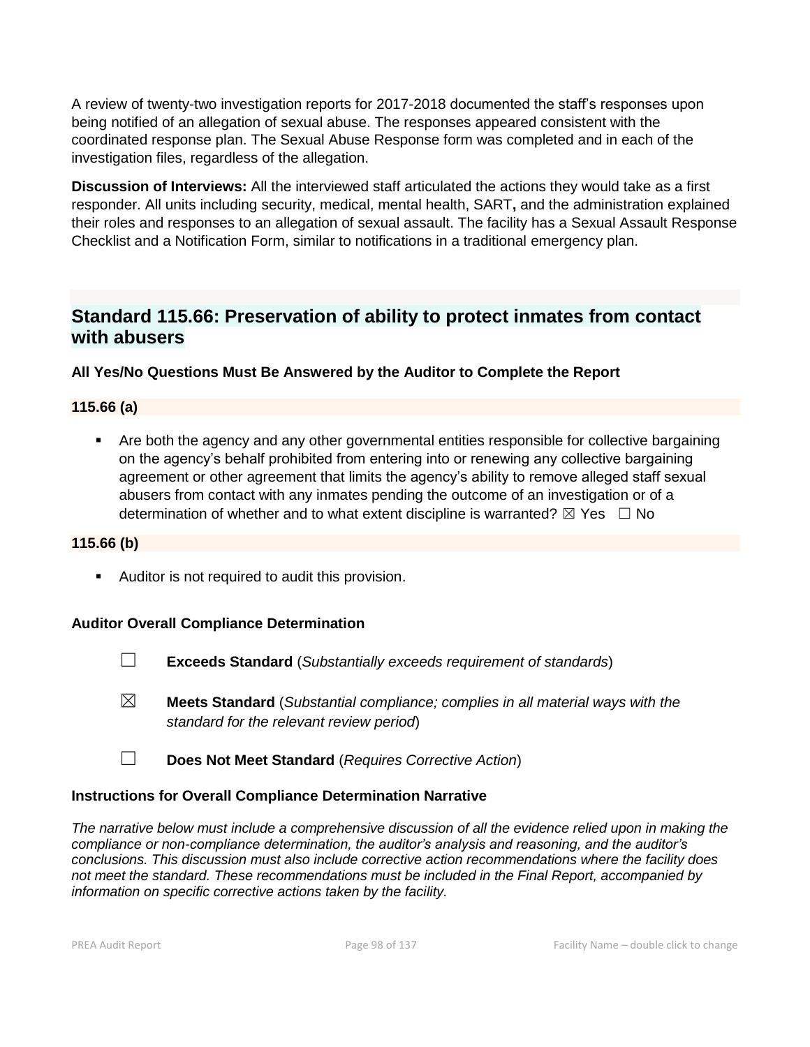A review of twenty-two investigation reports for 2017-2018 documented the staff's responses upon being notified of an allegation of sexual abuse. The responses appeared consistent with the coordinated response plan. The Sexual Abuse Response form was completed and in each of the investigation files, regardless of the allegation.

**Discussion of Interviews:** All the interviewed staff articulated the actions they would take as a first responder. All units including security, medical, mental health, SART**,** and the administration explained their roles and responses to an allegation of sexual assault. The facility has a Sexual Assault Response Checklist and a Notification Form, similar to notifications in a traditional emergency plan.

## Standard 115.66: Preservation of ability to protect inmates from contact with abusers

**All Yes/No Questions Must Be Answered by the Auditor to Complete the Report**

**115.66 (a)**

- Are both the agency and any other governmental entities responsible for collective bargaining on the agency's behalf prohibited from entering into or renewing any collective bargaining agreement or other agreement that limits the agency's ability to remove alleged staff sexual abusers from contact with any inmates pending the outcome of an investigation or of a determination of whether and to what extent discipline is warranted? ☒ Yes ☐ No

**115.66 (b)**

- Auditor is not required to audit this provision.

**Auditor Overall Compliance Determination**

☐ **Exceeds Standard** (*Substantially exceeds requirement of standards*)

☒ **Meets Standard** (*Substantial compliance; complies in all material ways with the standard for the relevant review period*)

☐ **Does Not Meet Standard** (*Requires Corrective Action*)

**Instructions for Overall Compliance Determination Narrative**

*The narrative below must include a comprehensive discussion of all the evidence relied upon in making the compliance or non-compliance determination, the auditor's analysis and reasoning, and the auditor's conclusions. This discussion must also include corrective action recommendations where the facility does not meet the standard. These recommendations must be included in the Final Report, accompanied by information on specific corrective actions taken by the facility.*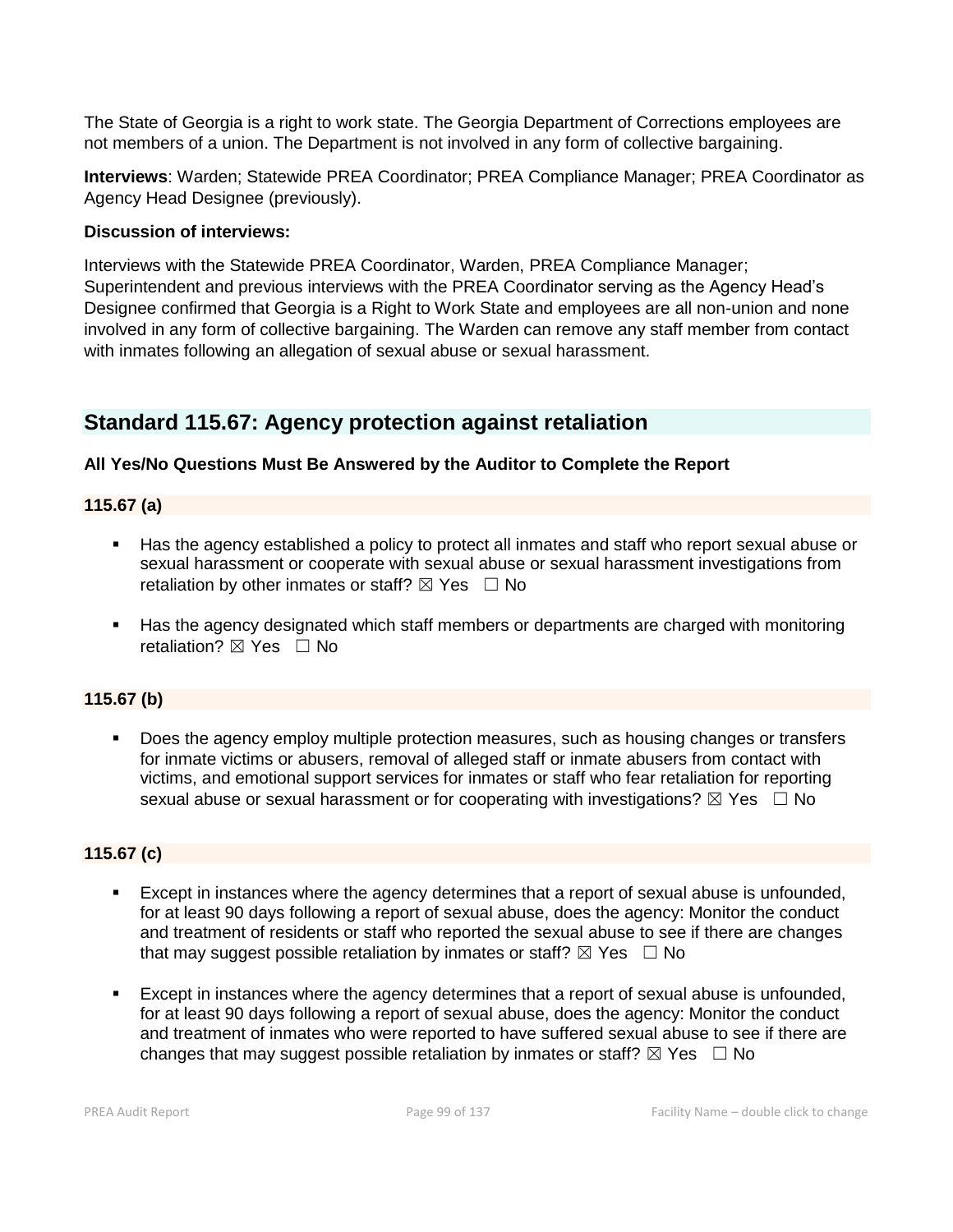The State of Georgia is a right to work state. The Georgia Department of Corrections employees are not members of a union. The Department is not involved in any form of collective bargaining.

**Interviews**: Warden; Statewide PREA Coordinator; PREA Compliance Manager; PREA Coordinator as Agency Head Designee (previously).

**Discussion of interviews:**

Interviews with the Statewide PREA Coordinator, Warden, PREA Compliance Manager; Superintendent and previous interviews with the PREA Coordinator serving as the Agency Head's Designee confirmed that Georgia is a Right to Work State and employees are all non-union and none involved in any form of collective bargaining. The Warden can remove any staff member from contact with inmates following an allegation of sexual abuse or sexual harassment.

## Standard 115.67: Agency protection against retaliation

**All Yes/No Questions Must Be Answered by the Auditor to Complete the Report**

**115.67 (a)**

- Has the agency established a policy to protect all inmates and staff who report sexual abuse or sexual harassment or cooperate with sexual abuse or sexual harassment investigations from retaliation by other inmates or staff? ☒ Yes ☐ No

- Has the agency designated which staff members or departments are charged with monitoring retaliation? ☒ Yes ☐ No

**115.67 (b)**

- Does the agency employ multiple protection measures, such as housing changes or transfers for inmate victims or abusers, removal of alleged staff or inmate abusers from contact with victims, and emotional support services for inmates or staff who fear retaliation for reporting sexual abuse or sexual harassment or for cooperating with investigations? ☒ Yes ☐ No

**115.67 (c)**

- Except in instances where the agency determines that a report of sexual abuse is unfounded, for at least 90 days following a report of sexual abuse, does the agency: Monitor the conduct and treatment of residents or staff who reported the sexual abuse to see if there are changes that may suggest possible retaliation by inmates or staff? ☒ Yes ☐ No

- Except in instances where the agency determines that a report of sexual abuse is unfounded, for at least 90 days following a report of sexual abuse, does the agency: Monitor the conduct and treatment of inmates who were reported to have suffered sexual abuse to see if there are changes that may suggest possible retaliation by inmates or staff? ☒ Yes ☐ No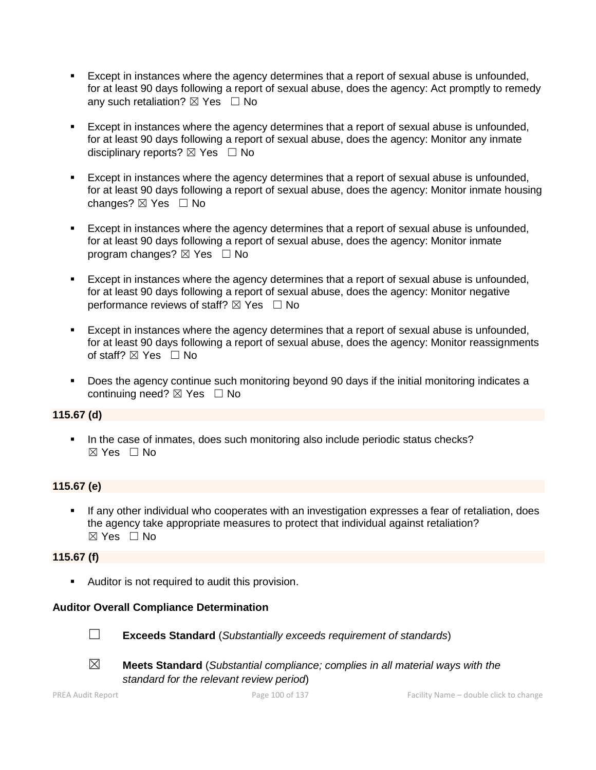- Except in instances where the agency determines that a report of sexual abuse is unfounded, for at least 90 days following a report of sexual abuse, does the agency: Act promptly to remedy any such retaliation? ☒ Yes ☐ No

- Except in instances where the agency determines that a report of sexual abuse is unfounded, for at least 90 days following a report of sexual abuse, does the agency: Monitor any inmate disciplinary reports? ☒ Yes ☐ No

- Except in instances where the agency determines that a report of sexual abuse is unfounded, for at least 90 days following a report of sexual abuse, does the agency: Monitor inmate housing changes? ☒ Yes ☐ No

- Except in instances where the agency determines that a report of sexual abuse is unfounded, for at least 90 days following a report of sexual abuse, does the agency: Monitor inmate program changes? ☒ Yes ☐ No

- Except in instances where the agency determines that a report of sexual abuse is unfounded, for at least 90 days following a report of sexual abuse, does the agency: Monitor negative performance reviews of staff? ☒ Yes ☐ No

- Except in instances where the agency determines that a report of sexual abuse is unfounded, for at least 90 days following a report of sexual abuse, does the agency: Monitor reassignments of staff? ☒ Yes ☐ No

- Does the agency continue such monitoring beyond 90 days if the initial monitoring indicates a continuing need? ☒ Yes ☐ No

**115.67 (d)**

- In the case of inmates, does such monitoring also include periodic status checks? ☒ Yes ☐ No

**115.67 (e)**

- If any other individual who cooperates with an investigation expresses a fear of retaliation, does the agency take appropriate measures to protect that individual against retaliation? ☒ Yes ☐ No

**115.67 (f)**

- Auditor is not required to audit this provision.

**Auditor Overall Compliance Determination**

☐ **Exceeds Standard** (*Substantially exceeds requirement of standards*)

☒ **Meets Standard** (*Substantial compliance; complies in all material ways with the standard for the relevant review period*)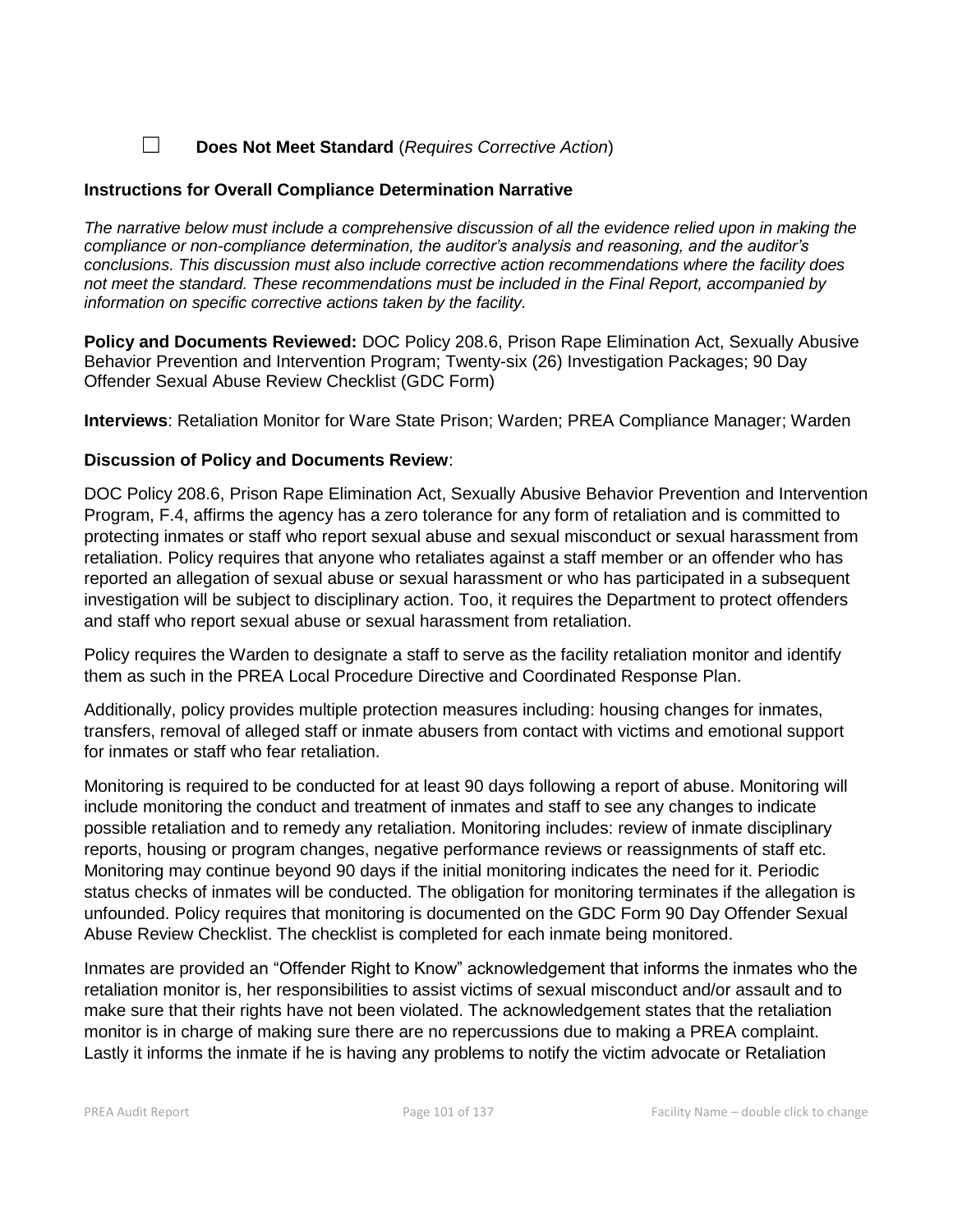☐ **Does Not Meet Standard** (*Requires Corrective Action*)

**Instructions for Overall Compliance Determination Narrative**

*The narrative below must include a comprehensive discussion of all the evidence relied upon in making the compliance or non-compliance determination, the auditor's analysis and reasoning, and the auditor's conclusions. This discussion must also include corrective action recommendations where the facility does not meet the standard. These recommendations must be included in the Final Report, accompanied by information on specific corrective actions taken by the facility.*

**Policy and Documents Reviewed:** DOC Policy 208.6, Prison Rape Elimination Act, Sexually Abusive Behavior Prevention and Intervention Program; Twenty-six (26) Investigation Packages; 90 Day Offender Sexual Abuse Review Checklist (GDC Form)

**Interviews**: Retaliation Monitor for Ware State Prison; Warden; PREA Compliance Manager; Warden

**Discussion of Policy and Documents Review**:

DOC Policy 208.6, Prison Rape Elimination Act, Sexually Abusive Behavior Prevention and Intervention Program, F.4, affirms the agency has a zero tolerance for any form of retaliation and is committed to protecting inmates or staff who report sexual abuse and sexual misconduct or sexual harassment from retaliation. Policy requires that anyone who retaliates against a staff member or an offender who has reported an allegation of sexual abuse or sexual harassment or who has participated in a subsequent investigation will be subject to disciplinary action. Too, it requires the Department to protect offenders and staff who report sexual abuse or sexual harassment from retaliation.

Policy requires the Warden to designate a staff to serve as the facility retaliation monitor and identify them as such in the PREA Local Procedure Directive and Coordinated Response Plan.

Additionally, policy provides multiple protection measures including: housing changes for inmates, transfers, removal of alleged staff or inmate abusers from contact with victims and emotional support for inmates or staff who fear retaliation.

Monitoring is required to be conducted for at least 90 days following a report of abuse. Monitoring will include monitoring the conduct and treatment of inmates and staff to see any changes to indicate possible retaliation and to remedy any retaliation. Monitoring includes: review of inmate disciplinary reports, housing or program changes, negative performance reviews or reassignments of staff etc. Monitoring may continue beyond 90 days if the initial monitoring indicates the need for it. Periodic status checks of inmates will be conducted. The obligation for monitoring terminates if the allegation is unfounded. Policy requires that monitoring is documented on the GDC Form 90 Day Offender Sexual Abuse Review Checklist. The checklist is completed for each inmate being monitored.

Inmates are provided an "Offender Right to Know" acknowledgement that informs the inmates who the retaliation monitor is, her responsibilities to assist victims of sexual misconduct and/or assault and to make sure that their rights have not been violated. The acknowledgement states that the retaliation monitor is in charge of making sure there are no repercussions due to making a PREA complaint. Lastly it informs the inmate if he is having any problems to notify the victim advocate or Retaliation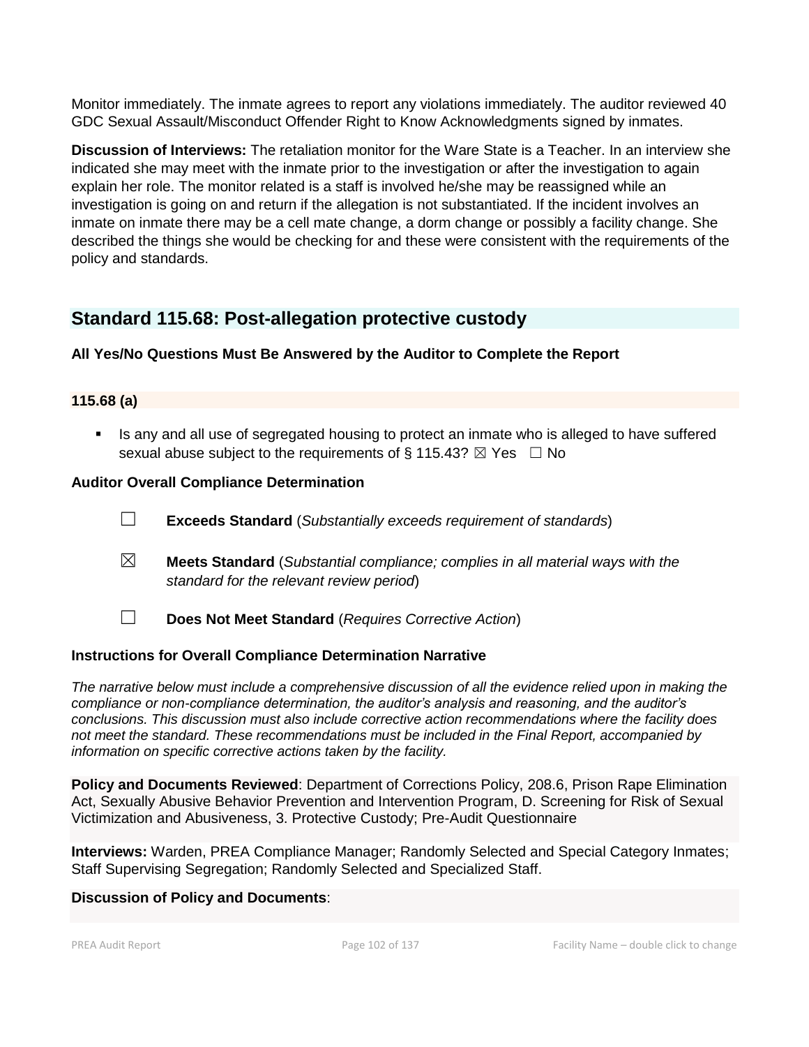Monitor immediately. The inmate agrees to report any violations immediately. The auditor reviewed 40 GDC Sexual Assault/Misconduct Offender Right to Know Acknowledgments signed by inmates.

**Discussion of Interviews:** The retaliation monitor for the Ware State is a Teacher. In an interview she indicated she may meet with the inmate prior to the investigation or after the investigation to again explain her role. The monitor related is a staff is involved he/she may be reassigned while an investigation is going on and return if the allegation is not substantiated. If the incident involves an inmate on inmate there may be a cell mate change, a dorm change or possibly a facility change. She described the things she would be checking for and these were consistent with the requirements of the policy and standards.

## Standard 115.68: Post-allegation protective custody

**All Yes/No Questions Must Be Answered by the Auditor to Complete the Report**

### 115.68 (a)

- Is any and all use of segregated housing to protect an inmate who is alleged to have suffered sexual abuse subject to the requirements of § 115.43? ☒ Yes ☐ No

**Auditor Overall Compliance Determination**

☐ **Exceeds Standard** (*Substantially exceeds requirement of standards*)

☒ **Meets Standard** (*Substantial compliance; complies in all material ways with the standard for the relevant review period*)

☐ **Does Not Meet Standard** (*Requires Corrective Action*)

**Instructions for Overall Compliance Determination Narrative**

*The narrative below must include a comprehensive discussion of all the evidence relied upon in making the compliance or non-compliance determination, the auditor's analysis and reasoning, and the auditor's conclusions. This discussion must also include corrective action recommendations where the facility does not meet the standard. These recommendations must be included in the Final Report, accompanied by information on specific corrective actions taken by the facility.*

**Policy and Documents Reviewed**: Department of Corrections Policy, 208.6, Prison Rape Elimination Act, Sexually Abusive Behavior Prevention and Intervention Program, D. Screening for Risk of Sexual Victimization and Abusiveness, 3. Protective Custody; Pre-Audit Questionnaire

**Interviews:** Warden, PREA Compliance Manager; Randomly Selected and Special Category Inmates; Staff Supervising Segregation; Randomly Selected and Specialized Staff.

**Discussion of Policy and Documents**: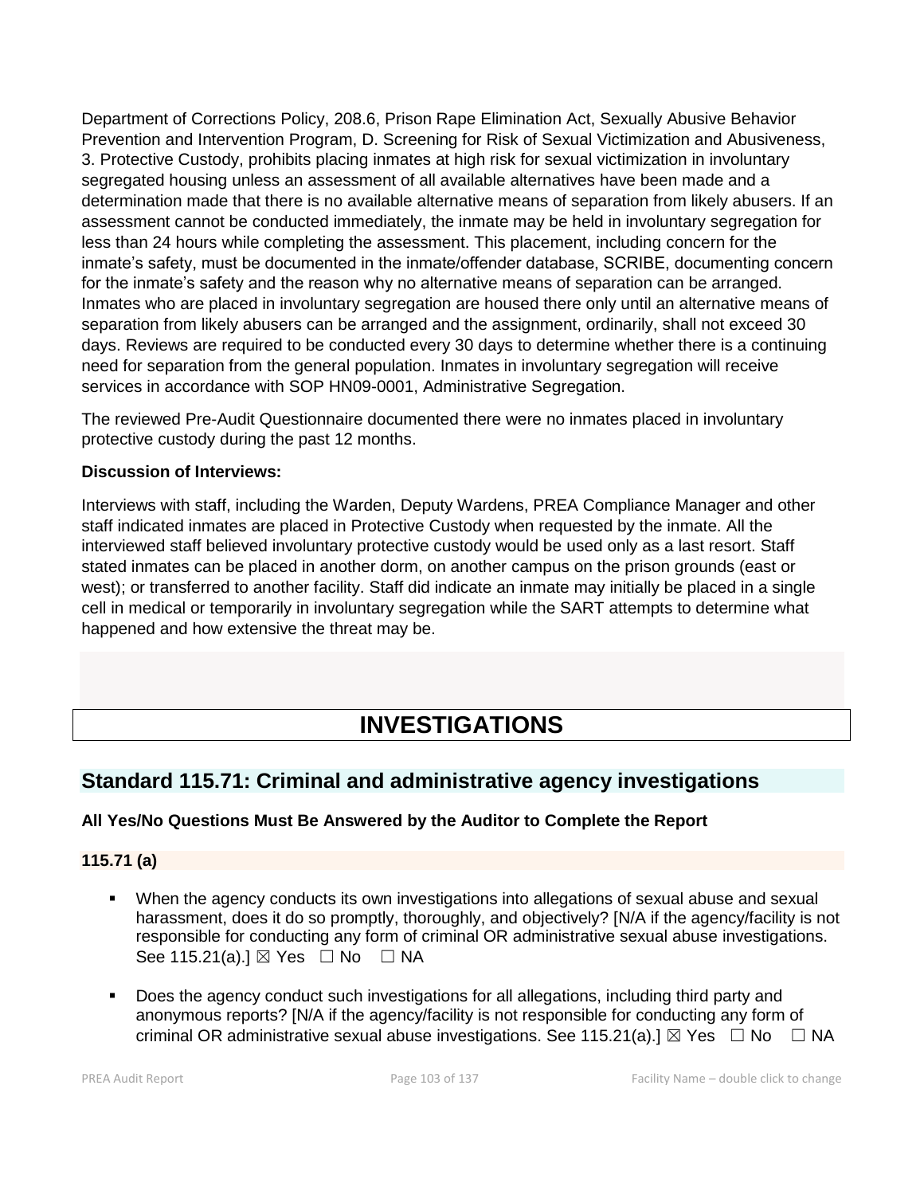Department of Corrections Policy, 208.6, Prison Rape Elimination Act, Sexually Abusive Behavior Prevention and Intervention Program, D. Screening for Risk of Sexual Victimization and Abusiveness, 3. Protective Custody, prohibits placing inmates at high risk for sexual victimization in involuntary segregated housing unless an assessment of all available alternatives have been made and a determination made that there is no available alternative means of separation from likely abusers. If an assessment cannot be conducted immediately, the inmate may be held in involuntary segregation for less than 24 hours while completing the assessment. This placement, including concern for the inmate's safety, must be documented in the inmate/offender database, SCRIBE, documenting concern for the inmate's safety and the reason why no alternative means of separation can be arranged. Inmates who are placed in involuntary segregation are housed there only until an alternative means of separation from likely abusers can be arranged and the assignment, ordinarily, shall not exceed 30 days. Reviews are required to be conducted every 30 days to determine whether there is a continuing need for separation from the general population. Inmates in involuntary segregation will receive services in accordance with SOP HN09-0001, Administrative Segregation.

The reviewed Pre-Audit Questionnaire documented there were no inmates placed in involuntary protective custody during the past 12 months.

**Discussion of Interviews:**

Interviews with staff, including the Warden, Deputy Wardens, PREA Compliance Manager and other staff indicated inmates are placed in Protective Custody when requested by the inmate. All the interviewed staff believed involuntary protective custody would be used only as a last resort. Staff stated inmates can be placed in another dorm, on another campus on the prison grounds (east or west); or transferred to another facility. Staff did indicate an inmate may initially be placed in a single cell in medical or temporarily in involuntary segregation while the SART attempts to determine what happened and how extensive the threat may be.

# INVESTIGATIONS

## Standard 115.71: Criminal and administrative agency investigations

**All Yes/No Questions Must Be Answered by the Auditor to Complete the Report**

### 115.71 (a)

- When the agency conducts its own investigations into allegations of sexual abuse and sexual harassment, does it do so promptly, thoroughly, and objectively? [N/A if the agency/facility is not responsible for conducting any form of criminal OR administrative sexual abuse investigations. See 115.21(a).] ☒ Yes ☐ No ☐ NA

- Does the agency conduct such investigations for all allegations, including third party and anonymous reports? [N/A if the agency/facility is not responsible for conducting any form of criminal OR administrative sexual abuse investigations. See 115.21(a).] ☒ Yes ☐ No ☐ NA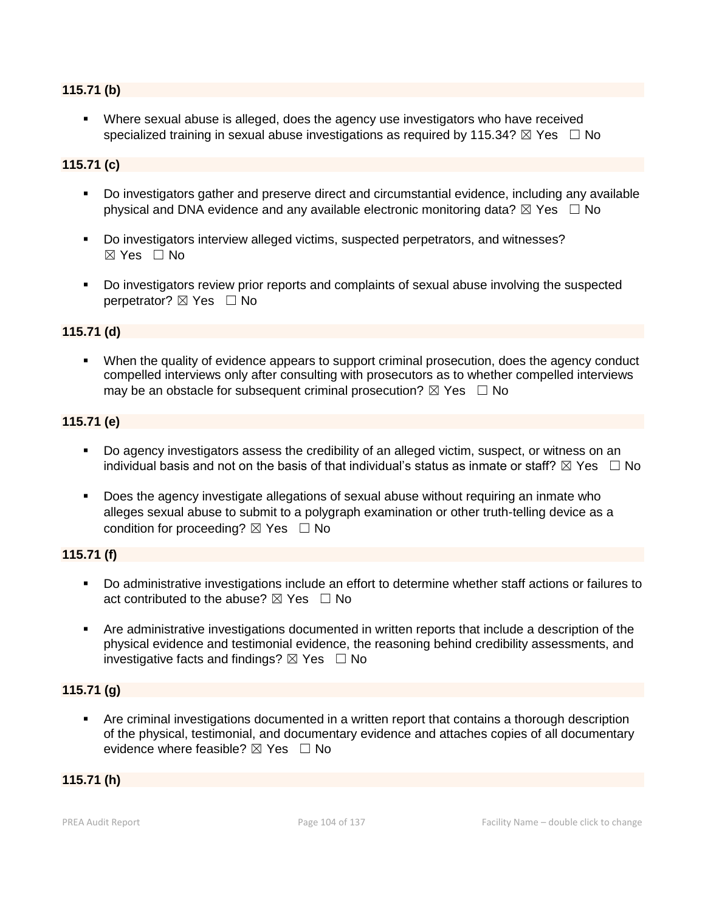**115.71 (b)**

- Where sexual abuse is alleged, does the agency use investigators who have received specialized training in sexual abuse investigations as required by 115.34? ☒ Yes ☐ No

**115.71 (c)**

- Do investigators gather and preserve direct and circumstantial evidence, including any available physical and DNA evidence and any available electronic monitoring data? ☒ Yes ☐ No
- Do investigators interview alleged victims, suspected perpetrators, and witnesses? ☒ Yes ☐ No
- Do investigators review prior reports and complaints of sexual abuse involving the suspected perpetrator? ☒ Yes ☐ No

**115.71 (d)**

- When the quality of evidence appears to support criminal prosecution, does the agency conduct compelled interviews only after consulting with prosecutors as to whether compelled interviews may be an obstacle for subsequent criminal prosecution? ☒ Yes ☐ No

**115.71 (e)**

- Do agency investigators assess the credibility of an alleged victim, suspect, or witness on an individual basis and not on the basis of that individual's status as inmate or staff? ☒ Yes ☐ No
- Does the agency investigate allegations of sexual abuse without requiring an inmate who alleges sexual abuse to submit to a polygraph examination or other truth-telling device as a condition for proceeding? ☒ Yes ☐ No

**115.71 (f)**

- Do administrative investigations include an effort to determine whether staff actions or failures to act contributed to the abuse? ☒ Yes ☐ No
- Are administrative investigations documented in written reports that include a description of the physical evidence and testimonial evidence, the reasoning behind credibility assessments, and investigative facts and findings? ☒ Yes ☐ No

**115.71 (g)**

- Are criminal investigations documented in a written report that contains a thorough description of the physical, testimonial, and documentary evidence and attaches copies of all documentary evidence where feasible? ☒ Yes ☐ No

**115.71 (h)**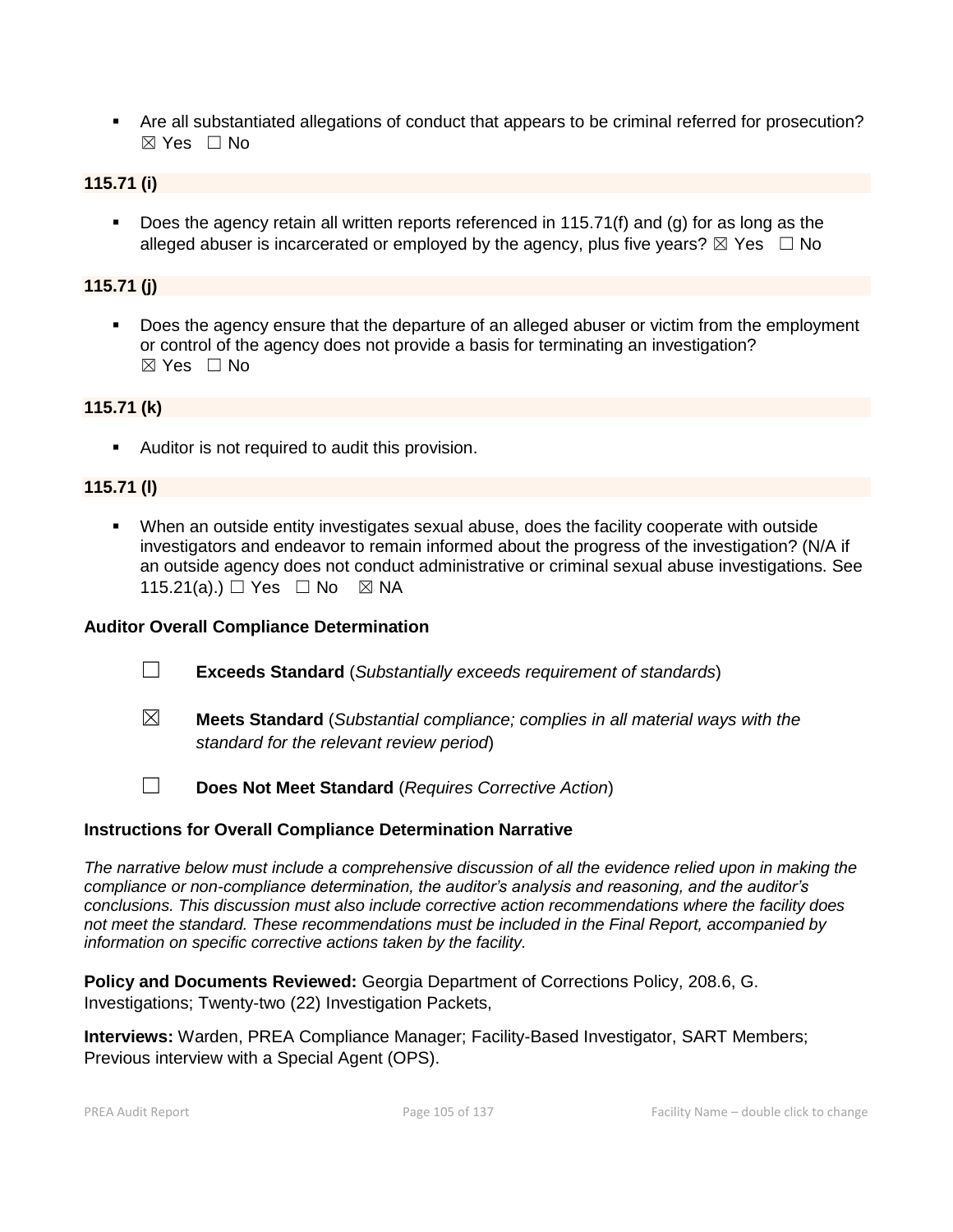- Are all substantiated allegations of conduct that appears to be criminal referred for prosecution? ☒ Yes ☐ No

**115.71 (i)**

- Does the agency retain all written reports referenced in 115.71(f) and (g) for as long as the alleged abuser is incarcerated or employed by the agency, plus five years? ☒ Yes ☐ No

**115.71 (j)**

- Does the agency ensure that the departure of an alleged abuser or victim from the employment or control of the agency does not provide a basis for terminating an investigation? ☒ Yes ☐ No

**115.71 (k)**

- Auditor is not required to audit this provision.

**115.71 (l)**

- When an outside entity investigates sexual abuse, does the facility cooperate with outside investigators and endeavor to remain informed about the progress of the investigation? (N/A if an outside agency does not conduct administrative or criminal sexual abuse investigations. See 115.21(a).) ☐ Yes ☐ No ☒ NA

**Auditor Overall Compliance Determination**

☐ **Exceeds Standard** (*Substantially exceeds requirement of standards*)

☒ **Meets Standard** (*Substantial compliance; complies in all material ways with the standard for the relevant review period*)

☐ **Does Not Meet Standard** (*Requires Corrective Action*)

**Instructions for Overall Compliance Determination Narrative**

*The narrative below must include a comprehensive discussion of all the evidence relied upon in making the compliance or non-compliance determination, the auditor's analysis and reasoning, and the auditor's conclusions. This discussion must also include corrective action recommendations where the facility does not meet the standard. These recommendations must be included in the Final Report, accompanied by information on specific corrective actions taken by the facility.*

**Policy and Documents Reviewed:** Georgia Department of Corrections Policy, 208.6, G. Investigations; Twenty-two (22) Investigation Packets,

**Interviews:** Warden, PREA Compliance Manager; Facility-Based Investigator, SART Members; Previous interview with a Special Agent (OPS).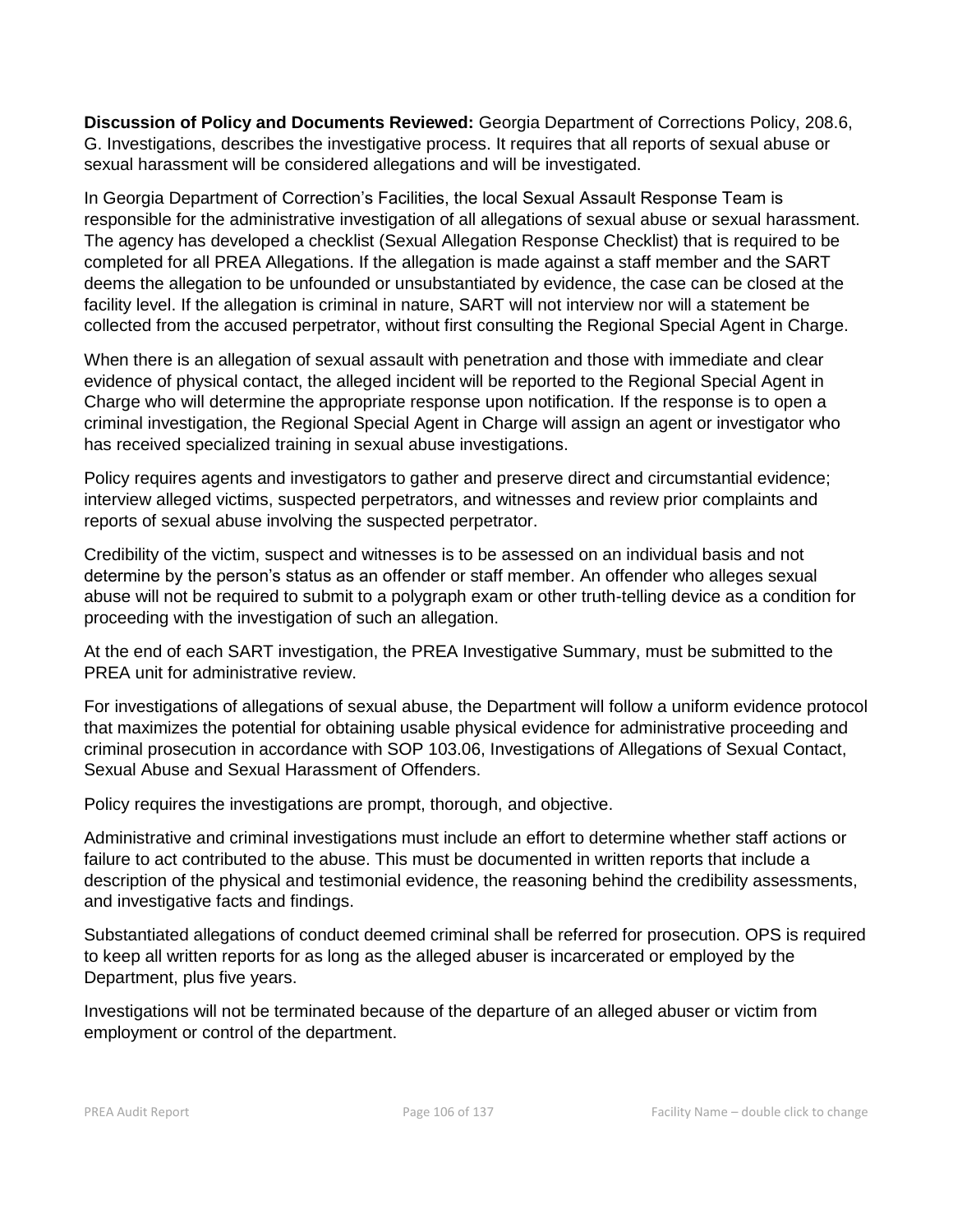**Discussion of Policy and Documents Reviewed:** Georgia Department of Corrections Policy, 208.6, G. Investigations, describes the investigative process. It requires that all reports of sexual abuse or sexual harassment will be considered allegations and will be investigated.

In Georgia Department of Correction's Facilities, the local Sexual Assault Response Team is responsible for the administrative investigation of all allegations of sexual abuse or sexual harassment. The agency has developed a checklist (Sexual Allegation Response Checklist) that is required to be completed for all PREA Allegations. If the allegation is made against a staff member and the SART deems the allegation to be unfounded or unsubstantiated by evidence, the case can be closed at the facility level. If the allegation is criminal in nature, SART will not interview nor will a statement be collected from the accused perpetrator, without first consulting the Regional Special Agent in Charge.

When there is an allegation of sexual assault with penetration and those with immediate and clear evidence of physical contact, the alleged incident will be reported to the Regional Special Agent in Charge who will determine the appropriate response upon notification. If the response is to open a criminal investigation, the Regional Special Agent in Charge will assign an agent or investigator who has received specialized training in sexual abuse investigations.

Policy requires agents and investigators to gather and preserve direct and circumstantial evidence; interview alleged victims, suspected perpetrators, and witnesses and review prior complaints and reports of sexual abuse involving the suspected perpetrator.

Credibility of the victim, suspect and witnesses is to be assessed on an individual basis and not determine by the person's status as an offender or staff member. An offender who alleges sexual abuse will not be required to submit to a polygraph exam or other truth-telling device as a condition for proceeding with the investigation of such an allegation.

At the end of each SART investigation, the PREA Investigative Summary, must be submitted to the PREA unit for administrative review.

For investigations of allegations of sexual abuse, the Department will follow a uniform evidence protocol that maximizes the potential for obtaining usable physical evidence for administrative proceeding and criminal prosecution in accordance with SOP 103.06, Investigations of Allegations of Sexual Contact, Sexual Abuse and Sexual Harassment of Offenders.

Policy requires the investigations are prompt, thorough, and objective.

Administrative and criminal investigations must include an effort to determine whether staff actions or failure to act contributed to the abuse. This must be documented in written reports that include a description of the physical and testimonial evidence, the reasoning behind the credibility assessments, and investigative facts and findings.

Substantiated allegations of conduct deemed criminal shall be referred for prosecution. OPS is required to keep all written reports for as long as the alleged abuser is incarcerated or employed by the Department, plus five years.

Investigations will not be terminated because of the departure of an alleged abuser or victim from employment or control of the department.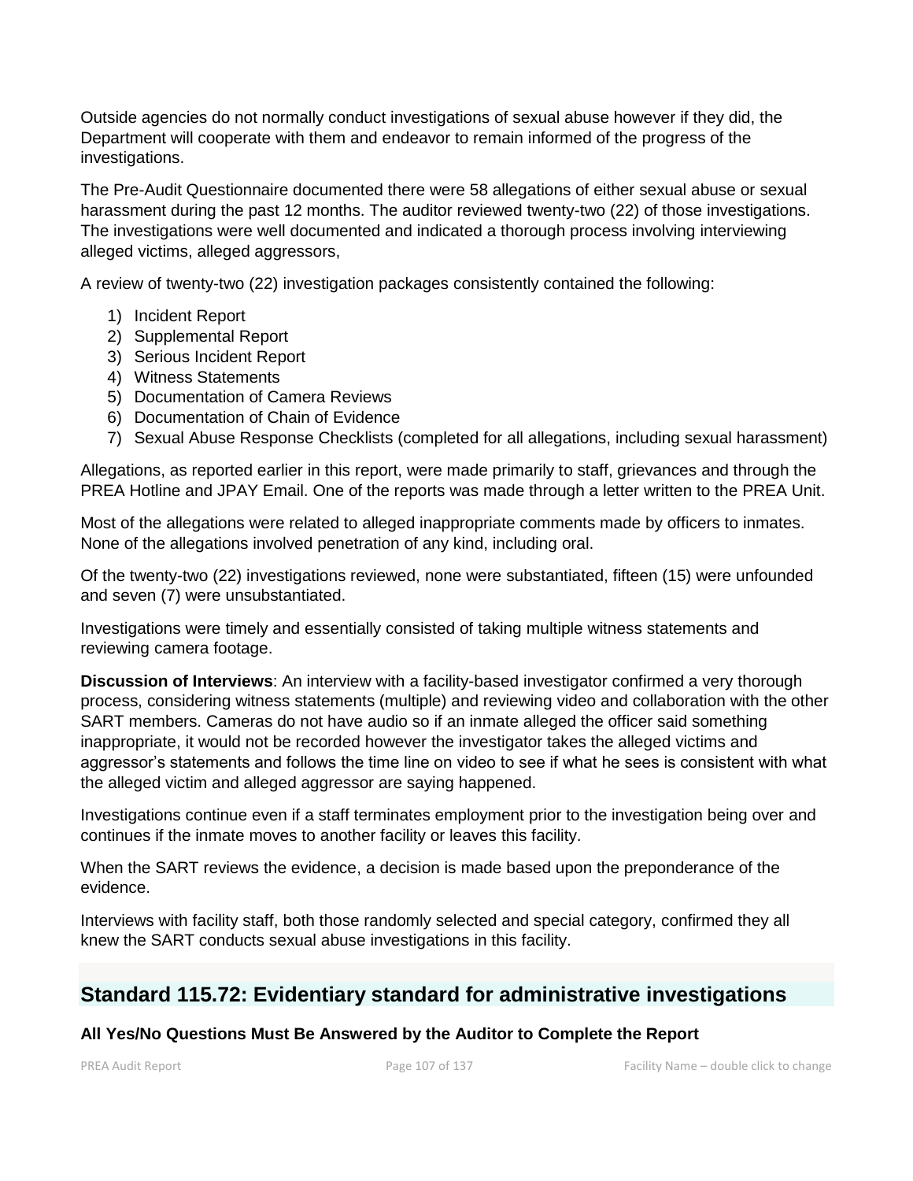Outside agencies do not normally conduct investigations of sexual abuse however if they did, the Department will cooperate with them and endeavor to remain informed of the progress of the investigations.

The Pre-Audit Questionnaire documented there were 58 allegations of either sexual abuse or sexual harassment during the past 12 months. The auditor reviewed twenty-two (22) of those investigations. The investigations were well documented and indicated a thorough process involving interviewing alleged victims, alleged aggressors,

A review of twenty-two (22) investigation packages consistently contained the following:

1) Incident Report
2) Supplemental Report
3) Serious Incident Report
4) Witness Statements
5) Documentation of Camera Reviews
6) Documentation of Chain of Evidence
7) Sexual Abuse Response Checklists (completed for all allegations, including sexual harassment)

Allegations, as reported earlier in this report, were made primarily to staff, grievances and through the PREA Hotline and JPAY Email. One of the reports was made through a letter written to the PREA Unit.

Most of the allegations were related to alleged inappropriate comments made by officers to inmates. None of the allegations involved penetration of any kind, including oral.

Of the twenty-two (22) investigations reviewed, none were substantiated, fifteen (15) were unfounded and seven (7) were unsubstantiated.

Investigations were timely and essentially consisted of taking multiple witness statements and reviewing camera footage.

**Discussion of Interviews**: An interview with a facility-based investigator confirmed a very thorough process, considering witness statements (multiple) and reviewing video and collaboration with the other SART members. Cameras do not have audio so if an inmate alleged the officer said something inappropriate, it would not be recorded however the investigator takes the alleged victims and aggressor's statements and follows the time line on video to see if what he sees is consistent with what the alleged victim and alleged aggressor are saying happened.

Investigations continue even if a staff terminates employment prior to the investigation being over and continues if the inmate moves to another facility or leaves this facility.

When the SART reviews the evidence, a decision is made based upon the preponderance of the evidence.

Interviews with facility staff, both those randomly selected and special category, confirmed they all knew the SART conducts sexual abuse investigations in this facility.

## Standard 115.72: Evidentiary standard for administrative investigations

**All Yes/No Questions Must Be Answered by the Auditor to Complete the Report**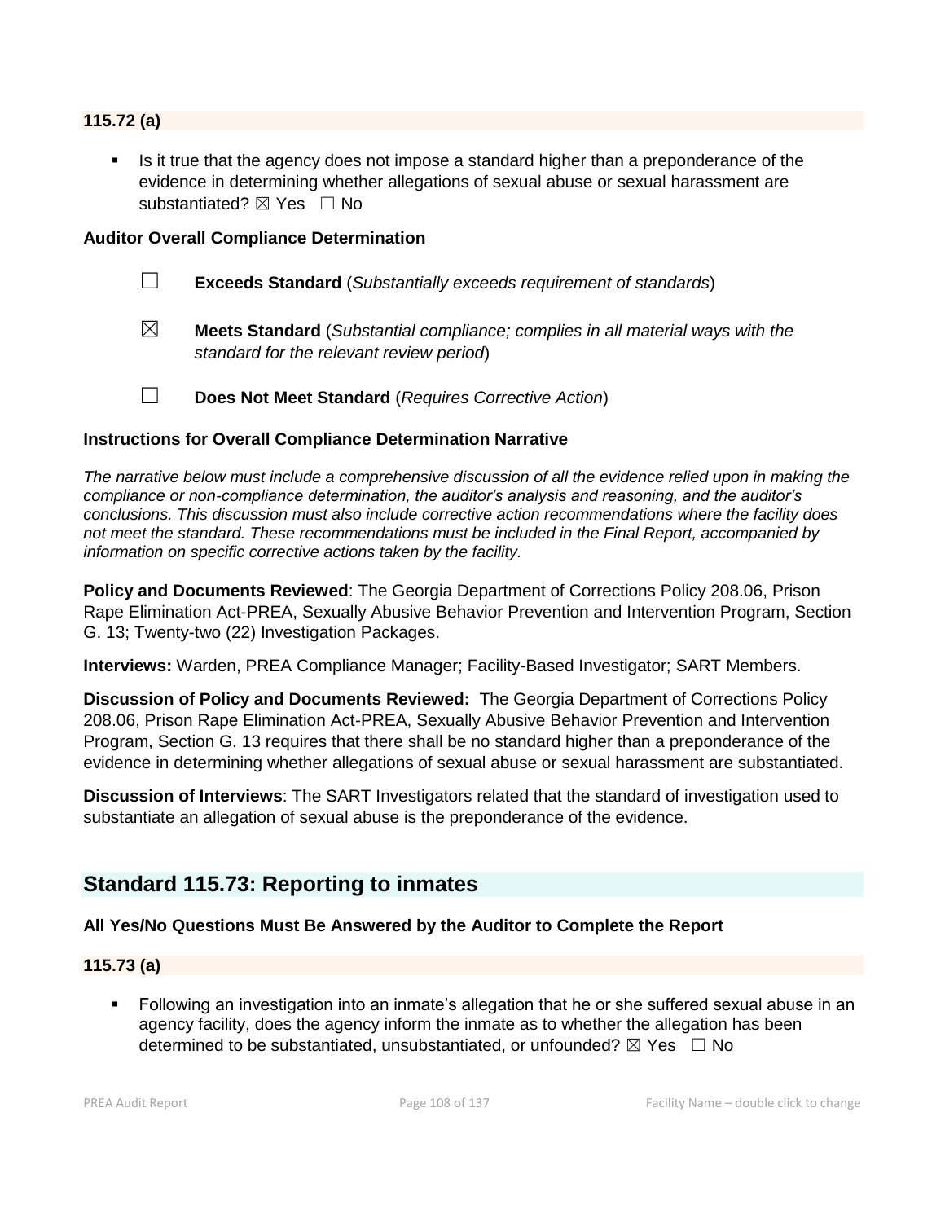**115.72 (a)**

- Is it true that the agency does not impose a standard higher than a preponderance of the evidence in determining whether allegations of sexual abuse or sexual harassment are substantiated? ☒ Yes ☐ No

**Auditor Overall Compliance Determination**

☐ **Exceeds Standard** (*Substantially exceeds requirement of standards*)

☒ **Meets Standard** (*Substantial compliance; complies in all material ways with the standard for the relevant review period*)

☐ **Does Not Meet Standard** (*Requires Corrective Action*)

**Instructions for Overall Compliance Determination Narrative**

*The narrative below must include a comprehensive discussion of all the evidence relied upon in making the compliance or non-compliance determination, the auditor's analysis and reasoning, and the auditor's conclusions. This discussion must also include corrective action recommendations where the facility does not meet the standard. These recommendations must be included in the Final Report, accompanied by information on specific corrective actions taken by the facility.*

**Policy and Documents Reviewed**: The Georgia Department of Corrections Policy 208.06, Prison Rape Elimination Act-PREA, Sexually Abusive Behavior Prevention and Intervention Program, Section G. 13; Twenty-two (22) Investigation Packages.

**Interviews:** Warden, PREA Compliance Manager; Facility-Based Investigator; SART Members.

**Discussion of Policy and Documents Reviewed:** The Georgia Department of Corrections Policy 208.06, Prison Rape Elimination Act-PREA, Sexually Abusive Behavior Prevention and Intervention Program, Section G. 13 requires that there shall be no standard higher than a preponderance of the evidence in determining whether allegations of sexual abuse or sexual harassment are substantiated.

**Discussion of Interviews**: The SART Investigators related that the standard of investigation used to substantiate an allegation of sexual abuse is the preponderance of the evidence.

## Standard 115.73: Reporting to inmates

**All Yes/No Questions Must Be Answered by the Auditor to Complete the Report**

**115.73 (a)**

- Following an investigation into an inmate's allegation that he or she suffered sexual abuse in an agency facility, does the agency inform the inmate as to whether the allegation has been determined to be substantiated, unsubstantiated, or unfounded? ☒ Yes ☐ No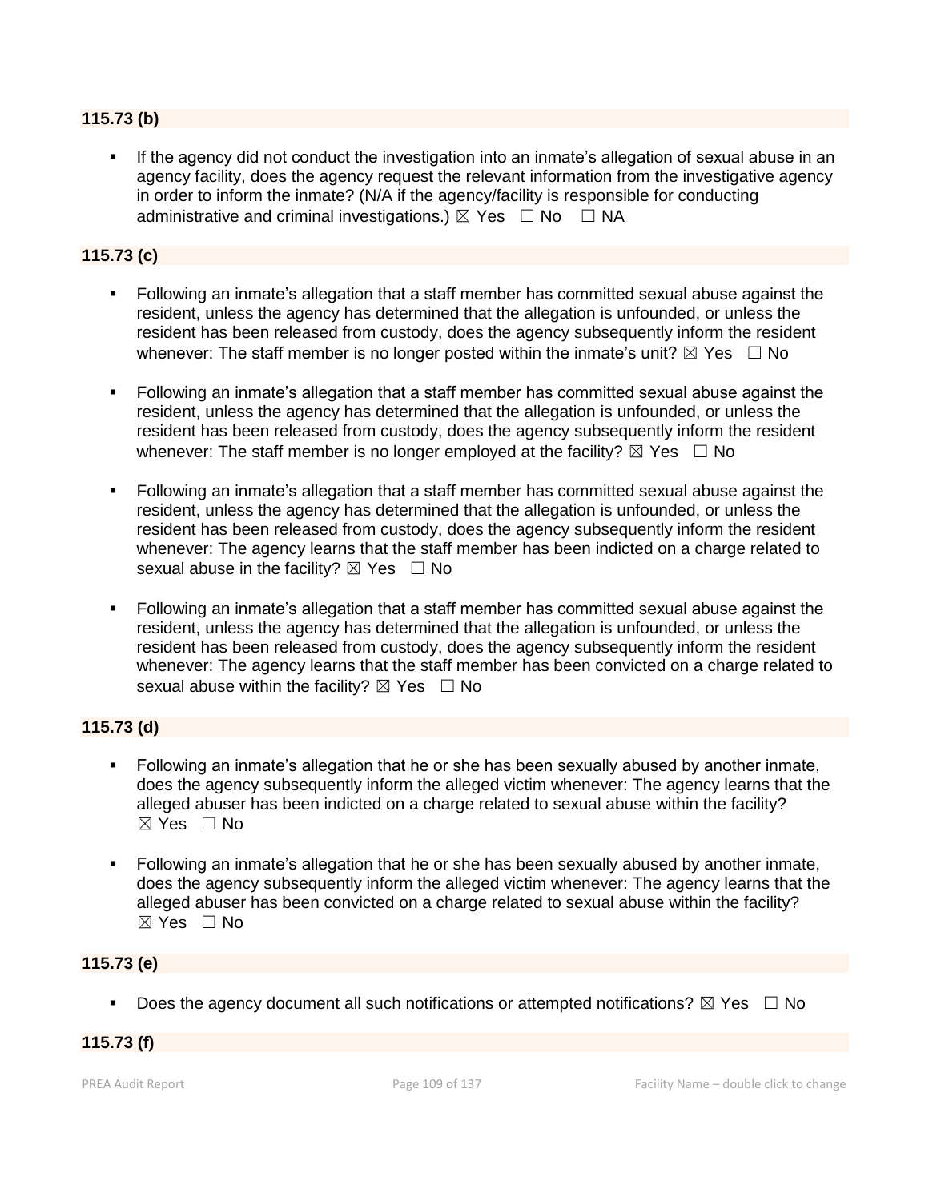**115.73 (b)**

- If the agency did not conduct the investigation into an inmate's allegation of sexual abuse in an agency facility, does the agency request the relevant information from the investigative agency in order to inform the inmate? (N/A if the agency/facility is responsible for conducting administrative and criminal investigations.) ☒ Yes ☐ No ☐ NA

**115.73 (c)**

- Following an inmate's allegation that a staff member has committed sexual abuse against the resident, unless the agency has determined that the allegation is unfounded, or unless the resident has been released from custody, does the agency subsequently inform the resident whenever: The staff member is no longer posted within the inmate's unit? ☒ Yes ☐ No

- Following an inmate's allegation that a staff member has committed sexual abuse against the resident, unless the agency has determined that the allegation is unfounded, or unless the resident has been released from custody, does the agency subsequently inform the resident whenever: The staff member is no longer employed at the facility? ☒ Yes ☐ No

- Following an inmate's allegation that a staff member has committed sexual abuse against the resident, unless the agency has determined that the allegation is unfounded, or unless the resident has been released from custody, does the agency subsequently inform the resident whenever: The agency learns that the staff member has been indicted on a charge related to sexual abuse in the facility? ☒ Yes ☐ No

- Following an inmate's allegation that a staff member has committed sexual abuse against the resident, unless the agency has determined that the allegation is unfounded, or unless the resident has been released from custody, does the agency subsequently inform the resident whenever: The agency learns that the staff member has been convicted on a charge related to sexual abuse within the facility? ☒ Yes ☐ No

**115.73 (d)**

- Following an inmate's allegation that he or she has been sexually abused by another inmate, does the agency subsequently inform the alleged victim whenever: The agency learns that the alleged abuser has been indicted on a charge related to sexual abuse within the facility? ☒ Yes ☐ No

- Following an inmate's allegation that he or she has been sexually abused by another inmate, does the agency subsequently inform the alleged victim whenever: The agency learns that the alleged abuser has been convicted on a charge related to sexual abuse within the facility? ☒ Yes ☐ No

**115.73 (e)**

- Does the agency document all such notifications or attempted notifications? ☒ Yes ☐ No

**115.73 (f)**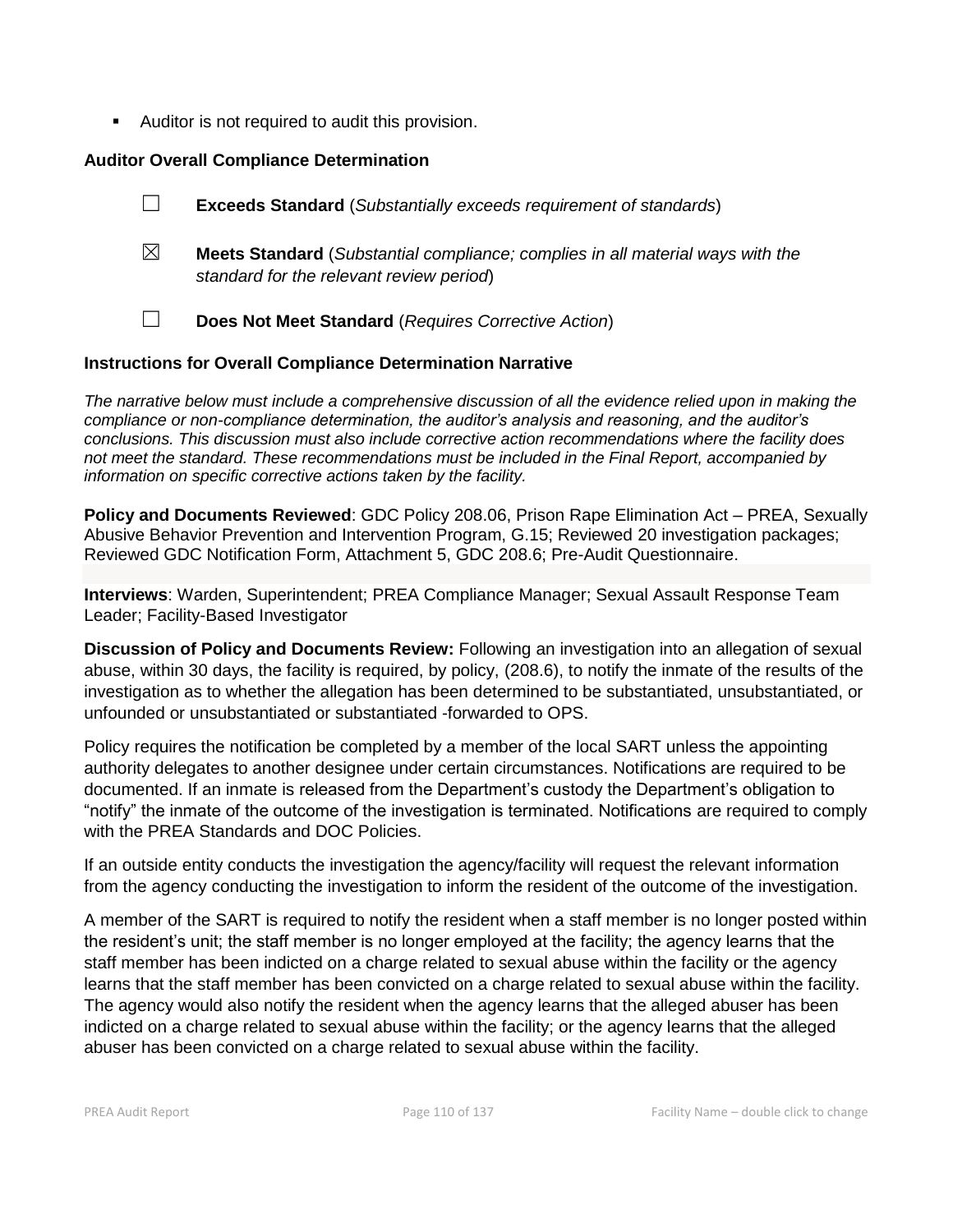- Auditor is not required to audit this provision.

**Auditor Overall Compliance Determination**

☐ **Exceeds Standard** (*Substantially exceeds requirement of standards*)

☒ **Meets Standard** (*Substantial compliance; complies in all material ways with the standard for the relevant review period*)

☐ **Does Not Meet Standard** (*Requires Corrective Action*)

**Instructions for Overall Compliance Determination Narrative**

*The narrative below must include a comprehensive discussion of all the evidence relied upon in making the compliance or non-compliance determination, the auditor's analysis and reasoning, and the auditor's conclusions. This discussion must also include corrective action recommendations where the facility does not meet the standard. These recommendations must be included in the Final Report, accompanied by information on specific corrective actions taken by the facility.*

**Policy and Documents Reviewed**: GDC Policy 208.06, Prison Rape Elimination Act – PREA, Sexually Abusive Behavior Prevention and Intervention Program, G.15; Reviewed 20 investigation packages; Reviewed GDC Notification Form, Attachment 5, GDC 208.6; Pre-Audit Questionnaire.

**Interviews**: Warden, Superintendent; PREA Compliance Manager; Sexual Assault Response Team Leader; Facility-Based Investigator

**Discussion of Policy and Documents Review:** Following an investigation into an allegation of sexual abuse, within 30 days, the facility is required, by policy, (208.6), to notify the inmate of the results of the investigation as to whether the allegation has been determined to be substantiated, unsubstantiated, or unfounded or unsubstantiated or substantiated -forwarded to OPS.

Policy requires the notification be completed by a member of the local SART unless the appointing authority delegates to another designee under certain circumstances. Notifications are required to be documented. If an inmate is released from the Department's custody the Department's obligation to "notify" the inmate of the outcome of the investigation is terminated. Notifications are required to comply with the PREA Standards and DOC Policies.

If an outside entity conducts the investigation the agency/facility will request the relevant information from the agency conducting the investigation to inform the resident of the outcome of the investigation.

A member of the SART is required to notify the resident when a staff member is no longer posted within the resident's unit; the staff member is no longer employed at the facility; the agency learns that the staff member has been indicted on a charge related to sexual abuse within the facility or the agency learns that the staff member has been convicted on a charge related to sexual abuse within the facility. The agency would also notify the resident when the agency learns that the alleged abuser has been indicted on a charge related to sexual abuse within the facility; or the agency learns that the alleged abuser has been convicted on a charge related to sexual abuse within the facility.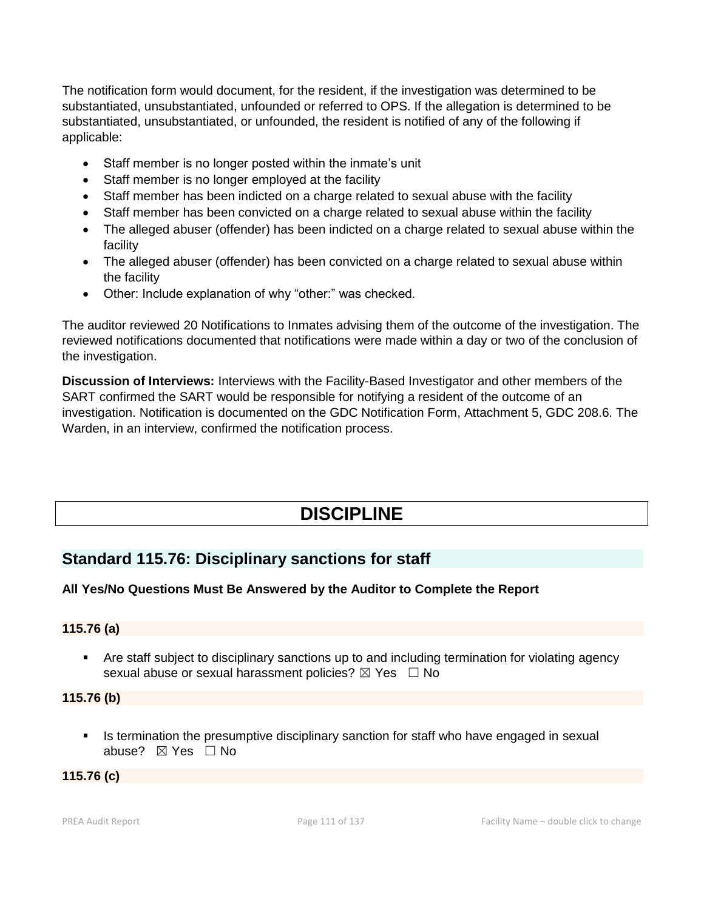The notification form would document, for the resident, if the investigation was determined to be substantiated, unsubstantiated, unfounded or referred to OPS. If the allegation is determined to be substantiated, unsubstantiated, or unfounded, the resident is notified of any of the following if applicable:

- Staff member is no longer posted within the inmate's unit
- Staff member is no longer employed at the facility
- Staff member has been indicted on a charge related to sexual abuse with the facility
- Staff member has been convicted on a charge related to sexual abuse within the facility
- The alleged abuser (offender) has been indicted on a charge related to sexual abuse within the facility
- The alleged abuser (offender) has been convicted on a charge related to sexual abuse within the facility
- Other: Include explanation of why "other:" was checked.

The auditor reviewed 20 Notifications to Inmates advising them of the outcome of the investigation. The reviewed notifications documented that notifications were made within a day or two of the conclusion of the investigation.

**Discussion of Interviews:** Interviews with the Facility-Based Investigator and other members of the SART confirmed the SART would be responsible for notifying a resident of the outcome of an investigation. Notification is documented on the GDC Notification Form, Attachment 5, GDC 208.6. The Warden, in an interview, confirmed the notification process.

# DISCIPLINE

## Standard 115.76: Disciplinary sanctions for staff

**All Yes/No Questions Must Be Answered by the Auditor to Complete the Report**

**115.76 (a)**

- Are staff subject to disciplinary sanctions up to and including termination for violating agency sexual abuse or sexual harassment policies? ☒ Yes ☐ No

**115.76 (b)**

- Is termination the presumptive disciplinary sanction for staff who have engaged in sexual abuse? ☒ Yes ☐ No

**115.76 (c)**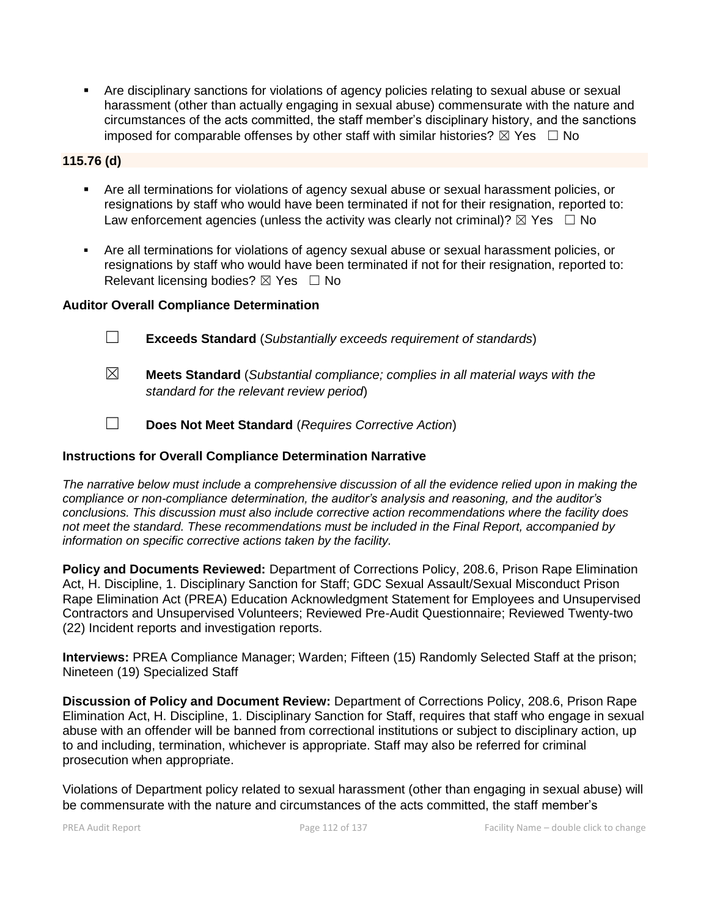- Are disciplinary sanctions for violations of agency policies relating to sexual abuse or sexual harassment (other than actually engaging in sexual abuse) commensurate with the nature and circumstances of the acts committed, the staff member's disciplinary history, and the sanctions imposed for comparable offenses by other staff with similar histories? ☒ Yes ☐ No

**115.76 (d)**

- Are all terminations for violations of agency sexual abuse or sexual harassment policies, or resignations by staff who would have been terminated if not for their resignation, reported to: Law enforcement agencies (unless the activity was clearly not criminal)? ☒ Yes ☐ No
- Are all terminations for violations of agency sexual abuse or sexual harassment policies, or resignations by staff who would have been terminated if not for their resignation, reported to: Relevant licensing bodies? ☒ Yes ☐ No

**Auditor Overall Compliance Determination**

☐ **Exceeds Standard** (*Substantially exceeds requirement of standards*)

☒ **Meets Standard** (*Substantial compliance; complies in all material ways with the standard for the relevant review period*)

☐ **Does Not Meet Standard** (*Requires Corrective Action*)

**Instructions for Overall Compliance Determination Narrative**

*The narrative below must include a comprehensive discussion of all the evidence relied upon in making the compliance or non-compliance determination, the auditor's analysis and reasoning, and the auditor's conclusions. This discussion must also include corrective action recommendations where the facility does not meet the standard. These recommendations must be included in the Final Report, accompanied by information on specific corrective actions taken by the facility.*

**Policy and Documents Reviewed:** Department of Corrections Policy, 208.6, Prison Rape Elimination Act, H. Discipline, 1. Disciplinary Sanction for Staff; GDC Sexual Assault/Sexual Misconduct Prison Rape Elimination Act (PREA) Education Acknowledgment Statement for Employees and Unsupervised Contractors and Unsupervised Volunteers; Reviewed Pre-Audit Questionnaire; Reviewed Twenty-two (22) Incident reports and investigation reports.

**Interviews:** PREA Compliance Manager; Warden; Fifteen (15) Randomly Selected Staff at the prison; Nineteen (19) Specialized Staff

**Discussion of Policy and Document Review:** Department of Corrections Policy, 208.6, Prison Rape Elimination Act, H. Discipline, 1. Disciplinary Sanction for Staff, requires that staff who engage in sexual abuse with an offender will be banned from correctional institutions or subject to disciplinary action, up to and including, termination, whichever is appropriate. Staff may also be referred for criminal prosecution when appropriate.

Violations of Department policy related to sexual harassment (other than engaging in sexual abuse) will be commensurate with the nature and circumstances of the acts committed, the staff member's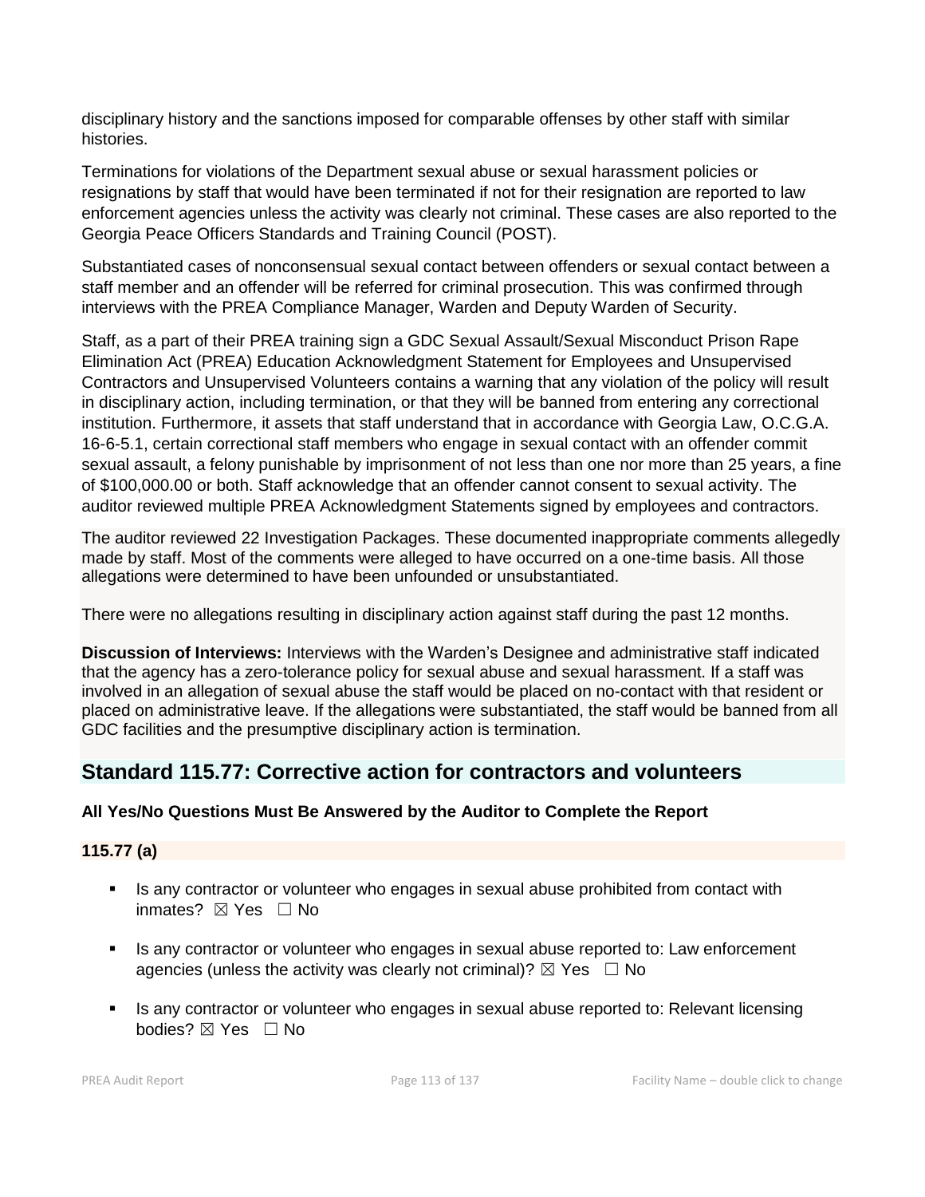disciplinary history and the sanctions imposed for comparable offenses by other staff with similar histories.

Terminations for violations of the Department sexual abuse or sexual harassment policies or resignations by staff that would have been terminated if not for their resignation are reported to law enforcement agencies unless the activity was clearly not criminal. These cases are also reported to the Georgia Peace Officers Standards and Training Council (POST).

Substantiated cases of nonconsensual sexual contact between offenders or sexual contact between a staff member and an offender will be referred for criminal prosecution. This was confirmed through interviews with the PREA Compliance Manager, Warden and Deputy Warden of Security.

Staff, as a part of their PREA training sign a GDC Sexual Assault/Sexual Misconduct Prison Rape Elimination Act (PREA) Education Acknowledgment Statement for Employees and Unsupervised Contractors and Unsupervised Volunteers contains a warning that any violation of the policy will result in disciplinary action, including termination, or that they will be banned from entering any correctional institution. Furthermore, it assets that staff understand that in accordance with Georgia Law, O.C.G.A. 16-6-5.1, certain correctional staff members who engage in sexual contact with an offender commit sexual assault, a felony punishable by imprisonment of not less than one nor more than 25 years, a fine of $100,000.00 or both. Staff acknowledge that an offender cannot consent to sexual activity. The auditor reviewed multiple PREA Acknowledgment Statements signed by employees and contractors.

The auditor reviewed 22 Investigation Packages. These documented inappropriate comments allegedly made by staff. Most of the comments were alleged to have occurred on a one-time basis. All those allegations were determined to have been unfounded or unsubstantiated.

There were no allegations resulting in disciplinary action against staff during the past 12 months.

**Discussion of Interviews:** Interviews with the Warden's Designee and administrative staff indicated that the agency has a zero-tolerance policy for sexual abuse and sexual harassment. If a staff was involved in an allegation of sexual abuse the staff would be placed on no-contact with that resident or placed on administrative leave. If the allegations were substantiated, the staff would be banned from all GDC facilities and the presumptive disciplinary action is termination.

## Standard 115.77: Corrective action for contractors and volunteers

**All Yes/No Questions Must Be Answered by the Auditor to Complete the Report**

**115.77 (a)**

- Is any contractor or volunteer who engages in sexual abuse prohibited from contact with inmates? ☒ Yes ☐ No
- Is any contractor or volunteer who engages in sexual abuse reported to: Law enforcement agencies (unless the activity was clearly not criminal)? ☒ Yes ☐ No
- Is any contractor or volunteer who engages in sexual abuse reported to: Relevant licensing bodies? ☒ Yes ☐ No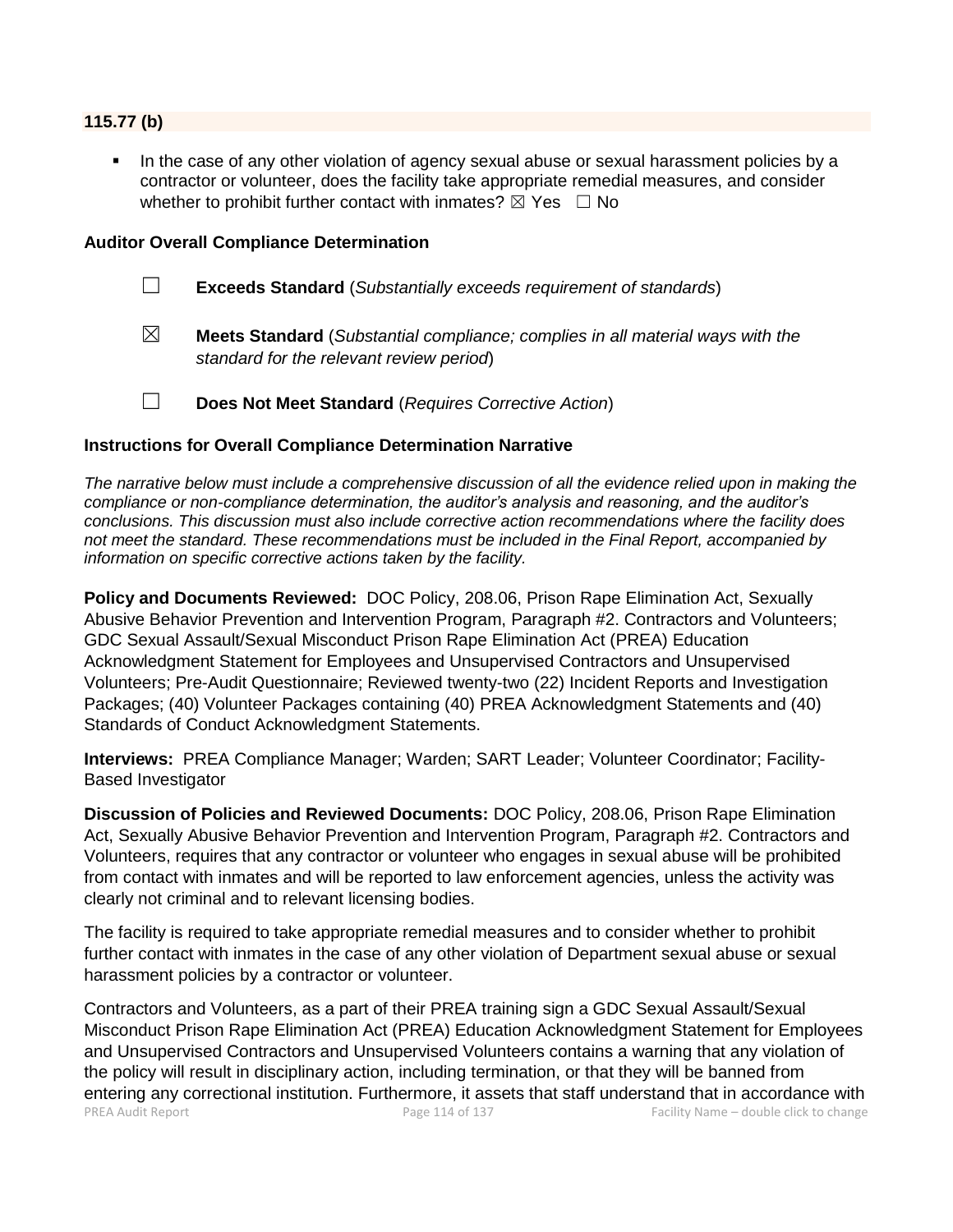**115.77 (b)**

- In the case of any other violation of agency sexual abuse or sexual harassment policies by a contractor or volunteer, does the facility take appropriate remedial measures, and consider whether to prohibit further contact with inmates? ☒ Yes ☐ No

**Auditor Overall Compliance Determination**

☐ **Exceeds Standard** (*Substantially exceeds requirement of standards*)

☒ **Meets Standard** (*Substantial compliance; complies in all material ways with the standard for the relevant review period*)

☐ **Does Not Meet Standard** (*Requires Corrective Action*)

**Instructions for Overall Compliance Determination Narrative**

*The narrative below must include a comprehensive discussion of all the evidence relied upon in making the compliance or non-compliance determination, the auditor's analysis and reasoning, and the auditor's conclusions. This discussion must also include corrective action recommendations where the facility does not meet the standard. These recommendations must be included in the Final Report, accompanied by information on specific corrective actions taken by the facility.*

**Policy and Documents Reviewed:** DOC Policy, 208.06, Prison Rape Elimination Act, Sexually Abusive Behavior Prevention and Intervention Program, Paragraph #2. Contractors and Volunteers; GDC Sexual Assault/Sexual Misconduct Prison Rape Elimination Act (PREA) Education Acknowledgment Statement for Employees and Unsupervised Contractors and Unsupervised Volunteers; Pre-Audit Questionnaire; Reviewed twenty-two (22) Incident Reports and Investigation Packages; (40) Volunteer Packages containing (40) PREA Acknowledgment Statements and (40) Standards of Conduct Acknowledgment Statements.

**Interviews:** PREA Compliance Manager; Warden; SART Leader; Volunteer Coordinator; Facility-Based Investigator

**Discussion of Policies and Reviewed Documents:** DOC Policy, 208.06, Prison Rape Elimination Act, Sexually Abusive Behavior Prevention and Intervention Program, Paragraph #2. Contractors and Volunteers, requires that any contractor or volunteer who engages in sexual abuse will be prohibited from contact with inmates and will be reported to law enforcement agencies, unless the activity was clearly not criminal and to relevant licensing bodies.

The facility is required to take appropriate remedial measures and to consider whether to prohibit further contact with inmates in the case of any other violation of Department sexual abuse or sexual harassment policies by a contractor or volunteer.

Contractors and Volunteers, as a part of their PREA training sign a GDC Sexual Assault/Sexual Misconduct Prison Rape Elimination Act (PREA) Education Acknowledgment Statement for Employees and Unsupervised Contractors and Unsupervised Volunteers contains a warning that any violation of the policy will result in disciplinary action, including termination, or that they will be banned from entering any correctional institution. Furthermore, it assets that staff understand that in accordance with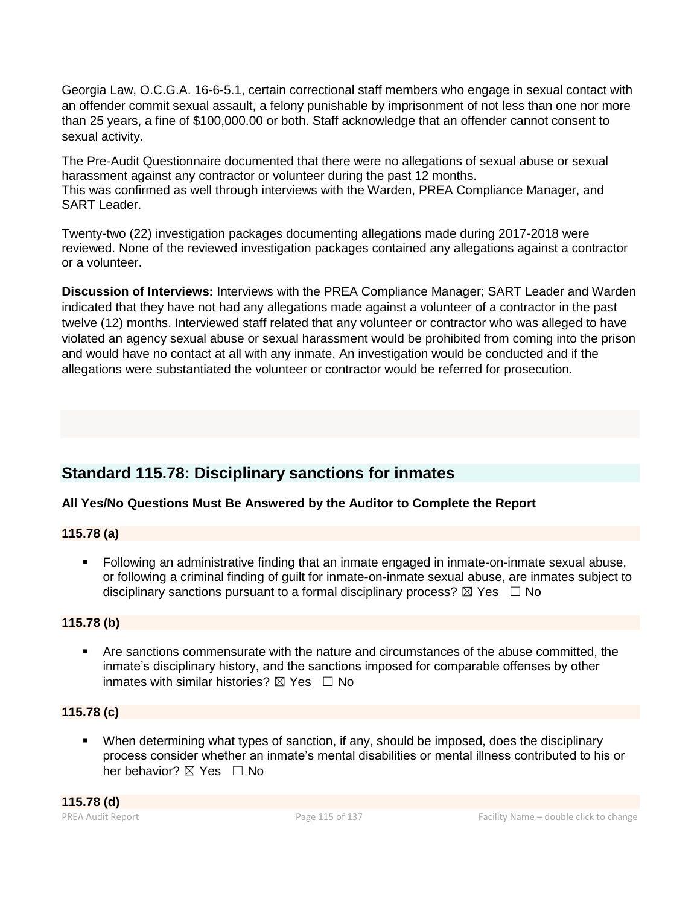Georgia Law, O.C.G.A. 16-6-5.1, certain correctional staff members who engage in sexual contact with an offender commit sexual assault, a felony punishable by imprisonment of not less than one nor more than 25 years, a fine of $100,000.00 or both. Staff acknowledge that an offender cannot consent to sexual activity.

The Pre-Audit Questionnaire documented that there were no allegations of sexual abuse or sexual harassment against any contractor or volunteer during the past 12 months.
This was confirmed as well through interviews with the Warden, PREA Compliance Manager, and SART Leader.

Twenty-two (22) investigation packages documenting allegations made during 2017-2018 were reviewed. None of the reviewed investigation packages contained any allegations against a contractor or a volunteer.

**Discussion of Interviews:** Interviews with the PREA Compliance Manager; SART Leader and Warden indicated that they have not had any allegations made against a volunteer of a contractor in the past twelve (12) months. Interviewed staff related that any volunteer or contractor who was alleged to have violated an agency sexual abuse or sexual harassment would be prohibited from coming into the prison and would have no contact at all with any inmate. An investigation would be conducted and if the allegations were substantiated the volunteer or contractor would be referred for prosecution.

## Standard 115.78: Disciplinary sanctions for inmates

**All Yes/No Questions Must Be Answered by the Auditor to Complete the Report**

**115.78 (a)**

- Following an administrative finding that an inmate engaged in inmate-on-inmate sexual abuse, or following a criminal finding of guilt for inmate-on-inmate sexual abuse, are inmates subject to disciplinary sanctions pursuant to a formal disciplinary process? ☒ Yes ☐ No

**115.78 (b)**

- Are sanctions commensurate with the nature and circumstances of the abuse committed, the inmate's disciplinary history, and the sanctions imposed for comparable offenses by other inmates with similar histories? ☒ Yes ☐ No

**115.78 (c)**

- When determining what types of sanction, if any, should be imposed, does the disciplinary process consider whether an inmate's mental disabilities or mental illness contributed to his or her behavior? ☒ Yes ☐ No

**115.78 (d)**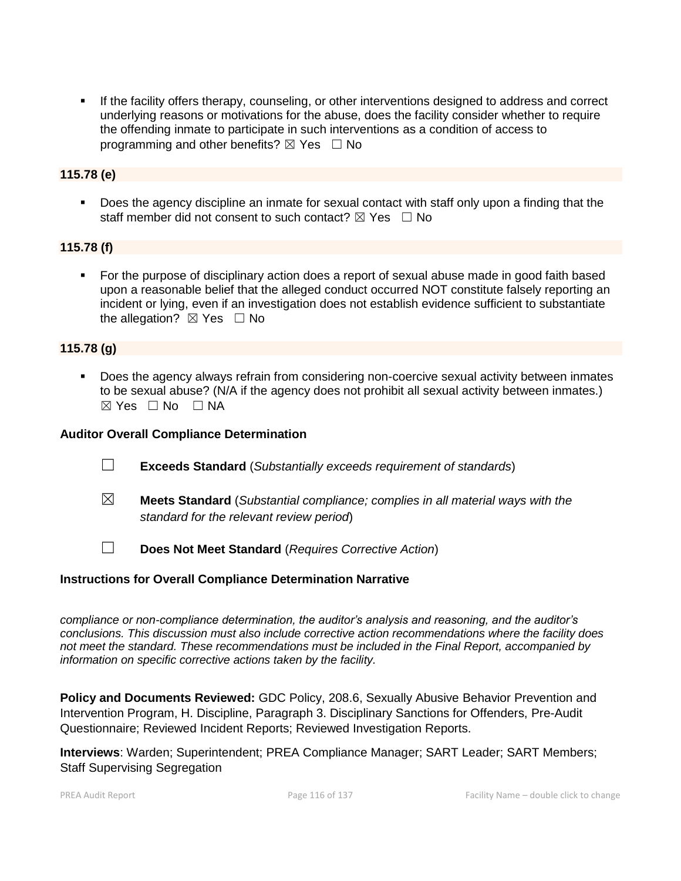- If the facility offers therapy, counseling, or other interventions designed to address and correct underlying reasons or motivations for the abuse, does the facility consider whether to require the offending inmate to participate in such interventions as a condition of access to programming and other benefits? ☒ Yes ☐ No

**115.78 (e)**

- Does the agency discipline an inmate for sexual contact with staff only upon a finding that the staff member did not consent to such contact? ☒ Yes ☐ No

**115.78 (f)**

- For the purpose of disciplinary action does a report of sexual abuse made in good faith based upon a reasonable belief that the alleged conduct occurred NOT constitute falsely reporting an incident or lying, even if an investigation does not establish evidence sufficient to substantiate the allegation? ☒ Yes ☐ No

**115.78 (g)**

- Does the agency always refrain from considering non-coercive sexual activity between inmates to be sexual abuse? (N/A if the agency does not prohibit all sexual activity between inmates.) ☒ Yes ☐ No ☐ NA

**Auditor Overall Compliance Determination**

☐ **Exceeds Standard** (*Substantially exceeds requirement of standards*)

☒ **Meets Standard** (*Substantial compliance; complies in all material ways with the standard for the relevant review period*)

☐ **Does Not Meet Standard** (*Requires Corrective Action*)

**Instructions for Overall Compliance Determination Narrative**

*compliance or non-compliance determination, the auditor's analysis and reasoning, and the auditor's conclusions. This discussion must also include corrective action recommendations where the facility does not meet the standard. These recommendations must be included in the Final Report, accompanied by information on specific corrective actions taken by the facility.*

**Policy and Documents Reviewed:** GDC Policy, 208.6, Sexually Abusive Behavior Prevention and Intervention Program, H. Discipline, Paragraph 3. Disciplinary Sanctions for Offenders, Pre-Audit Questionnaire; Reviewed Incident Reports; Reviewed Investigation Reports.

**Interviews**: Warden; Superintendent; PREA Compliance Manager; SART Leader; SART Members; Staff Supervising Segregation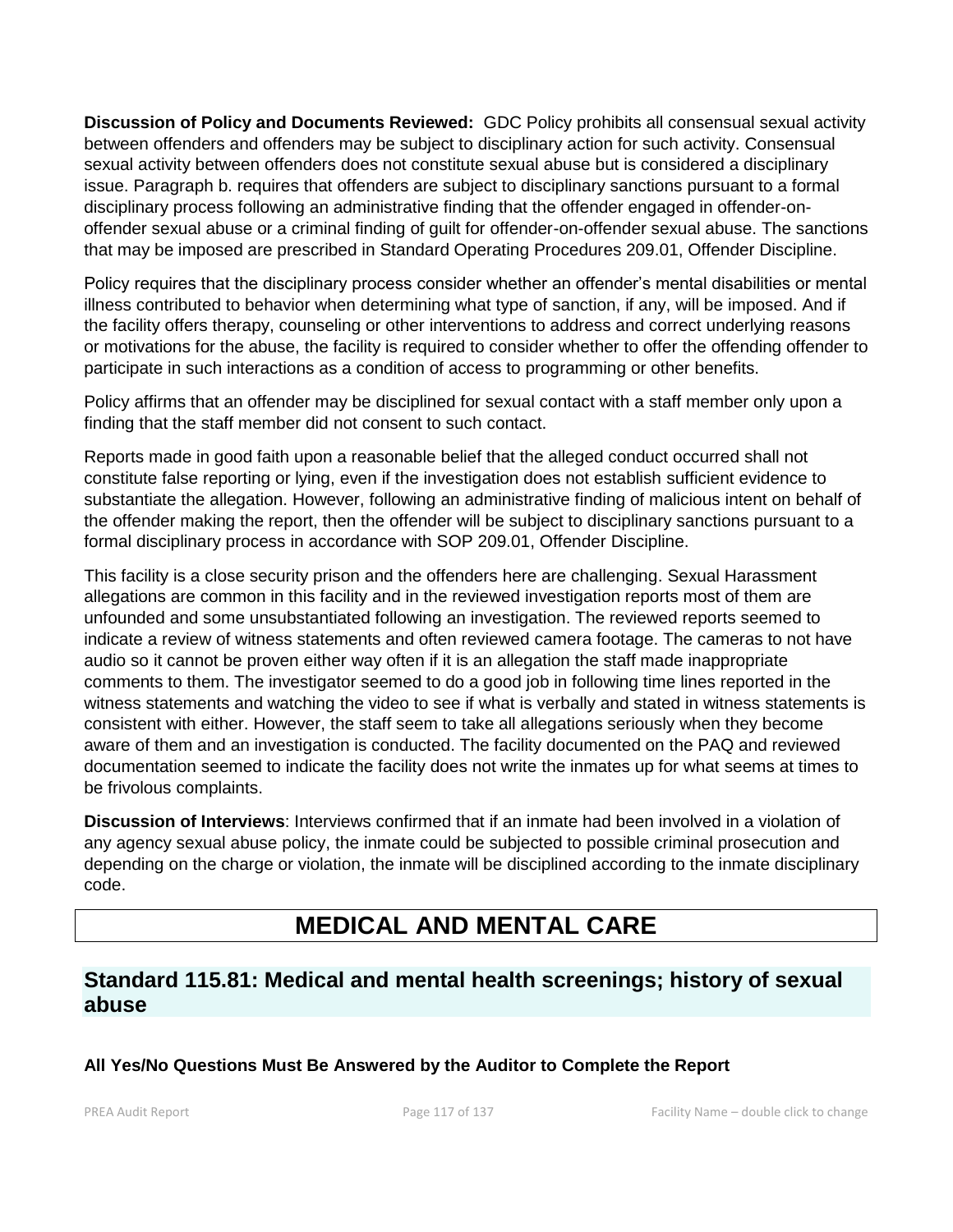**Discussion of Policy and Documents Reviewed:** GDC Policy prohibits all consensual sexual activity between offenders and offenders may be subject to disciplinary action for such activity. Consensual sexual activity between offenders does not constitute sexual abuse but is considered a disciplinary issue. Paragraph b. requires that offenders are subject to disciplinary sanctions pursuant to a formal disciplinary process following an administrative finding that the offender engaged in offender-on-offender sexual abuse or a criminal finding of guilt for offender-on-offender sexual abuse. The sanctions that may be imposed are prescribed in Standard Operating Procedures 209.01, Offender Discipline.

Policy requires that the disciplinary process consider whether an offender's mental disabilities or mental illness contributed to behavior when determining what type of sanction, if any, will be imposed. And if the facility offers therapy, counseling or other interventions to address and correct underlying reasons or motivations for the abuse, the facility is required to consider whether to offer the offending offender to participate in such interactions as a condition of access to programming or other benefits.

Policy affirms that an offender may be disciplined for sexual contact with a staff member only upon a finding that the staff member did not consent to such contact.

Reports made in good faith upon a reasonable belief that the alleged conduct occurred shall not constitute false reporting or lying, even if the investigation does not establish sufficient evidence to substantiate the allegation. However, following an administrative finding of malicious intent on behalf of the offender making the report, then the offender will be subject to disciplinary sanctions pursuant to a formal disciplinary process in accordance with SOP 209.01, Offender Discipline.

This facility is a close security prison and the offenders here are challenging. Sexual Harassment allegations are common in this facility and in the reviewed investigation reports most of them are unfounded and some unsubstantiated following an investigation. The reviewed reports seemed to indicate a review of witness statements and often reviewed camera footage. The cameras to not have audio so it cannot be proven either way often if it is an allegation the staff made inappropriate comments to them. The investigator seemed to do a good job in following time lines reported in the witness statements and watching the video to see if what is verbally and stated in witness statements is consistent with either. However, the staff seem to take all allegations seriously when they become aware of them and an investigation is conducted. The facility documented on the PAQ and reviewed documentation seemed to indicate the facility does not write the inmates up for what seems at times to be frivolous complaints.

**Discussion of Interviews**: Interviews confirmed that if an inmate had been involved in a violation of any agency sexual abuse policy, the inmate could be subjected to possible criminal prosecution and depending on the charge or violation, the inmate will be disciplined according to the inmate disciplinary code.

# MEDICAL AND MENTAL CARE

## Standard 115.81: Medical and mental health screenings; history of sexual abuse

**All Yes/No Questions Must Be Answered by the Auditor to Complete the Report**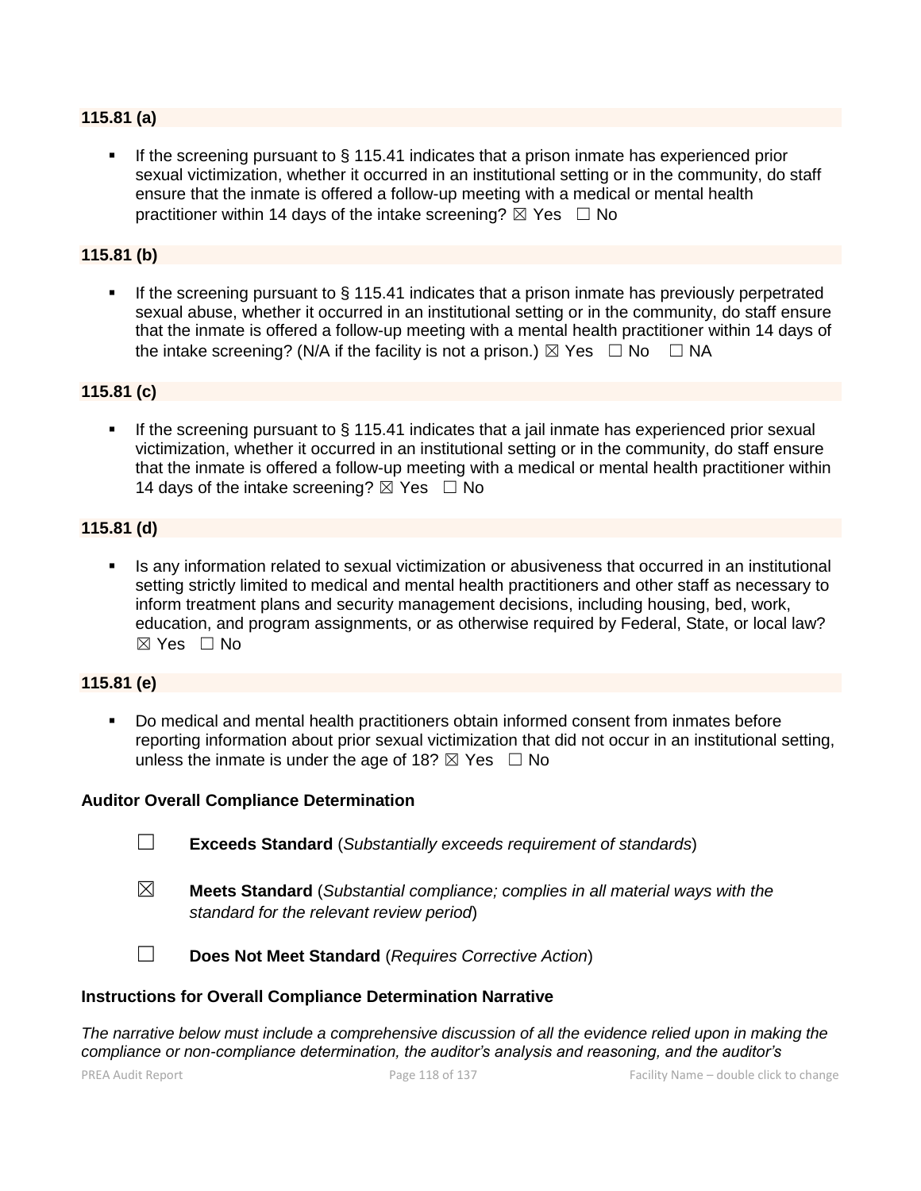**115.81 (a)**

- If the screening pursuant to § 115.41 indicates that a prison inmate has experienced prior sexual victimization, whether it occurred in an institutional setting or in the community, do staff ensure that the inmate is offered a follow-up meeting with a medical or mental health practitioner within 14 days of the intake screening? ☒ Yes ☐ No

**115.81 (b)**

- If the screening pursuant to § 115.41 indicates that a prison inmate has previously perpetrated sexual abuse, whether it occurred in an institutional setting or in the community, do staff ensure that the inmate is offered a follow-up meeting with a mental health practitioner within 14 days of the intake screening? (N/A if the facility is not a prison.) ☒ Yes ☐ No ☐ NA

**115.81 (c)**

- If the screening pursuant to § 115.41 indicates that a jail inmate has experienced prior sexual victimization, whether it occurred in an institutional setting or in the community, do staff ensure that the inmate is offered a follow-up meeting with a medical or mental health practitioner within 14 days of the intake screening? ☒ Yes ☐ No

**115.81 (d)**

- Is any information related to sexual victimization or abusiveness that occurred in an institutional setting strictly limited to medical and mental health practitioners and other staff as necessary to inform treatment plans and security management decisions, including housing, bed, work, education, and program assignments, or as otherwise required by Federal, State, or local law? ☒ Yes ☐ No

**115.81 (e)**

- Do medical and mental health practitioners obtain informed consent from inmates before reporting information about prior sexual victimization that did not occur in an institutional setting, unless the inmate is under the age of 18? ☒ Yes ☐ No

**Auditor Overall Compliance Determination**

☐ **Exceeds Standard** (*Substantially exceeds requirement of standards*)

☒ **Meets Standard** (*Substantial compliance; complies in all material ways with the standard for the relevant review period*)

☐ **Does Not Meet Standard** (*Requires Corrective Action*)

**Instructions for Overall Compliance Determination Narrative**

*The narrative below must include a comprehensive discussion of all the evidence relied upon in making the compliance or non-compliance determination, the auditor's analysis and reasoning, and the auditor's*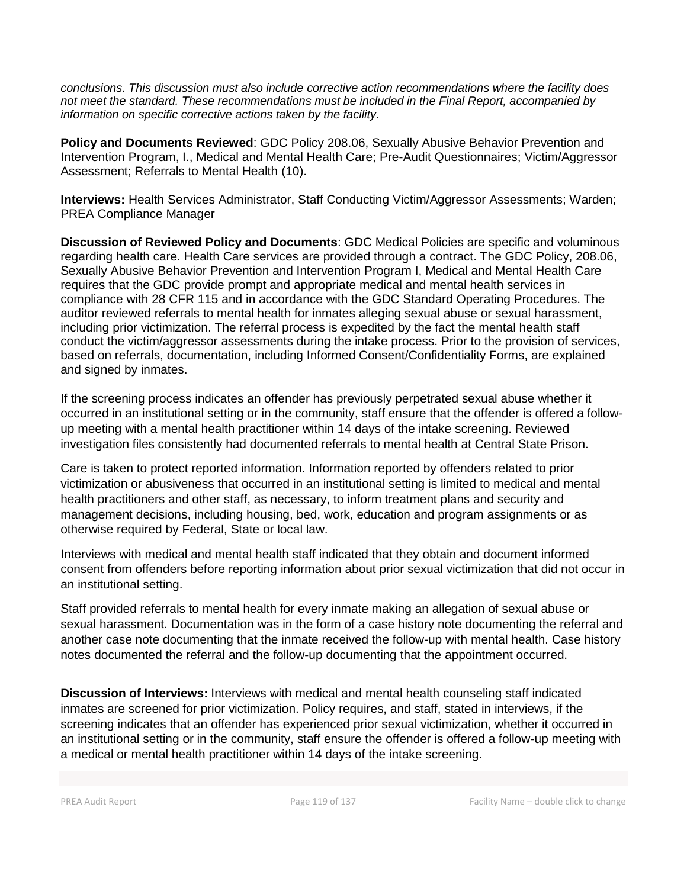*conclusions. This discussion must also include corrective action recommendations where the facility does not meet the standard. These recommendations must be included in the Final Report, accompanied by information on specific corrective actions taken by the facility.*

**Policy and Documents Reviewed**: GDC Policy 208.06, Sexually Abusive Behavior Prevention and Intervention Program, I., Medical and Mental Health Care; Pre-Audit Questionnaires; Victim/Aggressor Assessment; Referrals to Mental Health (10).

**Interviews:** Health Services Administrator, Staff Conducting Victim/Aggressor Assessments; Warden; PREA Compliance Manager

**Discussion of Reviewed Policy and Documents**: GDC Medical Policies are specific and voluminous regarding health care. Health Care services are provided through a contract. The GDC Policy, 208.06, Sexually Abusive Behavior Prevention and Intervention Program I, Medical and Mental Health Care requires that the GDC provide prompt and appropriate medical and mental health services in compliance with 28 CFR 115 and in accordance with the GDC Standard Operating Procedures. The auditor reviewed referrals to mental health for inmates alleging sexual abuse or sexual harassment, including prior victimization. The referral process is expedited by the fact the mental health staff conduct the victim/aggressor assessments during the intake process. Prior to the provision of services, based on referrals, documentation, including Informed Consent/Confidentiality Forms, are explained and signed by inmates.

If the screening process indicates an offender has previously perpetrated sexual abuse whether it occurred in an institutional setting or in the community, staff ensure that the offender is offered a follow-up meeting with a mental health practitioner within 14 days of the intake screening. Reviewed investigation files consistently had documented referrals to mental health at Central State Prison.

Care is taken to protect reported information. Information reported by offenders related to prior victimization or abusiveness that occurred in an institutional setting is limited to medical and mental health practitioners and other staff, as necessary, to inform treatment plans and security and management decisions, including housing, bed, work, education and program assignments or as otherwise required by Federal, State or local law.

Interviews with medical and mental health staff indicated that they obtain and document informed consent from offenders before reporting information about prior sexual victimization that did not occur in an institutional setting.

Staff provided referrals to mental health for every inmate making an allegation of sexual abuse or sexual harassment. Documentation was in the form of a case history note documenting the referral and another case note documenting that the inmate received the follow-up with mental health. Case history notes documented the referral and the follow-up documenting that the appointment occurred.

**Discussion of Interviews:** Interviews with medical and mental health counseling staff indicated inmates are screened for prior victimization. Policy requires, and staff, stated in interviews, if the screening indicates that an offender has experienced prior sexual victimization, whether it occurred in an institutional setting or in the community, staff ensure the offender is offered a follow-up meeting with a medical or mental health practitioner within 14 days of the intake screening.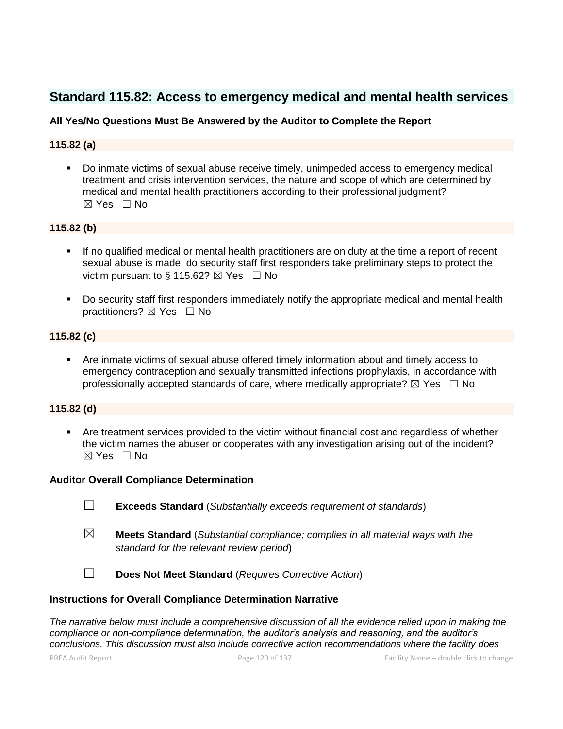## Standard 115.82: Access to emergency medical and mental health services

**All Yes/No Questions Must Be Answered by the Auditor to Complete the Report**

### 115.82 (a)

- Do inmate victims of sexual abuse receive timely, unimpeded access to emergency medical treatment and crisis intervention services, the nature and scope of which are determined by medical and mental health practitioners according to their professional judgment? ☒ Yes ☐ No

### 115.82 (b)

- If no qualified medical or mental health practitioners are on duty at the time a report of recent sexual abuse is made, do security staff first responders take preliminary steps to protect the victim pursuant to § 115.62? ☒ Yes ☐ No
- Do security staff first responders immediately notify the appropriate medical and mental health practitioners? ☒ Yes ☐ No

### 115.82 (c)

- Are inmate victims of sexual abuse offered timely information about and timely access to emergency contraception and sexually transmitted infections prophylaxis, in accordance with professionally accepted standards of care, where medically appropriate? ☒ Yes ☐ No

### 115.82 (d)

- Are treatment services provided to the victim without financial cost and regardless of whether the victim names the abuser or cooperates with any investigation arising out of the incident? ☒ Yes ☐ No

**Auditor Overall Compliance Determination**

☐ **Exceeds Standard** (*Substantially exceeds requirement of standards*)

☒ **Meets Standard** (*Substantial compliance; complies in all material ways with the standard for the relevant review period*)

☐ **Does Not Meet Standard** (*Requires Corrective Action*)

**Instructions for Overall Compliance Determination Narrative**

*The narrative below must include a comprehensive discussion of all the evidence relied upon in making the compliance or non-compliance determination, the auditor's analysis and reasoning, and the auditor's conclusions. This discussion must also include corrective action recommendations where the facility does*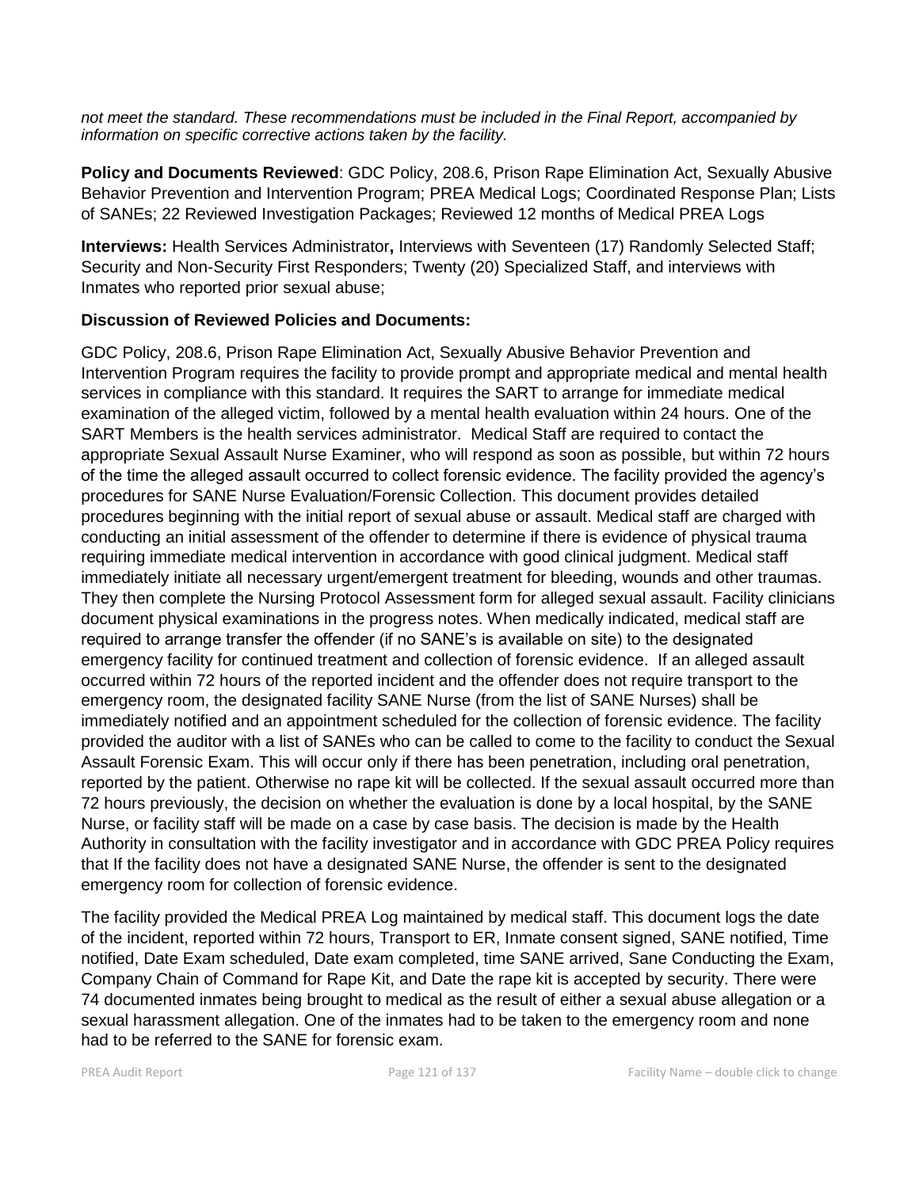*not meet the standard. These recommendations must be included in the Final Report, accompanied by information on specific corrective actions taken by the facility.*

**Policy and Documents Reviewed**: GDC Policy, 208.6, Prison Rape Elimination Act, Sexually Abusive Behavior Prevention and Intervention Program; PREA Medical Logs; Coordinated Response Plan; Lists of SANEs; 22 Reviewed Investigation Packages; Reviewed 12 months of Medical PREA Logs

**Interviews:** Health Services Administrator**,** Interviews with Seventeen (17) Randomly Selected Staff; Security and Non-Security First Responders; Twenty (20) Specialized Staff, and interviews with Inmates who reported prior sexual abuse;

**Discussion of Reviewed Policies and Documents:**

GDC Policy, 208.6, Prison Rape Elimination Act, Sexually Abusive Behavior Prevention and Intervention Program requires the facility to provide prompt and appropriate medical and mental health services in compliance with this standard. It requires the SART to arrange for immediate medical examination of the alleged victim, followed by a mental health evaluation within 24 hours. One of the SART Members is the health services administrator. Medical Staff are required to contact the appropriate Sexual Assault Nurse Examiner, who will respond as soon as possible, but within 72 hours of the time the alleged assault occurred to collect forensic evidence. The facility provided the agency's procedures for SANE Nurse Evaluation/Forensic Collection. This document provides detailed procedures beginning with the initial report of sexual abuse or assault. Medical staff are charged with conducting an initial assessment of the offender to determine if there is evidence of physical trauma requiring immediate medical intervention in accordance with good clinical judgment. Medical staff immediately initiate all necessary urgent/emergent treatment for bleeding, wounds and other traumas. They then complete the Nursing Protocol Assessment form for alleged sexual assault. Facility clinicians document physical examinations in the progress notes. When medically indicated, medical staff are required to arrange transfer the offender (if no SANE's is available on site) to the designated emergency facility for continued treatment and collection of forensic evidence. If an alleged assault occurred within 72 hours of the reported incident and the offender does not require transport to the emergency room, the designated facility SANE Nurse (from the list of SANE Nurses) shall be immediately notified and an appointment scheduled for the collection of forensic evidence. The facility provided the auditor with a list of SANEs who can be called to come to the facility to conduct the Sexual Assault Forensic Exam. This will occur only if there has been penetration, including oral penetration, reported by the patient. Otherwise no rape kit will be collected. If the sexual assault occurred more than 72 hours previously, the decision on whether the evaluation is done by a local hospital, by the SANE Nurse, or facility staff will be made on a case by case basis. The decision is made by the Health Authority in consultation with the facility investigator and in accordance with GDC PREA Policy requires that If the facility does not have a designated SANE Nurse, the offender is sent to the designated emergency room for collection of forensic evidence.

The facility provided the Medical PREA Log maintained by medical staff. This document logs the date of the incident, reported within 72 hours, Transport to ER, Inmate consent signed, SANE notified, Time notified, Date Exam scheduled, Date exam completed, time SANE arrived, Sane Conducting the Exam, Company Chain of Command for Rape Kit, and Date the rape kit is accepted by security. There were 74 documented inmates being brought to medical as the result of either a sexual abuse allegation or a sexual harassment allegation. One of the inmates had to be taken to the emergency room and none had to be referred to the SANE for forensic exam.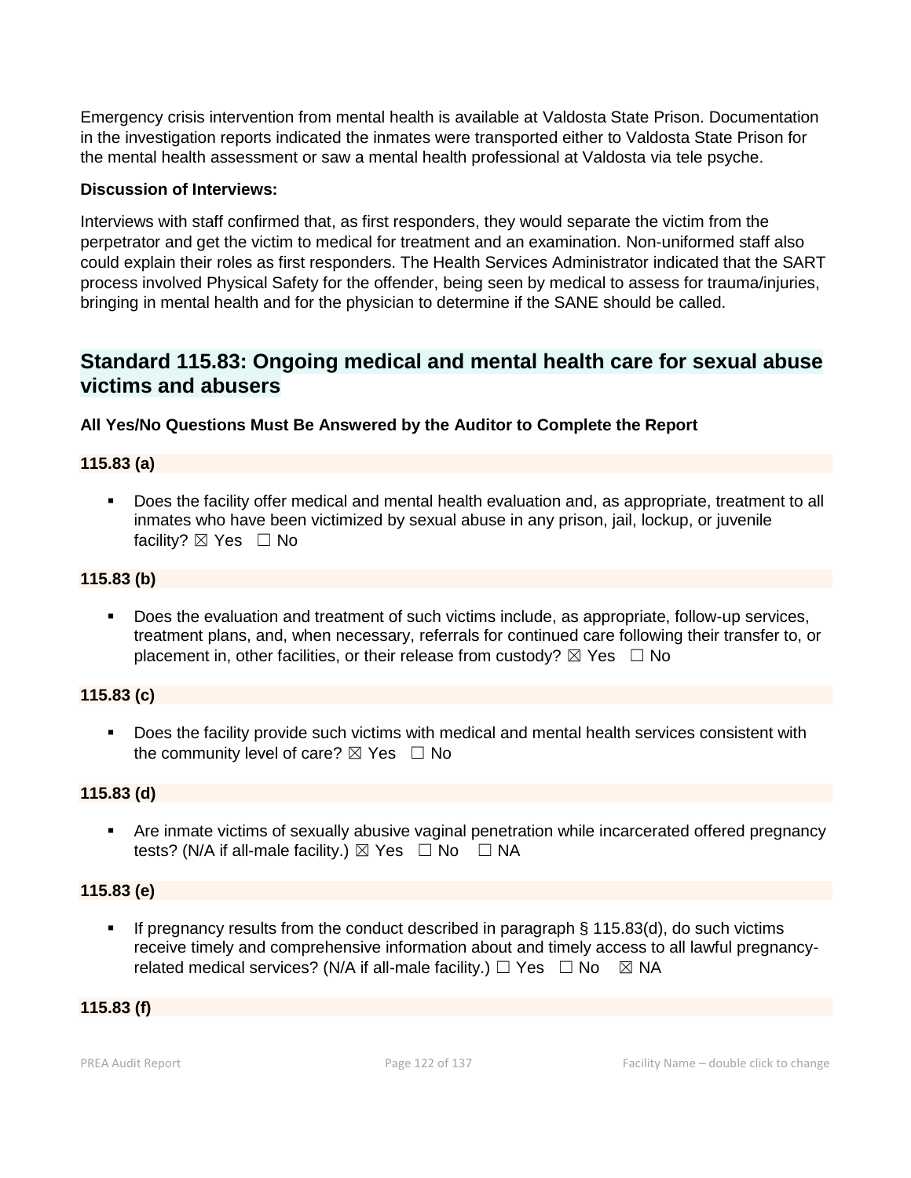Emergency crisis intervention from mental health is available at Valdosta State Prison. Documentation in the investigation reports indicated the inmates were transported either to Valdosta State Prison for the mental health assessment or saw a mental health professional at Valdosta via tele psyche.

**Discussion of Interviews:**

Interviews with staff confirmed that, as first responders, they would separate the victim from the perpetrator and get the victim to medical for treatment and an examination. Non-uniformed staff also could explain their roles as first responders. The Health Services Administrator indicated that the SART process involved Physical Safety for the offender, being seen by medical to assess for trauma/injuries, bringing in mental health and for the physician to determine if the SANE should be called.

## Standard 115.83: Ongoing medical and mental health care for sexual abuse victims and abusers

**All Yes/No Questions Must Be Answered by the Auditor to Complete the Report**

**115.83 (a)**

- Does the facility offer medical and mental health evaluation and, as appropriate, treatment to all inmates who have been victimized by sexual abuse in any prison, jail, lockup, or juvenile facility? ☒ Yes ☐ No

**115.83 (b)**

- Does the evaluation and treatment of such victims include, as appropriate, follow-up services, treatment plans, and, when necessary, referrals for continued care following their transfer to, or placement in, other facilities, or their release from custody? ☒ Yes ☐ No

**115.83 (c)**

- Does the facility provide such victims with medical and mental health services consistent with the community level of care? ☒ Yes ☐ No

**115.83 (d)**

- Are inmate victims of sexually abusive vaginal penetration while incarcerated offered pregnancy tests? (N/A if all-male facility.) ☒ Yes ☐ No ☐ NA

**115.83 (e)**

- If pregnancy results from the conduct described in paragraph § 115.83(d), do such victims receive timely and comprehensive information about and timely access to all lawful pregnancy-related medical services? (N/A if all-male facility.) ☐ Yes ☐ No ☒ NA

**115.83 (f)**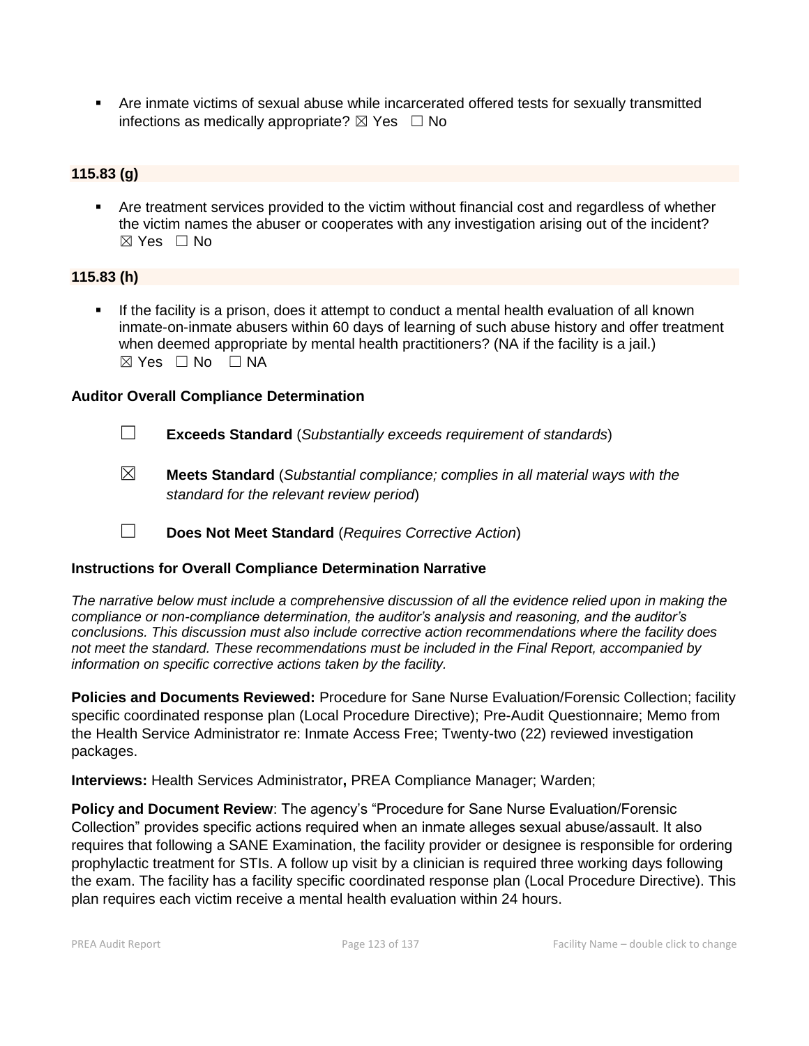- Are inmate victims of sexual abuse while incarcerated offered tests for sexually transmitted infections as medically appropriate? ☒ Yes ☐ No

**115.83 (g)**

- Are treatment services provided to the victim without financial cost and regardless of whether the victim names the abuser or cooperates with any investigation arising out of the incident? ☒ Yes ☐ No

**115.83 (h)**

- If the facility is a prison, does it attempt to conduct a mental health evaluation of all known inmate-on-inmate abusers within 60 days of learning of such abuse history and offer treatment when deemed appropriate by mental health practitioners? (NA if the facility is a jail.) ☒ Yes ☐ No ☐ NA

**Auditor Overall Compliance Determination**

☐ **Exceeds Standard** (*Substantially exceeds requirement of standards*)

☒ **Meets Standard** (*Substantial compliance; complies in all material ways with the standard for the relevant review period*)

☐ **Does Not Meet Standard** (*Requires Corrective Action*)

**Instructions for Overall Compliance Determination Narrative**

*The narrative below must include a comprehensive discussion of all the evidence relied upon in making the compliance or non-compliance determination, the auditor's analysis and reasoning, and the auditor's conclusions. This discussion must also include corrective action recommendations where the facility does not meet the standard. These recommendations must be included in the Final Report, accompanied by information on specific corrective actions taken by the facility.*

**Policies and Documents Reviewed:** Procedure for Sane Nurse Evaluation/Forensic Collection; facility specific coordinated response plan (Local Procedure Directive); Pre-Audit Questionnaire; Memo from the Health Service Administrator re: Inmate Access Free; Twenty-two (22) reviewed investigation packages.

**Interviews:** Health Services Administrator**,** PREA Compliance Manager; Warden;

**Policy and Document Review**: The agency's "Procedure for Sane Nurse Evaluation/Forensic Collection" provides specific actions required when an inmate alleges sexual abuse/assault. It also requires that following a SANE Examination, the facility provider or designee is responsible for ordering prophylactic treatment for STIs. A follow up visit by a clinician is required three working days following the exam. The facility has a facility specific coordinated response plan (Local Procedure Directive). This plan requires each victim receive a mental health evaluation within 24 hours.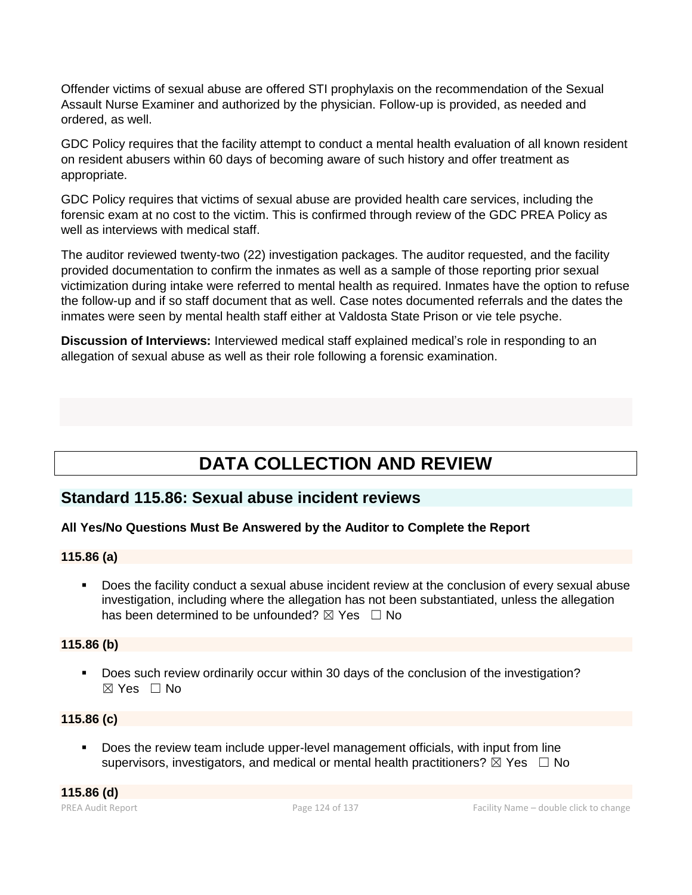Offender victims of sexual abuse are offered STI prophylaxis on the recommendation of the Sexual Assault Nurse Examiner and authorized by the physician. Follow-up is provided, as needed and ordered, as well.

GDC Policy requires that the facility attempt to conduct a mental health evaluation of all known resident on resident abusers within 60 days of becoming aware of such history and offer treatment as appropriate.

GDC Policy requires that victims of sexual abuse are provided health care services, including the forensic exam at no cost to the victim. This is confirmed through review of the GDC PREA Policy as well as interviews with medical staff.

The auditor reviewed twenty-two (22) investigation packages. The auditor requested, and the facility provided documentation to confirm the inmates as well as a sample of those reporting prior sexual victimization during intake were referred to mental health as required. Inmates have the option to refuse the follow-up and if so staff document that as well. Case notes documented referrals and the dates the inmates were seen by mental health staff either at Valdosta State Prison or vie tele psyche.

**Discussion of Interviews:** Interviewed medical staff explained medical's role in responding to an allegation of sexual abuse as well as their role following a forensic examination.

# DATA COLLECTION AND REVIEW

## Standard 115.86: Sexual abuse incident reviews

**All Yes/No Questions Must Be Answered by the Auditor to Complete the Report**

**115.86 (a)**

- Does the facility conduct a sexual abuse incident review at the conclusion of every sexual abuse investigation, including where the allegation has not been substantiated, unless the allegation has been determined to be unfounded? ☒ Yes ☐ No

**115.86 (b)**

- Does such review ordinarily occur within 30 days of the conclusion of the investigation? ☒ Yes ☐ No

**115.86 (c)**

- Does the review team include upper-level management officials, with input from line supervisors, investigators, and medical or mental health practitioners? ☒ Yes ☐ No

**115.86 (d)**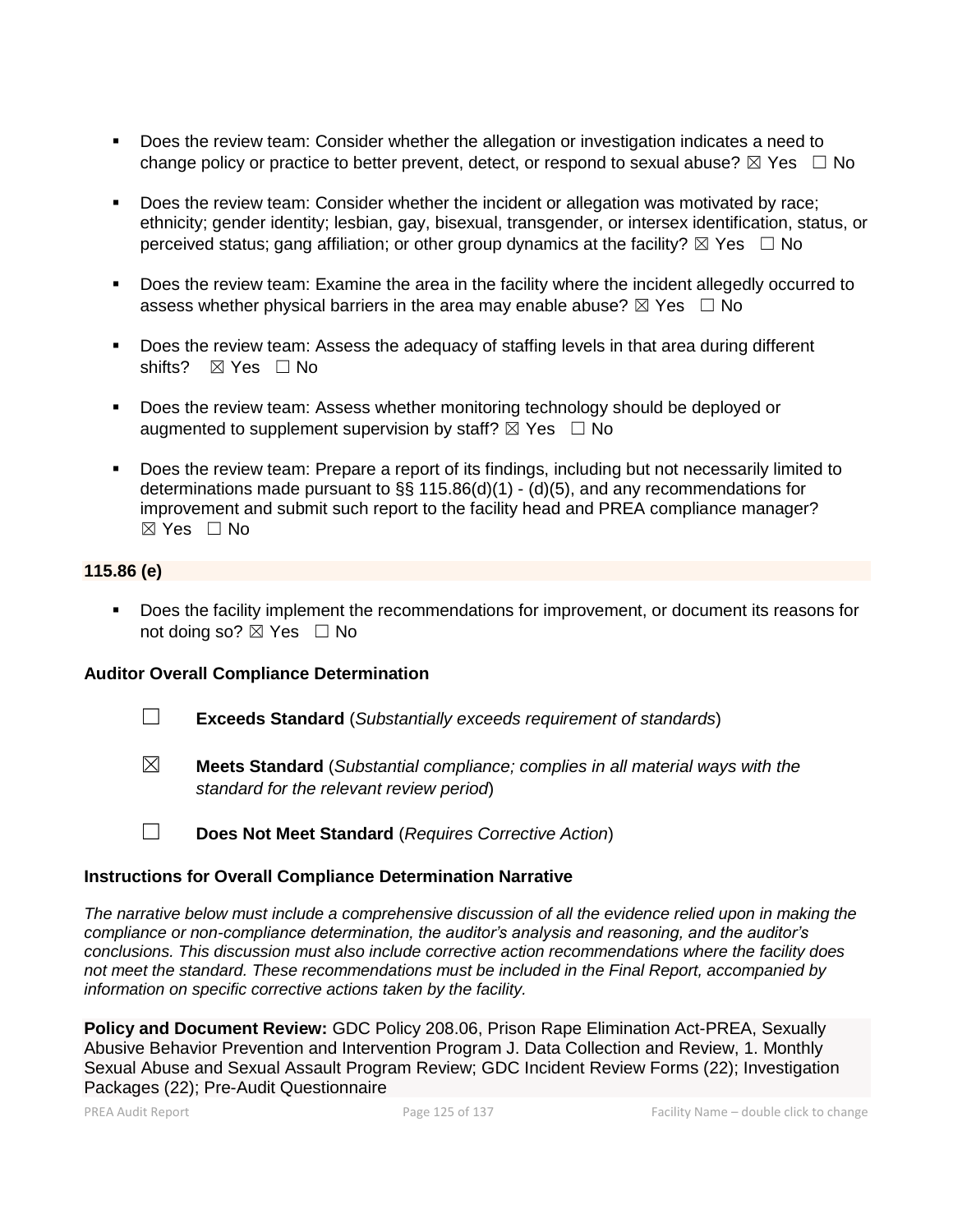- Does the review team: Consider whether the allegation or investigation indicates a need to change policy or practice to better prevent, detect, or respond to sexual abuse? ☒ Yes ☐ No

- Does the review team: Consider whether the incident or allegation was motivated by race; ethnicity; gender identity; lesbian, gay, bisexual, transgender, or intersex identification, status, or perceived status; gang affiliation; or other group dynamics at the facility? ☒ Yes ☐ No

- Does the review team: Examine the area in the facility where the incident allegedly occurred to assess whether physical barriers in the area may enable abuse? ☒ Yes ☐ No

- Does the review team: Assess the adequacy of staffing levels in that area during different shifts? ☒ Yes ☐ No

- Does the review team: Assess whether monitoring technology should be deployed or augmented to supplement supervision by staff? ☒ Yes ☐ No

- Does the review team: Prepare a report of its findings, including but not necessarily limited to determinations made pursuant to §§ 115.86(d)(1) - (d)(5), and any recommendations for improvement and submit such report to the facility head and PREA compliance manager? ☒ Yes ☐ No

**115.86 (e)**

- Does the facility implement the recommendations for improvement, or document its reasons for not doing so? ☒ Yes ☐ No

**Auditor Overall Compliance Determination**

☐ **Exceeds Standard** (*Substantially exceeds requirement of standards*)

☒ **Meets Standard** (*Substantial compliance; complies in all material ways with the standard for the relevant review period*)

☐ **Does Not Meet Standard** (*Requires Corrective Action*)

**Instructions for Overall Compliance Determination Narrative**

*The narrative below must include a comprehensive discussion of all the evidence relied upon in making the compliance or non-compliance determination, the auditor's analysis and reasoning, and the auditor's conclusions. This discussion must also include corrective action recommendations where the facility does not meet the standard. These recommendations must be included in the Final Report, accompanied by information on specific corrective actions taken by the facility.*

**Policy and Document Review:** GDC Policy 208.06, Prison Rape Elimination Act-PREA, Sexually Abusive Behavior Prevention and Intervention Program J. Data Collection and Review, 1. Monthly Sexual Abuse and Sexual Assault Program Review; GDC Incident Review Forms (22); Investigation Packages (22); Pre-Audit Questionnaire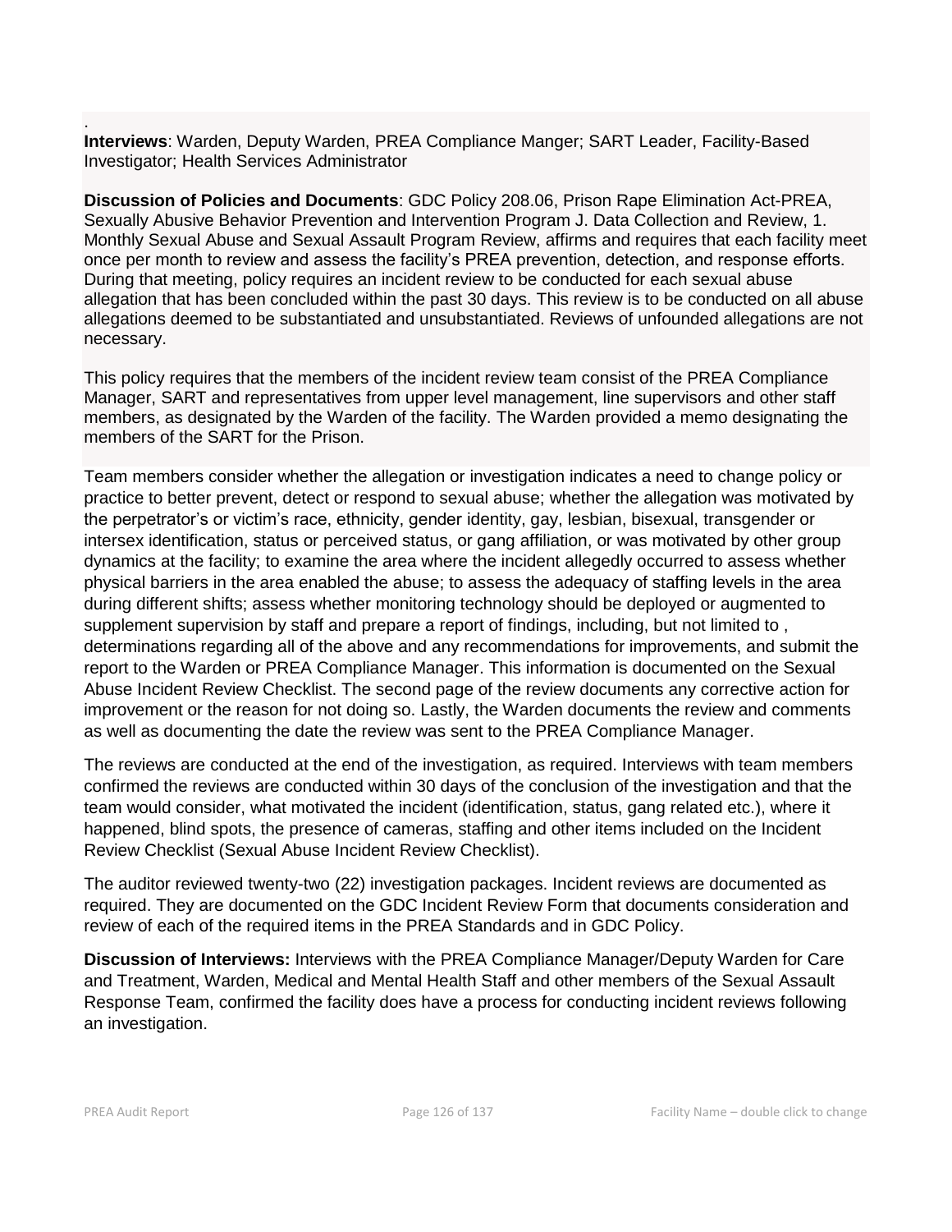.

**Interviews**: Warden, Deputy Warden, PREA Compliance Manger; SART Leader, Facility-Based Investigator; Health Services Administrator

**Discussion of Policies and Documents**: GDC Policy 208.06, Prison Rape Elimination Act-PREA, Sexually Abusive Behavior Prevention and Intervention Program J. Data Collection and Review, 1. Monthly Sexual Abuse and Sexual Assault Program Review, affirms and requires that each facility meet once per month to review and assess the facility's PREA prevention, detection, and response efforts. During that meeting, policy requires an incident review to be conducted for each sexual abuse allegation that has been concluded within the past 30 days. This review is to be conducted on all abuse allegations deemed to be substantiated and unsubstantiated. Reviews of unfounded allegations are not necessary.

This policy requires that the members of the incident review team consist of the PREA Compliance Manager, SART and representatives from upper level management, line supervisors and other staff members, as designated by the Warden of the facility. The Warden provided a memo designating the members of the SART for the Prison.

Team members consider whether the allegation or investigation indicates a need to change policy or practice to better prevent, detect or respond to sexual abuse; whether the allegation was motivated by the perpetrator's or victim's race, ethnicity, gender identity, gay, lesbian, bisexual, transgender or intersex identification, status or perceived status, or gang affiliation, or was motivated by other group dynamics at the facility; to examine the area where the incident allegedly occurred to assess whether physical barriers in the area enabled the abuse; to assess the adequacy of staffing levels in the area during different shifts; assess whether monitoring technology should be deployed or augmented to supplement supervision by staff and prepare a report of findings, including, but not limited to , determinations regarding all of the above and any recommendations for improvements, and submit the report to the Warden or PREA Compliance Manager. This information is documented on the Sexual Abuse Incident Review Checklist. The second page of the review documents any corrective action for improvement or the reason for not doing so. Lastly, the Warden documents the review and comments as well as documenting the date the review was sent to the PREA Compliance Manager.

The reviews are conducted at the end of the investigation, as required. Interviews with team members confirmed the reviews are conducted within 30 days of the conclusion of the investigation and that the team would consider, what motivated the incident (identification, status, gang related etc.), where it happened, blind spots, the presence of cameras, staffing and other items included on the Incident Review Checklist (Sexual Abuse Incident Review Checklist).

The auditor reviewed twenty-two (22) investigation packages. Incident reviews are documented as required. They are documented on the GDC Incident Review Form that documents consideration and review of each of the required items in the PREA Standards and in GDC Policy.

**Discussion of Interviews:** Interviews with the PREA Compliance Manager/Deputy Warden for Care and Treatment, Warden, Medical and Mental Health Staff and other members of the Sexual Assault Response Team, confirmed the facility does have a process for conducting incident reviews following an investigation.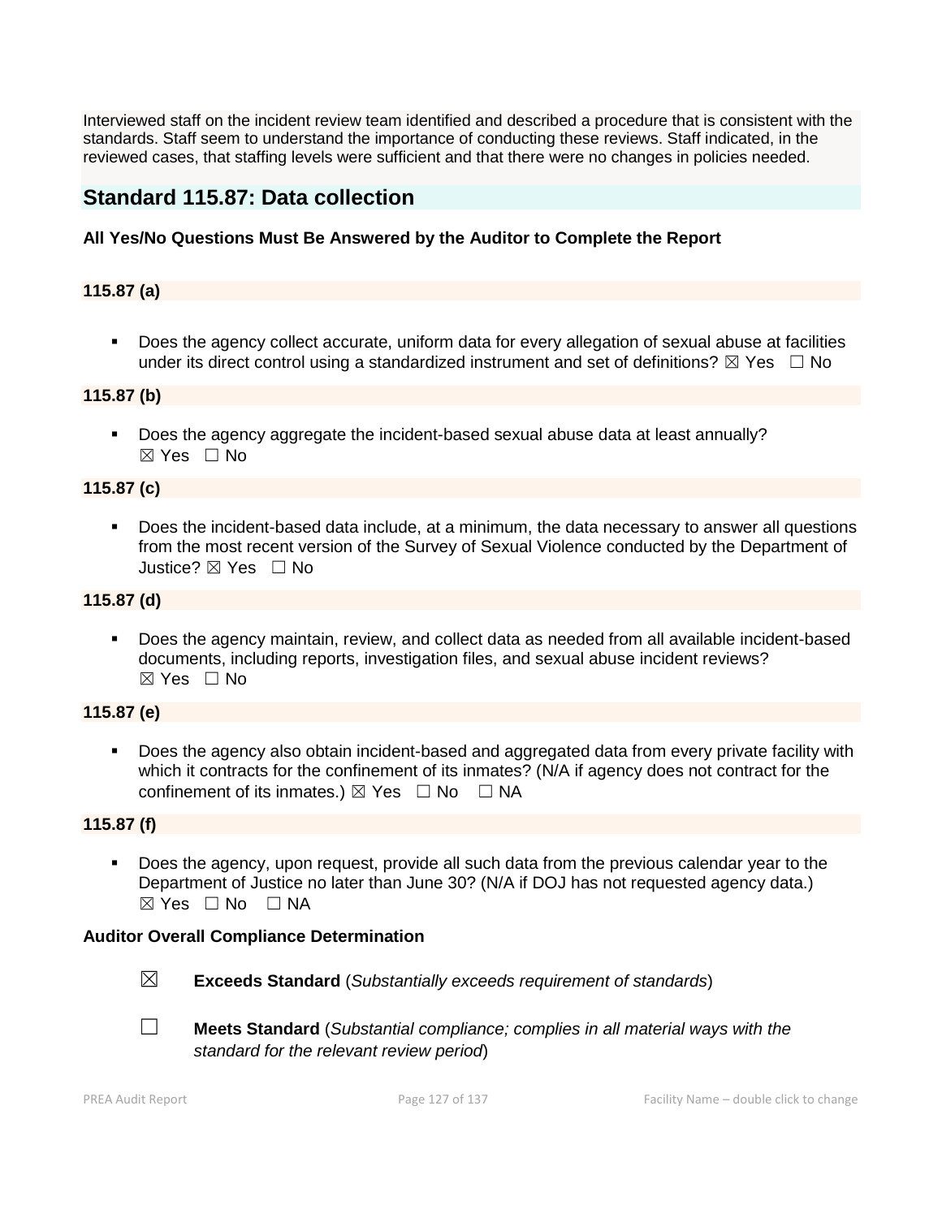Interviewed staff on the incident review team identified and described a procedure that is consistent with the standards. Staff seem to understand the importance of conducting these reviews. Staff indicated, in the reviewed cases, that staffing levels were sufficient and that there were no changes in policies needed.

## Standard 115.87: Data collection

**All Yes/No Questions Must Be Answered by the Auditor to Complete the Report**

**115.87 (a)**

- Does the agency collect accurate, uniform data for every allegation of sexual abuse at facilities under its direct control using a standardized instrument and set of definitions? ☒ Yes ☐ No

**115.87 (b)**

- Does the agency aggregate the incident-based sexual abuse data at least annually? ☒ Yes ☐ No

**115.87 (c)**

- Does the incident-based data include, at a minimum, the data necessary to answer all questions from the most recent version of the Survey of Sexual Violence conducted by the Department of Justice? ☒ Yes ☐ No

**115.87 (d)**

- Does the agency maintain, review, and collect data as needed from all available incident-based documents, including reports, investigation files, and sexual abuse incident reviews? ☒ Yes ☐ No

**115.87 (e)**

- Does the agency also obtain incident-based and aggregated data from every private facility with which it contracts for the confinement of its inmates? (N/A if agency does not contract for the confinement of its inmates.) ☒ Yes ☐ No ☐ NA

**115.87 (f)**

- Does the agency, upon request, provide all such data from the previous calendar year to the Department of Justice no later than June 30? (N/A if DOJ has not requested agency data.) ☒ Yes ☐ No ☐ NA

**Auditor Overall Compliance Determination**

☒ **Exceeds Standard** (*Substantially exceeds requirement of standards*)

☐ **Meets Standard** (*Substantial compliance; complies in all material ways with the standard for the relevant review period*)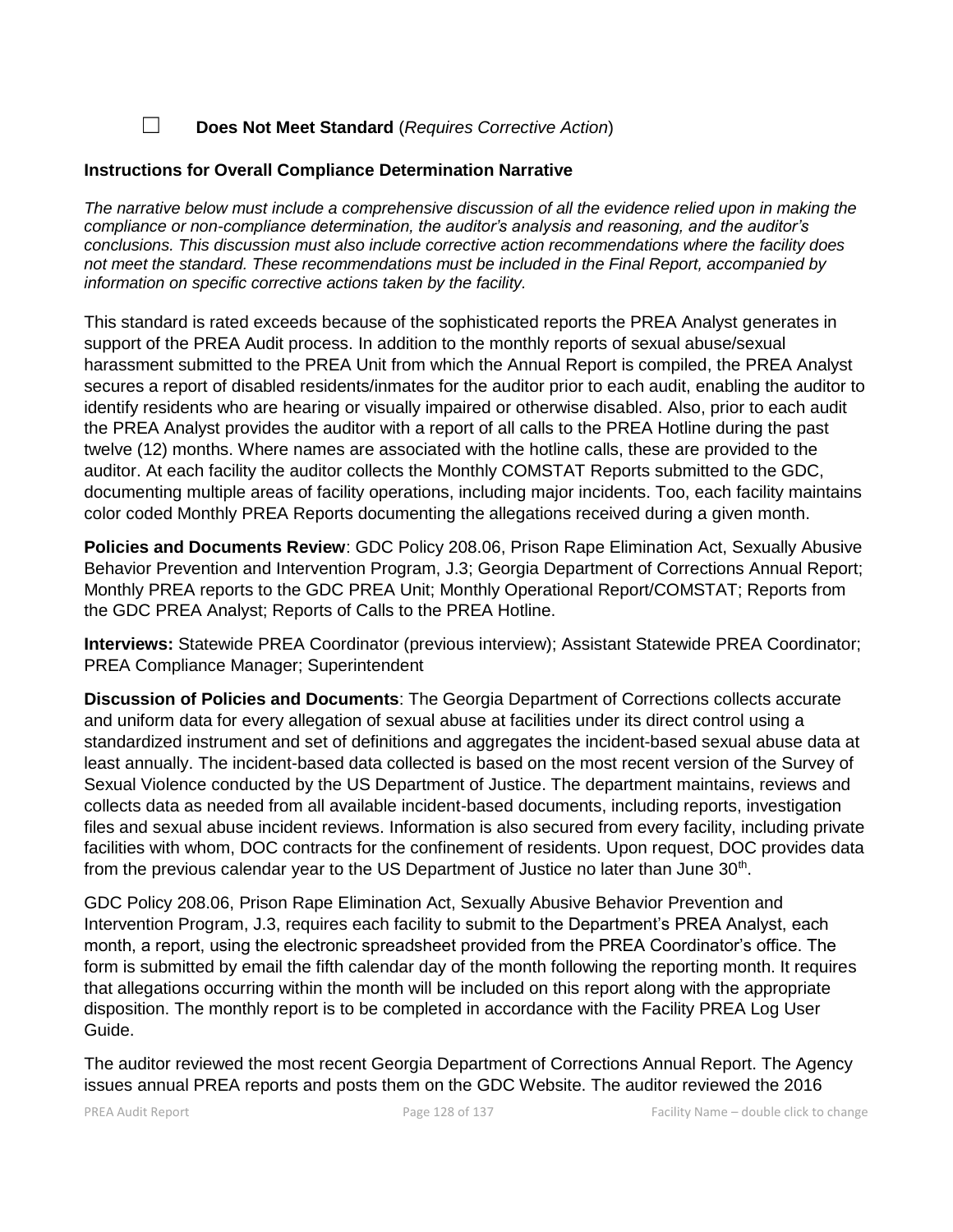☐ **Does Not Meet Standard** (*Requires Corrective Action*)

**Instructions for Overall Compliance Determination Narrative**

*The narrative below must include a comprehensive discussion of all the evidence relied upon in making the compliance or non-compliance determination, the auditor's analysis and reasoning, and the auditor's conclusions. This discussion must also include corrective action recommendations where the facility does not meet the standard. These recommendations must be included in the Final Report, accompanied by information on specific corrective actions taken by the facility.*

This standard is rated exceeds because of the sophisticated reports the PREA Analyst generates in support of the PREA Audit process. In addition to the monthly reports of sexual abuse/sexual harassment submitted to the PREA Unit from which the Annual Report is compiled, the PREA Analyst secures a report of disabled residents/inmates for the auditor prior to each audit, enabling the auditor to identify residents who are hearing or visually impaired or otherwise disabled. Also, prior to each audit the PREA Analyst provides the auditor with a report of all calls to the PREA Hotline during the past twelve (12) months. Where names are associated with the hotline calls, these are provided to the auditor. At each facility the auditor collects the Monthly COMSTAT Reports submitted to the GDC, documenting multiple areas of facility operations, including major incidents. Too, each facility maintains color coded Monthly PREA Reports documenting the allegations received during a given month.

**Policies and Documents Review**: GDC Policy 208.06, Prison Rape Elimination Act, Sexually Abusive Behavior Prevention and Intervention Program, J.3; Georgia Department of Corrections Annual Report; Monthly PREA reports to the GDC PREA Unit; Monthly Operational Report/COMSTAT; Reports from the GDC PREA Analyst; Reports of Calls to the PREA Hotline.

**Interviews:** Statewide PREA Coordinator (previous interview); Assistant Statewide PREA Coordinator; PREA Compliance Manager; Superintendent

**Discussion of Policies and Documents**: The Georgia Department of Corrections collects accurate and uniform data for every allegation of sexual abuse at facilities under its direct control using a standardized instrument and set of definitions and aggregates the incident-based sexual abuse data at least annually. The incident-based data collected is based on the most recent version of the Survey of Sexual Violence conducted by the US Department of Justice. The department maintains, reviews and collects data as needed from all available incident-based documents, including reports, investigation files and sexual abuse incident reviews. Information is also secured from every facility, including private facilities with whom, DOC contracts for the confinement of residents. Upon request, DOC provides data from the previous calendar year to the US Department of Justice no later than June 30th.

GDC Policy 208.06, Prison Rape Elimination Act, Sexually Abusive Behavior Prevention and Intervention Program, J.3, requires each facility to submit to the Department's PREA Analyst, each month, a report, using the electronic spreadsheet provided from the PREA Coordinator's office. The form is submitted by email the fifth calendar day of the month following the reporting month. It requires that allegations occurring within the month will be included on this report along with the appropriate disposition. The monthly report is to be completed in accordance with the Facility PREA Log User Guide.

The auditor reviewed the most recent Georgia Department of Corrections Annual Report. The Agency issues annual PREA reports and posts them on the GDC Website. The auditor reviewed the 2016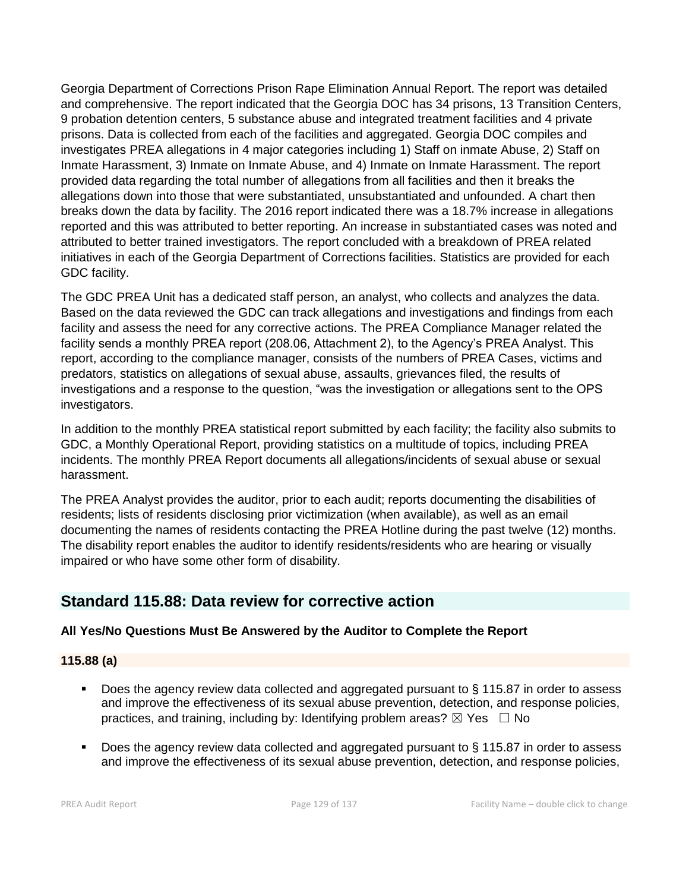Georgia Department of Corrections Prison Rape Elimination Annual Report. The report was detailed and comprehensive. The report indicated that the Georgia DOC has 34 prisons, 13 Transition Centers, 9 probation detention centers, 5 substance abuse and integrated treatment facilities and 4 private prisons. Data is collected from each of the facilities and aggregated. Georgia DOC compiles and investigates PREA allegations in 4 major categories including 1) Staff on inmate Abuse, 2) Staff on Inmate Harassment, 3) Inmate on Inmate Abuse, and 4) Inmate on Inmate Harassment. The report provided data regarding the total number of allegations from all facilities and then it breaks the allegations down into those that were substantiated, unsubstantiated and unfounded. A chart then breaks down the data by facility. The 2016 report indicated there was a 18.7% increase in allegations reported and this was attributed to better reporting. An increase in substantiated cases was noted and attributed to better trained investigators. The report concluded with a breakdown of PREA related initiatives in each of the Georgia Department of Corrections facilities. Statistics are provided for each GDC facility.

The GDC PREA Unit has a dedicated staff person, an analyst, who collects and analyzes the data. Based on the data reviewed the GDC can track allegations and investigations and findings from each facility and assess the need for any corrective actions. The PREA Compliance Manager related the facility sends a monthly PREA report (208.06, Attachment 2), to the Agency's PREA Analyst. This report, according to the compliance manager, consists of the numbers of PREA Cases, victims and predators, statistics on allegations of sexual abuse, assaults, grievances filed, the results of investigations and a response to the question, "was the investigation or allegations sent to the OPS investigators.

In addition to the monthly PREA statistical report submitted by each facility; the facility also submits to GDC, a Monthly Operational Report, providing statistics on a multitude of topics, including PREA incidents. The monthly PREA Report documents all allegations/incidents of sexual abuse or sexual harassment.

The PREA Analyst provides the auditor, prior to each audit; reports documenting the disabilities of residents; lists of residents disclosing prior victimization (when available), as well as an email documenting the names of residents contacting the PREA Hotline during the past twelve (12) months. The disability report enables the auditor to identify residents/residents who are hearing or visually impaired or who have some other form of disability.

## Standard 115.88: Data review for corrective action

**All Yes/No Questions Must Be Answered by the Auditor to Complete the Report**

**115.88 (a)**

- Does the agency review data collected and aggregated pursuant to § 115.87 in order to assess and improve the effectiveness of its sexual abuse prevention, detection, and response policies, practices, and training, including by: Identifying problem areas? ☒ Yes ☐ No
- Does the agency review data collected and aggregated pursuant to § 115.87 in order to assess and improve the effectiveness of its sexual abuse prevention, detection, and response policies,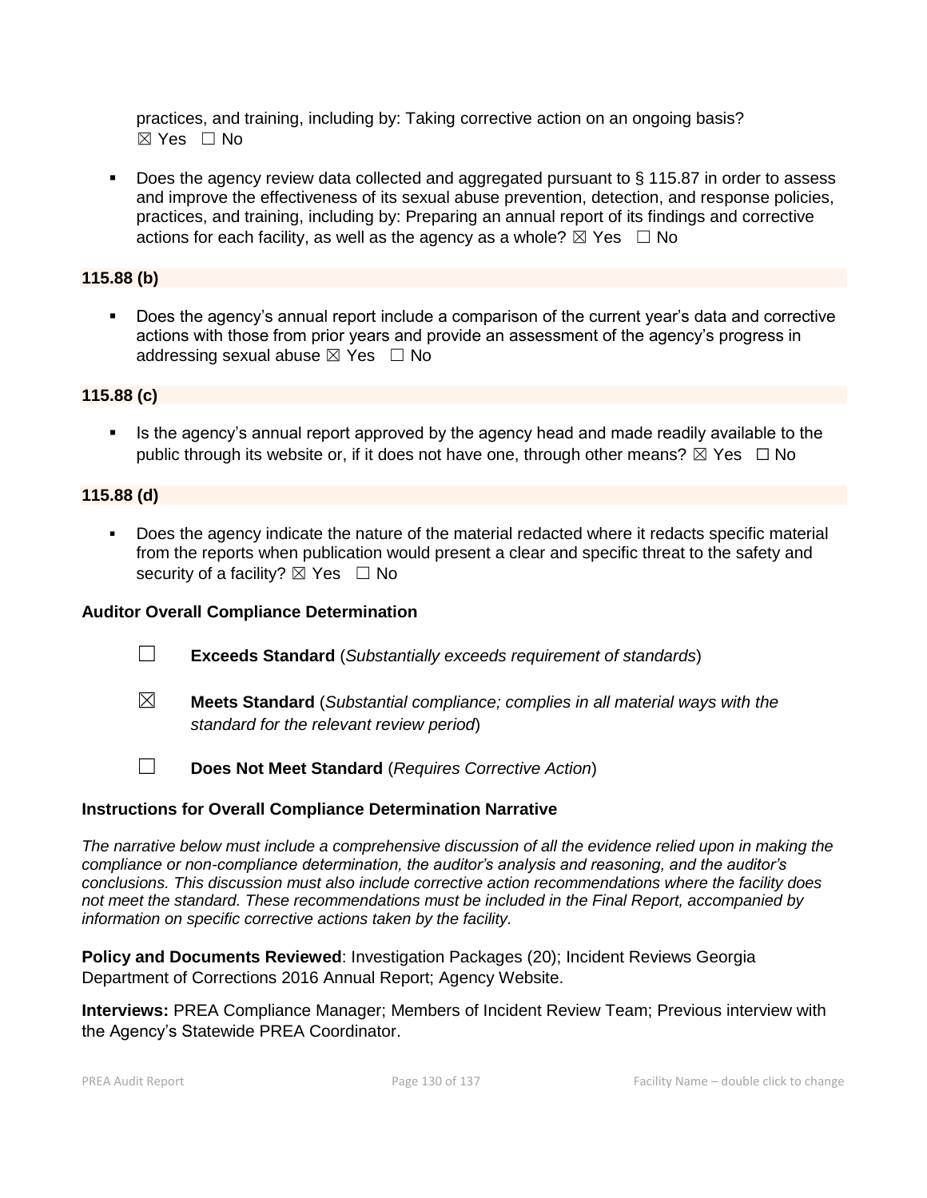practices, and training, including by: Taking corrective action on an ongoing basis?
☒ Yes ☐ No

- Does the agency review data collected and aggregated pursuant to § 115.87 in order to assess and improve the effectiveness of its sexual abuse prevention, detection, and response policies, practices, and training, including by: Preparing an annual report of its findings and corrective actions for each facility, as well as the agency as a whole? ☒ Yes ☐ No

**115.88 (b)**

- Does the agency's annual report include a comparison of the current year's data and corrective actions with those from prior years and provide an assessment of the agency's progress in addressing sexual abuse ☒ Yes ☐ No

**115.88 (c)**

- Is the agency's annual report approved by the agency head and made readily available to the public through its website or, if it does not have one, through other means? ☒ Yes ☐ No

**115.88 (d)**

- Does the agency indicate the nature of the material redacted where it redacts specific material from the reports when publication would present a clear and specific threat to the safety and security of a facility? ☒ Yes ☐ No

**Auditor Overall Compliance Determination**

☐ **Exceeds Standard** (*Substantially exceeds requirement of standards*)

☒ **Meets Standard** (*Substantial compliance; complies in all material ways with the standard for the relevant review period*)

☐ **Does Not Meet Standard** (*Requires Corrective Action*)

**Instructions for Overall Compliance Determination Narrative**

*The narrative below must include a comprehensive discussion of all the evidence relied upon in making the compliance or non-compliance determination, the auditor's analysis and reasoning, and the auditor's conclusions. This discussion must also include corrective action recommendations where the facility does not meet the standard. These recommendations must be included in the Final Report, accompanied by information on specific corrective actions taken by the facility.*

**Policy and Documents Reviewed**: Investigation Packages (20); Incident Reviews Georgia Department of Corrections 2016 Annual Report; Agency Website.

**Interviews:** PREA Compliance Manager; Members of Incident Review Team; Previous interview with the Agency's Statewide PREA Coordinator.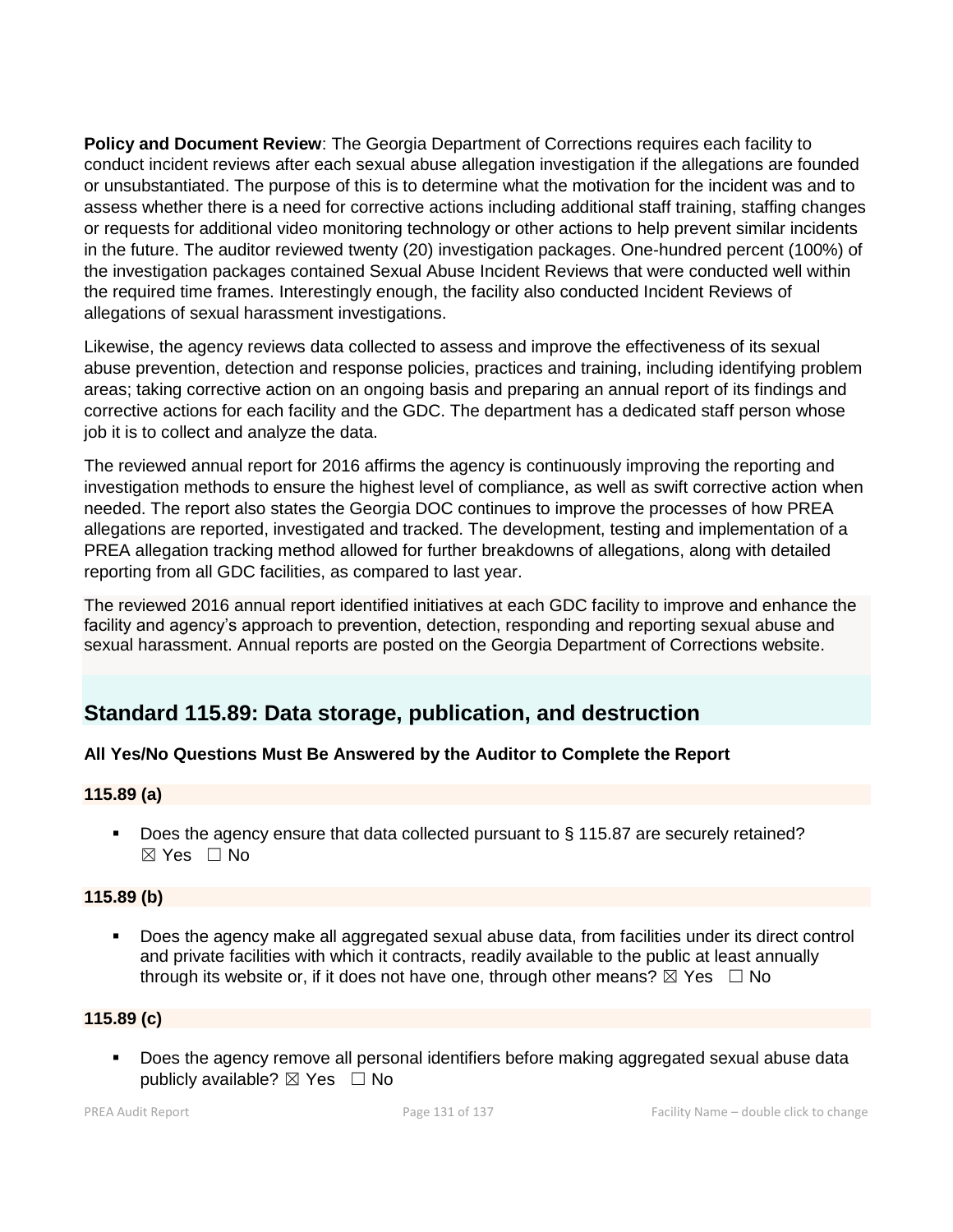**Policy and Document Review**: The Georgia Department of Corrections requires each facility to conduct incident reviews after each sexual abuse allegation investigation if the allegations are founded or unsubstantiated. The purpose of this is to determine what the motivation for the incident was and to assess whether there is a need for corrective actions including additional staff training, staffing changes or requests for additional video monitoring technology or other actions to help prevent similar incidents in the future. The auditor reviewed twenty (20) investigation packages. One-hundred percent (100%) of the investigation packages contained Sexual Abuse Incident Reviews that were conducted well within the required time frames. Interestingly enough, the facility also conducted Incident Reviews of allegations of sexual harassment investigations.

Likewise, the agency reviews data collected to assess and improve the effectiveness of its sexual abuse prevention, detection and response policies, practices and training, including identifying problem areas; taking corrective action on an ongoing basis and preparing an annual report of its findings and corrective actions for each facility and the GDC. The department has a dedicated staff person whose job it is to collect and analyze the data.

The reviewed annual report for 2016 affirms the agency is continuously improving the reporting and investigation methods to ensure the highest level of compliance, as well as swift corrective action when needed. The report also states the Georgia DOC continues to improve the processes of how PREA allegations are reported, investigated and tracked. The development, testing and implementation of a PREA allegation tracking method allowed for further breakdowns of allegations, along with detailed reporting from all GDC facilities, as compared to last year.

The reviewed 2016 annual report identified initiatives at each GDC facility to improve and enhance the facility and agency's approach to prevention, detection, responding and reporting sexual abuse and sexual harassment. Annual reports are posted on the Georgia Department of Corrections website.

## Standard 115.89: Data storage, publication, and destruction

**All Yes/No Questions Must Be Answered by the Auditor to Complete the Report**

**115.89 (a)**

- Does the agency ensure that data collected pursuant to § 115.87 are securely retained? ☒ Yes ☐ No

**115.89 (b)**

- Does the agency make all aggregated sexual abuse data, from facilities under its direct control and private facilities with which it contracts, readily available to the public at least annually through its website or, if it does not have one, through other means? ☒ Yes ☐ No

**115.89 (c)**

- Does the agency remove all personal identifiers before making aggregated sexual abuse data publicly available? ☒ Yes ☐ No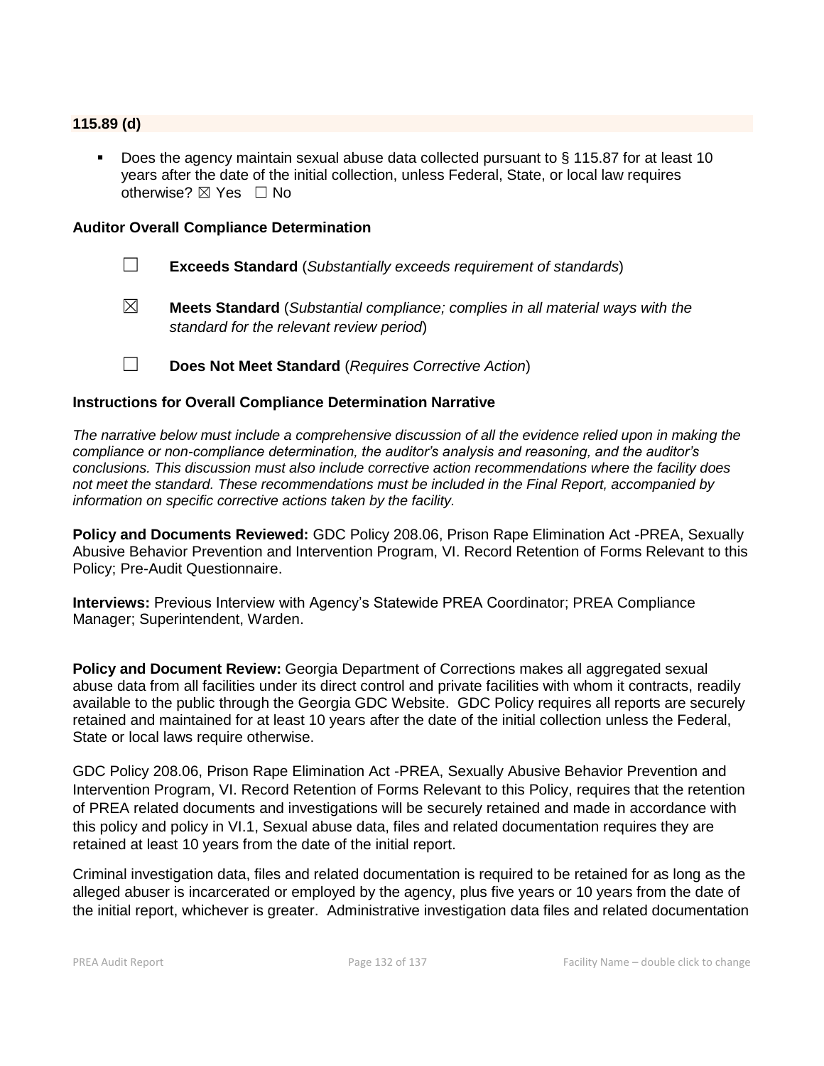### 115.89 (d)

- Does the agency maintain sexual abuse data collected pursuant to § 115.87 for at least 10 years after the date of the initial collection, unless Federal, State, or local law requires otherwise? ☒ Yes ☐ No

**Auditor Overall Compliance Determination**

☐ **Exceeds Standard** (*Substantially exceeds requirement of standards*)

☒ **Meets Standard** (*Substantial compliance; complies in all material ways with the standard for the relevant review period*)

☐ **Does Not Meet Standard** (*Requires Corrective Action*)

**Instructions for Overall Compliance Determination Narrative**

*The narrative below must include a comprehensive discussion of all the evidence relied upon in making the compliance or non-compliance determination, the auditor's analysis and reasoning, and the auditor's conclusions. This discussion must also include corrective action recommendations where the facility does not meet the standard. These recommendations must be included in the Final Report, accompanied by information on specific corrective actions taken by the facility.*

**Policy and Documents Reviewed:** GDC Policy 208.06, Prison Rape Elimination Act -PREA, Sexually Abusive Behavior Prevention and Intervention Program, VI. Record Retention of Forms Relevant to this Policy; Pre-Audit Questionnaire.

**Interviews:** Previous Interview with Agency's Statewide PREA Coordinator; PREA Compliance Manager; Superintendent, Warden.

**Policy and Document Review:** Georgia Department of Corrections makes all aggregated sexual abuse data from all facilities under its direct control and private facilities with whom it contracts, readily available to the public through the Georgia GDC Website. GDC Policy requires all reports are securely retained and maintained for at least 10 years after the date of the initial collection unless the Federal, State or local laws require otherwise.

GDC Policy 208.06, Prison Rape Elimination Act -PREA, Sexually Abusive Behavior Prevention and Intervention Program, VI. Record Retention of Forms Relevant to this Policy, requires that the retention of PREA related documents and investigations will be securely retained and made in accordance with this policy and policy in VI.1, Sexual abuse data, files and related documentation requires they are retained at least 10 years from the date of the initial report.

Criminal investigation data, files and related documentation is required to be retained for as long as the alleged abuser is incarcerated or employed by the agency, plus five years or 10 years from the date of the initial report, whichever is greater. Administrative investigation data files and related documentation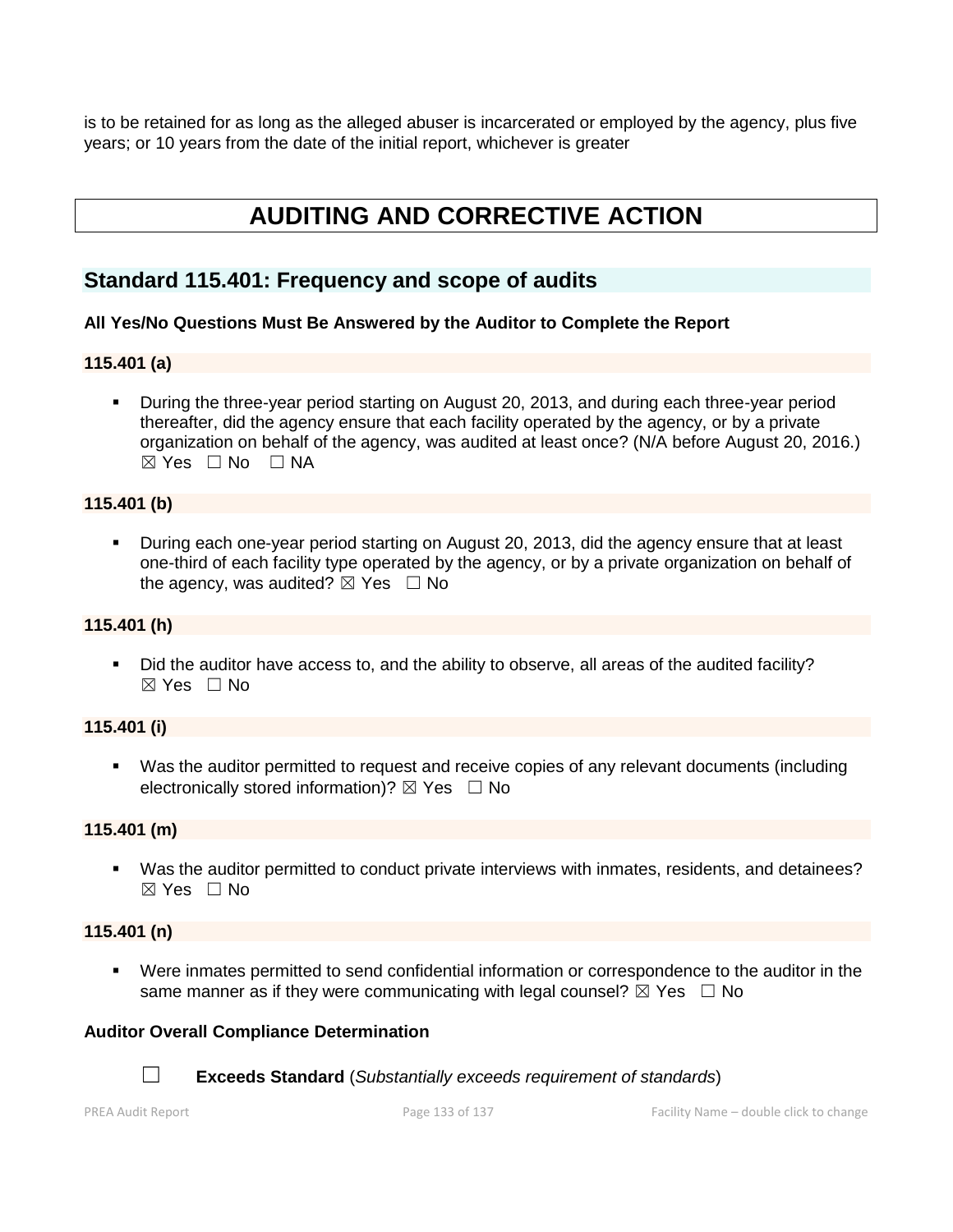is to be retained for as long as the alleged abuser is incarcerated or employed by the agency, plus five years; or 10 years from the date of the initial report, whichever is greater

# AUDITING AND CORRECTIVE ACTION

## Standard 115.401: Frequency and scope of audits

**All Yes/No Questions Must Be Answered by the Auditor to Complete the Report**

**115.401 (a)**

- During the three-year period starting on August 20, 2013, and during each three-year period thereafter, did the agency ensure that each facility operated by the agency, or by a private organization on behalf of the agency, was audited at least once? (N/A before August 20, 2016.) ☒ Yes ☐ No ☐ NA

**115.401 (b)**

- During each one-year period starting on August 20, 2013, did the agency ensure that at least one-third of each facility type operated by the agency, or by a private organization on behalf of the agency, was audited? ☒ Yes ☐ No

**115.401 (h)**

- Did the auditor have access to, and the ability to observe, all areas of the audited facility? ☒ Yes ☐ No

**115.401 (i)**

- Was the auditor permitted to request and receive copies of any relevant documents (including electronically stored information)? ☒ Yes ☐ No

**115.401 (m)**

- Was the auditor permitted to conduct private interviews with inmates, residents, and detainees? ☒ Yes ☐ No

**115.401 (n)**

- Were inmates permitted to send confidential information or correspondence to the auditor in the same manner as if they were communicating with legal counsel? ☒ Yes ☐ No

**Auditor Overall Compliance Determination**

☐ **Exceeds Standard** (*Substantially exceeds requirement of standards*)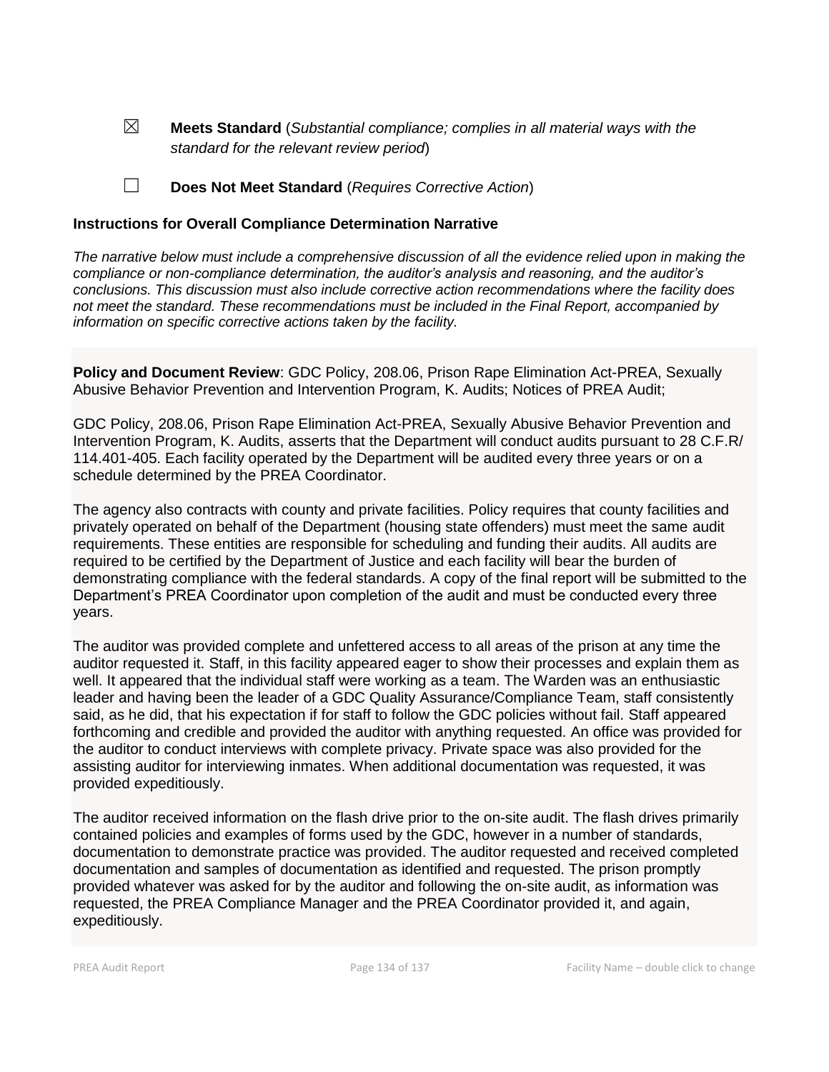☒ **Meets Standard** (*Substantial compliance; complies in all material ways with the standard for the relevant review period*)

☐ **Does Not Meet Standard** (*Requires Corrective Action*)

**Instructions for Overall Compliance Determination Narrative**

*The narrative below must include a comprehensive discussion of all the evidence relied upon in making the compliance or non-compliance determination, the auditor's analysis and reasoning, and the auditor's conclusions. This discussion must also include corrective action recommendations where the facility does not meet the standard. These recommendations must be included in the Final Report, accompanied by information on specific corrective actions taken by the facility.*

**Policy and Document Review**: GDC Policy, 208.06, Prison Rape Elimination Act-PREA, Sexually Abusive Behavior Prevention and Intervention Program, K. Audits; Notices of PREA Audit;

GDC Policy, 208.06, Prison Rape Elimination Act-PREA, Sexually Abusive Behavior Prevention and Intervention Program, K. Audits, asserts that the Department will conduct audits pursuant to 28 C.F.R/ 114.401-405. Each facility operated by the Department will be audited every three years or on a schedule determined by the PREA Coordinator.

The agency also contracts with county and private facilities. Policy requires that county facilities and privately operated on behalf of the Department (housing state offenders) must meet the same audit requirements. These entities are responsible for scheduling and funding their audits. All audits are required to be certified by the Department of Justice and each facility will bear the burden of demonstrating compliance with the federal standards. A copy of the final report will be submitted to the Department's PREA Coordinator upon completion of the audit and must be conducted every three years.

The auditor was provided complete and unfettered access to all areas of the prison at any time the auditor requested it. Staff, in this facility appeared eager to show their processes and explain them as well. It appeared that the individual staff were working as a team. The Warden was an enthusiastic leader and having been the leader of a GDC Quality Assurance/Compliance Team, staff consistently said, as he did, that his expectation if for staff to follow the GDC policies without fail. Staff appeared forthcoming and credible and provided the auditor with anything requested. An office was provided for the auditor to conduct interviews with complete privacy. Private space was also provided for the assisting auditor for interviewing inmates. When additional documentation was requested, it was provided expeditiously.

The auditor received information on the flash drive prior to the on-site audit. The flash drives primarily contained policies and examples of forms used by the GDC, however in a number of standards, documentation to demonstrate practice was provided. The auditor requested and received completed documentation and samples of documentation as identified and requested. The prison promptly provided whatever was asked for by the auditor and following the on-site audit, as information was requested, the PREA Compliance Manager and the PREA Coordinator provided it, and again, expeditiously.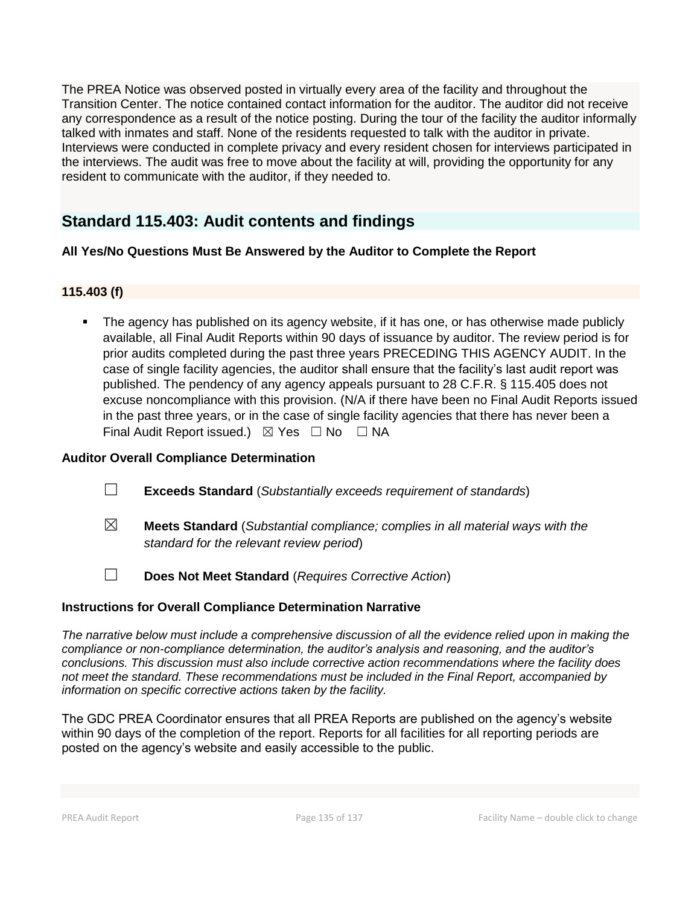The PREA Notice was observed posted in virtually every area of the facility and throughout the Transition Center. The notice contained contact information for the auditor. The auditor did not receive any correspondence as a result of the notice posting. During the tour of the facility the auditor informally talked with inmates and staff. None of the residents requested to talk with the auditor in private. Interviews were conducted in complete privacy and every resident chosen for interviews participated in the interviews. The audit was free to move about the facility at will, providing the opportunity for any resident to communicate with the auditor, if they needed to.

## Standard 115.403: Audit contents and findings

**All Yes/No Questions Must Be Answered by the Auditor to Complete the Report**

**115.403 (f)**

- The agency has published on its agency website, if it has one, or has otherwise made publicly available, all Final Audit Reports within 90 days of issuance by auditor. The review period is for prior audits completed during the past three years PRECEDING THIS AGENCY AUDIT. In the case of single facility agencies, the auditor shall ensure that the facility's last audit report was published. The pendency of any agency appeals pursuant to 28 C.F.R. § 115.405 does not excuse noncompliance with this provision. (N/A if there have been no Final Audit Reports issued in the past three years, or in the case of single facility agencies that there has never been a Final Audit Report issued.) ☒ Yes ☐ No ☐ NA

**Auditor Overall Compliance Determination**

☐ **Exceeds Standard** (*Substantially exceeds requirement of standards*)

☒ **Meets Standard** (*Substantial compliance; complies in all material ways with the standard for the relevant review period*)

☐ **Does Not Meet Standard** (*Requires Corrective Action*)

**Instructions for Overall Compliance Determination Narrative**

*The narrative below must include a comprehensive discussion of all the evidence relied upon in making the compliance or non-compliance determination, the auditor's analysis and reasoning, and the auditor's conclusions. This discussion must also include corrective action recommendations where the facility does not meet the standard. These recommendations must be included in the Final Report, accompanied by information on specific corrective actions taken by the facility.*

The GDC PREA Coordinator ensures that all PREA Reports are published on the agency's website within 90 days of the completion of the report. Reports for all facilities for all reporting periods are posted on the agency's website and easily accessible to the public.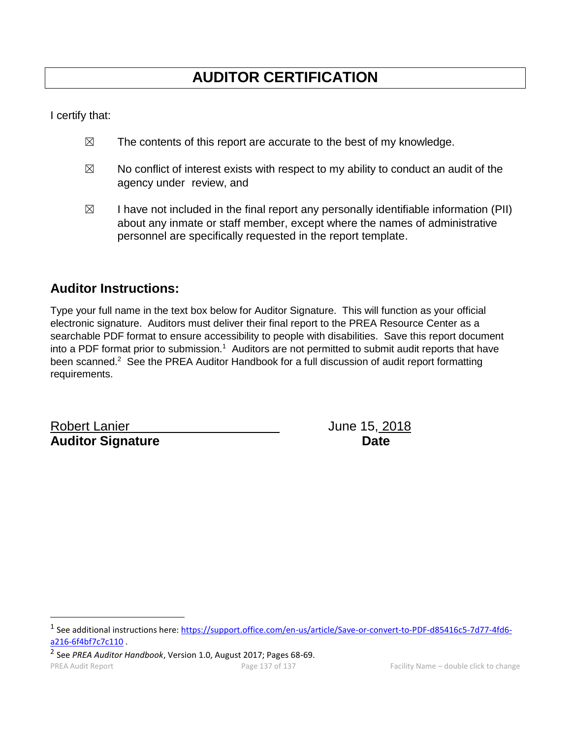# AUDITOR CERTIFICATION

I certify that:

☒ The contents of this report are accurate to the best of my knowledge.

☒ No conflict of interest exists with respect to my ability to conduct an audit of the agency under review, and

☒ I have not included in the final report any personally identifiable information (PII) about any inmate or staff member, except where the names of administrative personnel are specifically requested in the report template.

## Auditor Instructions:

Type your full name in the text box below for Auditor Signature. This will function as your official electronic signature. Auditors must deliver their final report to the PREA Resource Center as a searchable PDF format to ensure accessibility to people with disabilities. Save this report document into a PDF format prior to submission.[1] Auditors are not permitted to submit audit reports that have been scanned.[2] See the PREA Auditor Handbook for a full discussion of audit report formatting requirements.

Robert Lanier
**Auditor Signature**

June 15, 2018
**Date**

---

[1] See additional instructions here: https://support.office.com/en-us/article/Save-or-convert-to-PDF-d85416c5-7d77-4fd6-a216-6f4bf7c7c110 .

[2] See *PREA Auditor Handbook*, Version 1.0, August 2017; Pages 68-69.